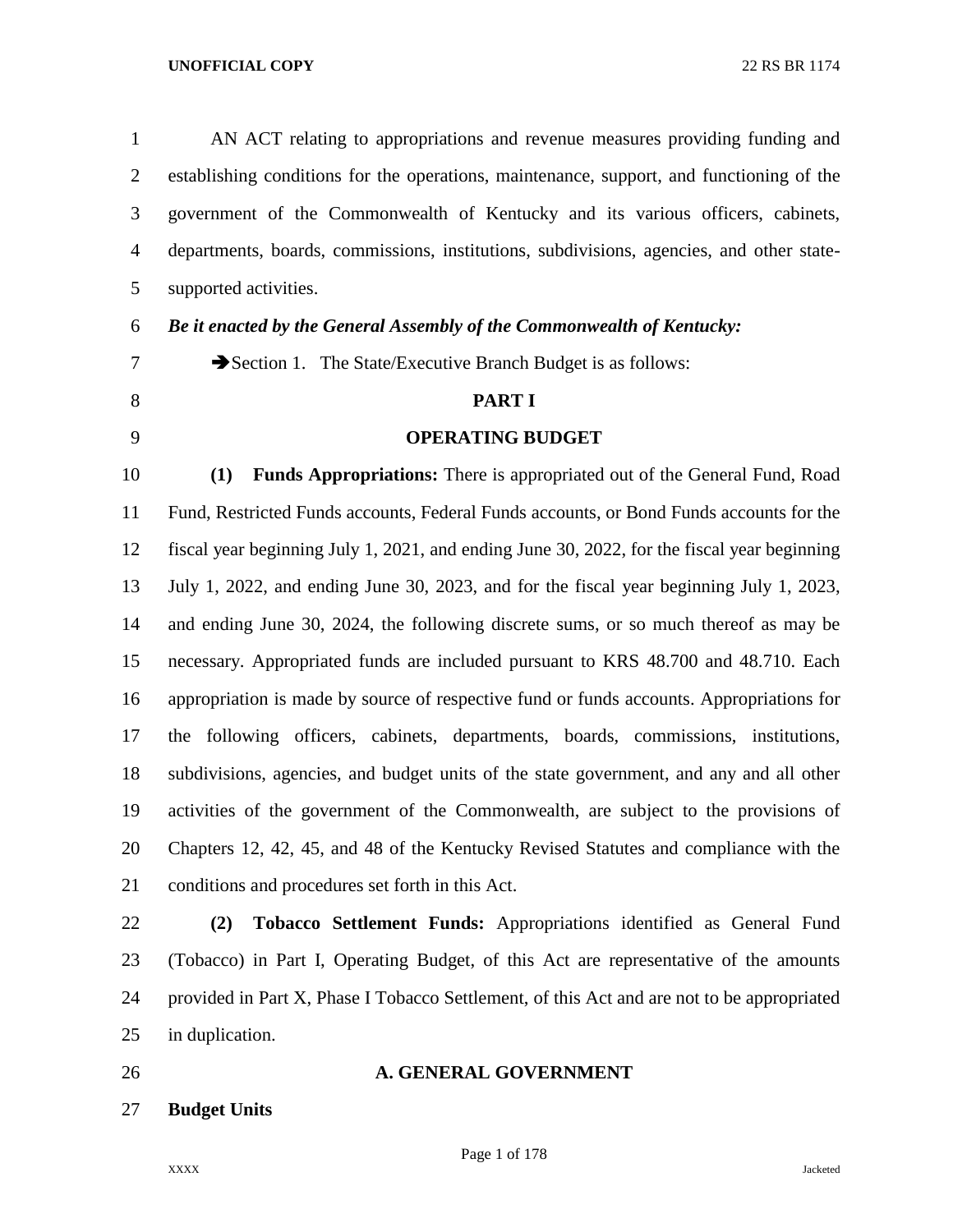AN ACT relating to appropriations and revenue measures providing funding and establishing conditions for the operations, maintenance, support, and functioning of the government of the Commonwealth of Kentucky and its various officers, cabinets, departments, boards, commissions, institutions, subdivisions, agencies, and other state-supported activities.

***Be it enacted by the General Assembly of the Commonwealth of Kentucky:***

➔Section 1. The State/Executive Branch Budget is as follows:

# PART I

# OPERATING BUDGET

**(1) Funds Appropriations:** There is appropriated out of the General Fund, Road Fund, Restricted Funds accounts, Federal Funds accounts, or Bond Funds accounts for the fiscal year beginning July 1, 2021, and ending June 30, 2022, for the fiscal year beginning July 1, 2022, and ending June 30, 2023, and for the fiscal year beginning July 1, 2023, and ending June 30, 2024, the following discrete sums, or so much thereof as may be necessary. Appropriated funds are included pursuant to KRS 48.700 and 48.710. Each appropriation is made by source of respective fund or funds accounts. Appropriations for the following officers, cabinets, departments, boards, commissions, institutions, subdivisions, agencies, and budget units of the state government, and any and all other activities of the government of the Commonwealth, are subject to the provisions of Chapters 12, 42, 45, and 48 of the Kentucky Revised Statutes and compliance with the conditions and procedures set forth in this Act.

**(2) Tobacco Settlement Funds:** Appropriations identified as General Fund (Tobacco) in Part I, Operating Budget, of this Act are representative of the amounts provided in Part X, Phase I Tobacco Settlement, of this Act and are not to be appropriated in duplication.

## A. GENERAL GOVERNMENT

**Budget Units**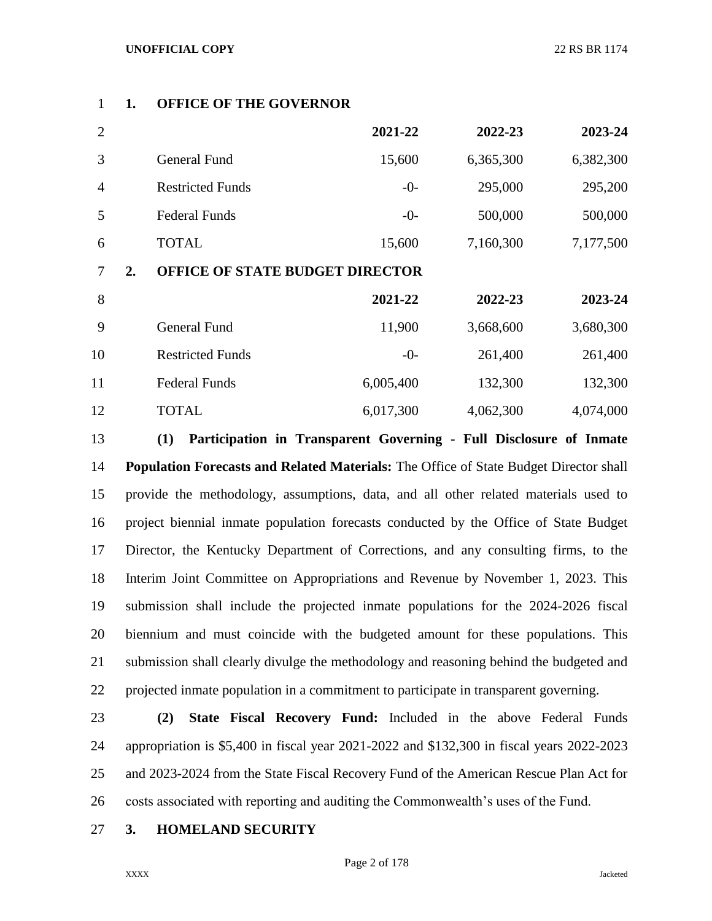**1. OFFICE OF THE GOVERNOR**

| | 2021-22 | 2022-23 | 2023-24 |
|---|---|---|---|
| General Fund | 15,600 | 6,365,300 | 6,382,300 |
| Restricted Funds | -0- | 295,000 | 295,200 |
| Federal Funds | -0- | 500,000 | 500,000 |
| TOTAL | 15,600 | 7,160,300 | 7,177,500 |

**2. OFFICE OF STATE BUDGET DIRECTOR**

| | 2021-22 | 2022-23 | 2023-24 |
|---|---|---|---|
| General Fund | 11,900 | 3,668,600 | 3,680,300 |
| Restricted Funds | -0- | 261,400 | 261,400 |
| Federal Funds | 6,005,400 | 132,300 | 132,300 |
| TOTAL | 6,017,300 | 4,062,300 | 4,074,000 |

**(1) Participation in Transparent Governing - Full Disclosure of Inmate Population Forecasts and Related Materials:** The Office of State Budget Director shall provide the methodology, assumptions, data, and all other related materials used to project biennial inmate population forecasts conducted by the Office of State Budget Director, the Kentucky Department of Corrections, and any consulting firms, to the Interim Joint Committee on Appropriations and Revenue by November 1, 2023. This submission shall include the projected inmate populations for the 2024-2026 fiscal biennium and must coincide with the budgeted amount for these populations. This submission shall clearly divulge the methodology and reasoning behind the budgeted and projected inmate population in a commitment to participate in transparent governing.

**(2) State Fiscal Recovery Fund:** Included in the above Federal Funds appropriation is $5,400 in fiscal year 2021-2022 and $132,300 in fiscal years 2022-2023 and 2023-2024 from the State Fiscal Recovery Fund of the American Rescue Plan Act for costs associated with reporting and auditing the Commonwealth's uses of the Fund.

**3. HOMELAND SECURITY**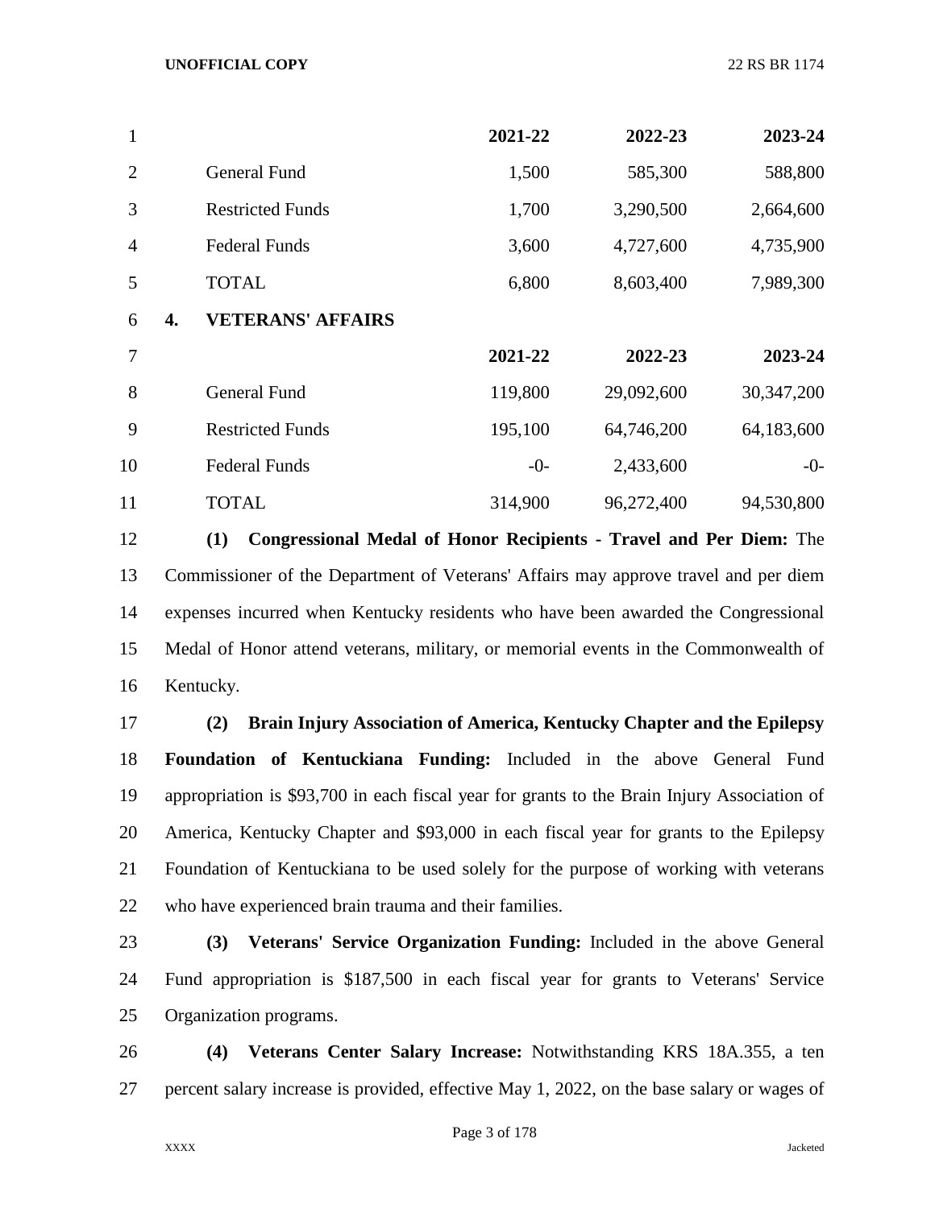| | 2021-22 | 2022-23 | 2023-24 |
|---|---|---|---|
| General Fund | 1,500 | 585,300 | 588,800 |
| Restricted Funds | 1,700 | 3,290,500 | 2,664,600 |
| Federal Funds | 3,600 | 4,727,600 | 4,735,900 |
| TOTAL | 6,800 | 8,603,400 | 7,989,300 |

**4. VETERANS' AFFAIRS**

| | 2021-22 | 2022-23 | 2023-24 |
|---|---|---|---|
| General Fund | 119,800 | 29,092,600 | 30,347,200 |
| Restricted Funds | 195,100 | 64,746,200 | 64,183,600 |
| Federal Funds | -0- | 2,433,600 | -0- |
| TOTAL | 314,900 | 96,272,400 | 94,530,800 |

**(1) Congressional Medal of Honor Recipients - Travel and Per Diem:** The Commissioner of the Department of Veterans' Affairs may approve travel and per diem expenses incurred when Kentucky residents who have been awarded the Congressional Medal of Honor attend veterans, military, or memorial events in the Commonwealth of Kentucky.

**(2) Brain Injury Association of America, Kentucky Chapter and the Epilepsy Foundation of Kentuckiana Funding:** Included in the above General Fund appropriation is $93,700 in each fiscal year for grants to the Brain Injury Association of America, Kentucky Chapter and $93,000 in each fiscal year for grants to the Epilepsy Foundation of Kentuckiana to be used solely for the purpose of working with veterans who have experienced brain trauma and their families.

**(3) Veterans' Service Organization Funding:** Included in the above General Fund appropriation is $187,500 in each fiscal year for grants to Veterans' Service Organization programs.

**(4) Veterans Center Salary Increase:** Notwithstanding KRS 18A.355, a ten percent salary increase is provided, effective May 1, 2022, on the base salary or wages of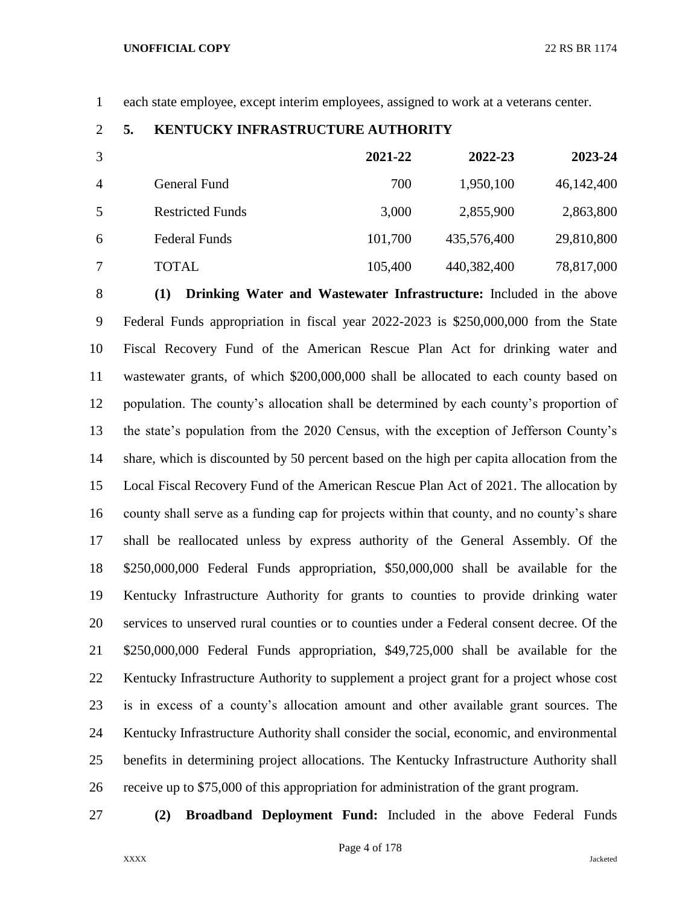each state employee, except interim employees, assigned to work at a veterans center.

**5. KENTUCKY INFRASTRUCTURE AUTHORITY**

| | 2021-22 | 2022-23 | 2023-24 |
|---|---|---|---|
| General Fund | 700 | 1,950,100 | 46,142,400 |
| Restricted Funds | 3,000 | 2,855,900 | 2,863,800 |
| Federal Funds | 101,700 | 435,576,400 | 29,810,800 |
| TOTAL | 105,400 | 440,382,400 | 78,817,000 |

**(1) Drinking Water and Wastewater Infrastructure:** Included in the above Federal Funds appropriation in fiscal year 2022-2023 is $250,000,000 from the State Fiscal Recovery Fund of the American Rescue Plan Act for drinking water and wastewater grants, of which $200,000,000 shall be allocated to each county based on population. The county's allocation shall be determined by each county's proportion of the state's population from the 2020 Census, with the exception of Jefferson County's share, which is discounted by 50 percent based on the high per capita allocation from the Local Fiscal Recovery Fund of the American Rescue Plan Act of 2021. The allocation by county shall serve as a funding cap for projects within that county, and no county's share shall be reallocated unless by express authority of the General Assembly. Of the $250,000,000 Federal Funds appropriation, $50,000,000 shall be available for the Kentucky Infrastructure Authority for grants to counties to provide drinking water services to unserved rural counties or to counties under a Federal consent decree. Of the $250,000,000 Federal Funds appropriation, $49,725,000 shall be available for the Kentucky Infrastructure Authority to supplement a project grant for a project whose cost is in excess of a county's allocation amount and other available grant sources. The Kentucky Infrastructure Authority shall consider the social, economic, and environmental benefits in determining project allocations. The Kentucky Infrastructure Authority shall receive up to $75,000 of this appropriation for administration of the grant program.

**(2) Broadband Deployment Fund:** Included in the above Federal Funds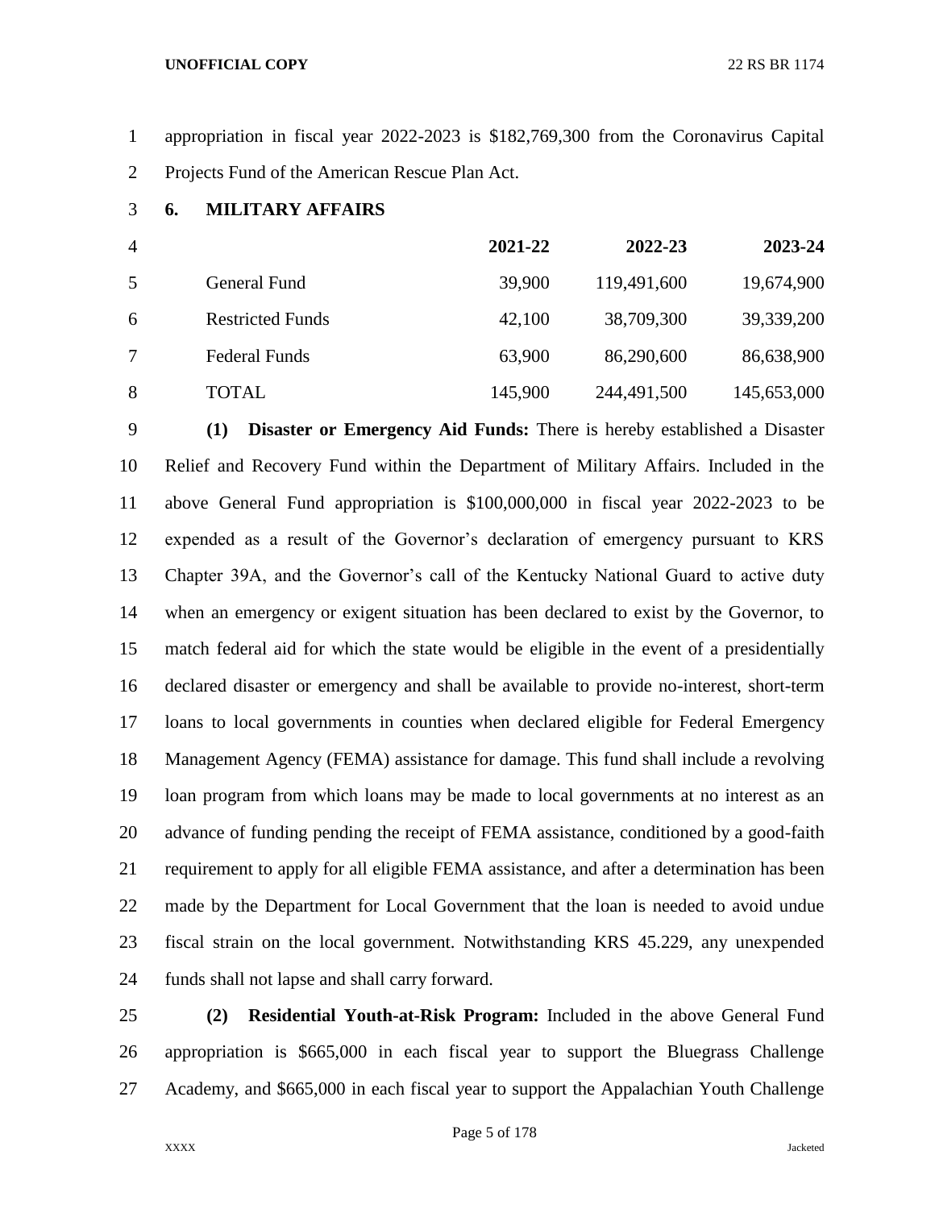appropriation in fiscal year 2022-2023 is $182,769,300 from the Coronavirus Capital Projects Fund of the American Rescue Plan Act.

**6. MILITARY AFFAIRS**

| | 2021-22 | 2022-23 | 2023-24 |
|---|---|---|---|
| General Fund | 39,900 | 119,491,600 | 19,674,900 |
| Restricted Funds | 42,100 | 38,709,300 | 39,339,200 |
| Federal Funds | 63,900 | 86,290,600 | 86,638,900 |
| TOTAL | 145,900 | 244,491,500 | 145,653,000 |

**(1) Disaster or Emergency Aid Funds:** There is hereby established a Disaster Relief and Recovery Fund within the Department of Military Affairs. Included in the above General Fund appropriation is $100,000,000 in fiscal year 2022-2023 to be expended as a result of the Governor's declaration of emergency pursuant to KRS Chapter 39A, and the Governor's call of the Kentucky National Guard to active duty when an emergency or exigent situation has been declared to exist by the Governor, to match federal aid for which the state would be eligible in the event of a presidentially declared disaster or emergency and shall be available to provide no-interest, short-term loans to local governments in counties when declared eligible for Federal Emergency Management Agency (FEMA) assistance for damage. This fund shall include a revolving loan program from which loans may be made to local governments at no interest as an advance of funding pending the receipt of FEMA assistance, conditioned by a good-faith requirement to apply for all eligible FEMA assistance, and after a determination has been made by the Department for Local Government that the loan is needed to avoid undue fiscal strain on the local government. Notwithstanding KRS 45.229, any unexpended funds shall not lapse and shall carry forward.

**(2) Residential Youth-at-Risk Program:** Included in the above General Fund appropriation is $665,000 in each fiscal year to support the Bluegrass Challenge Academy, and $665,000 in each fiscal year to support the Appalachian Youth Challenge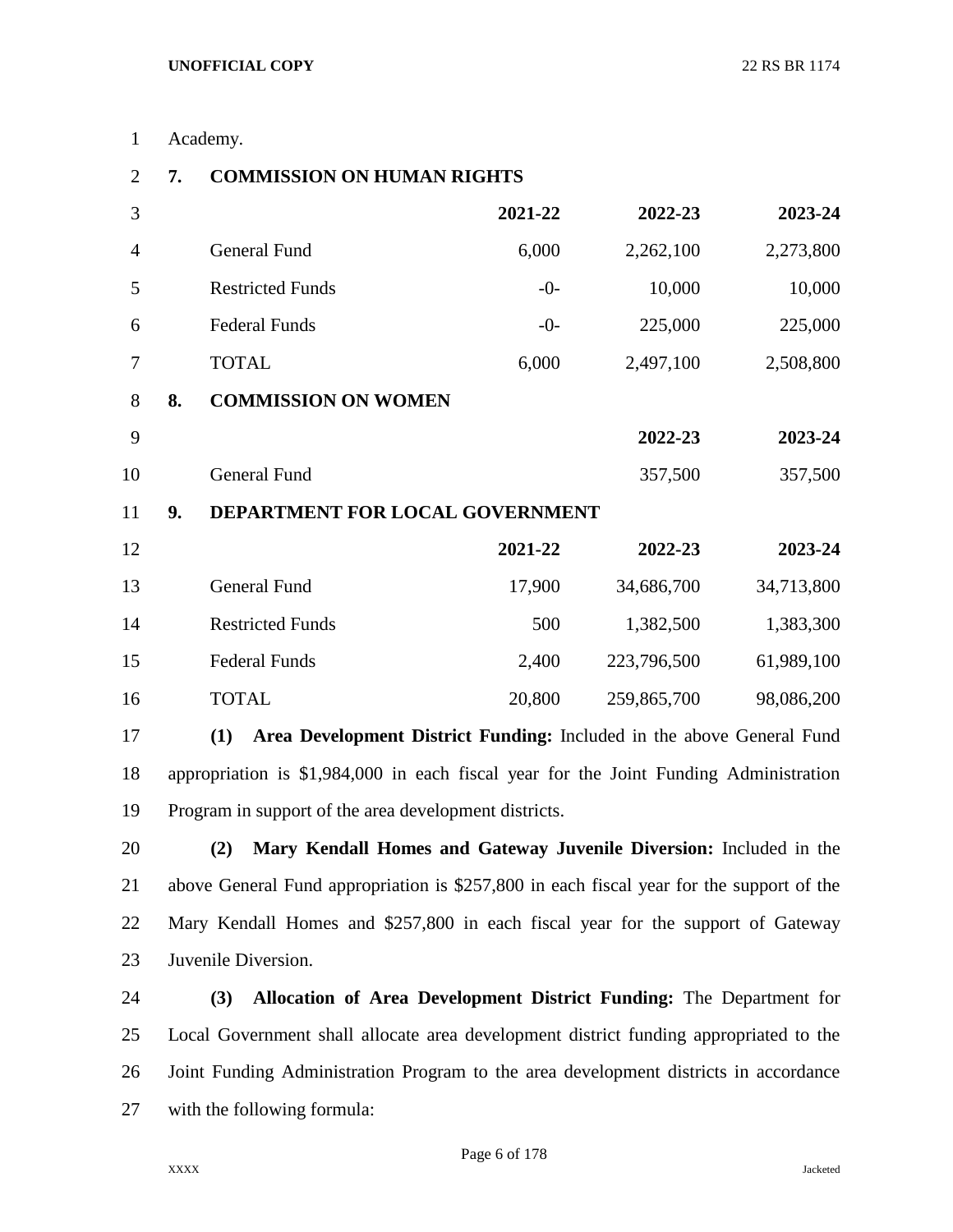Academy.

**7. COMMISSION ON HUMAN RIGHTS**

| | 2021-22 | 2022-23 | 2023-24 |
|---|---|---|---|
| General Fund | 6,000 | 2,262,100 | 2,273,800 |
| Restricted Funds | -0- | 10,000 | 10,000 |
| Federal Funds | -0- | 225,000 | 225,000 |
| TOTAL | 6,000 | 2,497,100 | 2,508,800 |

**8. COMMISSION ON WOMEN**

| | 2022-23 | 2023-24 |
|---|---|---|
| General Fund | 357,500 | 357,500 |

**9. DEPARTMENT FOR LOCAL GOVERNMENT**

| | 2021-22 | 2022-23 | 2023-24 |
|---|---|---|---|
| General Fund | 17,900 | 34,686,700 | 34,713,800 |
| Restricted Funds | 500 | 1,382,500 | 1,383,300 |
| Federal Funds | 2,400 | 223,796,500 | 61,989,100 |
| TOTAL | 20,800 | 259,865,700 | 98,086,200 |

**(1) Area Development District Funding:** Included in the above General Fund appropriation is $1,984,000 in each fiscal year for the Joint Funding Administration Program in support of the area development districts.

**(2) Mary Kendall Homes and Gateway Juvenile Diversion:** Included in the above General Fund appropriation is $257,800 in each fiscal year for the support of the Mary Kendall Homes and $257,800 in each fiscal year for the support of Gateway Juvenile Diversion.

**(3) Allocation of Area Development District Funding:** The Department for Local Government shall allocate area development district funding appropriated to the Joint Funding Administration Program to the area development districts in accordance with the following formula: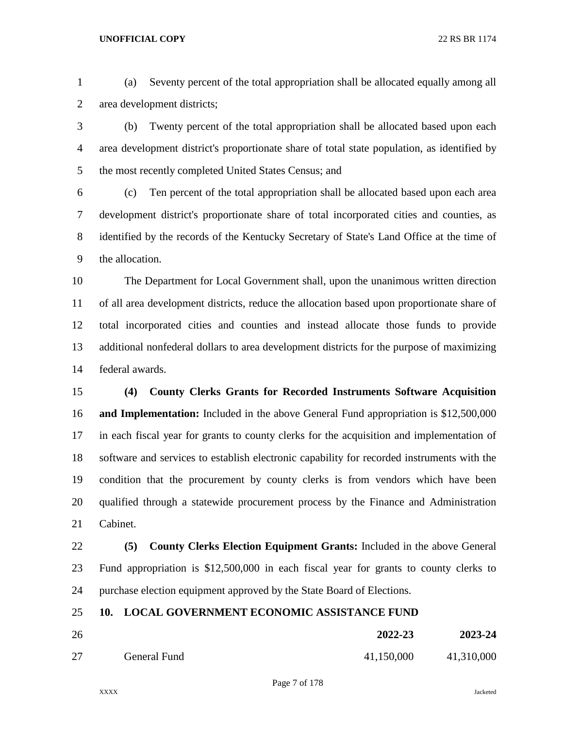(a) Seventy percent of the total appropriation shall be allocated equally among all area development districts;

(b) Twenty percent of the total appropriation shall be allocated based upon each area development district's proportionate share of total state population, as identified by the most recently completed United States Census; and

(c) Ten percent of the total appropriation shall be allocated based upon each area development district's proportionate share of total incorporated cities and counties, as identified by the records of the Kentucky Secretary of State's Land Office at the time of the allocation.

The Department for Local Government shall, upon the unanimous written direction of all area development districts, reduce the allocation based upon proportionate share of total incorporated cities and counties and instead allocate those funds to provide additional nonfederal dollars to area development districts for the purpose of maximizing federal awards.

**(4) County Clerks Grants for Recorded Instruments Software Acquisition and Implementation:** Included in the above General Fund appropriation is $12,500,000 in each fiscal year for grants to county clerks for the acquisition and implementation of software and services to establish electronic capability for recorded instruments with the condition that the procurement by county clerks is from vendors which have been qualified through a statewide procurement process by the Finance and Administration Cabinet.

**(5) County Clerks Election Equipment Grants:** Included in the above General Fund appropriation is $12,500,000 in each fiscal year for grants to county clerks to purchase election equipment approved by the State Board of Elections.

**10. LOCAL GOVERNMENT ECONOMIC ASSISTANCE FUND**

| | **2022-23** | **2023-24** |
|---|---|---|
| General Fund | 41,150,000 | 41,310,000 |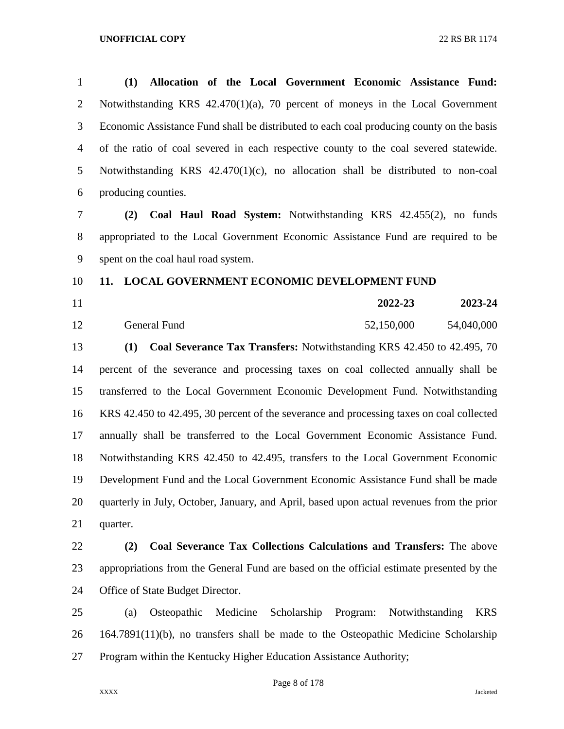**(1) Allocation of the Local Government Economic Assistance Fund:** Notwithstanding KRS 42.470(1)(a), 70 percent of moneys in the Local Government Economic Assistance Fund shall be distributed to each coal producing county on the basis of the ratio of coal severed in each respective county to the coal severed statewide. Notwithstanding KRS 42.470(1)(c), no allocation shall be distributed to non-coal producing counties.

**(2) Coal Haul Road System:** Notwithstanding KRS 42.455(2), no funds appropriated to the Local Government Economic Assistance Fund are required to be spent on the coal haul road system.

**11. LOCAL GOVERNMENT ECONOMIC DEVELOPMENT FUND**

| | **2022-23** | **2023-24** |
|---|---|---|
| General Fund | 52,150,000 | 54,040,000 |

**(1) Coal Severance Tax Transfers:** Notwithstanding KRS 42.450 to 42.495, 70 percent of the severance and processing taxes on coal collected annually shall be transferred to the Local Government Economic Development Fund. Notwithstanding KRS 42.450 to 42.495, 30 percent of the severance and processing taxes on coal collected annually shall be transferred to the Local Government Economic Assistance Fund. Notwithstanding KRS 42.450 to 42.495, transfers to the Local Government Economic Development Fund and the Local Government Economic Assistance Fund shall be made quarterly in July, October, January, and April, based upon actual revenues from the prior quarter.

**(2) Coal Severance Tax Collections Calculations and Transfers:** The above appropriations from the General Fund are based on the official estimate presented by the Office of State Budget Director.

(a) Osteopathic Medicine Scholarship Program: Notwithstanding KRS 164.7891(11)(b), no transfers shall be made to the Osteopathic Medicine Scholarship Program within the Kentucky Higher Education Assistance Authority;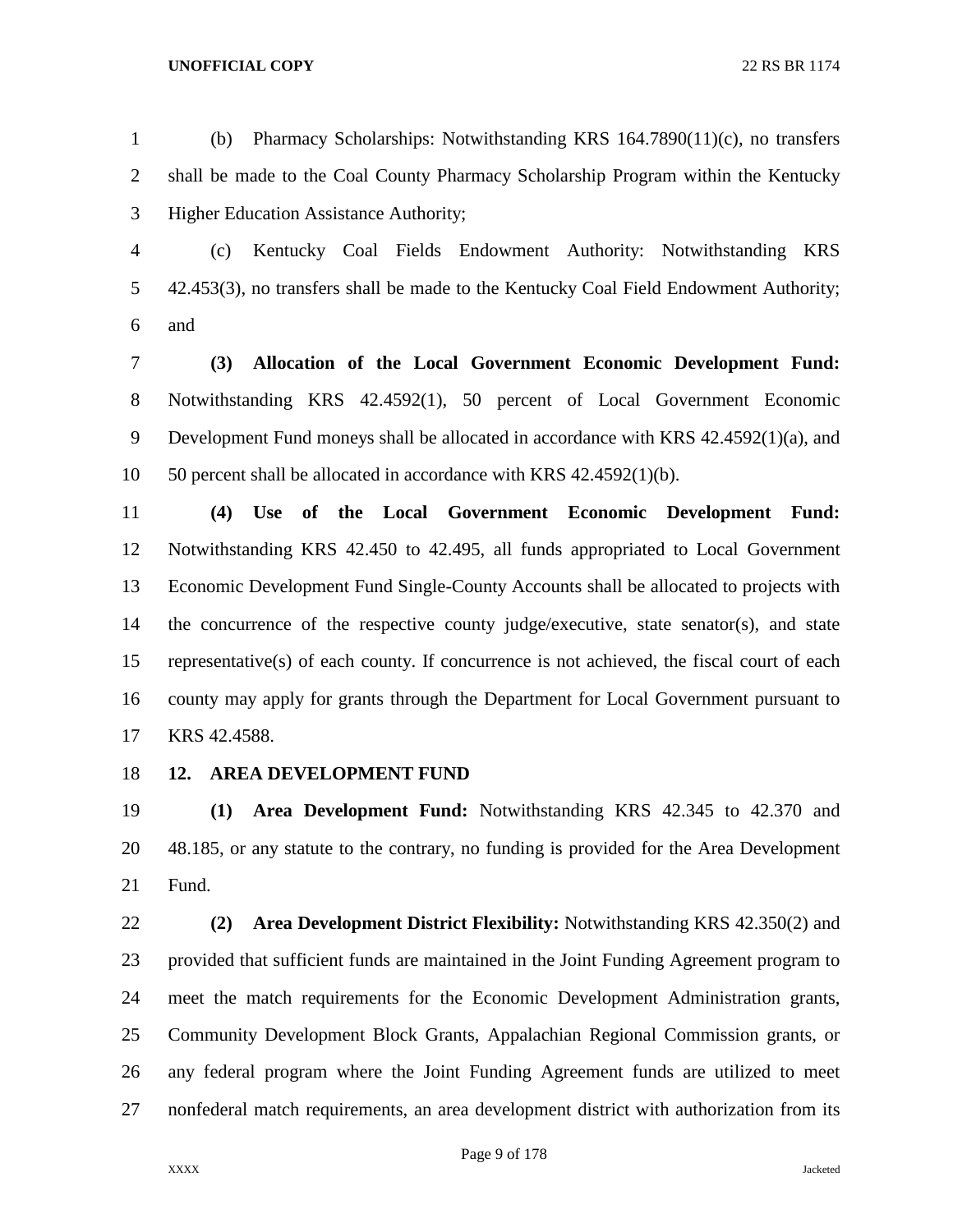(b) Pharmacy Scholarships: Notwithstanding KRS 164.7890(11)(c), no transfers shall be made to the Coal County Pharmacy Scholarship Program within the Kentucky Higher Education Assistance Authority;

(c) Kentucky Coal Fields Endowment Authority: Notwithstanding KRS 42.453(3), no transfers shall be made to the Kentucky Coal Field Endowment Authority; and

**(3) Allocation of the Local Government Economic Development Fund:** Notwithstanding KRS 42.4592(1), 50 percent of Local Government Economic Development Fund moneys shall be allocated in accordance with KRS 42.4592(1)(a), and 50 percent shall be allocated in accordance with KRS 42.4592(1)(b).

**(4) Use of the Local Government Economic Development Fund:** Notwithstanding KRS 42.450 to 42.495, all funds appropriated to Local Government Economic Development Fund Single-County Accounts shall be allocated to projects with the concurrence of the respective county judge/executive, state senator(s), and state representative(s) of each county. If concurrence is not achieved, the fiscal court of each county may apply for grants through the Department for Local Government pursuant to KRS 42.4588.

**12. AREA DEVELOPMENT FUND**

**(1) Area Development Fund:** Notwithstanding KRS 42.345 to 42.370 and 48.185, or any statute to the contrary, no funding is provided for the Area Development Fund.

**(2) Area Development District Flexibility:** Notwithstanding KRS 42.350(2) and provided that sufficient funds are maintained in the Joint Funding Agreement program to meet the match requirements for the Economic Development Administration grants, Community Development Block Grants, Appalachian Regional Commission grants, or any federal program where the Joint Funding Agreement funds are utilized to meet nonfederal match requirements, an area development district with authorization from its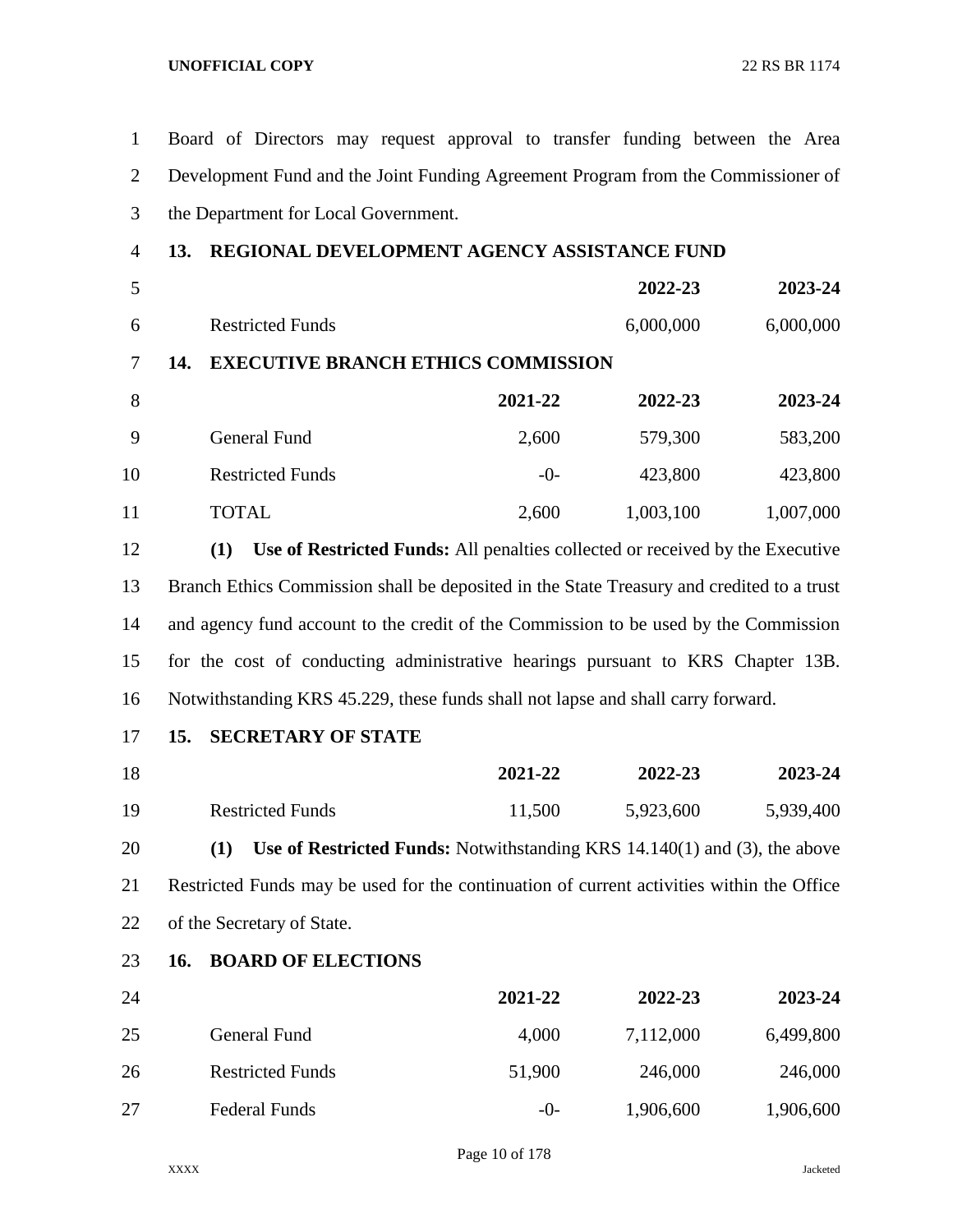Board of Directors may request approval to transfer funding between the Area Development Fund and the Joint Funding Agreement Program from the Commissioner of the Department for Local Government.

**13. REGIONAL DEVELOPMENT AGENCY ASSISTANCE FUND**

| | 2022-23 | 2023-24 |
|---|---|---|
| Restricted Funds | 6,000,000 | 6,000,000 |

**14. EXECUTIVE BRANCH ETHICS COMMISSION**

| | 2021-22 | 2022-23 | 2023-24 |
|---|---|---|---|
| General Fund | 2,600 | 579,300 | 583,200 |
| Restricted Funds | -0- | 423,800 | 423,800 |
| TOTAL | 2,600 | 1,003,100 | 1,007,000 |

**(1) Use of Restricted Funds:** All penalties collected or received by the Executive Branch Ethics Commission shall be deposited in the State Treasury and credited to a trust and agency fund account to the credit of the Commission to be used by the Commission for the cost of conducting administrative hearings pursuant to KRS Chapter 13B. Notwithstanding KRS 45.229, these funds shall not lapse and shall carry forward.

**15. SECRETARY OF STATE**

| | 2021-22 | 2022-23 | 2023-24 |
|---|---|---|---|
| Restricted Funds | 11,500 | 5,923,600 | 5,939,400 |

**(1) Use of Restricted Funds:** Notwithstanding KRS 14.140(1) and (3), the above Restricted Funds may be used for the continuation of current activities within the Office of the Secretary of State.

**16. BOARD OF ELECTIONS**

| | 2021-22 | 2022-23 | 2023-24 |
|---|---|---|---|
| General Fund | 4,000 | 7,112,000 | 6,499,800 |
| Restricted Funds | 51,900 | 246,000 | 246,000 |
| Federal Funds | -0- | 1,906,600 | 1,906,600 |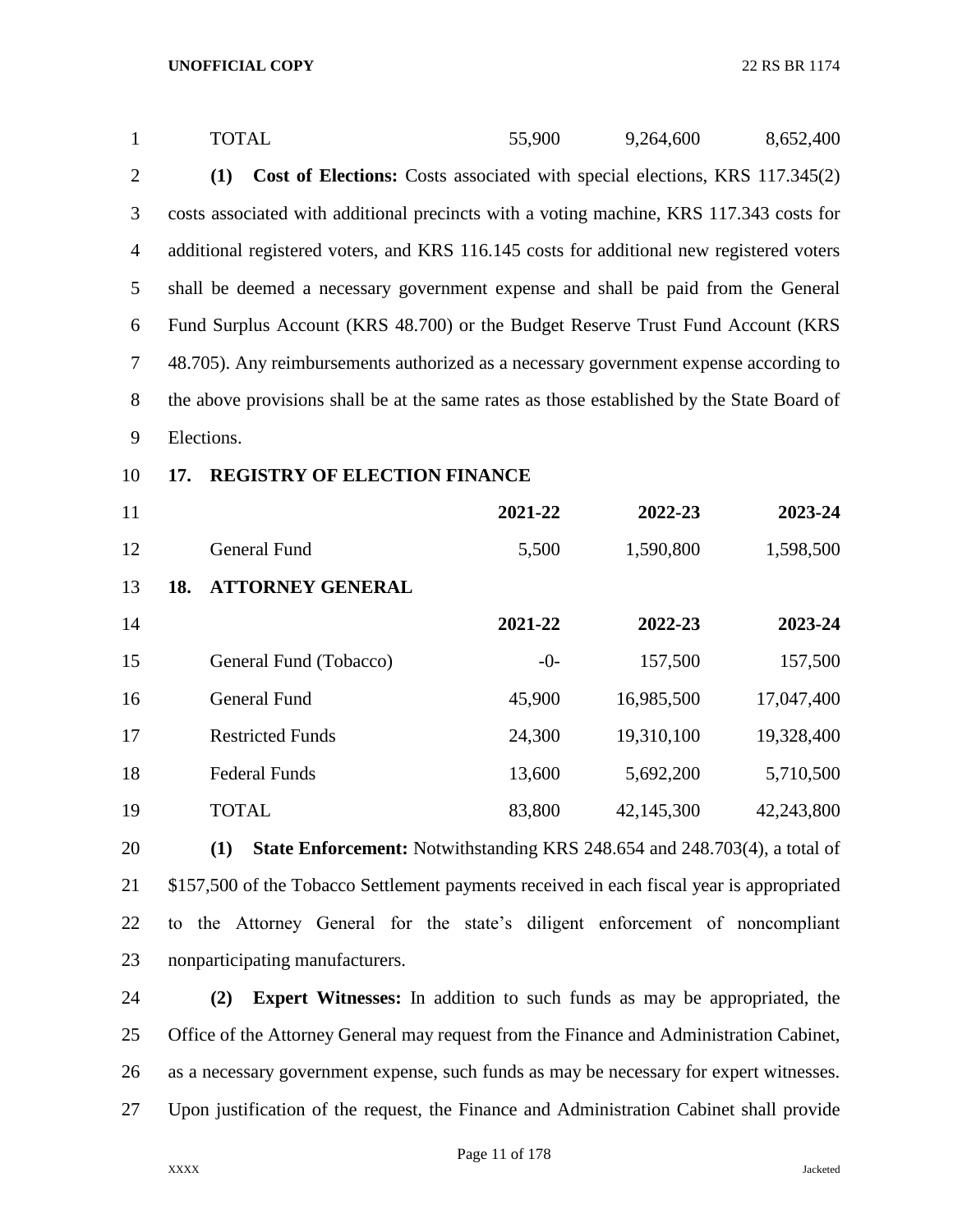| | | | |
|---|---|---|---|
| TOTAL | 55,900 | 9,264,600 | 8,652,400 |

**(1) Cost of Elections:** Costs associated with special elections, KRS 117.345(2) costs associated with additional precincts with a voting machine, KRS 117.343 costs for additional registered voters, and KRS 116.145 costs for additional new registered voters shall be deemed a necessary government expense and shall be paid from the General Fund Surplus Account (KRS 48.700) or the Budget Reserve Trust Fund Account (KRS 48.705). Any reimbursements authorized as a necessary government expense according to the above provisions shall be at the same rates as those established by the State Board of Elections.

**17. REGISTRY OF ELECTION FINANCE**

| | **2021-22** | **2022-23** | **2023-24** |
|---|---|---|---|
| General Fund | 5,500 | 1,590,800 | 1,598,500 |

**18. ATTORNEY GENERAL**

| | **2021-22** | **2022-23** | **2023-24** |
|---|---|---|---|
| General Fund (Tobacco) | -0- | 157,500 | 157,500 |
| General Fund | 45,900 | 16,985,500 | 17,047,400 |
| Restricted Funds | 24,300 | 19,310,100 | 19,328,400 |
| Federal Funds | 13,600 | 5,692,200 | 5,710,500 |
| TOTAL | 83,800 | 42,145,300 | 42,243,800 |

**(1) State Enforcement:** Notwithstanding KRS 248.654 and 248.703(4), a total of $157,500 of the Tobacco Settlement payments received in each fiscal year is appropriated to the Attorney General for the state's diligent enforcement of noncompliant nonparticipating manufacturers.

**(2) Expert Witnesses:** In addition to such funds as may be appropriated, the Office of the Attorney General may request from the Finance and Administration Cabinet, as a necessary government expense, such funds as may be necessary for expert witnesses. Upon justification of the request, the Finance and Administration Cabinet shall provide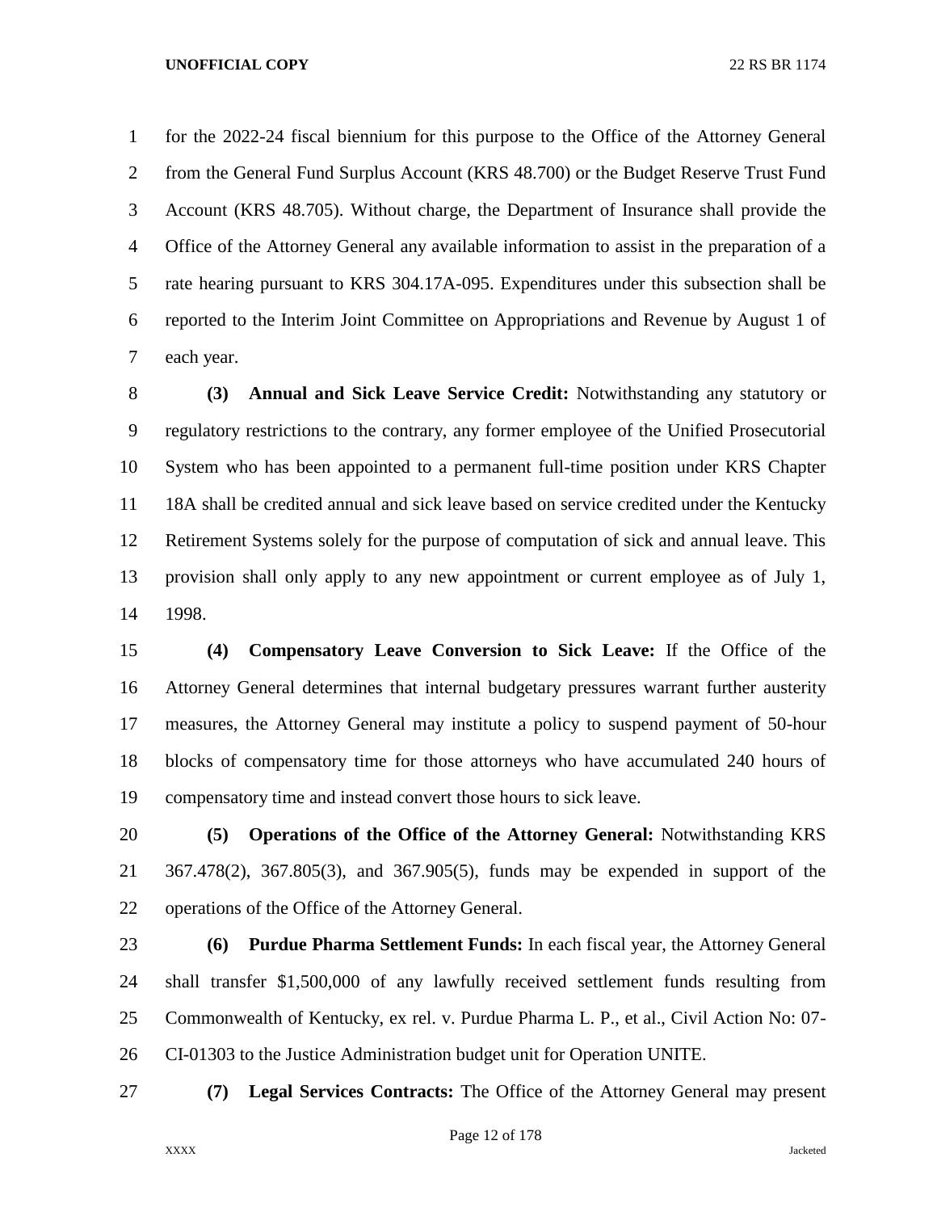for the 2022-24 fiscal biennium for this purpose to the Office of the Attorney General from the General Fund Surplus Account (KRS 48.700) or the Budget Reserve Trust Fund Account (KRS 48.705). Without charge, the Department of Insurance shall provide the Office of the Attorney General any available information to assist in the preparation of a rate hearing pursuant to KRS 304.17A-095. Expenditures under this subsection shall be reported to the Interim Joint Committee on Appropriations and Revenue by August 1 of each year.

**(3) Annual and Sick Leave Service Credit:** Notwithstanding any statutory or regulatory restrictions to the contrary, any former employee of the Unified Prosecutorial System who has been appointed to a permanent full-time position under KRS Chapter 18A shall be credited annual and sick leave based on service credited under the Kentucky Retirement Systems solely for the purpose of computation of sick and annual leave. This provision shall only apply to any new appointment or current employee as of July 1, 1998.

**(4) Compensatory Leave Conversion to Sick Leave:** If the Office of the Attorney General determines that internal budgetary pressures warrant further austerity measures, the Attorney General may institute a policy to suspend payment of 50-hour blocks of compensatory time for those attorneys who have accumulated 240 hours of compensatory time and instead convert those hours to sick leave.

**(5) Operations of the Office of the Attorney General:** Notwithstanding KRS 367.478(2), 367.805(3), and 367.905(5), funds may be expended in support of the operations of the Office of the Attorney General.

**(6) Purdue Pharma Settlement Funds:** In each fiscal year, the Attorney General shall transfer $1,500,000 of any lawfully received settlement funds resulting from Commonwealth of Kentucky, ex rel. v. Purdue Pharma L. P., et al., Civil Action No: 07-CI-01303 to the Justice Administration budget unit for Operation UNITE.

**(7) Legal Services Contracts:** The Office of the Attorney General may present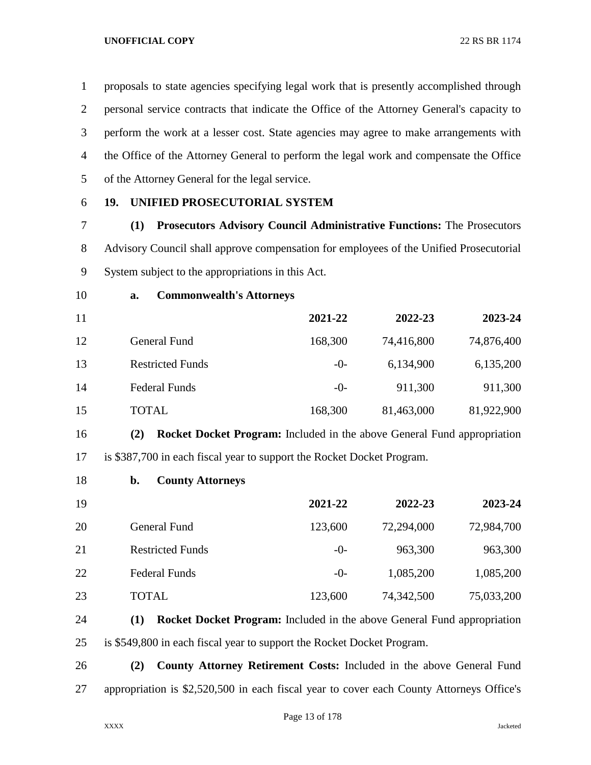proposals to state agencies specifying legal work that is presently accomplished through personal service contracts that indicate the Office of the Attorney General's capacity to perform the work at a lesser cost. State agencies may agree to make arrangements with the Office of the Attorney General to perform the legal work and compensate the Office of the Attorney General for the legal service.

**19. UNIFIED PROSECUTORIAL SYSTEM**

**(1) Prosecutors Advisory Council Administrative Functions:** The Prosecutors Advisory Council shall approve compensation for employees of the Unified Prosecutorial System subject to the appropriations in this Act.

**a. Commonwealth's Attorneys**

| | 2021-22 | 2022-23 | 2023-24 |
|---|---|---|---|
| General Fund | 168,300 | 74,416,800 | 74,876,400 |
| Restricted Funds | -0- | 6,134,900 | 6,135,200 |
| Federal Funds | -0- | 911,300 | 911,300 |
| TOTAL | 168,300 | 81,463,000 | 81,922,900 |

**(2) Rocket Docket Program:** Included in the above General Fund appropriation is $387,700 in each fiscal year to support the Rocket Docket Program.

**b. County Attorneys**

| | 2021-22 | 2022-23 | 2023-24 |
|---|---|---|---|
| General Fund | 123,600 | 72,294,000 | 72,984,700 |
| Restricted Funds | -0- | 963,300 | 963,300 |
| Federal Funds | -0- | 1,085,200 | 1,085,200 |
| TOTAL | 123,600 | 74,342,500 | 75,033,200 |

**(1) Rocket Docket Program:** Included in the above General Fund appropriation is $549,800 in each fiscal year to support the Rocket Docket Program.

**(2) County Attorney Retirement Costs:** Included in the above General Fund appropriation is $2,520,500 in each fiscal year to cover each County Attorneys Office's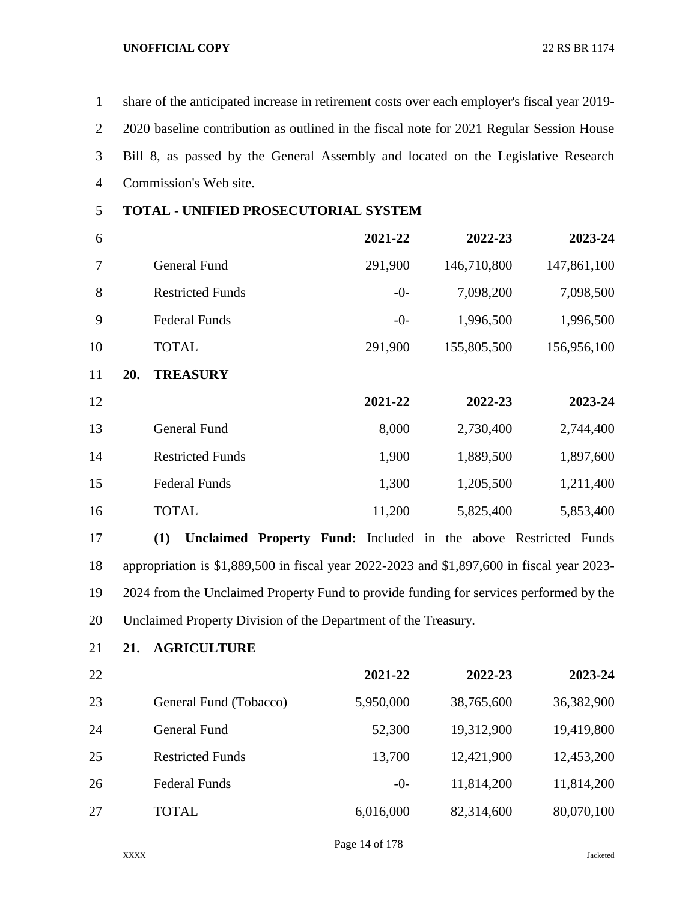share of the anticipated increase in retirement costs over each employer's fiscal year 2019-2020 baseline contribution as outlined in the fiscal note for 2021 Regular Session House Bill 8, as passed by the General Assembly and located on the Legislative Research Commission's Web site.

**TOTAL - UNIFIED PROSECUTORIAL SYSTEM**

| | 2021-22 | 2022-23 | 2023-24 |
|---|---|---|---|
| General Fund | 291,900 | 146,710,800 | 147,861,100 |
| Restricted Funds | -0- | 7,098,200 | 7,098,500 |
| Federal Funds | -0- | 1,996,500 | 1,996,500 |
| TOTAL | 291,900 | 155,805,500 | 156,956,100 |

**20. TREASURY**

| | 2021-22 | 2022-23 | 2023-24 |
|---|---|---|---|
| General Fund | 8,000 | 2,730,400 | 2,744,400 |
| Restricted Funds | 1,900 | 1,889,500 | 1,897,600 |
| Federal Funds | 1,300 | 1,205,500 | 1,211,400 |
| TOTAL | 11,200 | 5,825,400 | 5,853,400 |

**(1) Unclaimed Property Fund:** Included in the above Restricted Funds appropriation is $1,889,500 in fiscal year 2022-2023 and $1,897,600 in fiscal year 2023-2024 from the Unclaimed Property Fund to provide funding for services performed by the Unclaimed Property Division of the Department of the Treasury.

**21. AGRICULTURE**

| | 2021-22 | 2022-23 | 2023-24 |
|---|---|---|---|
| General Fund (Tobacco) | 5,950,000 | 38,765,600 | 36,382,900 |
| General Fund | 52,300 | 19,312,900 | 19,419,800 |
| Restricted Funds | 13,700 | 12,421,900 | 12,453,200 |
| Federal Funds | -0- | 11,814,200 | 11,814,200 |
| TOTAL | 6,016,000 | 82,314,600 | 80,070,100 |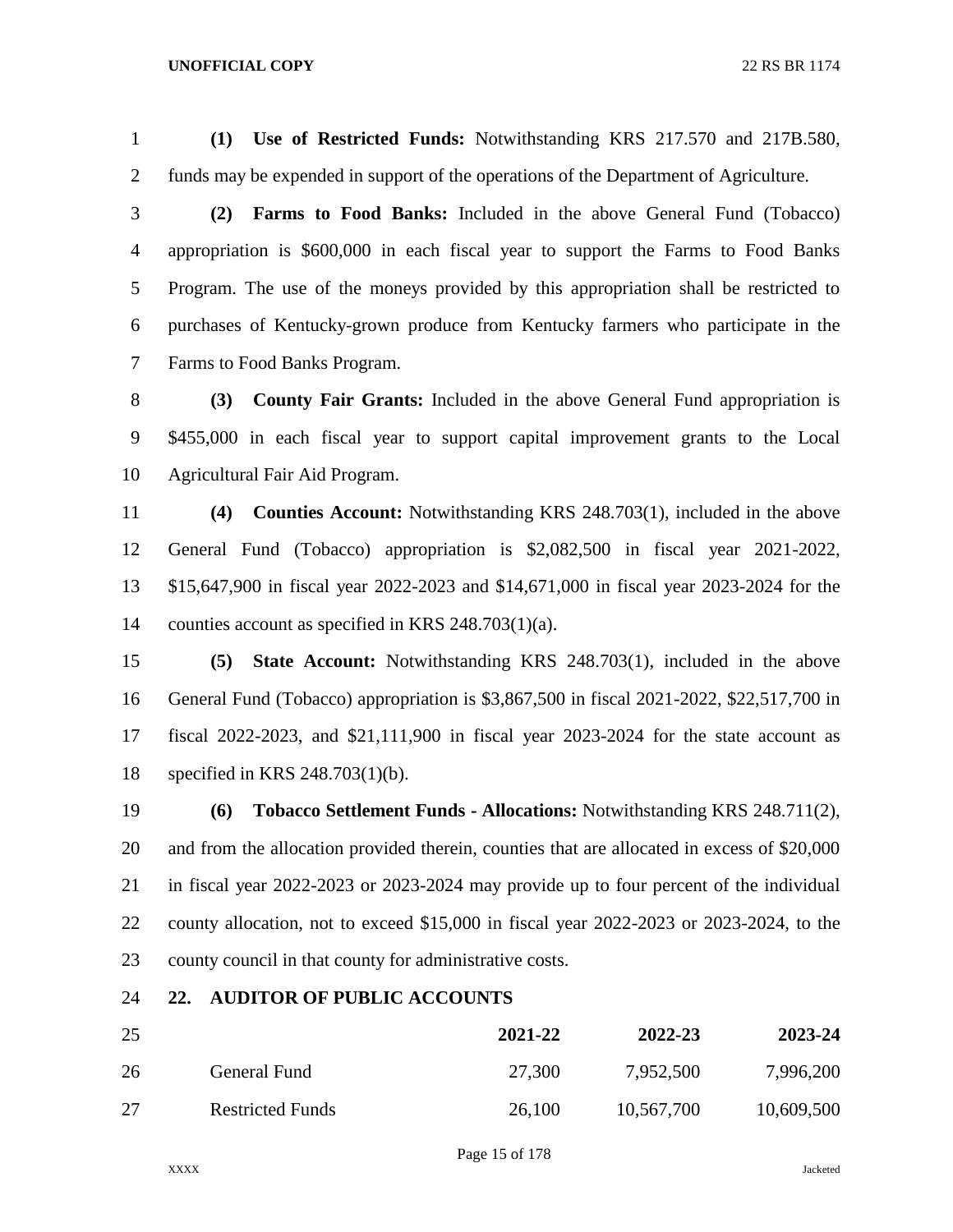**(1) Use of Restricted Funds:** Notwithstanding KRS 217.570 and 217B.580, funds may be expended in support of the operations of the Department of Agriculture.

**(2) Farms to Food Banks:** Included in the above General Fund (Tobacco) appropriation is $600,000 in each fiscal year to support the Farms to Food Banks Program. The use of the moneys provided by this appropriation shall be restricted to purchases of Kentucky-grown produce from Kentucky farmers who participate in the Farms to Food Banks Program.

**(3) County Fair Grants:** Included in the above General Fund appropriation is $455,000 in each fiscal year to support capital improvement grants to the Local Agricultural Fair Aid Program.

**(4) Counties Account:** Notwithstanding KRS 248.703(1), included in the above General Fund (Tobacco) appropriation is $2,082,500 in fiscal year 2021-2022, $15,647,900 in fiscal year 2022-2023 and $14,671,000 in fiscal year 2023-2024 for the counties account as specified in KRS 248.703(1)(a).

**(5) State Account:** Notwithstanding KRS 248.703(1), included in the above General Fund (Tobacco) appropriation is $3,867,500 in fiscal 2021-2022, $22,517,700 in fiscal 2022-2023, and $21,111,900 in fiscal year 2023-2024 for the state account as specified in KRS 248.703(1)(b).

**(6) Tobacco Settlement Funds - Allocations:** Notwithstanding KRS 248.711(2), and from the allocation provided therein, counties that are allocated in excess of $20,000 in fiscal year 2022-2023 or 2023-2024 may provide up to four percent of the individual county allocation, not to exceed $15,000 in fiscal year 2022-2023 or 2023-2024, to the county council in that county for administrative costs.

**22. AUDITOR OF PUBLIC ACCOUNTS**

| | 2021-22 | 2022-23 | 2023-24 |
|---|---|---|---|
| General Fund | 27,300 | 7,952,500 | 7,996,200 |
| Restricted Funds | 26,100 | 10,567,700 | 10,609,500 |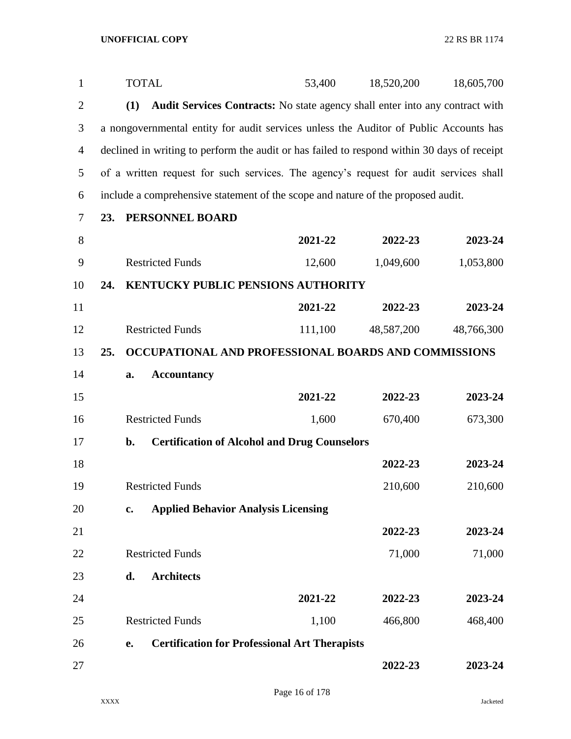| | 2021-22 | 2022-23 | 2023-24 |
|---|---|---|---|
| TOTAL | 53,400 | 18,520,200 | 18,605,700 |

**(1) Audit Services Contracts:** No state agency shall enter into any contract with a nongovernmental entity for audit services unless the Auditor of Public Accounts has declined in writing to perform the audit or has failed to respond within 30 days of receipt of a written request for such services. The agency's request for audit services shall include a comprehensive statement of the scope and nature of the proposed audit.

**23. PERSONNEL BOARD**

| | 2021-22 | 2022-23 | 2023-24 |
|---|---|---|---|
| Restricted Funds | 12,600 | 1,049,600 | 1,053,800 |

**24. KENTUCKY PUBLIC PENSIONS AUTHORITY**

| | 2021-22 | 2022-23 | 2023-24 |
|---|---|---|---|
| Restricted Funds | 111,100 | 48,587,200 | 48,766,300 |

**25. OCCUPATIONAL AND PROFESSIONAL BOARDS AND COMMISSIONS**

**a. Accountancy**

| | 2021-22 | 2022-23 | 2023-24 |
|---|---|---|---|
| Restricted Funds | 1,600 | 670,400 | 673,300 |

**b. Certification of Alcohol and Drug Counselors**

| | 2022-23 | 2023-24 |
|---|---|---|
| Restricted Funds | 210,600 | 210,600 |

**c. Applied Behavior Analysis Licensing**

| | 2022-23 | 2023-24 |
|---|---|---|
| Restricted Funds | 71,000 | 71,000 |

**d. Architects**

| | 2021-22 | 2022-23 | 2023-24 |
|---|---|---|---|
| Restricted Funds | 1,100 | 466,800 | 468,400 |

**e. Certification for Professional Art Therapists**

| | 2022-23 | 2023-24 |
|---|---|---|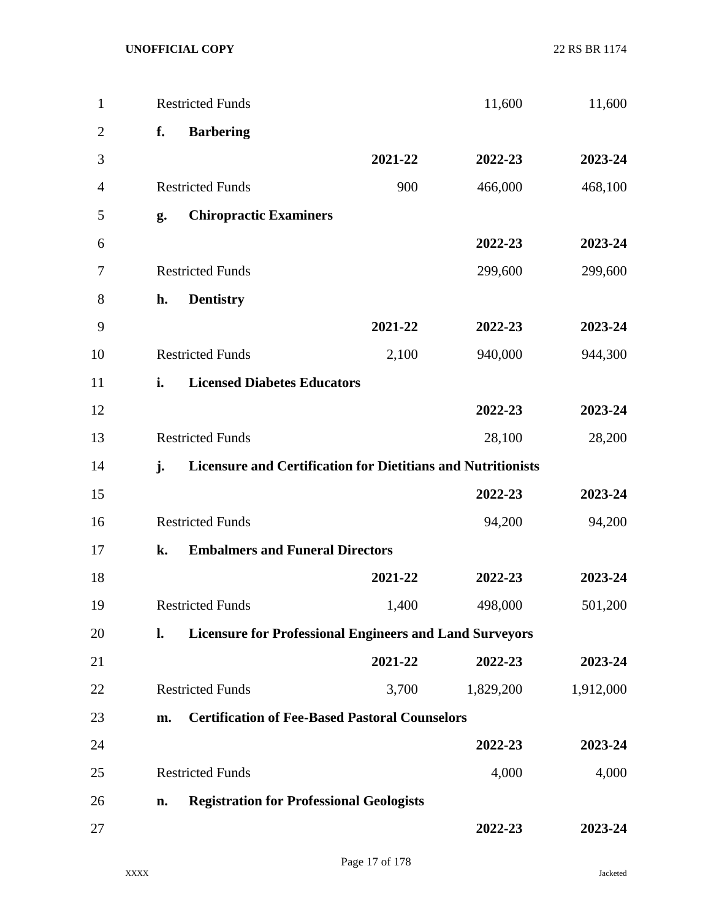| | | | |
|---|---|---|---|
| Restricted Funds | | 11,600 | 11,600 |

**f. Barbering**

| | 2021-22 | 2022-23 | 2023-24 |
|---|---|---|---|
| Restricted Funds | 900 | 466,000 | 468,100 |

**g. Chiropractic Examiners**

| | 2022-23 | 2023-24 |
|---|---|---|
| Restricted Funds | 299,600 | 299,600 |

**h. Dentistry**

| | 2021-22 | 2022-23 | 2023-24 |
|---|---|---|---|
| Restricted Funds | 2,100 | 940,000 | 944,300 |

**i. Licensed Diabetes Educators**

| | 2022-23 | 2023-24 |
|---|---|---|
| Restricted Funds | 28,100 | 28,200 |

**j. Licensure and Certification for Dietitians and Nutritionists**

| | 2022-23 | 2023-24 |
|---|---|---|
| Restricted Funds | 94,200 | 94,200 |

**k. Embalmers and Funeral Directors**

| | 2021-22 | 2022-23 | 2023-24 |
|---|---|---|---|
| Restricted Funds | 1,400 | 498,000 | 501,200 |

**l. Licensure for Professional Engineers and Land Surveyors**

| | 2021-22 | 2022-23 | 2023-24 |
|---|---|---|---|
| Restricted Funds | 3,700 | 1,829,200 | 1,912,000 |

**m. Certification of Fee-Based Pastoral Counselors**

| | 2022-23 | 2023-24 |
|---|---|---|
| Restricted Funds | 4,000 | 4,000 |

**n. Registration for Professional Geologists**

| | 2022-23 | 2023-24 |
|---|---|---|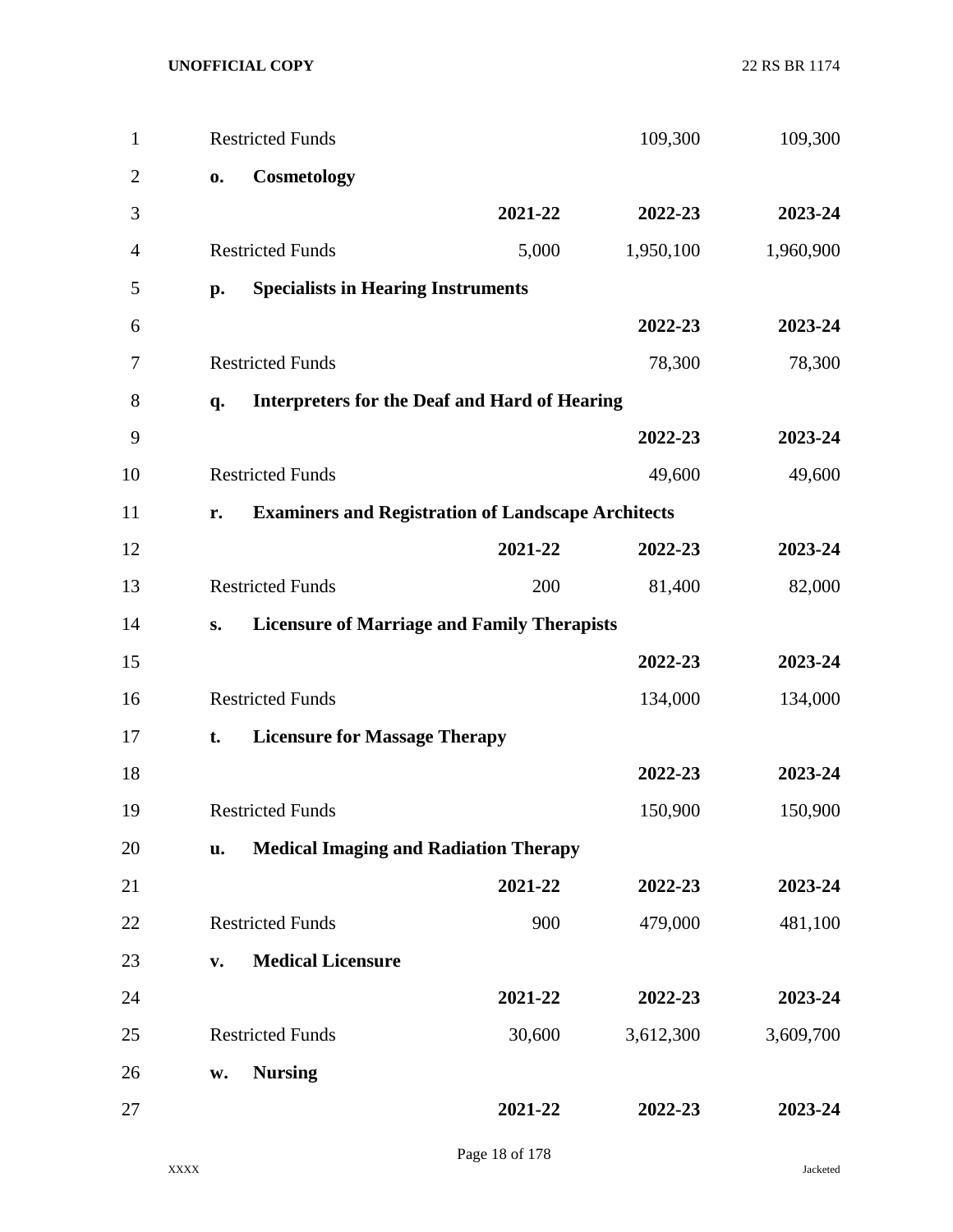| | | | |
|---|---|---|---|
| Restricted Funds | | 109,300 | 109,300 |

**o. Cosmetology**

| | 2021-22 | 2022-23 | 2023-24 |
|---|---|---|---|
| Restricted Funds | 5,000 | 1,950,100 | 1,960,900 |

**p. Specialists in Hearing Instruments**

| | 2022-23 | 2023-24 |
|---|---|---|
| Restricted Funds | 78,300 | 78,300 |

**q. Interpreters for the Deaf and Hard of Hearing**

| | 2022-23 | 2023-24 |
|---|---|---|
| Restricted Funds | 49,600 | 49,600 |

**r. Examiners and Registration of Landscape Architects**

| | 2021-22 | 2022-23 | 2023-24 |
|---|---|---|---|
| Restricted Funds | 200 | 81,400 | 82,000 |

**s. Licensure of Marriage and Family Therapists**

| | 2022-23 | 2023-24 |
|---|---|---|
| Restricted Funds | 134,000 | 134,000 |

**t. Licensure for Massage Therapy**

| | 2022-23 | 2023-24 |
|---|---|---|
| Restricted Funds | 150,900 | 150,900 |

**u. Medical Imaging and Radiation Therapy**

| | 2021-22 | 2022-23 | 2023-24 |
|---|---|---|---|
| Restricted Funds | 900 | 479,000 | 481,100 |

**v. Medical Licensure**

| | 2021-22 | 2022-23 | 2023-24 |
|---|---|---|---|
| Restricted Funds | 30,600 | 3,612,300 | 3,609,700 |

**w. Nursing**

| | 2021-22 | 2022-23 | 2023-24 |
|---|---|---|---|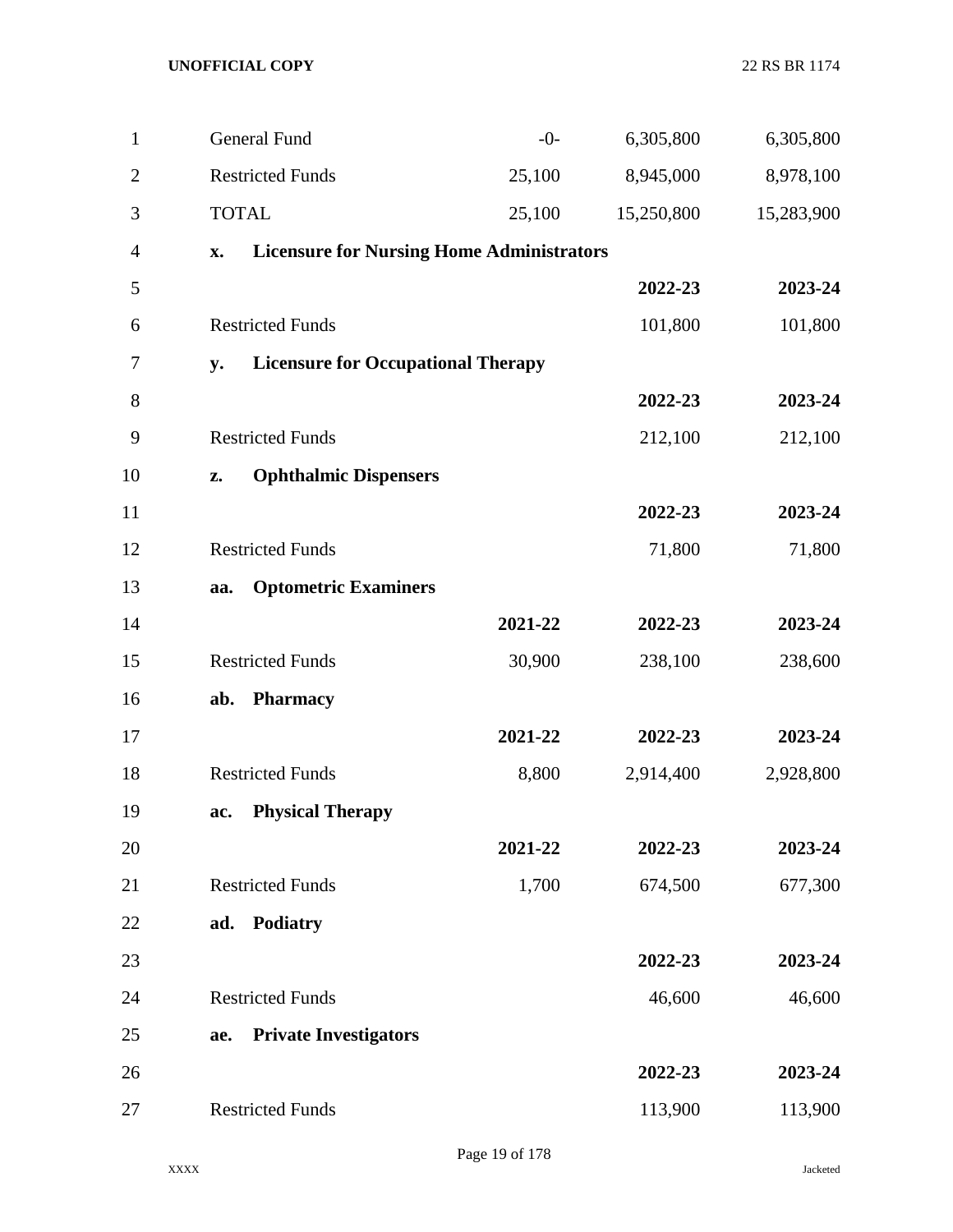| | | | |
|---|---|---|---|
| General Fund | -0- | 6,305,800 | 6,305,800 |
| Restricted Funds | 25,100 | 8,945,000 | 8,978,100 |
| TOTAL | 25,100 | 15,250,800 | 15,283,900 |

**x. Licensure for Nursing Home Administrators**

| | 2022-23 | 2023-24 |
|---|---|---|
| Restricted Funds | 101,800 | 101,800 |

**y. Licensure for Occupational Therapy**

| | 2022-23 | 2023-24 |
|---|---|---|
| Restricted Funds | 212,100 | 212,100 |

**z. Ophthalmic Dispensers**

| | 2022-23 | 2023-24 |
|---|---|---|
| Restricted Funds | 71,800 | 71,800 |

**aa. Optometric Examiners**

| | 2021-22 | 2022-23 | 2023-24 |
|---|---|---|---|
| Restricted Funds | 30,900 | 238,100 | 238,600 |

**ab. Pharmacy**

| | 2021-22 | 2022-23 | 2023-24 |
|---|---|---|---|
| Restricted Funds | 8,800 | 2,914,400 | 2,928,800 |

**ac. Physical Therapy**

| | 2021-22 | 2022-23 | 2023-24 |
|---|---|---|---|
| Restricted Funds | 1,700 | 674,500 | 677,300 |

**ad. Podiatry**

| | 2022-23 | 2023-24 |
|---|---|---|
| Restricted Funds | 46,600 | 46,600 |

**ae. Private Investigators**

| | 2022-23 | 2023-24 |
|---|---|---|
| Restricted Funds | 113,900 | 113,900 |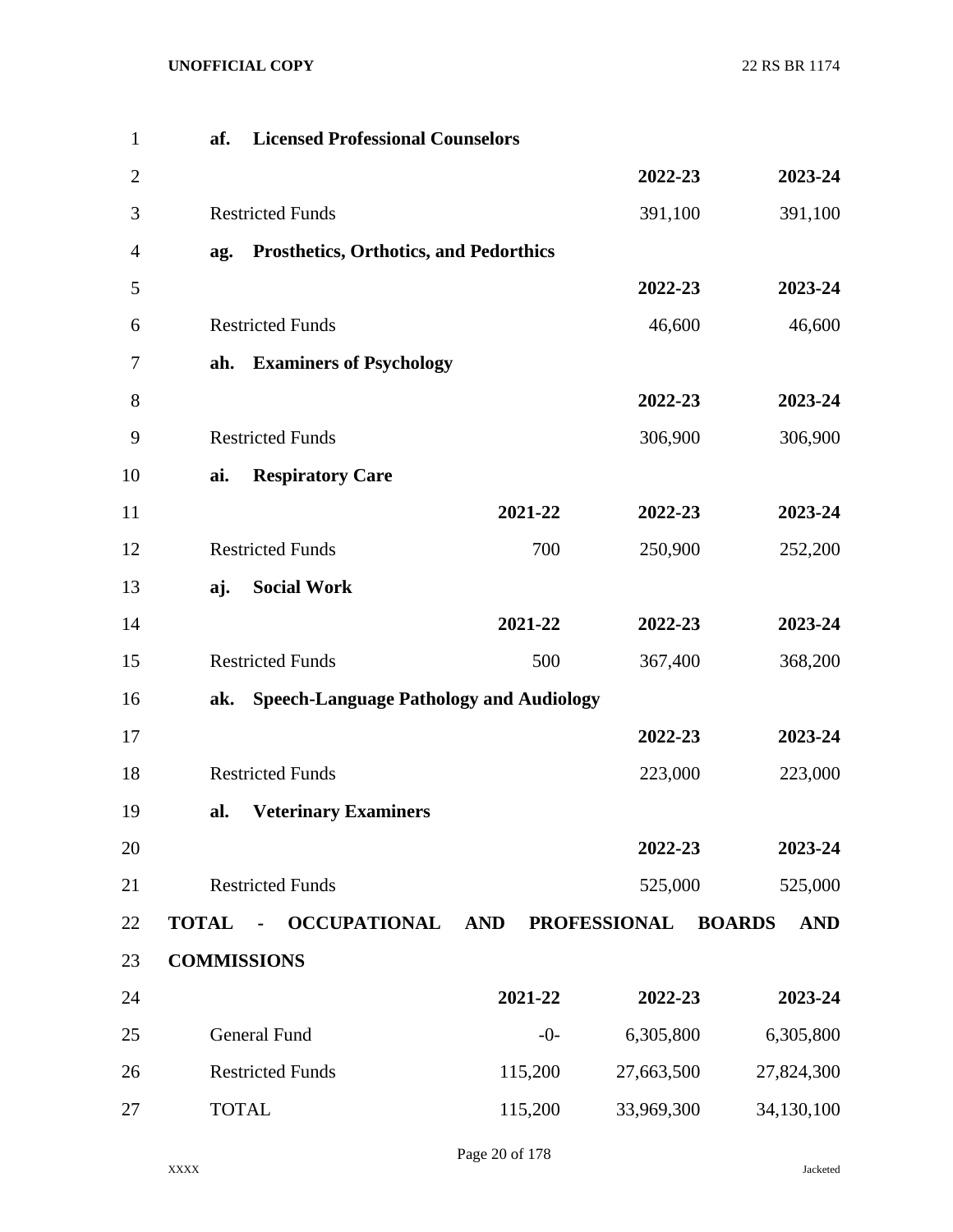**af. Licensed Professional Counselors**

| | | 2022-23 | 2023-24 |
|---|---|---|---|
| Restricted Funds | | 391,100 | 391,100 |

**ag. Prosthetics, Orthotics, and Pedorthics**

| | | 2022-23 | 2023-24 |
|---|---|---|---|
| Restricted Funds | | 46,600 | 46,600 |

**ah. Examiners of Psychology**

| | | 2022-23 | 2023-24 |
|---|---|---|---|
| Restricted Funds | | 306,900 | 306,900 |

**ai. Respiratory Care**

| | 2021-22 | 2022-23 | 2023-24 |
|---|---|---|---|
| Restricted Funds | 700 | 250,900 | 252,200 |

**aj. Social Work**

| | 2021-22 | 2022-23 | 2023-24 |
|---|---|---|---|
| Restricted Funds | 500 | 367,400 | 368,200 |

**ak. Speech-Language Pathology and Audiology**

| | | 2022-23 | 2023-24 |
|---|---|---|---|
| Restricted Funds | | 223,000 | 223,000 |

**al. Veterinary Examiners**

| | | 2022-23 | 2023-24 |
|---|---|---|---|
| Restricted Funds | | 525,000 | 525,000 |

**TOTAL - OCCUPATIONAL AND PROFESSIONAL BOARDS AND COMMISSIONS**

| | 2021-22 | 2022-23 | 2023-24 |
|---|---|---|---|
| General Fund | -0- | 6,305,800 | 6,305,800 |
| Restricted Funds | 115,200 | 27,663,500 | 27,824,300 |
| TOTAL | 115,200 | 33,969,300 | 34,130,100 |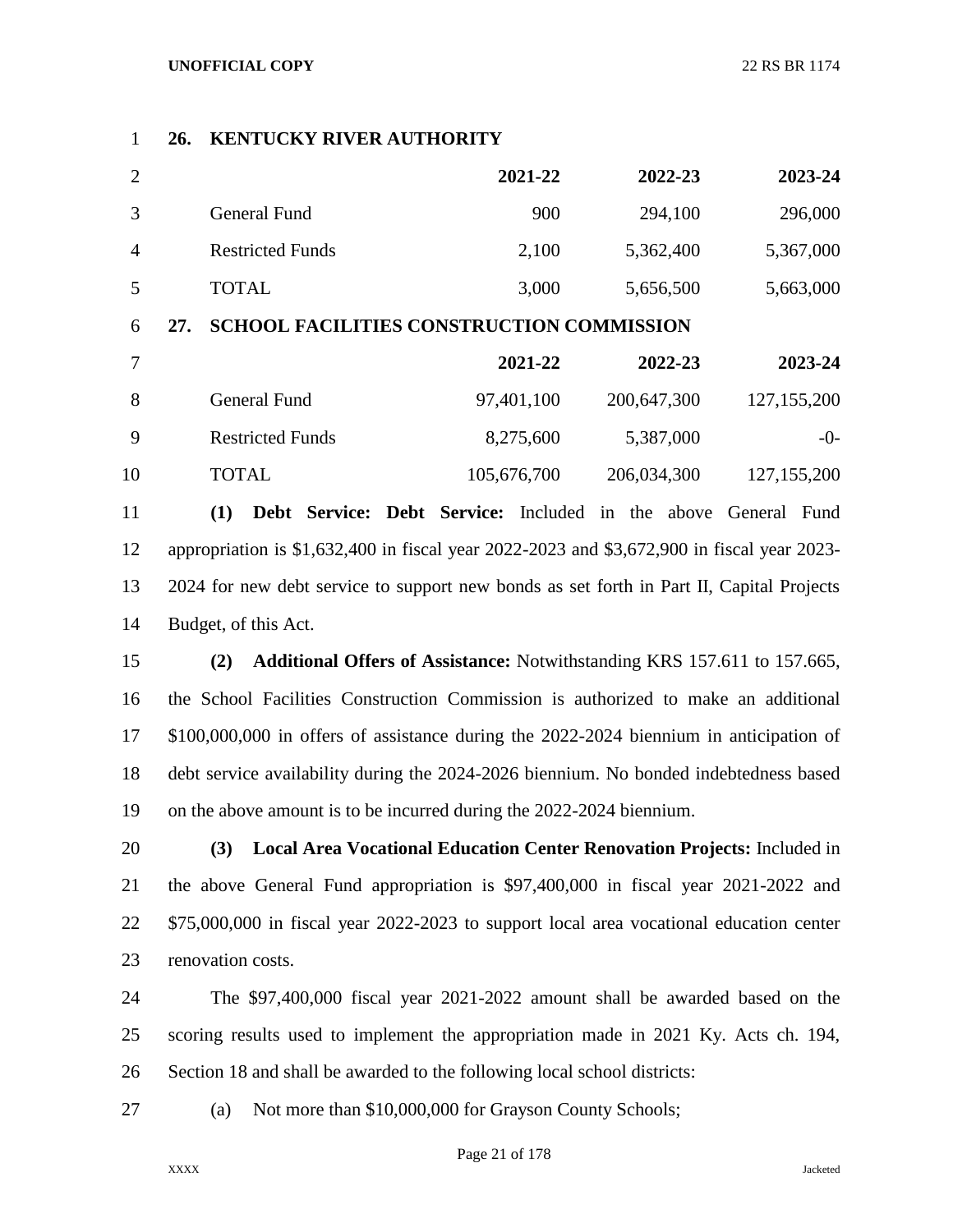**26. KENTUCKY RIVER AUTHORITY**

| | 2021-22 | 2022-23 | 2023-24 |
|---|---|---|---|
| General Fund | 900 | 294,100 | 296,000 |
| Restricted Funds | 2,100 | 5,362,400 | 5,367,000 |
| TOTAL | 3,000 | 5,656,500 | 5,663,000 |

**27. SCHOOL FACILITIES CONSTRUCTION COMMISSION**

| | 2021-22 | 2022-23 | 2023-24 |
|---|---|---|---|
| General Fund | 97,401,100 | 200,647,300 | 127,155,200 |
| Restricted Funds | 8,275,600 | 5,387,000 | -0- |
| TOTAL | 105,676,700 | 206,034,300 | 127,155,200 |

**(1) Debt Service: Debt Service:** Included in the above General Fund appropriation is $1,632,400 in fiscal year 2022-2023 and $3,672,900 in fiscal year 2023-2024 for new debt service to support new bonds as set forth in Part II, Capital Projects Budget, of this Act.

**(2) Additional Offers of Assistance:** Notwithstanding KRS 157.611 to 157.665, the School Facilities Construction Commission is authorized to make an additional $100,000,000 in offers of assistance during the 2022-2024 biennium in anticipation of debt service availability during the 2024-2026 biennium. No bonded indebtedness based on the above amount is to be incurred during the 2022-2024 biennium.

**(3) Local Area Vocational Education Center Renovation Projects:** Included in the above General Fund appropriation is $97,400,000 in fiscal year 2021-2022 and $75,000,000 in fiscal year 2022-2023 to support local area vocational education center renovation costs.

The $97,400,000 fiscal year 2021-2022 amount shall be awarded based on the scoring results used to implement the appropriation made in 2021 Ky. Acts ch. 194, Section 18 and shall be awarded to the following local school districts:

(a) Not more than $10,000,000 for Grayson County Schools;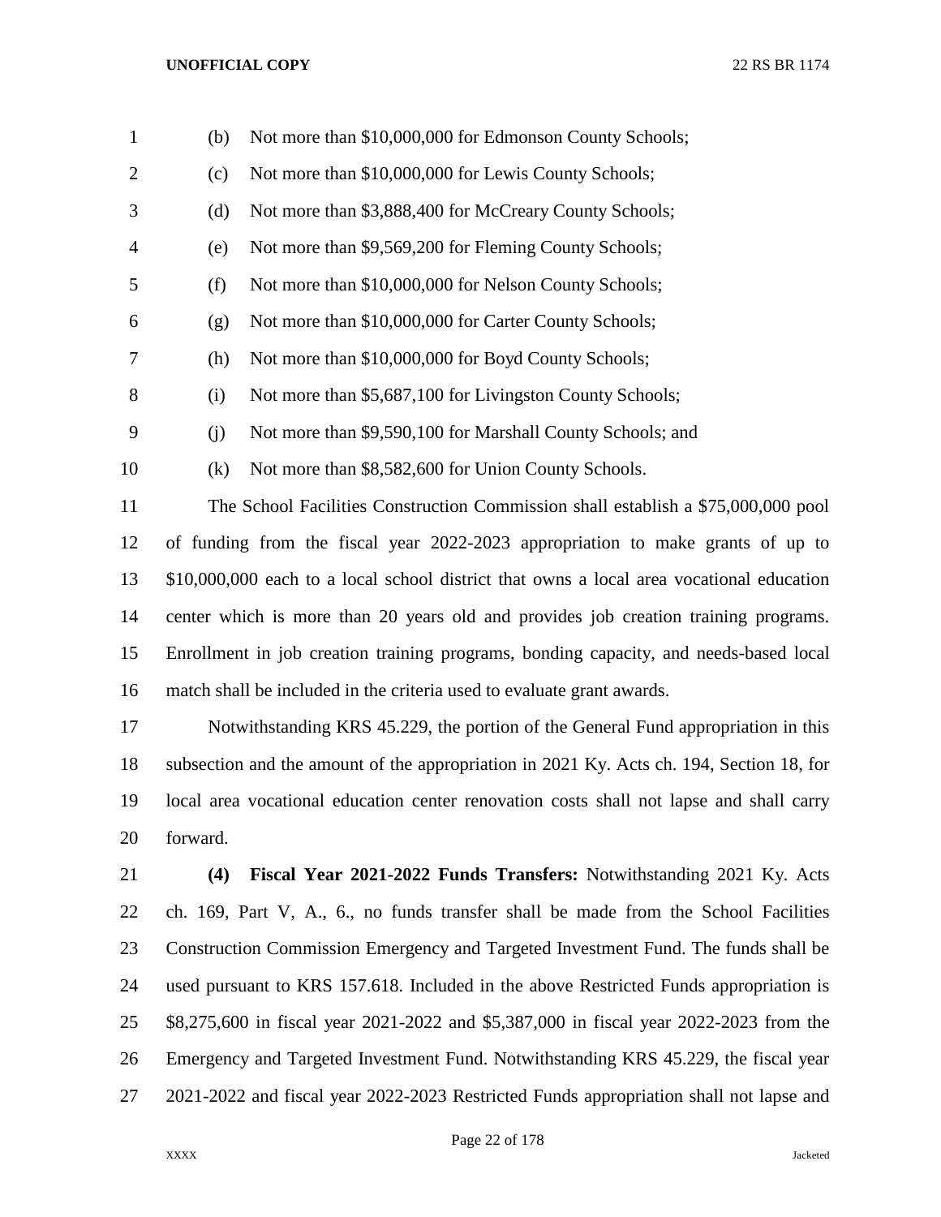(b) Not more than $10,000,000 for Edmonson County Schools;

(c) Not more than $10,000,000 for Lewis County Schools;

(d) Not more than $3,888,400 for McCreary County Schools;

(e) Not more than $9,569,200 for Fleming County Schools;

(f) Not more than $10,000,000 for Nelson County Schools;

(g) Not more than $10,000,000 for Carter County Schools;

(h) Not more than $10,000,000 for Boyd County Schools;

(i) Not more than $5,687,100 for Livingston County Schools;

(j) Not more than $9,590,100 for Marshall County Schools; and

(k) Not more than $8,582,600 for Union County Schools.

The School Facilities Construction Commission shall establish a $75,000,000 pool of funding from the fiscal year 2022-2023 appropriation to make grants of up to $10,000,000 each to a local school district that owns a local area vocational education center which is more than 20 years old and provides job creation training programs. Enrollment in job creation training programs, bonding capacity, and needs-based local match shall be included in the criteria used to evaluate grant awards.

Notwithstanding KRS 45.229, the portion of the General Fund appropriation in this subsection and the amount of the appropriation in 2021 Ky. Acts ch. 194, Section 18, for local area vocational education center renovation costs shall not lapse and shall carry forward.

**(4) Fiscal Year 2021-2022 Funds Transfers:** Notwithstanding 2021 Ky. Acts ch. 169, Part V, A., 6., no funds transfer shall be made from the School Facilities Construction Commission Emergency and Targeted Investment Fund. The funds shall be used pursuant to KRS 157.618. Included in the above Restricted Funds appropriation is $8,275,600 in fiscal year 2021-2022 and $5,387,000 in fiscal year 2022-2023 from the Emergency and Targeted Investment Fund. Notwithstanding KRS 45.229, the fiscal year 2021-2022 and fiscal year 2022-2023 Restricted Funds appropriation shall not lapse and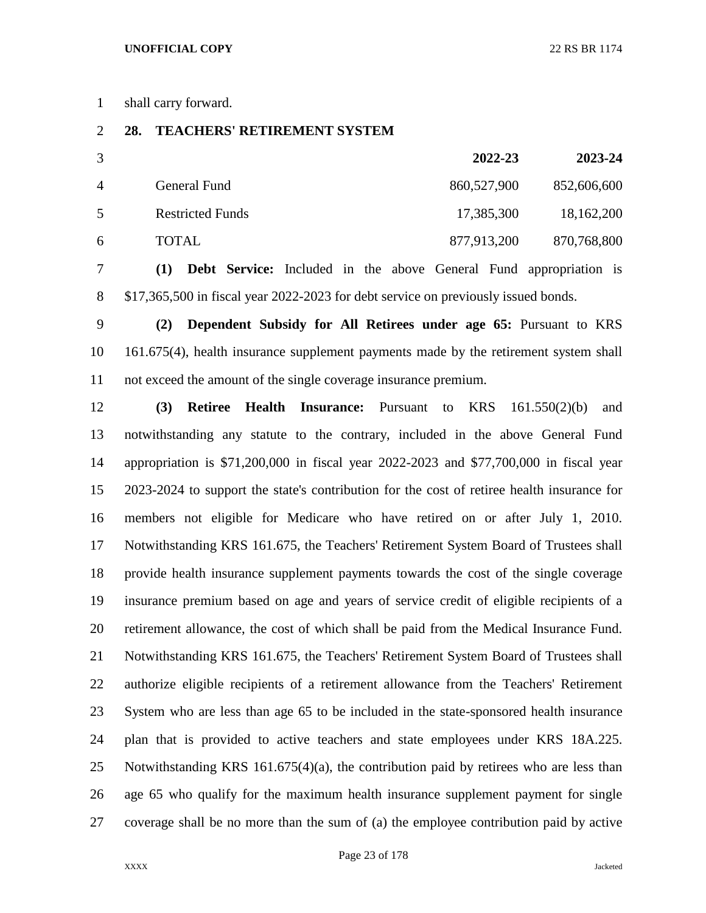shall carry forward.

**28. TEACHERS' RETIREMENT SYSTEM**

| | 2022-23 | 2023-24 |
|---|---|---|
| General Fund | 860,527,900 | 852,606,600 |
| Restricted Funds | 17,385,300 | 18,162,200 |
| TOTAL | 877,913,200 | 870,768,800 |

**(1) Debt Service:** Included in the above General Fund appropriation is $17,365,500 in fiscal year 2022-2023 for debt service on previously issued bonds.

**(2) Dependent Subsidy for All Retirees under age 65:** Pursuant to KRS 161.675(4), health insurance supplement payments made by the retirement system shall not exceed the amount of the single coverage insurance premium.

**(3) Retiree Health Insurance:** Pursuant to KRS 161.550(2)(b) and notwithstanding any statute to the contrary, included in the above General Fund appropriation is $71,200,000 in fiscal year 2022-2023 and $77,700,000 in fiscal year 2023-2024 to support the state's contribution for the cost of retiree health insurance for members not eligible for Medicare who have retired on or after July 1, 2010. Notwithstanding KRS 161.675, the Teachers' Retirement System Board of Trustees shall provide health insurance supplement payments towards the cost of the single coverage insurance premium based on age and years of service credit of eligible recipients of a retirement allowance, the cost of which shall be paid from the Medical Insurance Fund. Notwithstanding KRS 161.675, the Teachers' Retirement System Board of Trustees shall authorize eligible recipients of a retirement allowance from the Teachers' Retirement System who are less than age 65 to be included in the state-sponsored health insurance plan that is provided to active teachers and state employees under KRS 18A.225. Notwithstanding KRS 161.675(4)(a), the contribution paid by retirees who are less than age 65 who qualify for the maximum health insurance supplement payment for single coverage shall be no more than the sum of (a) the employee contribution paid by active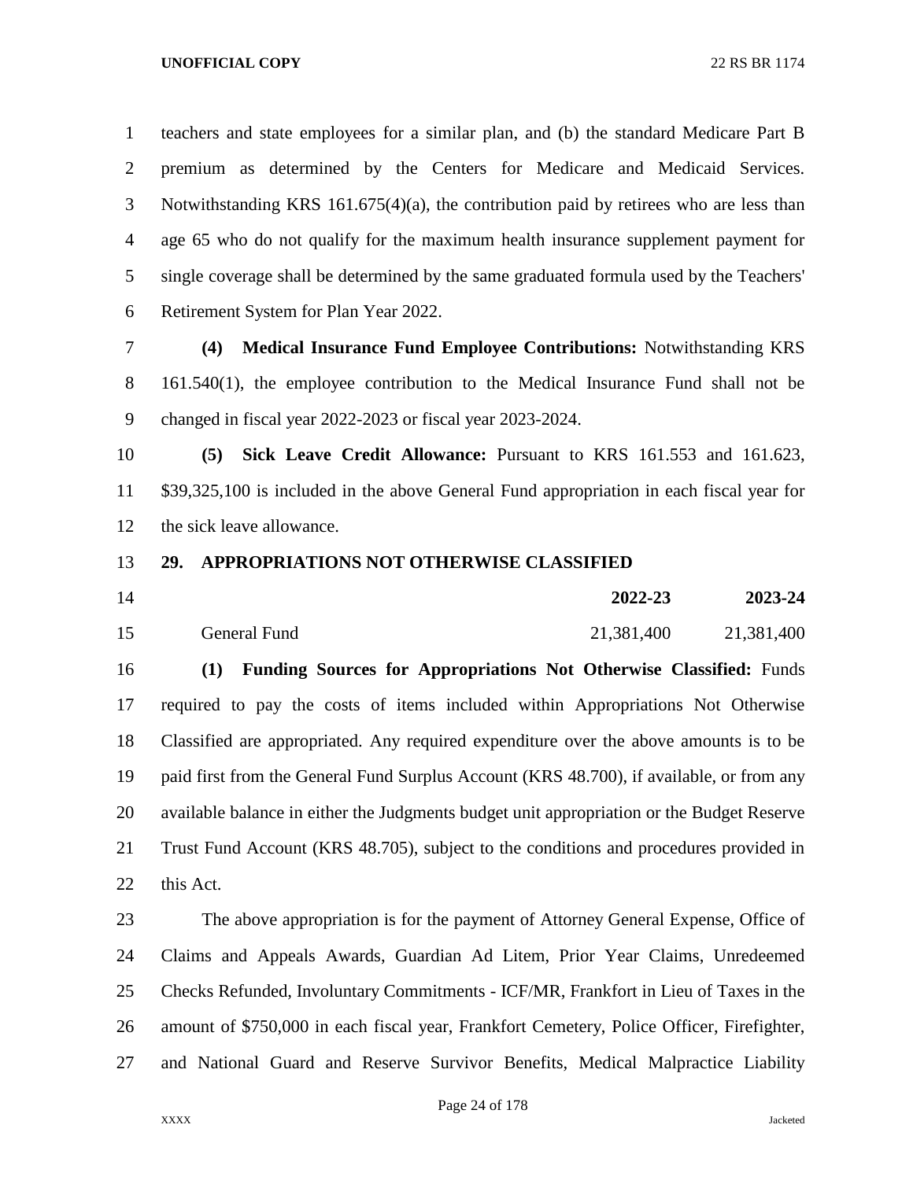teachers and state employees for a similar plan, and (b) the standard Medicare Part B premium as determined by the Centers for Medicare and Medicaid Services. Notwithstanding KRS 161.675(4)(a), the contribution paid by retirees who are less than age 65 who do not qualify for the maximum health insurance supplement payment for single coverage shall be determined by the same graduated formula used by the Teachers' Retirement System for Plan Year 2022.

**(4) Medical Insurance Fund Employee Contributions:** Notwithstanding KRS 161.540(1), the employee contribution to the Medical Insurance Fund shall not be changed in fiscal year 2022-2023 or fiscal year 2023-2024.

**(5) Sick Leave Credit Allowance:** Pursuant to KRS 161.553 and 161.623, $39,325,100 is included in the above General Fund appropriation in each fiscal year for the sick leave allowance.

**29. APPROPRIATIONS NOT OTHERWISE CLASSIFIED**

| | 2022-23 | 2023-24 |
|---|---|---|
| General Fund | 21,381,400 | 21,381,400 |

**(1) Funding Sources for Appropriations Not Otherwise Classified:** Funds required to pay the costs of items included within Appropriations Not Otherwise Classified are appropriated. Any required expenditure over the above amounts is to be paid first from the General Fund Surplus Account (KRS 48.700), if available, or from any available balance in either the Judgments budget unit appropriation or the Budget Reserve Trust Fund Account (KRS 48.705), subject to the conditions and procedures provided in this Act.

The above appropriation is for the payment of Attorney General Expense, Office of Claims and Appeals Awards, Guardian Ad Litem, Prior Year Claims, Unredeemed Checks Refunded, Involuntary Commitments - ICF/MR, Frankfort in Lieu of Taxes in the amount of $750,000 in each fiscal year, Frankfort Cemetery, Police Officer, Firefighter, and National Guard and Reserve Survivor Benefits, Medical Malpractice Liability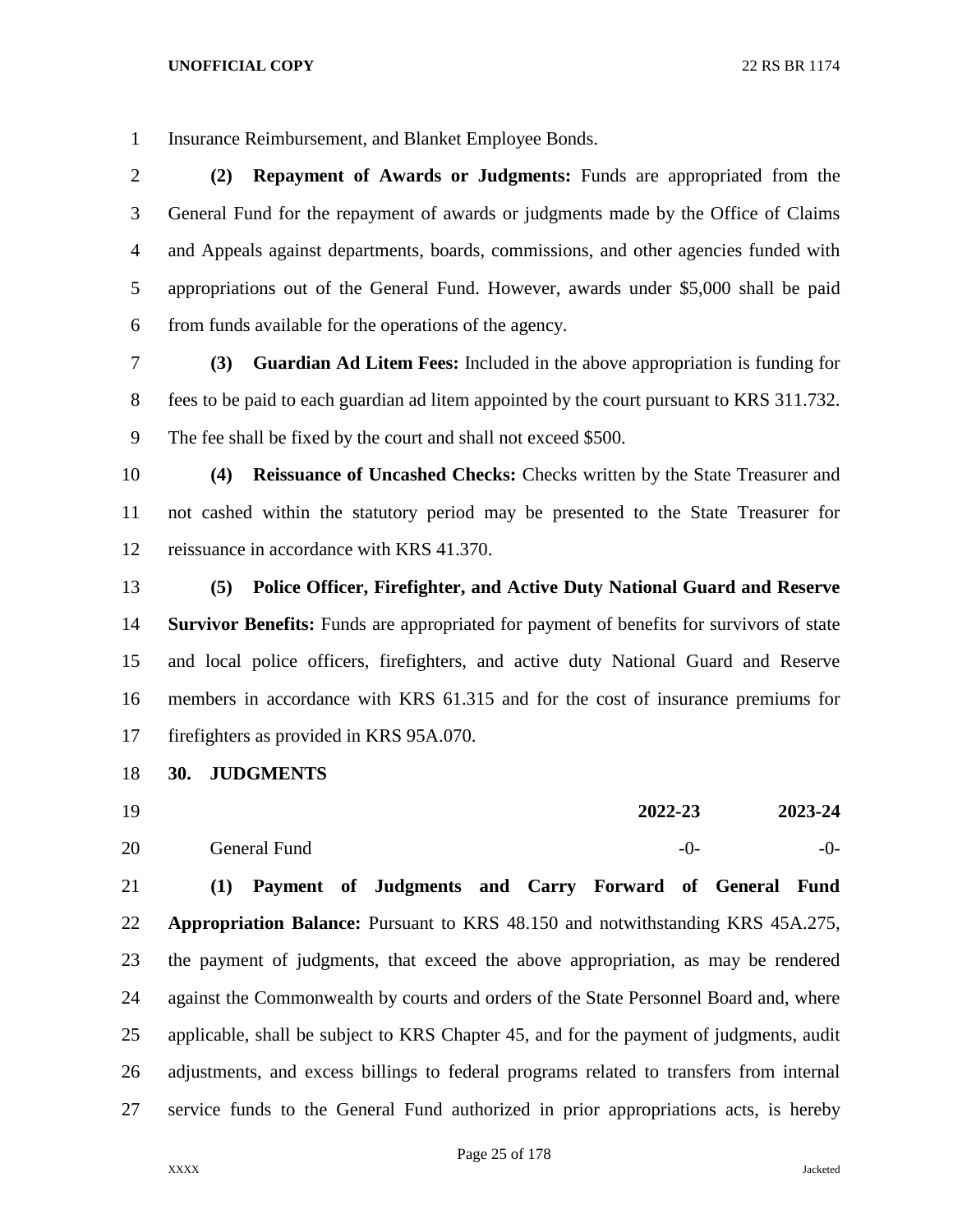Insurance Reimbursement, and Blanket Employee Bonds.

**(2) Repayment of Awards or Judgments:** Funds are appropriated from the General Fund for the repayment of awards or judgments made by the Office of Claims and Appeals against departments, boards, commissions, and other agencies funded with appropriations out of the General Fund. However, awards under $5,000 shall be paid from funds available for the operations of the agency.

**(3) Guardian Ad Litem Fees:** Included in the above appropriation is funding for fees to be paid to each guardian ad litem appointed by the court pursuant to KRS 311.732. The fee shall be fixed by the court and shall not exceed $500.

**(4) Reissuance of Uncashed Checks:** Checks written by the State Treasurer and not cashed within the statutory period may be presented to the State Treasurer for reissuance in accordance with KRS 41.370.

**(5) Police Officer, Firefighter, and Active Duty National Guard and Reserve Survivor Benefits:** Funds are appropriated for payment of benefits for survivors of state and local police officers, firefighters, and active duty National Guard and Reserve members in accordance with KRS 61.315 and for the cost of insurance premiums for firefighters as provided in KRS 95A.070.

**30. JUDGMENTS**

| | 2022-23 | 2023-24 |
|---|---|---|
| General Fund | -0- | -0- |

**(1) Payment of Judgments and Carry Forward of General Fund Appropriation Balance:** Pursuant to KRS 48.150 and notwithstanding KRS 45A.275, the payment of judgments, that exceed the above appropriation, as may be rendered against the Commonwealth by courts and orders of the State Personnel Board and, where applicable, shall be subject to KRS Chapter 45, and for the payment of judgments, audit adjustments, and excess billings to federal programs related to transfers from internal service funds to the General Fund authorized in prior appropriations acts, is hereby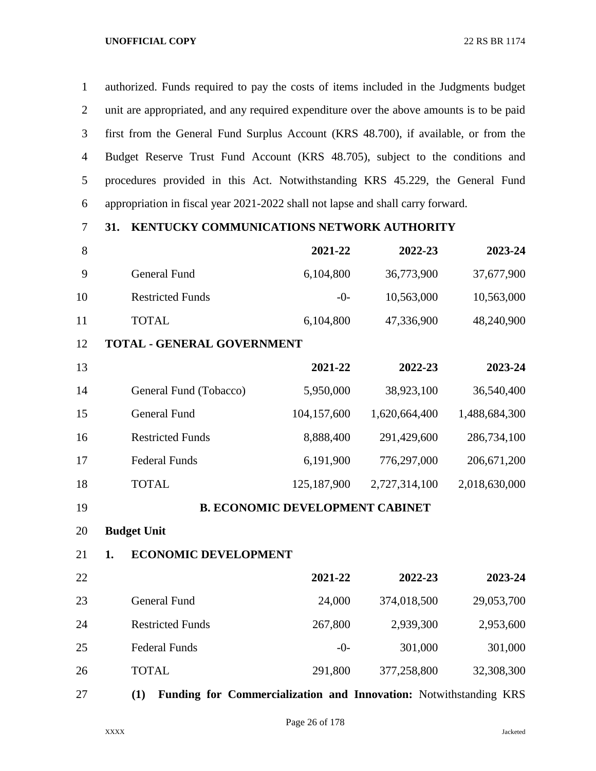authorized. Funds required to pay the costs of items included in the Judgments budget unit are appropriated, and any required expenditure over the above amounts is to be paid first from the General Fund Surplus Account (KRS 48.700), if available, or from the Budget Reserve Trust Fund Account (KRS 48.705), subject to the conditions and procedures provided in this Act. Notwithstanding KRS 45.229, the General Fund appropriation in fiscal year 2021-2022 shall not lapse and shall carry forward.

**31. KENTUCKY COMMUNICATIONS NETWORK AUTHORITY**

| | 2021-22 | 2022-23 | 2023-24 |
|---|---|---|---|
| General Fund | 6,104,800 | 36,773,900 | 37,677,900 |
| Restricted Funds | -0- | 10,563,000 | 10,563,000 |
| TOTAL | 6,104,800 | 47,336,900 | 48,240,900 |

**TOTAL - GENERAL GOVERNMENT**

| | 2021-22 | 2022-23 | 2023-24 |
|---|---|---|---|
| General Fund (Tobacco) | 5,950,000 | 38,923,100 | 36,540,400 |
| General Fund | 104,157,600 | 1,620,664,400 | 1,488,684,300 |
| Restricted Funds | 8,888,400 | 291,429,600 | 286,734,100 |
| Federal Funds | 6,191,900 | 776,297,000 | 206,671,200 |
| TOTAL | 125,187,900 | 2,727,314,100 | 2,018,630,000 |

## B. ECONOMIC DEVELOPMENT CABINET

**Budget Unit**

**1. ECONOMIC DEVELOPMENT**

| | 2021-22 | 2022-23 | 2023-24 |
|---|---|---|---|
| General Fund | 24,000 | 374,018,500 | 29,053,700 |
| Restricted Funds | 267,800 | 2,939,300 | 2,953,600 |
| Federal Funds | -0- | 301,000 | 301,000 |
| TOTAL | 291,800 | 377,258,800 | 32,308,300 |

**(1) Funding for Commercialization and Innovation:** Notwithstanding KRS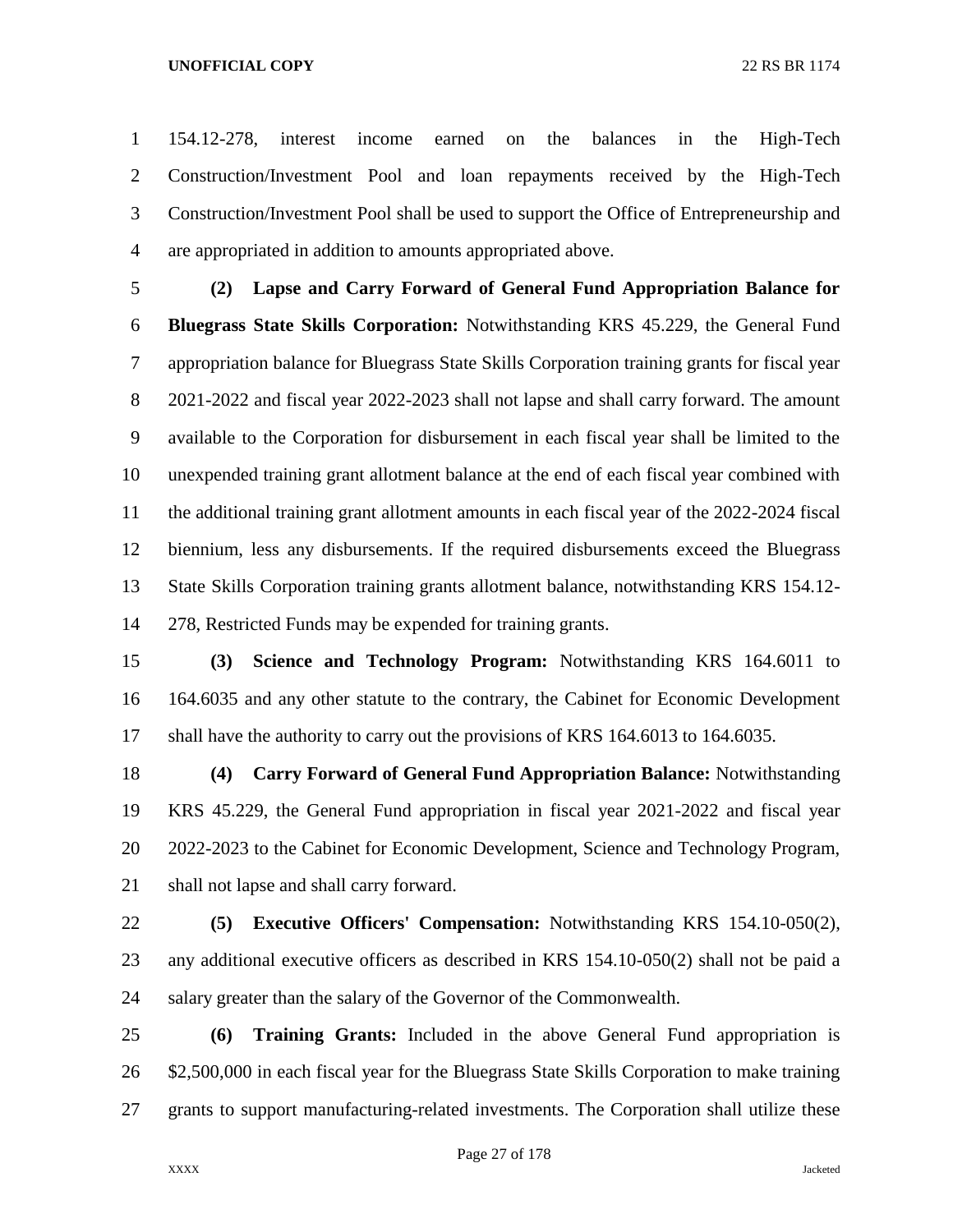154.12-278, interest income earned on the balances in the High-Tech Construction/Investment Pool and loan repayments received by the High-Tech Construction/Investment Pool shall be used to support the Office of Entrepreneurship and are appropriated in addition to amounts appropriated above.

**(2) Lapse and Carry Forward of General Fund Appropriation Balance for Bluegrass State Skills Corporation:** Notwithstanding KRS 45.229, the General Fund appropriation balance for Bluegrass State Skills Corporation training grants for fiscal year 2021-2022 and fiscal year 2022-2023 shall not lapse and shall carry forward. The amount available to the Corporation for disbursement in each fiscal year shall be limited to the unexpended training grant allotment balance at the end of each fiscal year combined with the additional training grant allotment amounts in each fiscal year of the 2022-2024 fiscal biennium, less any disbursements. If the required disbursements exceed the Bluegrass State Skills Corporation training grants allotment balance, notwithstanding KRS 154.12-278, Restricted Funds may be expended for training grants.

**(3) Science and Technology Program:** Notwithstanding KRS 164.6011 to 164.6035 and any other statute to the contrary, the Cabinet for Economic Development shall have the authority to carry out the provisions of KRS 164.6013 to 164.6035.

**(4) Carry Forward of General Fund Appropriation Balance:** Notwithstanding KRS 45.229, the General Fund appropriation in fiscal year 2021-2022 and fiscal year 2022-2023 to the Cabinet for Economic Development, Science and Technology Program, shall not lapse and shall carry forward.

**(5) Executive Officers' Compensation:** Notwithstanding KRS 154.10-050(2), any additional executive officers as described in KRS 154.10-050(2) shall not be paid a salary greater than the salary of the Governor of the Commonwealth.

**(6) Training Grants:** Included in the above General Fund appropriation is $2,500,000 in each fiscal year for the Bluegrass State Skills Corporation to make training grants to support manufacturing-related investments. The Corporation shall utilize these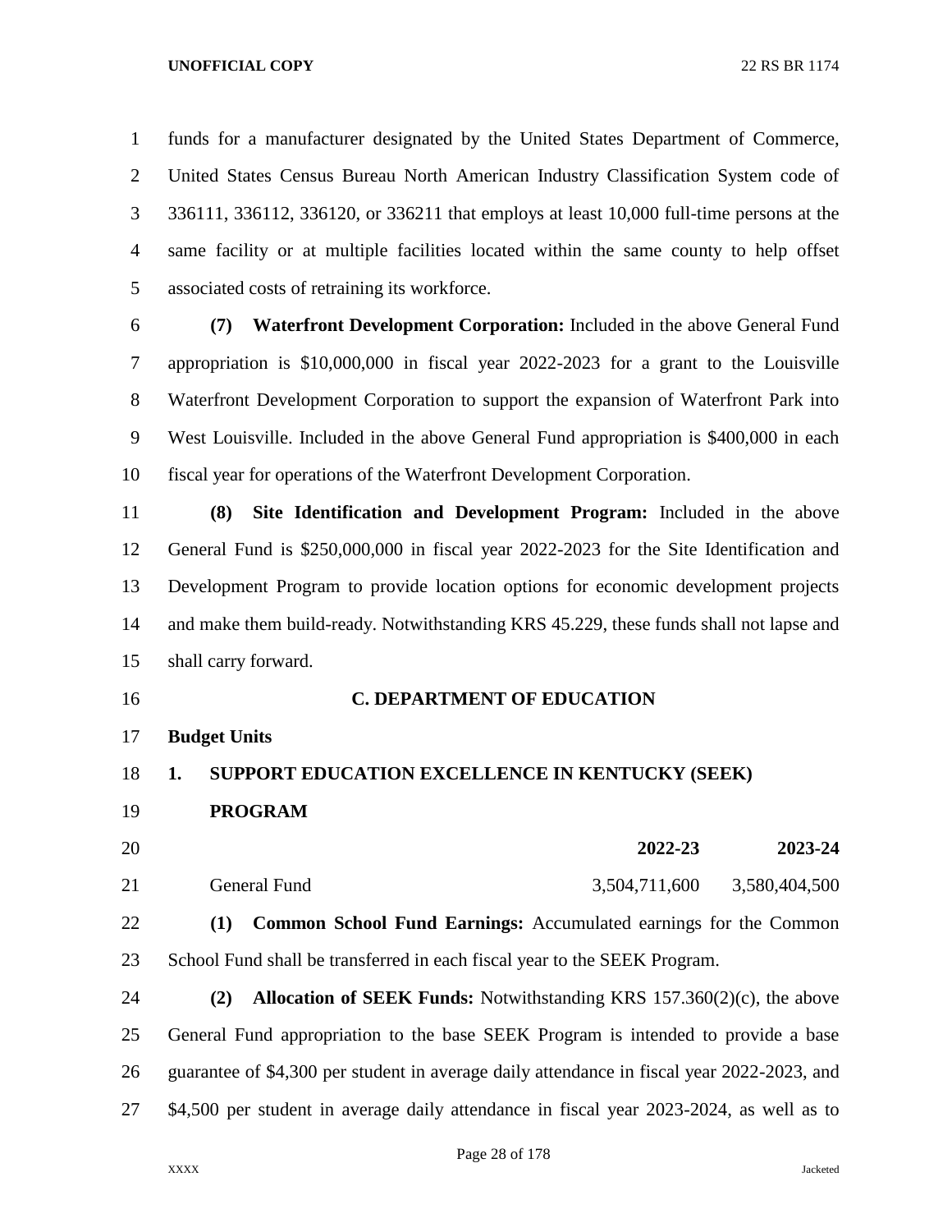funds for a manufacturer designated by the United States Department of Commerce, United States Census Bureau North American Industry Classification System code of 336111, 336112, 336120, or 336211 that employs at least 10,000 full-time persons at the same facility or at multiple facilities located within the same county to help offset associated costs of retraining its workforce.

**(7) Waterfront Development Corporation:** Included in the above General Fund appropriation is $10,000,000 in fiscal year 2022-2023 for a grant to the Louisville Waterfront Development Corporation to support the expansion of Waterfront Park into West Louisville. Included in the above General Fund appropriation is $400,000 in each fiscal year for operations of the Waterfront Development Corporation.

**(8) Site Identification and Development Program:** Included in the above General Fund is $250,000,000 in fiscal year 2022-2023 for the Site Identification and Development Program to provide location options for economic development projects and make them build-ready. Notwithstanding KRS 45.229, these funds shall not lapse and shall carry forward.

## C. DEPARTMENT OF EDUCATION

**Budget Units**

**1. SUPPORT EDUCATION EXCELLENCE IN KENTUCKY (SEEK) PROGRAM**

| | 2022-23 | 2023-24 |
|---|---|---|
| General Fund | 3,504,711,600 | 3,580,404,500 |

**(1) Common School Fund Earnings:** Accumulated earnings for the Common School Fund shall be transferred in each fiscal year to the SEEK Program.

**(2) Allocation of SEEK Funds:** Notwithstanding KRS 157.360(2)(c), the above General Fund appropriation to the base SEEK Program is intended to provide a base guarantee of $4,300 per student in average daily attendance in fiscal year 2022-2023, and $4,500 per student in average daily attendance in fiscal year 2023-2024, as well as to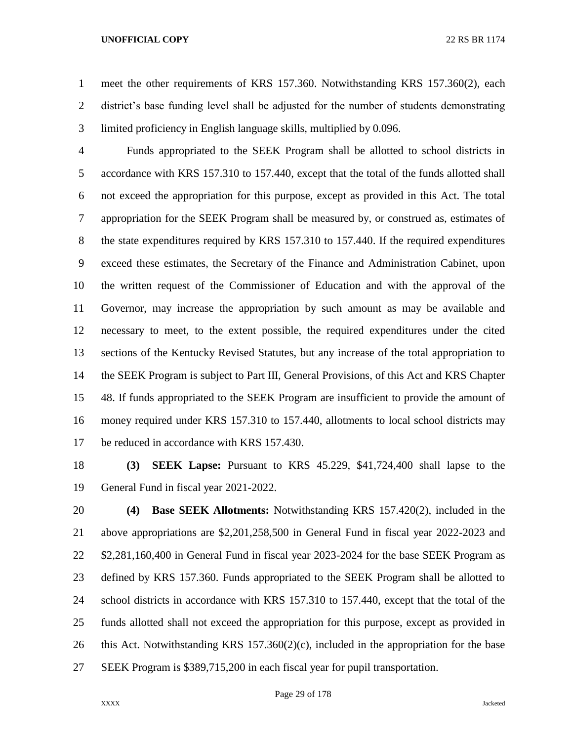meet the other requirements of KRS 157.360. Notwithstanding KRS 157.360(2), each district's base funding level shall be adjusted for the number of students demonstrating limited proficiency in English language skills, multiplied by 0.096.

Funds appropriated to the SEEK Program shall be allotted to school districts in accordance with KRS 157.310 to 157.440, except that the total of the funds allotted shall not exceed the appropriation for this purpose, except as provided in this Act. The total appropriation for the SEEK Program shall be measured by, or construed as, estimates of the state expenditures required by KRS 157.310 to 157.440. If the required expenditures exceed these estimates, the Secretary of the Finance and Administration Cabinet, upon the written request of the Commissioner of Education and with the approval of the Governor, may increase the appropriation by such amount as may be available and necessary to meet, to the extent possible, the required expenditures under the cited sections of the Kentucky Revised Statutes, but any increase of the total appropriation to the SEEK Program is subject to Part III, General Provisions, of this Act and KRS Chapter 48. If funds appropriated to the SEEK Program are insufficient to provide the amount of money required under KRS 157.310 to 157.440, allotments to local school districts may be reduced in accordance with KRS 157.430.

**(3) SEEK Lapse:** Pursuant to KRS 45.229, $41,724,400 shall lapse to the General Fund in fiscal year 2021-2022.

**(4) Base SEEK Allotments:** Notwithstanding KRS 157.420(2), included in the above appropriations are $2,201,258,500 in General Fund in fiscal year 2022-2023 and $2,281,160,400 in General Fund in fiscal year 2023-2024 for the base SEEK Program as defined by KRS 157.360. Funds appropriated to the SEEK Program shall be allotted to school districts in accordance with KRS 157.310 to 157.440, except that the total of the funds allotted shall not exceed the appropriation for this purpose, except as provided in this Act. Notwithstanding KRS 157.360(2)(c), included in the appropriation for the base SEEK Program is $389,715,200 in each fiscal year for pupil transportation.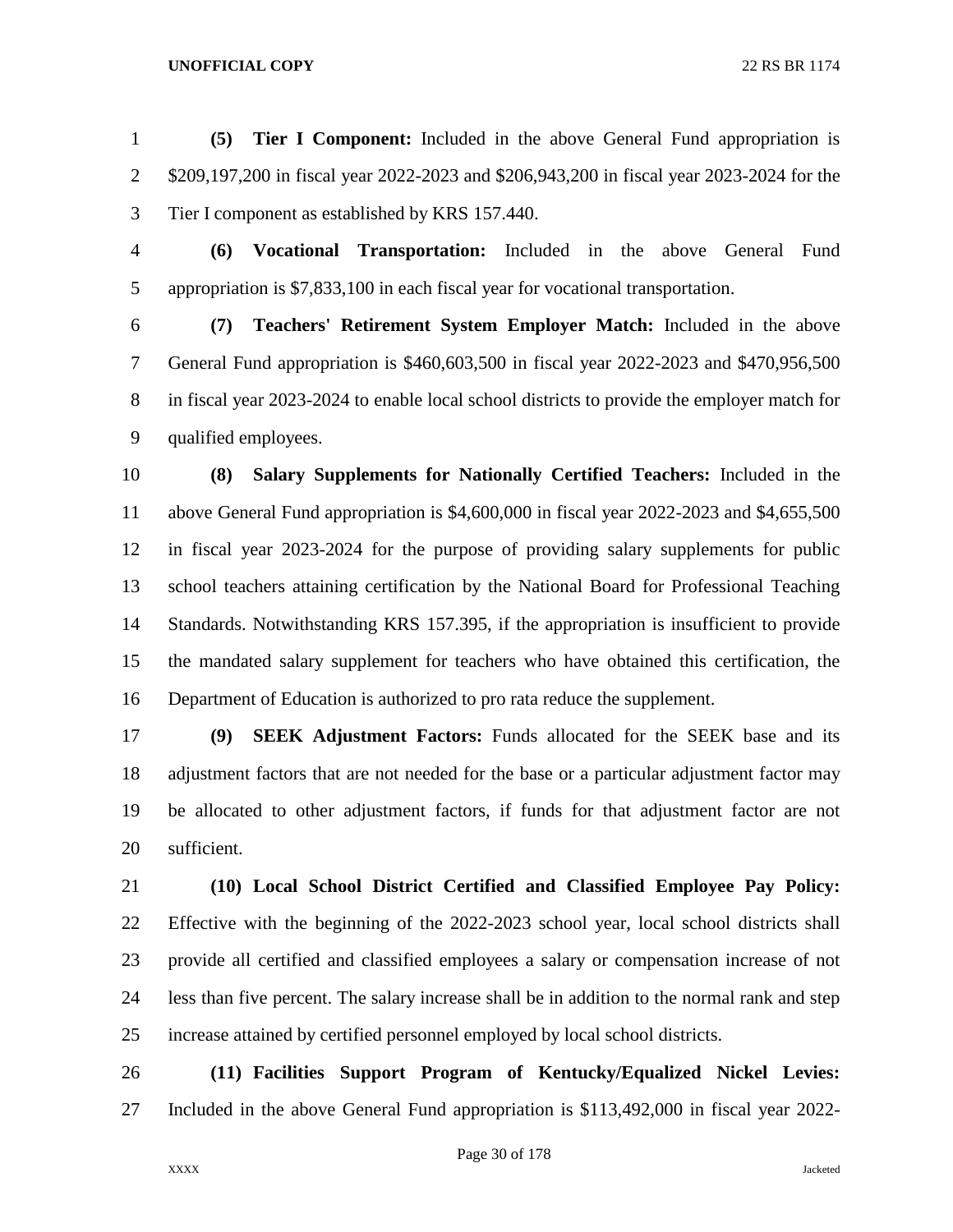**(5) Tier I Component:** Included in the above General Fund appropriation is $209,197,200 in fiscal year 2022-2023 and $206,943,200 in fiscal year 2023-2024 for the Tier I component as established by KRS 157.440.

**(6) Vocational Transportation:** Included in the above General Fund appropriation is $7,833,100 in each fiscal year for vocational transportation.

**(7) Teachers' Retirement System Employer Match:** Included in the above General Fund appropriation is $460,603,500 in fiscal year 2022-2023 and $470,956,500 in fiscal year 2023-2024 to enable local school districts to provide the employer match for qualified employees.

**(8) Salary Supplements for Nationally Certified Teachers:** Included in the above General Fund appropriation is $4,600,000 in fiscal year 2022-2023 and $4,655,500 in fiscal year 2023-2024 for the purpose of providing salary supplements for public school teachers attaining certification by the National Board for Professional Teaching Standards. Notwithstanding KRS 157.395, if the appropriation is insufficient to provide the mandated salary supplement for teachers who have obtained this certification, the Department of Education is authorized to pro rata reduce the supplement.

**(9) SEEK Adjustment Factors:** Funds allocated for the SEEK base and its adjustment factors that are not needed for the base or a particular adjustment factor may be allocated to other adjustment factors, if funds for that adjustment factor are not sufficient.

**(10) Local School District Certified and Classified Employee Pay Policy:** Effective with the beginning of the 2022-2023 school year, local school districts shall provide all certified and classified employees a salary or compensation increase of not less than five percent. The salary increase shall be in addition to the normal rank and step increase attained by certified personnel employed by local school districts.

**(11) Facilities Support Program of Kentucky/Equalized Nickel Levies:** Included in the above General Fund appropriation is $113,492,000 in fiscal year 2022-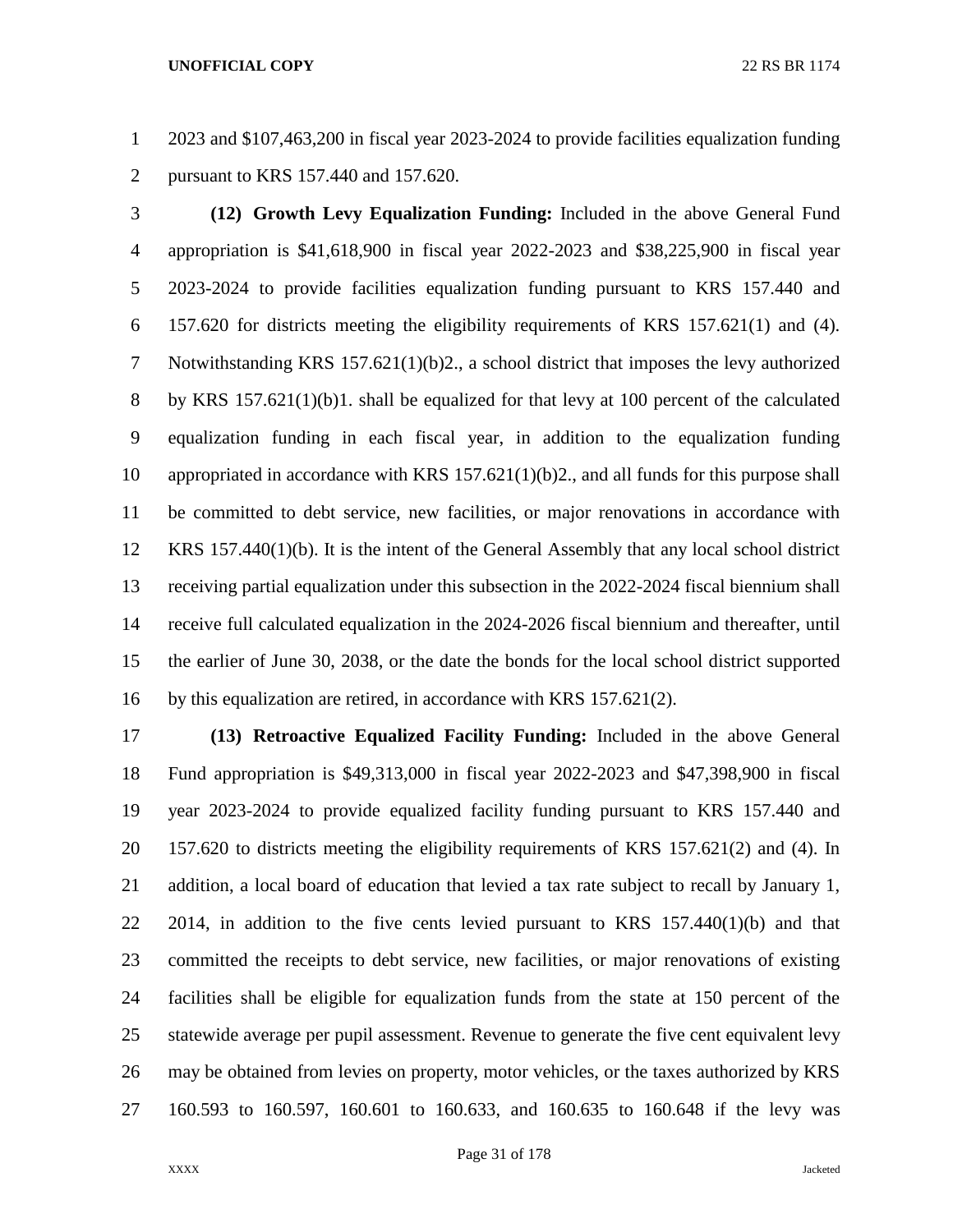2023 and $107,463,200 in fiscal year 2023-2024 to provide facilities equalization funding pursuant to KRS 157.440 and 157.620.

**(12) Growth Levy Equalization Funding:** Included in the above General Fund appropriation is $41,618,900 in fiscal year 2022-2023 and $38,225,900 in fiscal year 2023-2024 to provide facilities equalization funding pursuant to KRS 157.440 and 157.620 for districts meeting the eligibility requirements of KRS 157.621(1) and (4). Notwithstanding KRS 157.621(1)(b)2., a school district that imposes the levy authorized by KRS 157.621(1)(b)1. shall be equalized for that levy at 100 percent of the calculated equalization funding in each fiscal year, in addition to the equalization funding appropriated in accordance with KRS 157.621(1)(b)2., and all funds for this purpose shall be committed to debt service, new facilities, or major renovations in accordance with KRS 157.440(1)(b). It is the intent of the General Assembly that any local school district receiving partial equalization under this subsection in the 2022-2024 fiscal biennium shall receive full calculated equalization in the 2024-2026 fiscal biennium and thereafter, until the earlier of June 30, 2038, or the date the bonds for the local school district supported by this equalization are retired, in accordance with KRS 157.621(2).

**(13) Retroactive Equalized Facility Funding:** Included in the above General Fund appropriation is $49,313,000 in fiscal year 2022-2023 and $47,398,900 in fiscal year 2023-2024 to provide equalized facility funding pursuant to KRS 157.440 and 157.620 to districts meeting the eligibility requirements of KRS 157.621(2) and (4). In addition, a local board of education that levied a tax rate subject to recall by January 1, 2014, in addition to the five cents levied pursuant to KRS 157.440(1)(b) and that committed the receipts to debt service, new facilities, or major renovations of existing facilities shall be eligible for equalization funds from the state at 150 percent of the statewide average per pupil assessment. Revenue to generate the five cent equivalent levy may be obtained from levies on property, motor vehicles, or the taxes authorized by KRS 160.593 to 160.597, 160.601 to 160.633, and 160.635 to 160.648 if the levy was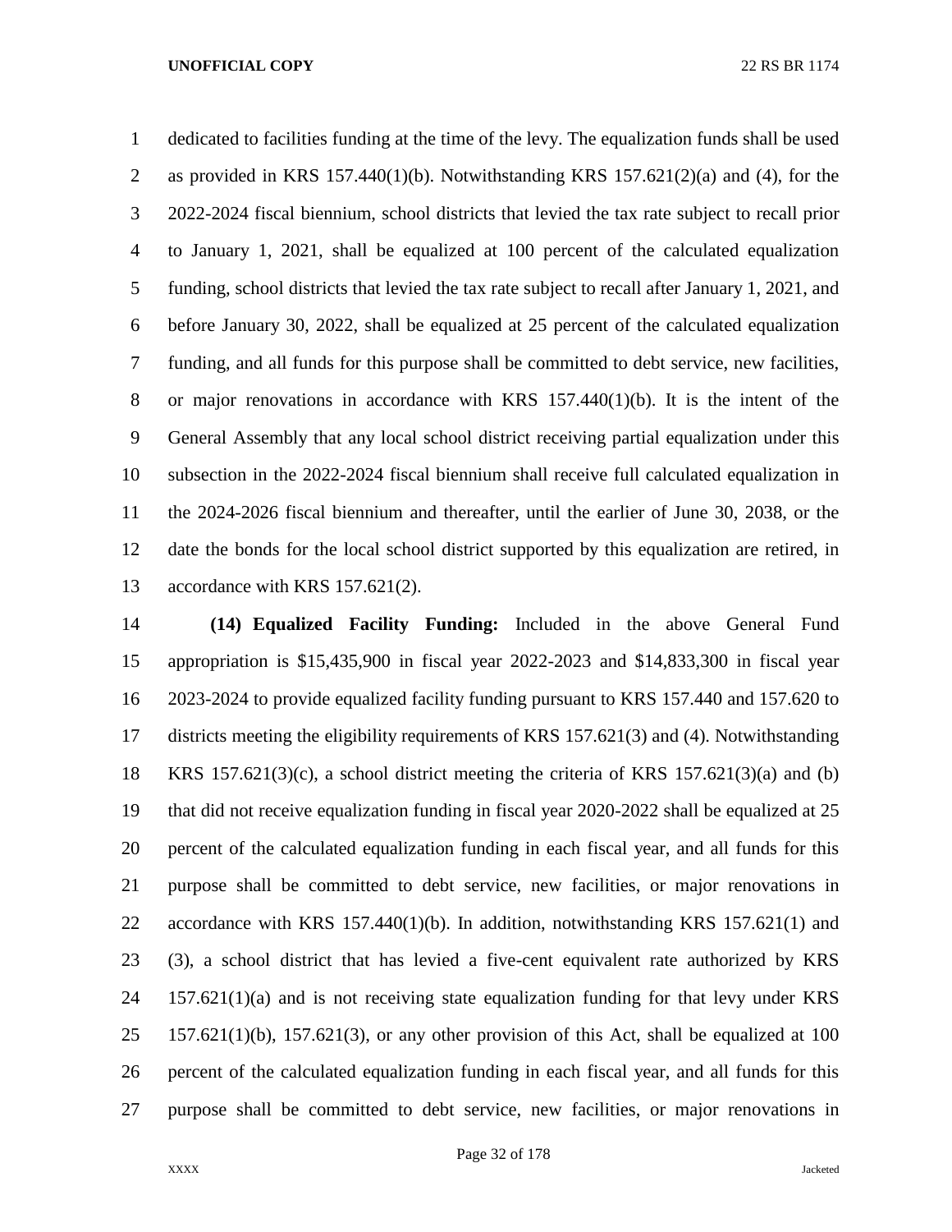dedicated to facilities funding at the time of the levy. The equalization funds shall be used as provided in KRS 157.440(1)(b). Notwithstanding KRS 157.621(2)(a) and (4), for the 2022-2024 fiscal biennium, school districts that levied the tax rate subject to recall prior to January 1, 2021, shall be equalized at 100 percent of the calculated equalization funding, school districts that levied the tax rate subject to recall after January 1, 2021, and before January 30, 2022, shall be equalized at 25 percent of the calculated equalization funding, and all funds for this purpose shall be committed to debt service, new facilities, or major renovations in accordance with KRS 157.440(1)(b). It is the intent of the General Assembly that any local school district receiving partial equalization under this subsection in the 2022-2024 fiscal biennium shall receive full calculated equalization in the 2024-2026 fiscal biennium and thereafter, until the earlier of June 30, 2038, or the date the bonds for the local school district supported by this equalization are retired, in accordance with KRS 157.621(2).

**(14) Equalized Facility Funding:** Included in the above General Fund appropriation is $15,435,900 in fiscal year 2022-2023 and $14,833,300 in fiscal year 2023-2024 to provide equalized facility funding pursuant to KRS 157.440 and 157.620 to districts meeting the eligibility requirements of KRS 157.621(3) and (4). Notwithstanding KRS 157.621(3)(c), a school district meeting the criteria of KRS 157.621(3)(a) and (b) that did not receive equalization funding in fiscal year 2020-2022 shall be equalized at 25 percent of the calculated equalization funding in each fiscal year, and all funds for this purpose shall be committed to debt service, new facilities, or major renovations in accordance with KRS 157.440(1)(b). In addition, notwithstanding KRS 157.621(1) and (3), a school district that has levied a five-cent equivalent rate authorized by KRS 157.621(1)(a) and is not receiving state equalization funding for that levy under KRS 157.621(1)(b), 157.621(3), or any other provision of this Act, shall be equalized at 100 percent of the calculated equalization funding in each fiscal year, and all funds for this purpose shall be committed to debt service, new facilities, or major renovations in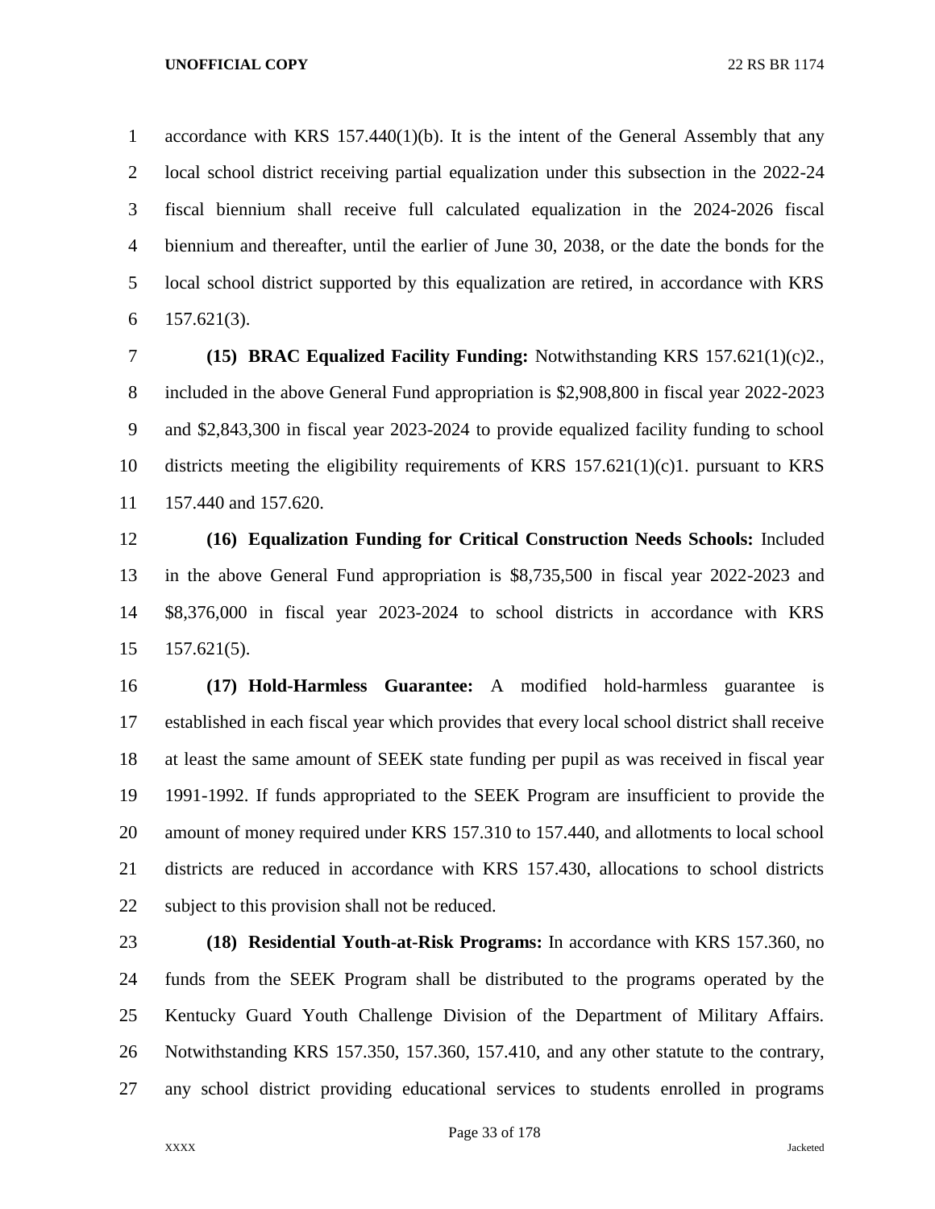accordance with KRS 157.440(1)(b). It is the intent of the General Assembly that any local school district receiving partial equalization under this subsection in the 2022-24 fiscal biennium shall receive full calculated equalization in the 2024-2026 fiscal biennium and thereafter, until the earlier of June 30, 2038, or the date the bonds for the local school district supported by this equalization are retired, in accordance with KRS 157.621(3).

**(15) BRAC Equalized Facility Funding:** Notwithstanding KRS 157.621(1)(c)2., included in the above General Fund appropriation is $2,908,800 in fiscal year 2022-2023 and $2,843,300 in fiscal year 2023-2024 to provide equalized facility funding to school districts meeting the eligibility requirements of KRS 157.621(1)(c)1. pursuant to KRS 157.440 and 157.620.

**(16) Equalization Funding for Critical Construction Needs Schools:** Included in the above General Fund appropriation is $8,735,500 in fiscal year 2022-2023 and $8,376,000 in fiscal year 2023-2024 to school districts in accordance with KRS 157.621(5).

**(17) Hold-Harmless Guarantee:** A modified hold-harmless guarantee is established in each fiscal year which provides that every local school district shall receive at least the same amount of SEEK state funding per pupil as was received in fiscal year 1991-1992. If funds appropriated to the SEEK Program are insufficient to provide the amount of money required under KRS 157.310 to 157.440, and allotments to local school districts are reduced in accordance with KRS 157.430, allocations to school districts subject to this provision shall not be reduced.

**(18) Residential Youth-at-Risk Programs:** In accordance with KRS 157.360, no funds from the SEEK Program shall be distributed to the programs operated by the Kentucky Guard Youth Challenge Division of the Department of Military Affairs. Notwithstanding KRS 157.350, 157.360, 157.410, and any other statute to the contrary, any school district providing educational services to students enrolled in programs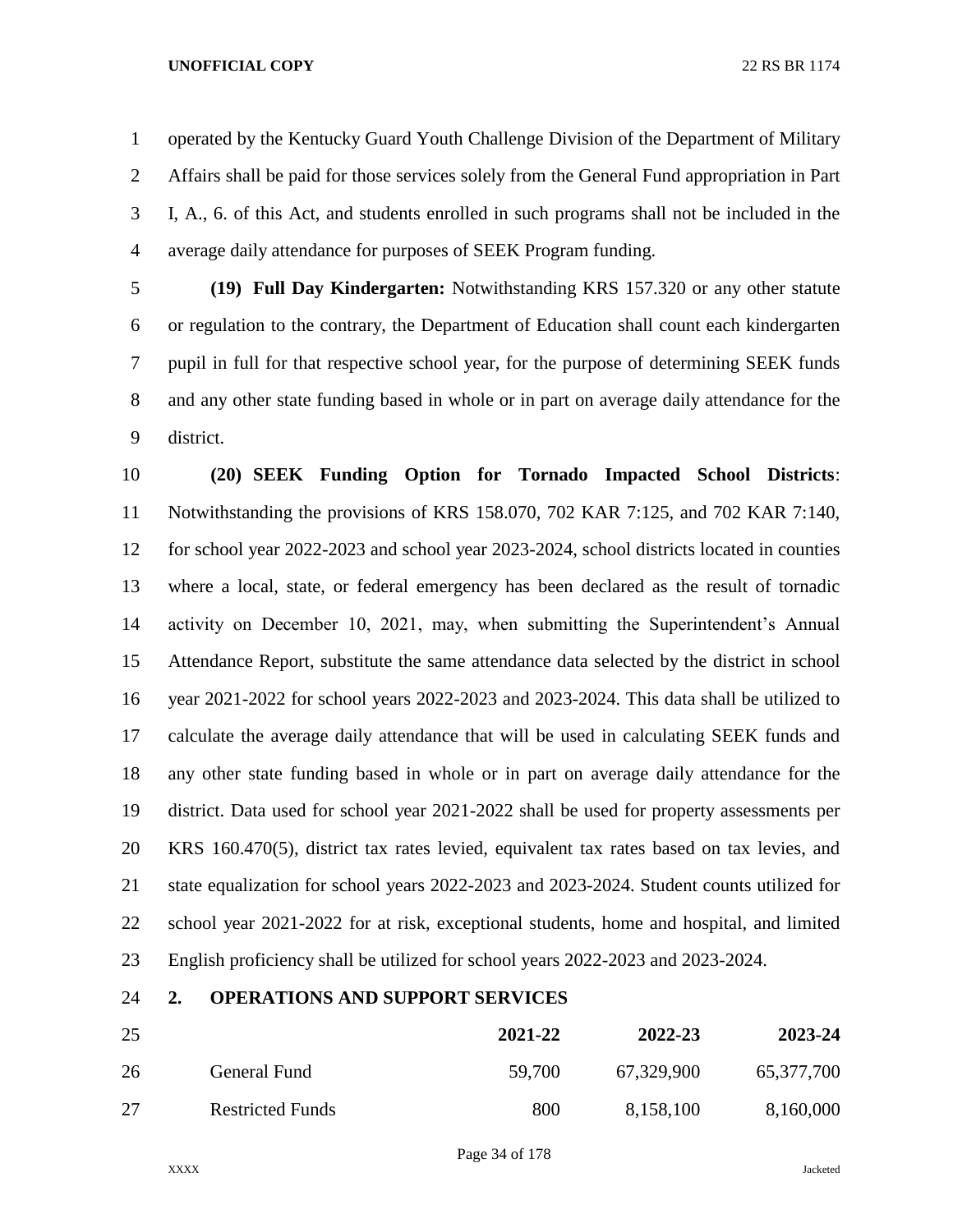operated by the Kentucky Guard Youth Challenge Division of the Department of Military Affairs shall be paid for those services solely from the General Fund appropriation in Part I, A., 6. of this Act, and students enrolled in such programs shall not be included in the average daily attendance for purposes of SEEK Program funding.

**(19) Full Day Kindergarten:** Notwithstanding KRS 157.320 or any other statute or regulation to the contrary, the Department of Education shall count each kindergarten pupil in full for that respective school year, for the purpose of determining SEEK funds and any other state funding based in whole or in part on average daily attendance for the district.

**(20) SEEK Funding Option for Tornado Impacted School Districts**: Notwithstanding the provisions of KRS 158.070, 702 KAR 7:125, and 702 KAR 7:140, for school year 2022-2023 and school year 2023-2024, school districts located in counties where a local, state, or federal emergency has been declared as the result of tornadic activity on December 10, 2021, may, when submitting the Superintendent's Annual Attendance Report, substitute the same attendance data selected by the district in school year 2021-2022 for school years 2022-2023 and 2023-2024. This data shall be utilized to calculate the average daily attendance that will be used in calculating SEEK funds and any other state funding based in whole or in part on average daily attendance for the district. Data used for school year 2021-2022 shall be used for property assessments per KRS 160.470(5), district tax rates levied, equivalent tax rates based on tax levies, and state equalization for school years 2022-2023 and 2023-2024. Student counts utilized for school year 2021-2022 for at risk, exceptional students, home and hospital, and limited English proficiency shall be utilized for school years 2022-2023 and 2023-2024.

**2. OPERATIONS AND SUPPORT SERVICES**

| | 2021-22 | 2022-23 | 2023-24 |
|---|---:|---:|---:|
| General Fund | 59,700 | 67,329,900 | 65,377,700 |
| Restricted Funds | 800 | 8,158,100 | 8,160,000 |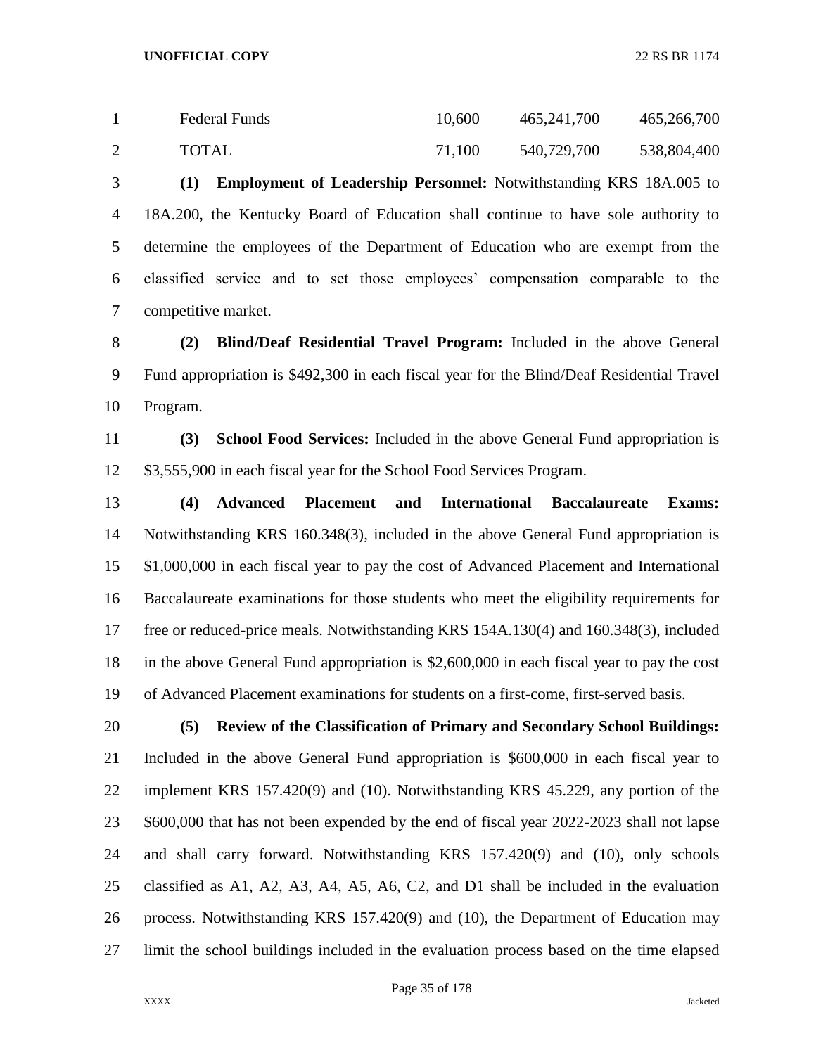| | | | |
|---|---|---|---|
| Federal Funds | 10,600 | 465,241,700 | 465,266,700 |
| TOTAL | 71,100 | 540,729,700 | 538,804,400 |

**(1) Employment of Leadership Personnel:** Notwithstanding KRS 18A.005 to 18A.200, the Kentucky Board of Education shall continue to have sole authority to determine the employees of the Department of Education who are exempt from the classified service and to set those employees' compensation comparable to the competitive market.

**(2) Blind/Deaf Residential Travel Program:** Included in the above General Fund appropriation is $492,300 in each fiscal year for the Blind/Deaf Residential Travel Program.

**(3) School Food Services:** Included in the above General Fund appropriation is $3,555,900 in each fiscal year for the School Food Services Program.

**(4) Advanced Placement and International Baccalaureate Exams:** Notwithstanding KRS 160.348(3), included in the above General Fund appropriation is $1,000,000 in each fiscal year to pay the cost of Advanced Placement and International Baccalaureate examinations for those students who meet the eligibility requirements for free or reduced-price meals. Notwithstanding KRS 154A.130(4) and 160.348(3), included in the above General Fund appropriation is $2,600,000 in each fiscal year to pay the cost of Advanced Placement examinations for students on a first-come, first-served basis.

**(5) Review of the Classification of Primary and Secondary School Buildings:** Included in the above General Fund appropriation is $600,000 in each fiscal year to implement KRS 157.420(9) and (10). Notwithstanding KRS 45.229, any portion of the $600,000 that has not been expended by the end of fiscal year 2022-2023 shall not lapse and shall carry forward. Notwithstanding KRS 157.420(9) and (10), only schools classified as A1, A2, A3, A4, A5, A6, C2, and D1 shall be included in the evaluation process. Notwithstanding KRS 157.420(9) and (10), the Department of Education may limit the school buildings included in the evaluation process based on the time elapsed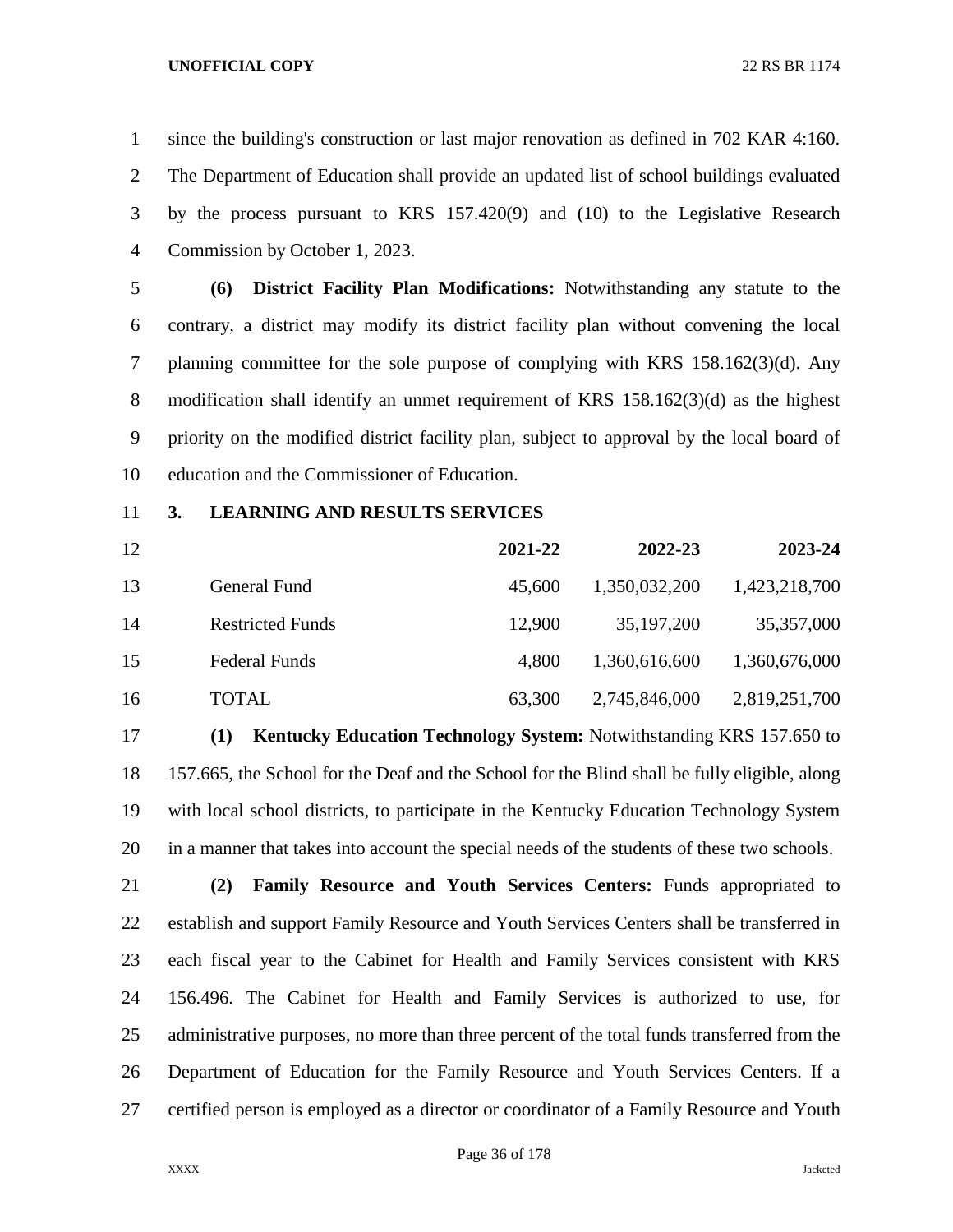since the building's construction or last major renovation as defined in 702 KAR 4:160. The Department of Education shall provide an updated list of school buildings evaluated by the process pursuant to KRS 157.420(9) and (10) to the Legislative Research Commission by October 1, 2023.

**(6) District Facility Plan Modifications:** Notwithstanding any statute to the contrary, a district may modify its district facility plan without convening the local planning committee for the sole purpose of complying with KRS 158.162(3)(d). Any modification shall identify an unmet requirement of KRS 158.162(3)(d) as the highest priority on the modified district facility plan, subject to approval by the local board of education and the Commissioner of Education.

**3. LEARNING AND RESULTS SERVICES**

| | 2021-22 | 2022-23 | 2023-24 |
|---|---:|---:|---:|
| General Fund | 45,600 | 1,350,032,200 | 1,423,218,700 |
| Restricted Funds | 12,900 | 35,197,200 | 35,357,000 |
| Federal Funds | 4,800 | 1,360,616,600 | 1,360,676,000 |
| TOTAL | 63,300 | 2,745,846,000 | 2,819,251,700 |

**(1) Kentucky Education Technology System:** Notwithstanding KRS 157.650 to 157.665, the School for the Deaf and the School for the Blind shall be fully eligible, along with local school districts, to participate in the Kentucky Education Technology System in a manner that takes into account the special needs of the students of these two schools.

**(2) Family Resource and Youth Services Centers:** Funds appropriated to establish and support Family Resource and Youth Services Centers shall be transferred in each fiscal year to the Cabinet for Health and Family Services consistent with KRS 156.496. The Cabinet for Health and Family Services is authorized to use, for administrative purposes, no more than three percent of the total funds transferred from the Department of Education for the Family Resource and Youth Services Centers. If a certified person is employed as a director or coordinator of a Family Resource and Youth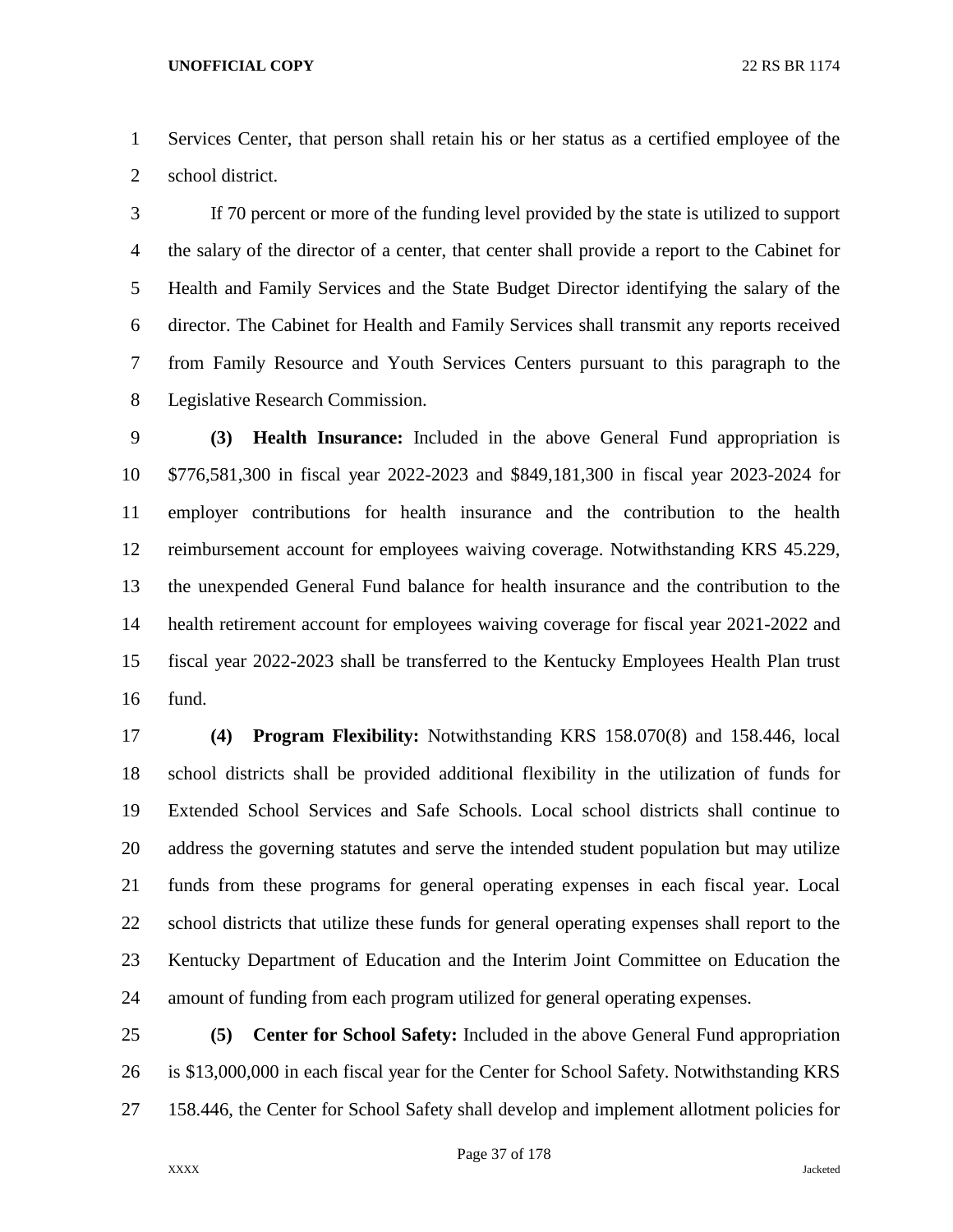Services Center, that person shall retain his or her status as a certified employee of the school district.

If 70 percent or more of the funding level provided by the state is utilized to support the salary of the director of a center, that center shall provide a report to the Cabinet for Health and Family Services and the State Budget Director identifying the salary of the director. The Cabinet for Health and Family Services shall transmit any reports received from Family Resource and Youth Services Centers pursuant to this paragraph to the Legislative Research Commission.

**(3) Health Insurance:** Included in the above General Fund appropriation is $776,581,300 in fiscal year 2022-2023 and $849,181,300 in fiscal year 2023-2024 for employer contributions for health insurance and the contribution to the health reimbursement account for employees waiving coverage. Notwithstanding KRS 45.229, the unexpended General Fund balance for health insurance and the contribution to the health retirement account for employees waiving coverage for fiscal year 2021-2022 and fiscal year 2022-2023 shall be transferred to the Kentucky Employees Health Plan trust fund.

**(4) Program Flexibility:** Notwithstanding KRS 158.070(8) and 158.446, local school districts shall be provided additional flexibility in the utilization of funds for Extended School Services and Safe Schools. Local school districts shall continue to address the governing statutes and serve the intended student population but may utilize funds from these programs for general operating expenses in each fiscal year. Local school districts that utilize these funds for general operating expenses shall report to the Kentucky Department of Education and the Interim Joint Committee on Education the amount of funding from each program utilized for general operating expenses.

**(5) Center for School Safety:** Included in the above General Fund appropriation is $13,000,000 in each fiscal year for the Center for School Safety. Notwithstanding KRS 158.446, the Center for School Safety shall develop and implement allotment policies for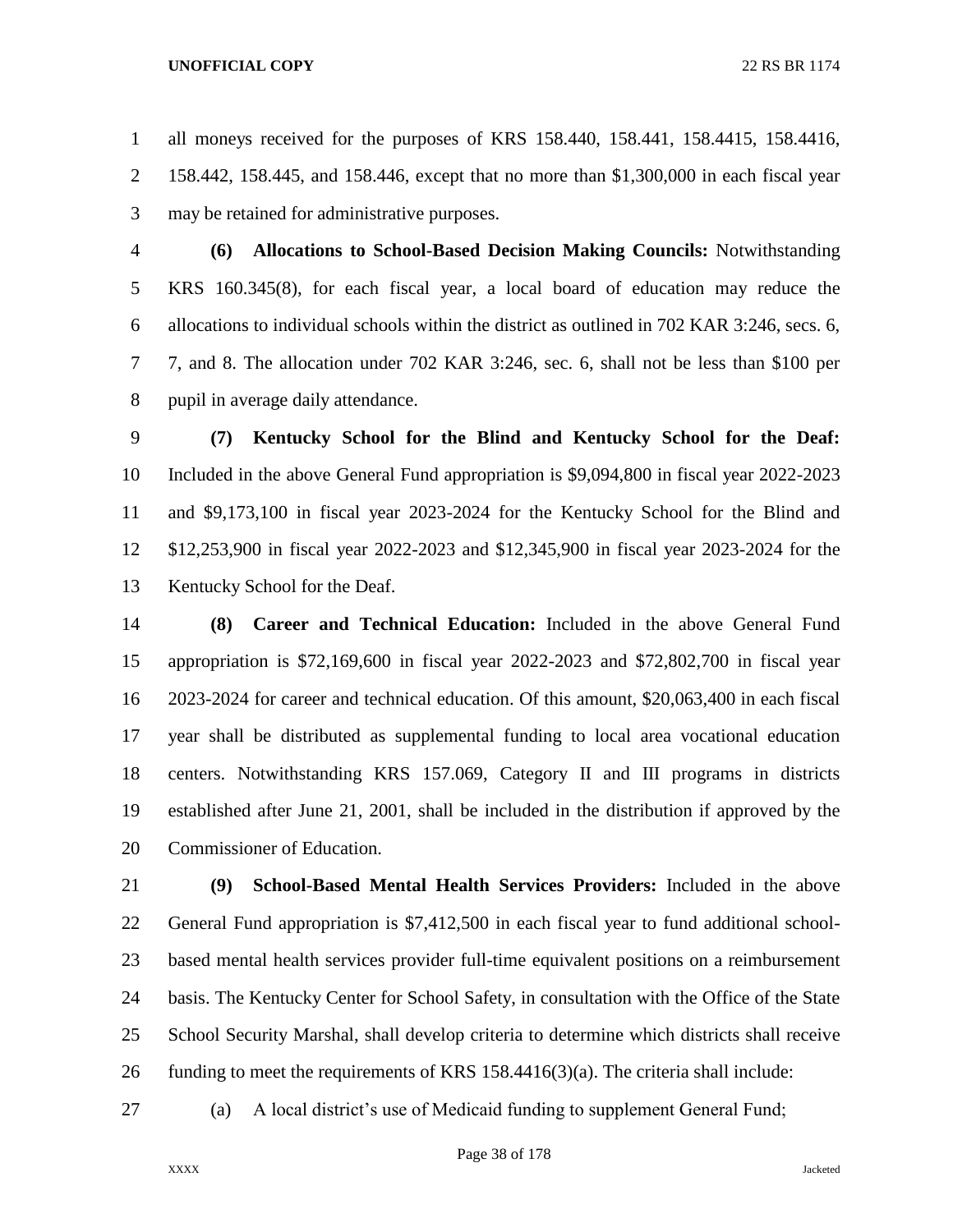all moneys received for the purposes of KRS 158.440, 158.441, 158.4415, 158.4416, 158.442, 158.445, and 158.446, except that no more than $1,300,000 in each fiscal year may be retained for administrative purposes.

**(6) Allocations to School-Based Decision Making Councils:** Notwithstanding KRS 160.345(8), for each fiscal year, a local board of education may reduce the allocations to individual schools within the district as outlined in 702 KAR 3:246, secs. 6, 7, and 8. The allocation under 702 KAR 3:246, sec. 6, shall not be less than $100 per pupil in average daily attendance.

**(7) Kentucky School for the Blind and Kentucky School for the Deaf:** Included in the above General Fund appropriation is $9,094,800 in fiscal year 2022-2023 and $9,173,100 in fiscal year 2023-2024 for the Kentucky School for the Blind and $12,253,900 in fiscal year 2022-2023 and $12,345,900 in fiscal year 2023-2024 for the Kentucky School for the Deaf.

**(8) Career and Technical Education:** Included in the above General Fund appropriation is $72,169,600 in fiscal year 2022-2023 and $72,802,700 in fiscal year 2023-2024 for career and technical education. Of this amount, $20,063,400 in each fiscal year shall be distributed as supplemental funding to local area vocational education centers. Notwithstanding KRS 157.069, Category II and III programs in districts established after June 21, 2001, shall be included in the distribution if approved by the Commissioner of Education.

**(9) School-Based Mental Health Services Providers:** Included in the above General Fund appropriation is $7,412,500 in each fiscal year to fund additional school-based mental health services provider full-time equivalent positions on a reimbursement basis. The Kentucky Center for School Safety, in consultation with the Office of the State School Security Marshal, shall develop criteria to determine which districts shall receive funding to meet the requirements of KRS 158.4416(3)(a). The criteria shall include:

(a) A local district's use of Medicaid funding to supplement General Fund;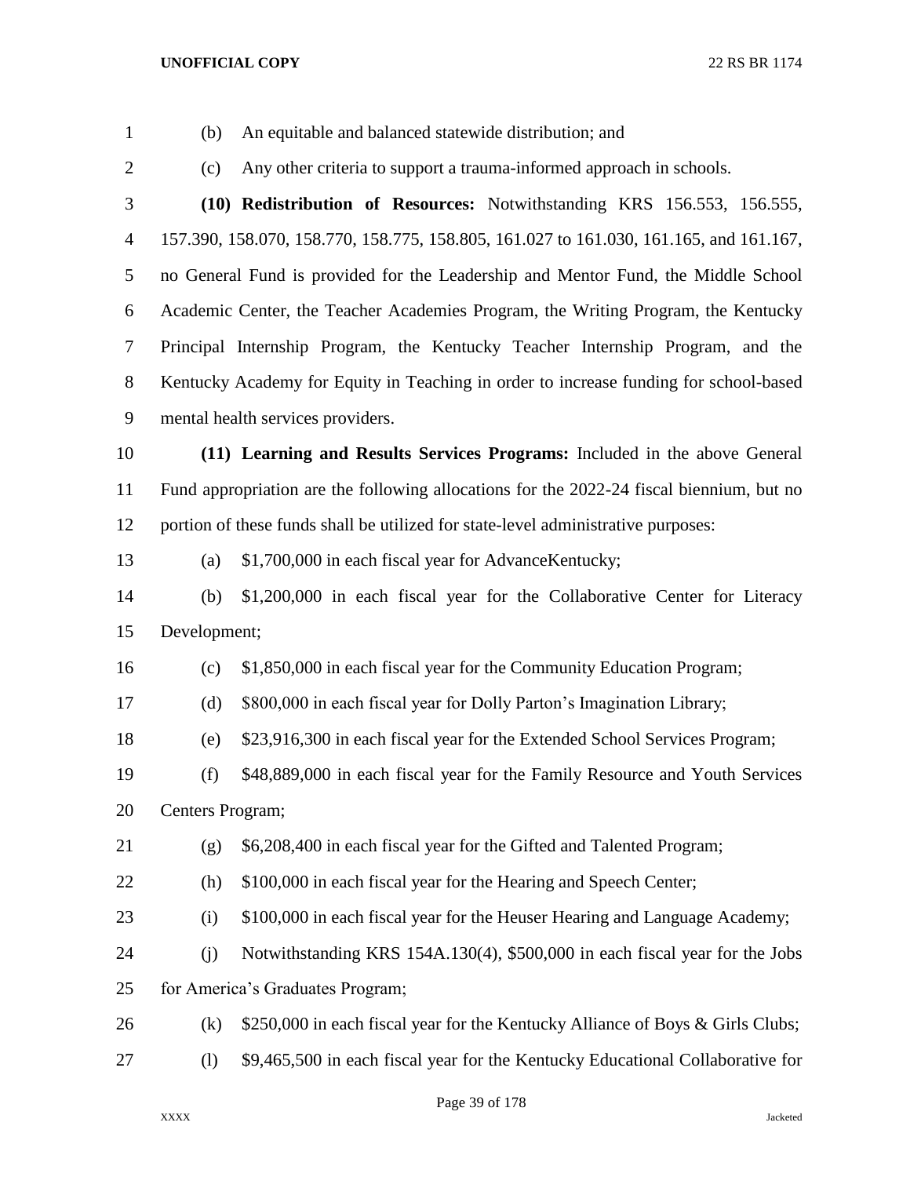(b) An equitable and balanced statewide distribution; and

(c) Any other criteria to support a trauma-informed approach in schools.

**(10) Redistribution of Resources:** Notwithstanding KRS 156.553, 156.555, 157.390, 158.070, 158.770, 158.775, 158.805, 161.027 to 161.030, 161.165, and 161.167, no General Fund is provided for the Leadership and Mentor Fund, the Middle School Academic Center, the Teacher Academies Program, the Writing Program, the Kentucky Principal Internship Program, the Kentucky Teacher Internship Program, and the Kentucky Academy for Equity in Teaching in order to increase funding for school-based mental health services providers.

**(11) Learning and Results Services Programs:** Included in the above General Fund appropriation are the following allocations for the 2022-24 fiscal biennium, but no portion of these funds shall be utilized for state-level administrative purposes:

(a) $1,700,000 in each fiscal year for AdvanceKentucky;

(b) $1,200,000 in each fiscal year for the Collaborative Center for Literacy Development;

(c) $1,850,000 in each fiscal year for the Community Education Program;

(d) $800,000 in each fiscal year for Dolly Parton's Imagination Library;

(e) $23,916,300 in each fiscal year for the Extended School Services Program;

(f) $48,889,000 in each fiscal year for the Family Resource and Youth Services Centers Program;

(g) $6,208,400 in each fiscal year for the Gifted and Talented Program;

(h) $100,000 in each fiscal year for the Hearing and Speech Center;

(i) $100,000 in each fiscal year for the Heuser Hearing and Language Academy;

(j) Notwithstanding KRS 154A.130(4), $500,000 in each fiscal year for the Jobs for America's Graduates Program;

(k) $250,000 in each fiscal year for the Kentucky Alliance of Boys & Girls Clubs;

(l) $9,465,500 in each fiscal year for the Kentucky Educational Collaborative for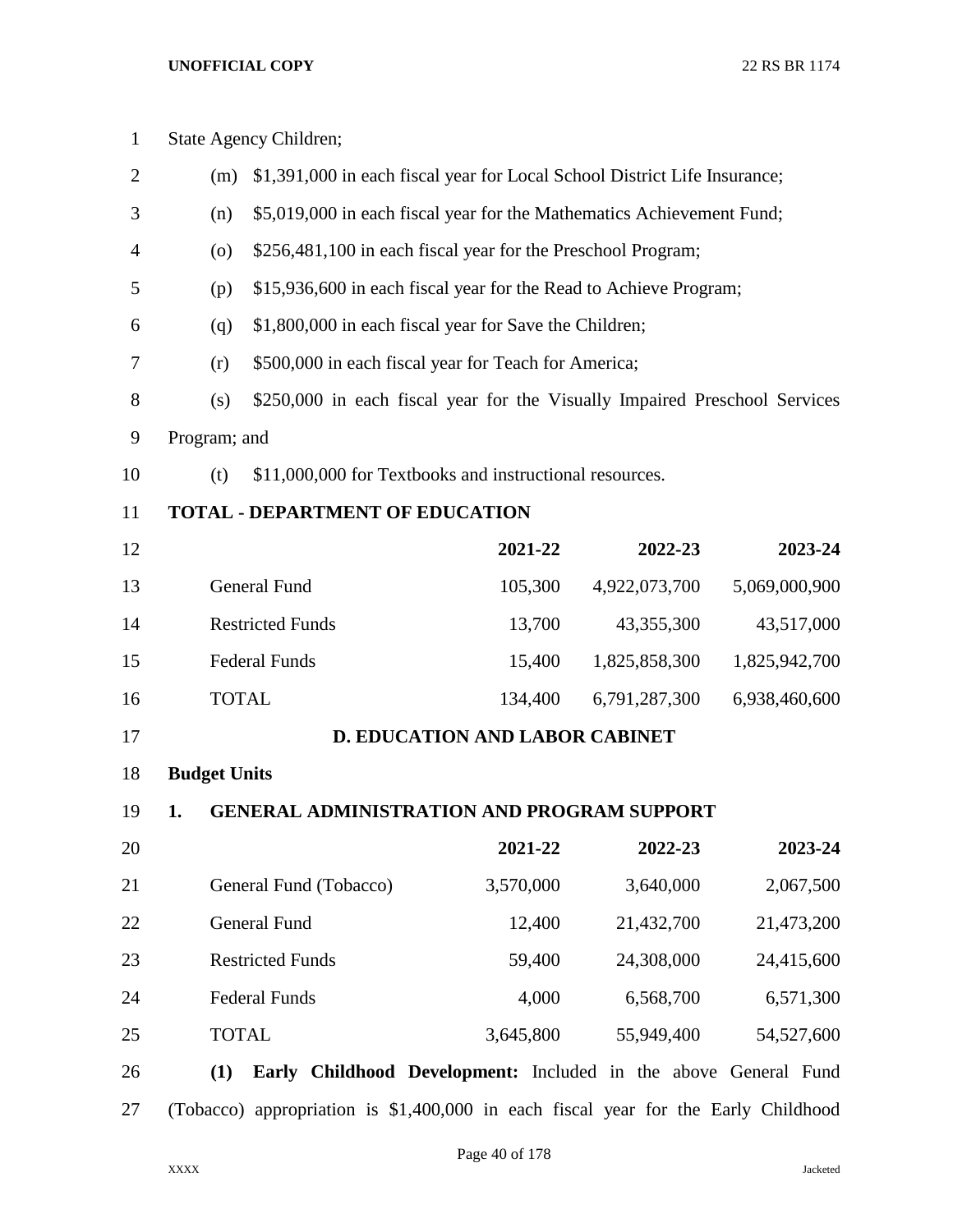State Agency Children;

(m) $1,391,000 in each fiscal year for Local School District Life Insurance;

(n) $5,019,000 in each fiscal year for the Mathematics Achievement Fund;

(o) $256,481,100 in each fiscal year for the Preschool Program;

(p) $15,936,600 in each fiscal year for the Read to Achieve Program;

(q) $1,800,000 in each fiscal year for Save the Children;

(r) $500,000 in each fiscal year for Teach for America;

(s) $250,000 in each fiscal year for the Visually Impaired Preschool Services Program; and

(t) $11,000,000 for Textbooks and instructional resources.

**TOTAL - DEPARTMENT OF EDUCATION**

| | 2021-22 | 2022-23 | 2023-24 |
|---|---|---|---|
| General Fund | 105,300 | 4,922,073,700 | 5,069,000,900 |
| Restricted Funds | 13,700 | 43,355,300 | 43,517,000 |
| Federal Funds | 15,400 | 1,825,858,300 | 1,825,942,700 |
| TOTAL | 134,400 | 6,791,287,300 | 6,938,460,600 |

## D. EDUCATION AND LABOR CABINET

**Budget Units**

**1. GENERAL ADMINISTRATION AND PROGRAM SUPPORT**

| | 2021-22 | 2022-23 | 2023-24 |
|---|---|---|---|
| General Fund (Tobacco) | 3,570,000 | 3,640,000 | 2,067,500 |
| General Fund | 12,400 | 21,432,700 | 21,473,200 |
| Restricted Funds | 59,400 | 24,308,000 | 24,415,600 |
| Federal Funds | 4,000 | 6,568,700 | 6,571,300 |
| TOTAL | 3,645,800 | 55,949,400 | 54,527,600 |

**(1) Early Childhood Development:** Included in the above General Fund (Tobacco) appropriation is $1,400,000 in each fiscal year for the Early Childhood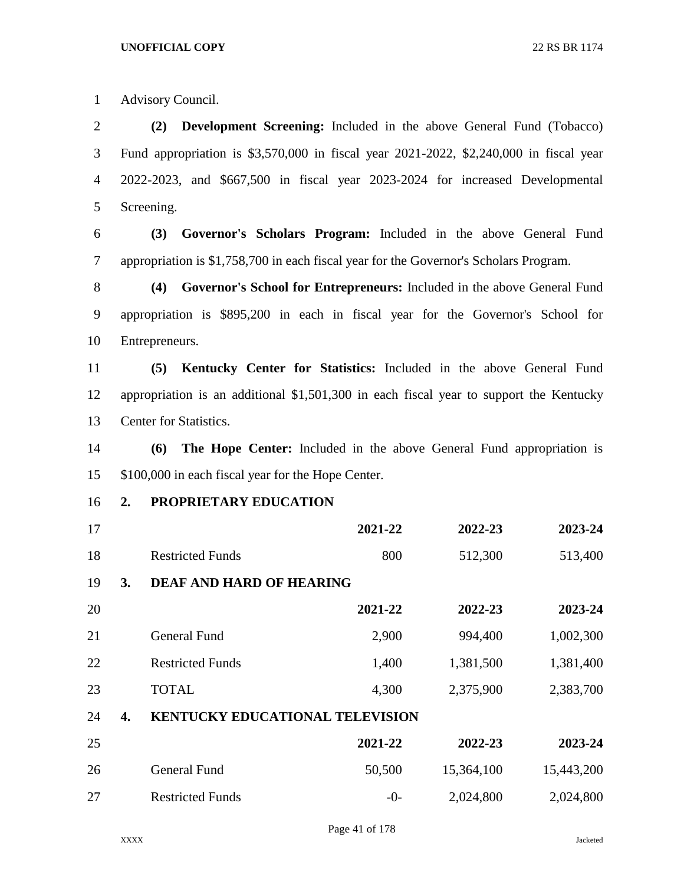Advisory Council.

**(2) Development Screening:** Included in the above General Fund (Tobacco) Fund appropriation is $3,570,000 in fiscal year 2021-2022, $2,240,000 in fiscal year 2022-2023, and $667,500 in fiscal year 2023-2024 for increased Developmental Screening.

**(3) Governor's Scholars Program:** Included in the above General Fund appropriation is $1,758,700 in each fiscal year for the Governor's Scholars Program.

**(4) Governor's School for Entrepreneurs:** Included in the above General Fund appropriation is $895,200 in each in fiscal year for the Governor's School for Entrepreneurs.

**(5) Kentucky Center for Statistics:** Included in the above General Fund appropriation is an additional $1,501,300 in each fiscal year to support the Kentucky Center for Statistics.

**(6) The Hope Center:** Included in the above General Fund appropriation is $100,000 in each fiscal year for the Hope Center.

**2. PROPRIETARY EDUCATION**

| | 2021-22 | 2022-23 | 2023-24 |
|---|---|---|---|
| Restricted Funds | 800 | 512,300 | 513,400 |

**3. DEAF AND HARD OF HEARING**

| | 2021-22 | 2022-23 | 2023-24 |
|---|---|---|---|
| General Fund | 2,900 | 994,400 | 1,002,300 |
| Restricted Funds | 1,400 | 1,381,500 | 1,381,400 |
| TOTAL | 4,300 | 2,375,900 | 2,383,700 |

**4. KENTUCKY EDUCATIONAL TELEVISION**

| | 2021-22 | 2022-23 | 2023-24 |
|---|---|---|---|
| General Fund | 50,500 | 15,364,100 | 15,443,200 |
| Restricted Funds | -0- | 2,024,800 | 2,024,800 |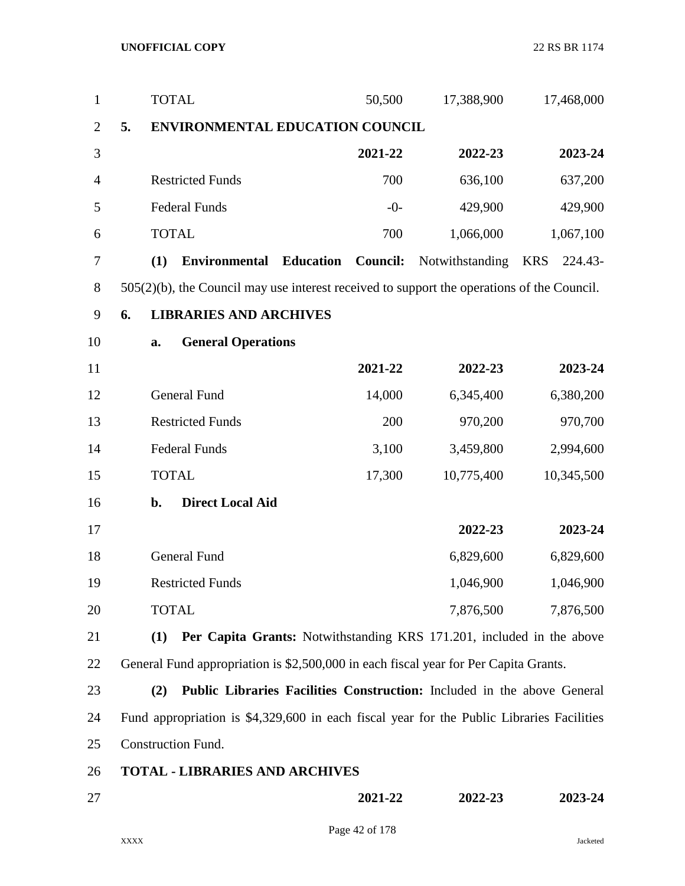| | 2021-22 | 2022-23 | 2023-24 |
|---|---|---|---|
| TOTAL | 50,500 | 17,388,900 | 17,468,000 |

**5. ENVIRONMENTAL EDUCATION COUNCIL**

| | 2021-22 | 2022-23 | 2023-24 |
|---|---|---|---|
| Restricted Funds | 700 | 636,100 | 637,200 |
| Federal Funds | -0- | 429,900 | 429,900 |
| TOTAL | 700 | 1,066,000 | 1,067,100 |

**(1) Environmental Education Council:** Notwithstanding KRS 224.43-505(2)(b), the Council may use interest received to support the operations of the Council.

**6. LIBRARIES AND ARCHIVES**

**a. General Operations**

| | 2021-22 | 2022-23 | 2023-24 |
|---|---|---|---|
| General Fund | 14,000 | 6,345,400 | 6,380,200 |
| Restricted Funds | 200 | 970,200 | 970,700 |
| Federal Funds | 3,100 | 3,459,800 | 2,994,600 |
| TOTAL | 17,300 | 10,775,400 | 10,345,500 |

**b. Direct Local Aid**

| | 2022-23 | 2023-24 |
|---|---|---|
| General Fund | 6,829,600 | 6,829,600 |
| Restricted Funds | 1,046,900 | 1,046,900 |
| TOTAL | 7,876,500 | 7,876,500 |

**(1) Per Capita Grants:** Notwithstanding KRS 171.201, included in the above General Fund appropriation is $2,500,000 in each fiscal year for Per Capita Grants.

**(2) Public Libraries Facilities Construction:** Included in the above General Fund appropriation is $4,329,600 in each fiscal year for the Public Libraries Facilities Construction Fund.

**TOTAL - LIBRARIES AND ARCHIVES**

| | 2021-22 | 2022-23 | 2023-24 |
|---|---|---|---|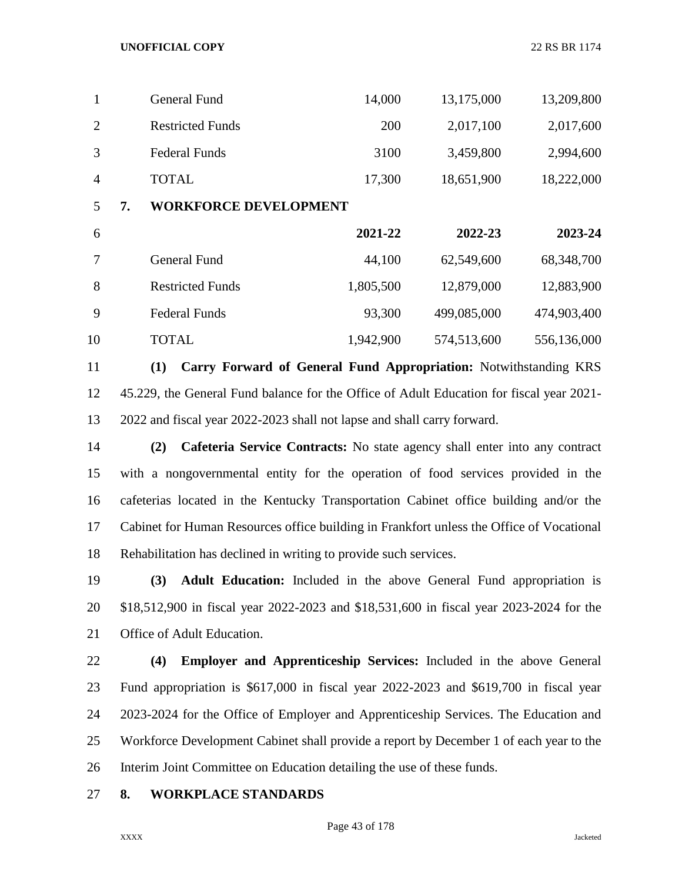| | | | |
|---|---|---|---|
| General Fund | 14,000 | 13,175,000 | 13,209,800 |
| Restricted Funds | 200 | 2,017,100 | 2,017,600 |
| Federal Funds | 3100 | 3,459,800 | 2,994,600 |
| TOTAL | 17,300 | 18,651,900 | 18,222,000 |

**7. WORKFORCE DEVELOPMENT**

| | 2021-22 | 2022-23 | 2023-24 |
|---|---|---|---|
| General Fund | 44,100 | 62,549,600 | 68,348,700 |
| Restricted Funds | 1,805,500 | 12,879,000 | 12,883,900 |
| Federal Funds | 93,300 | 499,085,000 | 474,903,400 |
| TOTAL | 1,942,900 | 574,513,600 | 556,136,000 |

**(1) Carry Forward of General Fund Appropriation:** Notwithstanding KRS 45.229, the General Fund balance for the Office of Adult Education for fiscal year 2021-2022 and fiscal year 2022-2023 shall not lapse and shall carry forward.

**(2) Cafeteria Service Contracts:** No state agency shall enter into any contract with a nongovernmental entity for the operation of food services provided in the cafeterias located in the Kentucky Transportation Cabinet office building and/or the Cabinet for Human Resources office building in Frankfort unless the Office of Vocational Rehabilitation has declined in writing to provide such services.

**(3) Adult Education:** Included in the above General Fund appropriation is $18,512,900 in fiscal year 2022-2023 and $18,531,600 in fiscal year 2023-2024 for the Office of Adult Education.

**(4) Employer and Apprenticeship Services:** Included in the above General Fund appropriation is $617,000 in fiscal year 2022-2023 and $619,700 in fiscal year 2023-2024 for the Office of Employer and Apprenticeship Services. The Education and Workforce Development Cabinet shall provide a report by December 1 of each year to the Interim Joint Committee on Education detailing the use of these funds.

**8. WORKPLACE STANDARDS**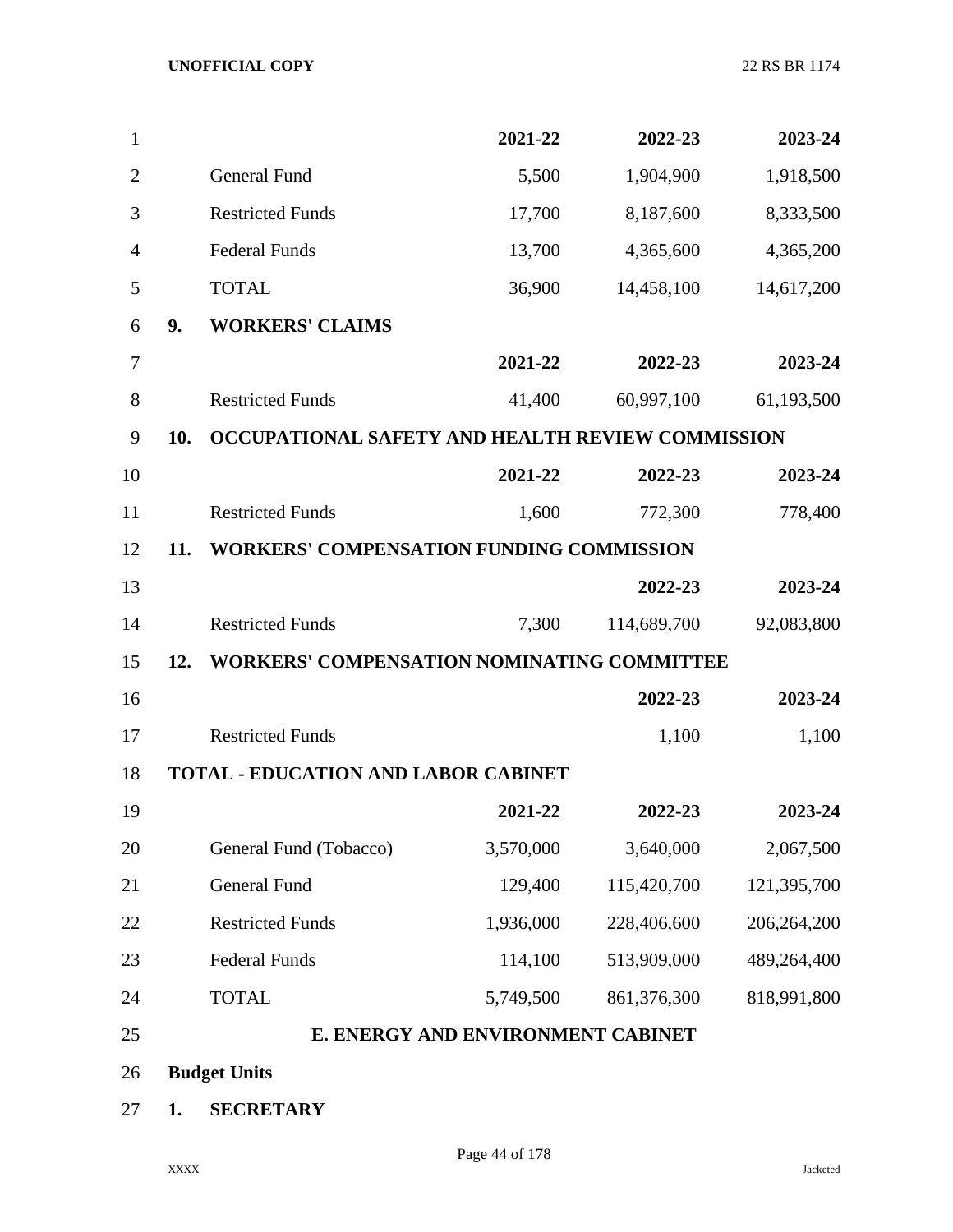| | 2021-22 | 2022-23 | 2023-24 |
|---|---|---|---|
| General Fund | 5,500 | 1,904,900 | 1,918,500 |
| Restricted Funds | 17,700 | 8,187,600 | 8,333,500 |
| Federal Funds | 13,700 | 4,365,600 | 4,365,200 |
| TOTAL | 36,900 | 14,458,100 | 14,617,200 |

**9. WORKERS' CLAIMS**

| | 2021-22 | 2022-23 | 2023-24 |
|---|---|---|---|
| Restricted Funds | 41,400 | 60,997,100 | 61,193,500 |

**10. OCCUPATIONAL SAFETY AND HEALTH REVIEW COMMISSION**

| | 2021-22 | 2022-23 | 2023-24 |
|---|---|---|---|
| Restricted Funds | 1,600 | 772,300 | 778,400 |

**11. WORKERS' COMPENSATION FUNDING COMMISSION**

| | | 2022-23 | 2023-24 |
|---|---|---|---|
| Restricted Funds | 7,300 | 114,689,700 | 92,083,800 |

**12. WORKERS' COMPENSATION NOMINATING COMMITTEE**

| | 2022-23 | 2023-24 |
|---|---|---|
| Restricted Funds | 1,100 | 1,100 |

**TOTAL - EDUCATION AND LABOR CABINET**

| | 2021-22 | 2022-23 | 2023-24 |
|---|---|---|---|
| General Fund (Tobacco) | 3,570,000 | 3,640,000 | 2,067,500 |
| General Fund | 129,400 | 115,420,700 | 121,395,700 |
| Restricted Funds | 1,936,000 | 228,406,600 | 206,264,200 |
| Federal Funds | 114,100 | 513,909,000 | 489,264,400 |
| TOTAL | 5,749,500 | 861,376,300 | 818,991,800 |

## E. ENERGY AND ENVIRONMENT CABINET

**Budget Units**

**1. SECRETARY**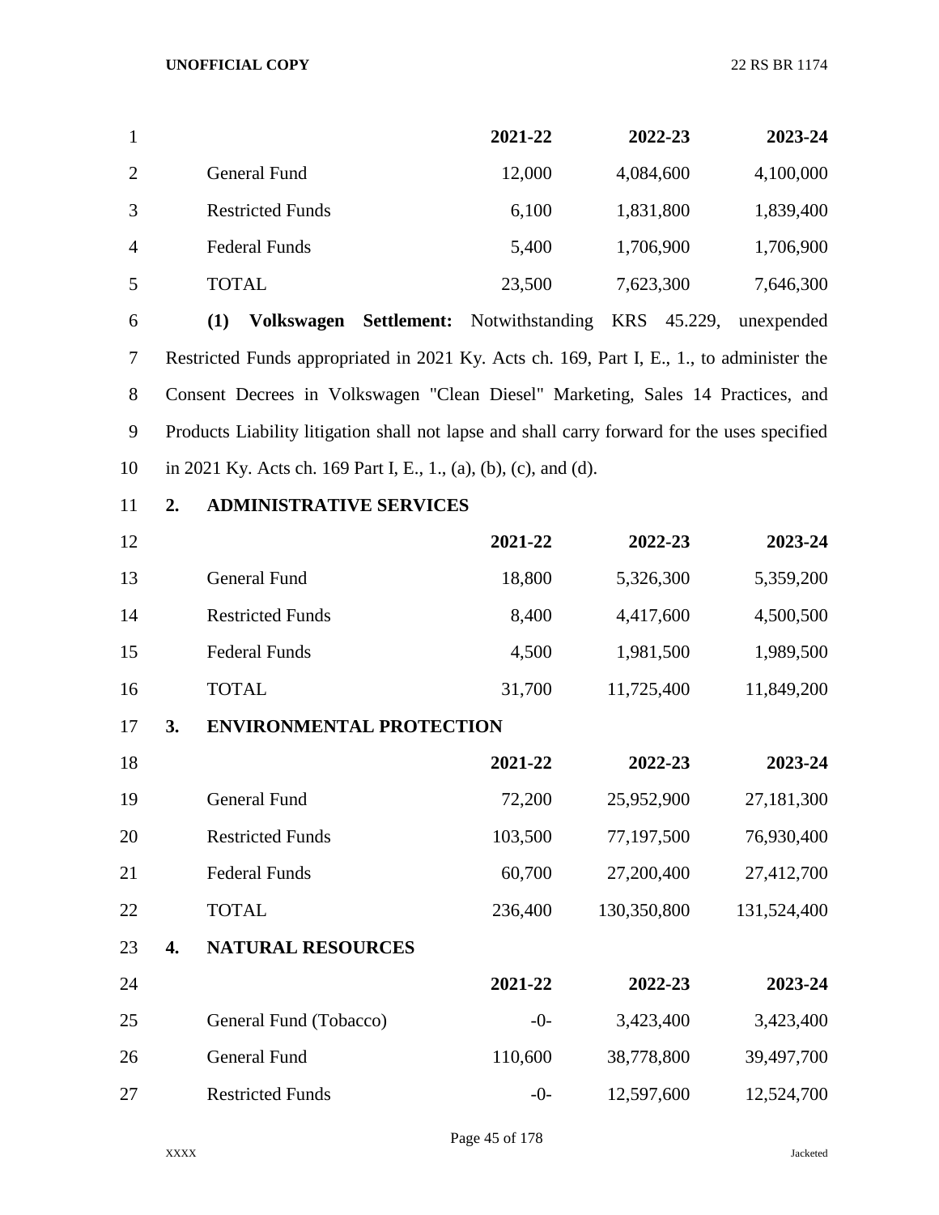| | 2021-22 | 2022-23 | 2023-24 |
|---|---|---|---|
| General Fund | 12,000 | 4,084,600 | 4,100,000 |
| Restricted Funds | 6,100 | 1,831,800 | 1,839,400 |
| Federal Funds | 5,400 | 1,706,900 | 1,706,900 |
| TOTAL | 23,500 | 7,623,300 | 7,646,300 |

**(1) Volkswagen Settlement:** Notwithstanding KRS 45.229, unexpended Restricted Funds appropriated in 2021 Ky. Acts ch. 169, Part I, E., 1., to administer the Consent Decrees in Volkswagen "Clean Diesel" Marketing, Sales 14 Practices, and Products Liability litigation shall not lapse and shall carry forward for the uses specified in 2021 Ky. Acts ch. 169 Part I, E., 1., (a), (b), (c), and (d).

**2. ADMINISTRATIVE SERVICES**

| | 2021-22 | 2022-23 | 2023-24 |
|---|---|---|---|
| General Fund | 18,800 | 5,326,300 | 5,359,200 |
| Restricted Funds | 8,400 | 4,417,600 | 4,500,500 |
| Federal Funds | 4,500 | 1,981,500 | 1,989,500 |
| TOTAL | 31,700 | 11,725,400 | 11,849,200 |

**3. ENVIRONMENTAL PROTECTION**

| | 2021-22 | 2022-23 | 2023-24 |
|---|---|---|---|
| General Fund | 72,200 | 25,952,900 | 27,181,300 |
| Restricted Funds | 103,500 | 77,197,500 | 76,930,400 |
| Federal Funds | 60,700 | 27,200,400 | 27,412,700 |
| TOTAL | 236,400 | 130,350,800 | 131,524,400 |

**4. NATURAL RESOURCES**

| | 2021-22 | 2022-23 | 2023-24 |
|---|---|---|---|
| General Fund (Tobacco) | -0- | 3,423,400 | 3,423,400 |
| General Fund | 110,600 | 38,778,800 | 39,497,700 |
| Restricted Funds | -0- | 12,597,600 | 12,524,700 |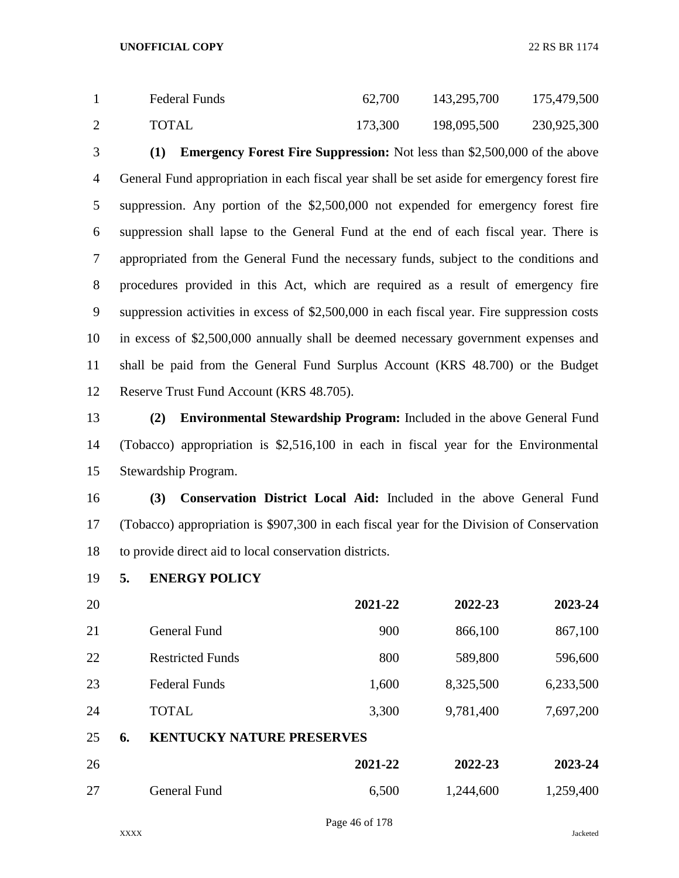| | | | |
|---|---|---|---|
| Federal Funds | 62,700 | 143,295,700 | 175,479,500 |
| TOTAL | 173,300 | 198,095,500 | 230,925,300 |

**(1) Emergency Forest Fire Suppression:** Not less than $2,500,000 of the above General Fund appropriation in each fiscal year shall be set aside for emergency forest fire suppression. Any portion of the $2,500,000 not expended for emergency forest fire suppression shall lapse to the General Fund at the end of each fiscal year. There is appropriated from the General Fund the necessary funds, subject to the conditions and procedures provided in this Act, which are required as a result of emergency fire suppression activities in excess of $2,500,000 in each fiscal year. Fire suppression costs in excess of $2,500,000 annually shall be deemed necessary government expenses and shall be paid from the General Fund Surplus Account (KRS 48.700) or the Budget Reserve Trust Fund Account (KRS 48.705).

**(2) Environmental Stewardship Program:** Included in the above General Fund (Tobacco) appropriation is $2,516,100 in each in fiscal year for the Environmental Stewardship Program.

**(3) Conservation District Local Aid:** Included in the above General Fund (Tobacco) appropriation is $907,300 in each fiscal year for the Division of Conservation to provide direct aid to local conservation districts.

**5. ENERGY POLICY**

| | **2021-22** | **2022-23** | **2023-24** |
|---|---|---|---|
| General Fund | 900 | 866,100 | 867,100 |
| Restricted Funds | 800 | 589,800 | 596,600 |
| Federal Funds | 1,600 | 8,325,500 | 6,233,500 |
| TOTAL | 3,300 | 9,781,400 | 7,697,200 |

**6. KENTUCKY NATURE PRESERVES**

| | **2021-22** | **2022-23** | **2023-24** |
|---|---|---|---|
| General Fund | 6,500 | 1,244,600 | 1,259,400 |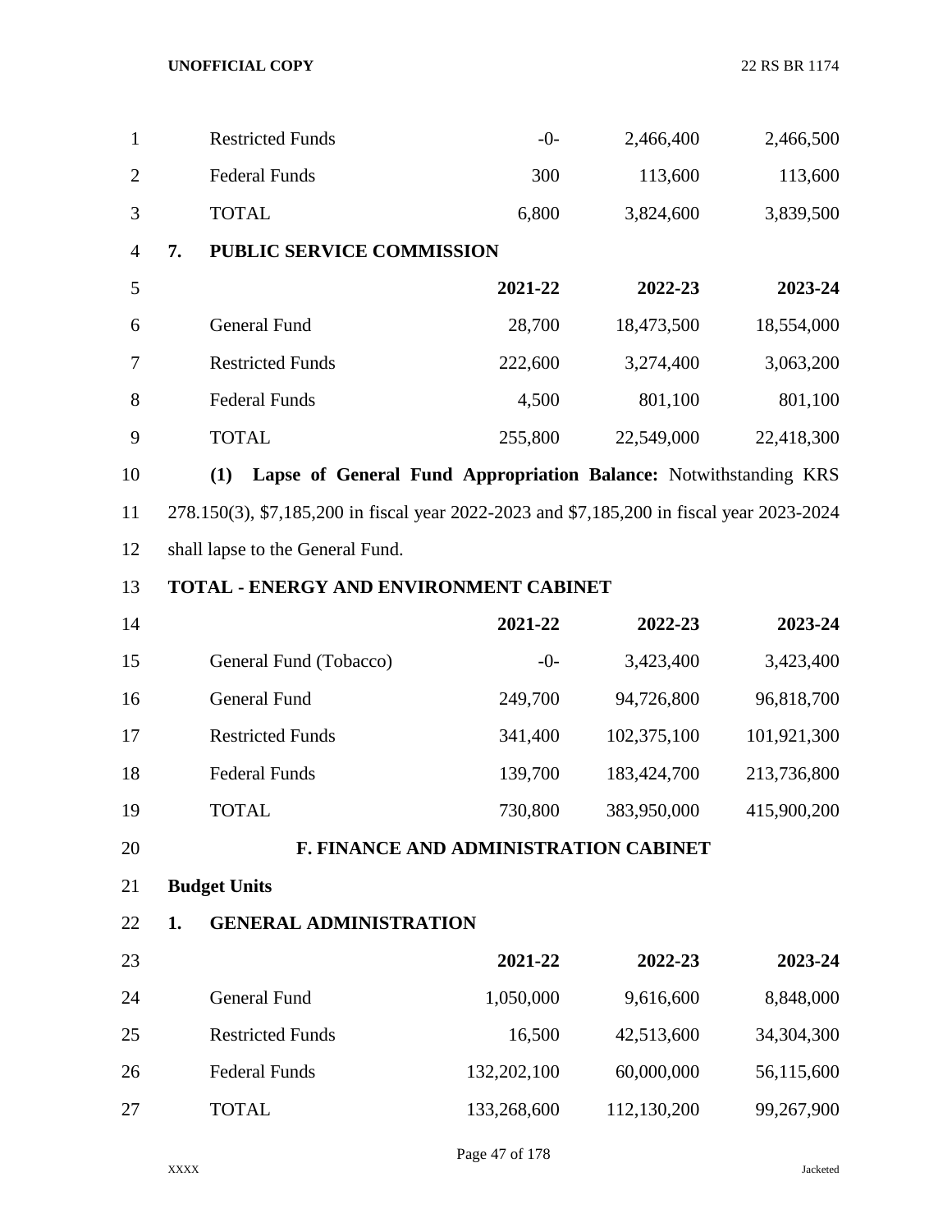| | 2021-22 | 2022-23 | 2023-24 |
|---|---|---|---|
| Restricted Funds | -0- | 2,466,400 | 2,466,500 |
| Federal Funds | 300 | 113,600 | 113,600 |
| TOTAL | 6,800 | 3,824,600 | 3,839,500 |

**7. PUBLIC SERVICE COMMISSION**

| | 2021-22 | 2022-23 | 2023-24 |
|---|---|---|---|
| General Fund | 28,700 | 18,473,500 | 18,554,000 |
| Restricted Funds | 222,600 | 3,274,400 | 3,063,200 |
| Federal Funds | 4,500 | 801,100 | 801,100 |
| TOTAL | 255,800 | 22,549,000 | 22,418,300 |

**(1) Lapse of General Fund Appropriation Balance:** Notwithstanding KRS 278.150(3), $7,185,200 in fiscal year 2022-2023 and $7,185,200 in fiscal year 2023-2024 shall lapse to the General Fund.

**TOTAL - ENERGY AND ENVIRONMENT CABINET**

| | 2021-22 | 2022-23 | 2023-24 |
|---|---|---|---|
| General Fund (Tobacco) | -0- | 3,423,400 | 3,423,400 |
| General Fund | 249,700 | 94,726,800 | 96,818,700 |
| Restricted Funds | 341,400 | 102,375,100 | 101,921,300 |
| Federal Funds | 139,700 | 183,424,700 | 213,736,800 |
| TOTAL | 730,800 | 383,950,000 | 415,900,200 |

## F. FINANCE AND ADMINISTRATION CABINET

**Budget Units**

**1. GENERAL ADMINISTRATION**

| | 2021-22 | 2022-23 | 2023-24 |
|---|---|---|---|
| General Fund | 1,050,000 | 9,616,600 | 8,848,000 |
| Restricted Funds | 16,500 | 42,513,600 | 34,304,300 |
| Federal Funds | 132,202,100 | 60,000,000 | 56,115,600 |
| TOTAL | 133,268,600 | 112,130,200 | 99,267,900 |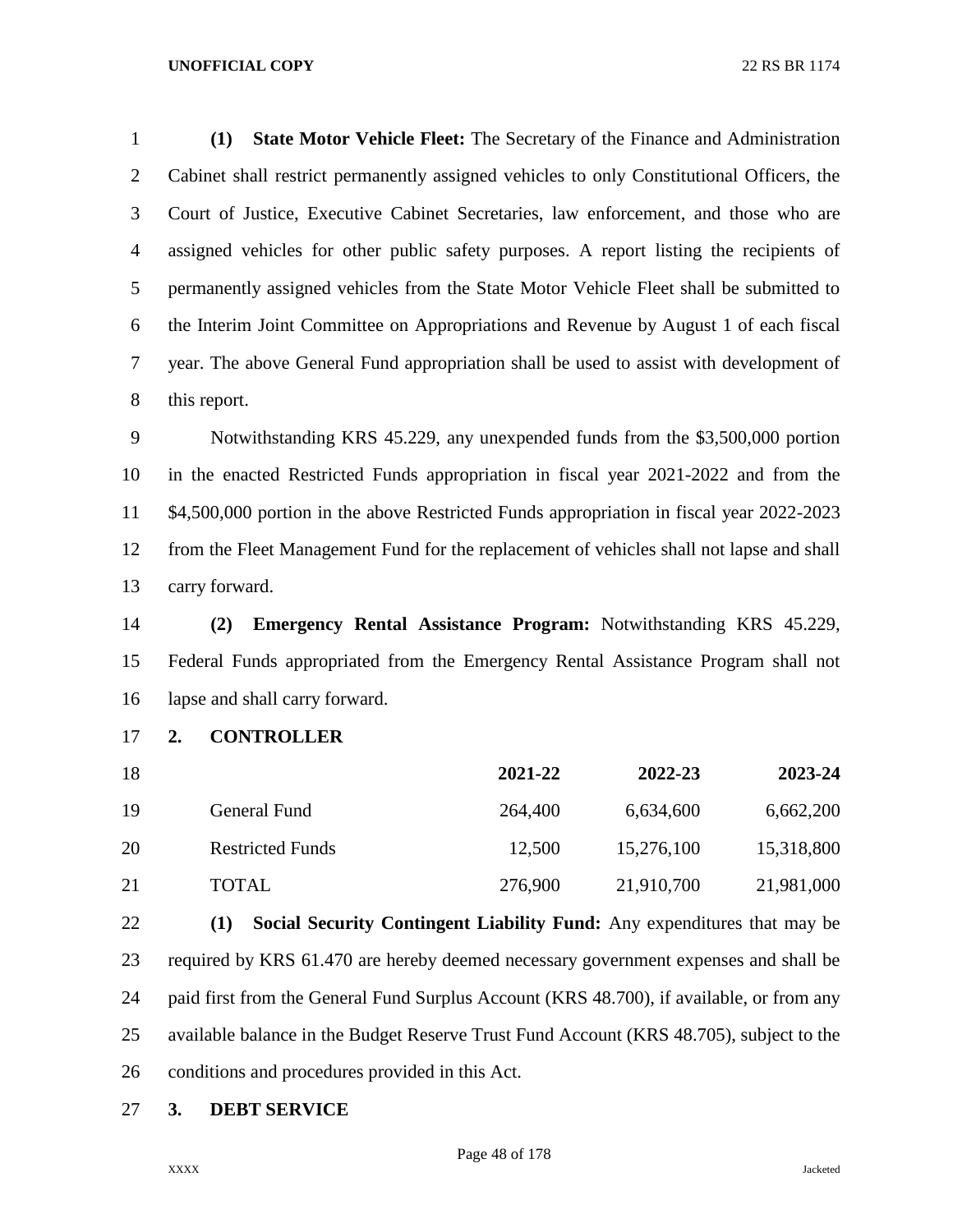**(1) State Motor Vehicle Fleet:** The Secretary of the Finance and Administration Cabinet shall restrict permanently assigned vehicles to only Constitutional Officers, the Court of Justice, Executive Cabinet Secretaries, law enforcement, and those who are assigned vehicles for other public safety purposes. A report listing the recipients of permanently assigned vehicles from the State Motor Vehicle Fleet shall be submitted to the Interim Joint Committee on Appropriations and Revenue by August 1 of each fiscal year. The above General Fund appropriation shall be used to assist with development of this report.

Notwithstanding KRS 45.229, any unexpended funds from the $3,500,000 portion in the enacted Restricted Funds appropriation in fiscal year 2021-2022 and from the $4,500,000 portion in the above Restricted Funds appropriation in fiscal year 2022-2023 from the Fleet Management Fund for the replacement of vehicles shall not lapse and shall carry forward.

**(2) Emergency Rental Assistance Program:** Notwithstanding KRS 45.229, Federal Funds appropriated from the Emergency Rental Assistance Program shall not lapse and shall carry forward.

**2. CONTROLLER**

| | 2021-22 | 2022-23 | 2023-24 |
|---|---|---|---|
| General Fund | 264,400 | 6,634,600 | 6,662,200 |
| Restricted Funds | 12,500 | 15,276,100 | 15,318,800 |
| TOTAL | 276,900 | 21,910,700 | 21,981,000 |

**(1) Social Security Contingent Liability Fund:** Any expenditures that may be required by KRS 61.470 are hereby deemed necessary government expenses and shall be paid first from the General Fund Surplus Account (KRS 48.700), if available, or from any available balance in the Budget Reserve Trust Fund Account (KRS 48.705), subject to the conditions and procedures provided in this Act.

**3. DEBT SERVICE**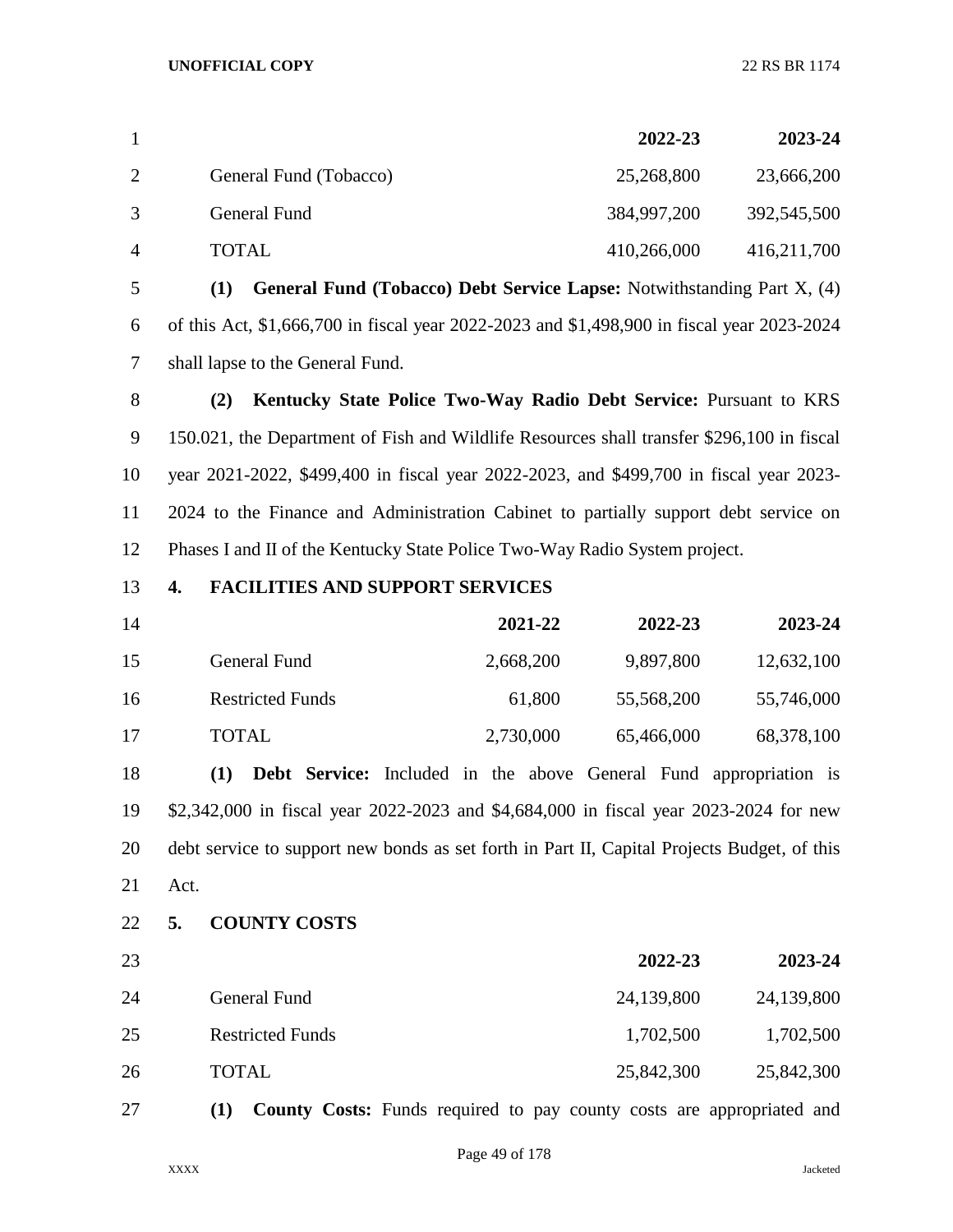| | 2022-23 | 2023-24 |
|---|---|---|
| General Fund (Tobacco) | 25,268,800 | 23,666,200 |
| General Fund | 384,997,200 | 392,545,500 |
| TOTAL | 410,266,000 | 416,211,700 |

**(1) General Fund (Tobacco) Debt Service Lapse:** Notwithstanding Part X, (4) of this Act, $1,666,700 in fiscal year 2022-2023 and $1,498,900 in fiscal year 2023-2024 shall lapse to the General Fund.

**(2) Kentucky State Police Two-Way Radio Debt Service:** Pursuant to KRS 150.021, the Department of Fish and Wildlife Resources shall transfer $296,100 in fiscal year 2021-2022, $499,400 in fiscal year 2022-2023, and $499,700 in fiscal year 2023-2024 to the Finance and Administration Cabinet to partially support debt service on Phases I and II of the Kentucky State Police Two-Way Radio System project.

**4. FACILITIES AND SUPPORT SERVICES**

| | 2021-22 | 2022-23 | 2023-24 |
|---|---|---|---|
| General Fund | 2,668,200 | 9,897,800 | 12,632,100 |
| Restricted Funds | 61,800 | 55,568,200 | 55,746,000 |
| TOTAL | 2,730,000 | 65,466,000 | 68,378,100 |

**(1) Debt Service:** Included in the above General Fund appropriation is $2,342,000 in fiscal year 2022-2023 and $4,684,000 in fiscal year 2023-2024 for new debt service to support new bonds as set forth in Part II, Capital Projects Budget, of this Act.

**5. COUNTY COSTS**

| | 2022-23 | 2023-24 |
|---|---|---|
| General Fund | 24,139,800 | 24,139,800 |
| Restricted Funds | 1,702,500 | 1,702,500 |
| TOTAL | 25,842,300 | 25,842,300 |

**(1) County Costs:** Funds required to pay county costs are appropriated and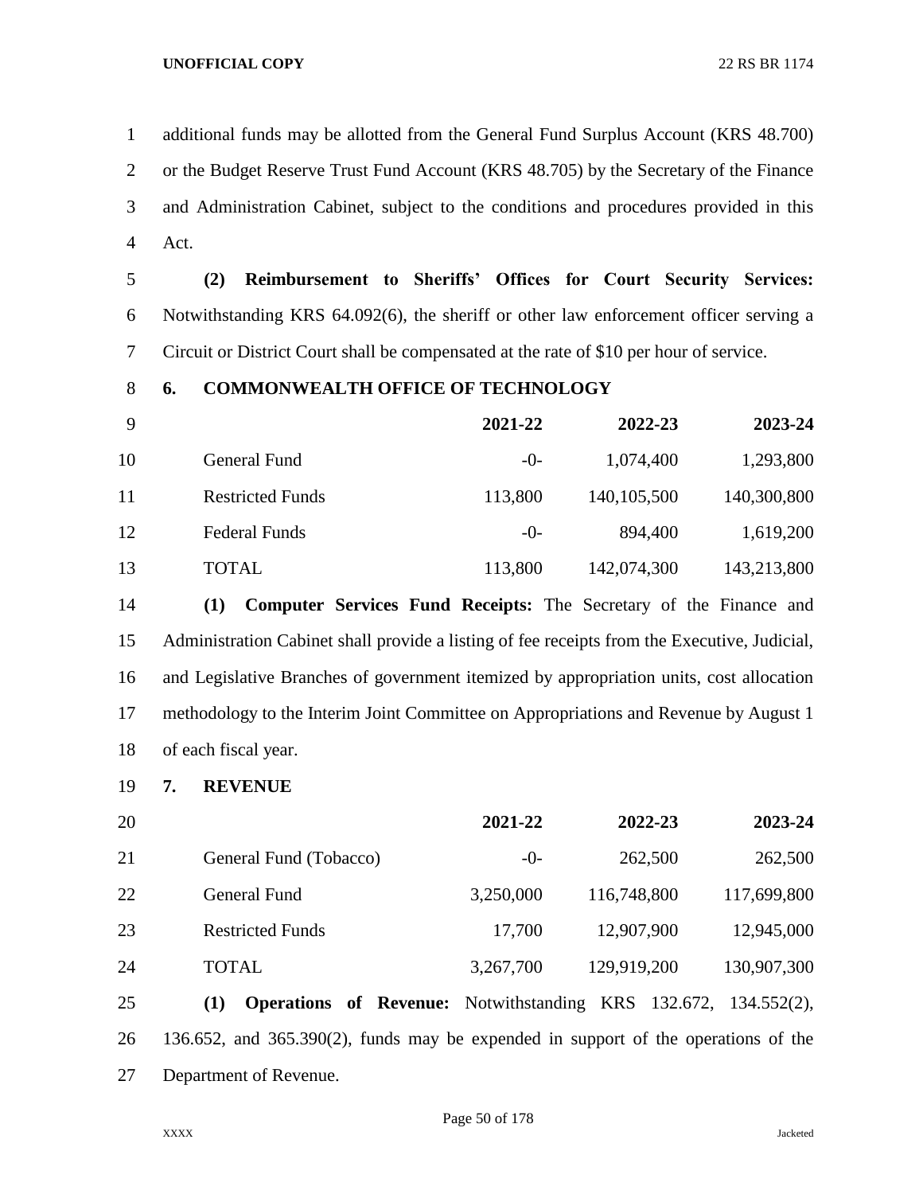additional funds may be allotted from the General Fund Surplus Account (KRS 48.700) or the Budget Reserve Trust Fund Account (KRS 48.705) by the Secretary of the Finance and Administration Cabinet, subject to the conditions and procedures provided in this Act.

**(2) Reimbursement to Sheriffs' Offices for Court Security Services:** Notwithstanding KRS 64.092(6), the sheriff or other law enforcement officer serving a Circuit or District Court shall be compensated at the rate of $10 per hour of service.

**6. COMMONWEALTH OFFICE OF TECHNOLOGY**

| | 2021-22 | 2022-23 | 2023-24 |
|---|---|---|---|
| General Fund | -0- | 1,074,400 | 1,293,800 |
| Restricted Funds | 113,800 | 140,105,500 | 140,300,800 |
| Federal Funds | -0- | 894,400 | 1,619,200 |
| TOTAL | 113,800 | 142,074,300 | 143,213,800 |

**(1) Computer Services Fund Receipts:** The Secretary of the Finance and Administration Cabinet shall provide a listing of fee receipts from the Executive, Judicial, and Legislative Branches of government itemized by appropriation units, cost allocation methodology to the Interim Joint Committee on Appropriations and Revenue by August 1 of each fiscal year.

**7. REVENUE**

| | 2021-22 | 2022-23 | 2023-24 |
|---|---|---|---|
| General Fund (Tobacco) | -0- | 262,500 | 262,500 |
| General Fund | 3,250,000 | 116,748,800 | 117,699,800 |
| Restricted Funds | 17,700 | 12,907,900 | 12,945,000 |
| TOTAL | 3,267,700 | 129,919,200 | 130,907,300 |

**(1) Operations of Revenue:** Notwithstanding KRS 132.672, 134.552(2), 136.652, and 365.390(2), funds may be expended in support of the operations of the Department of Revenue.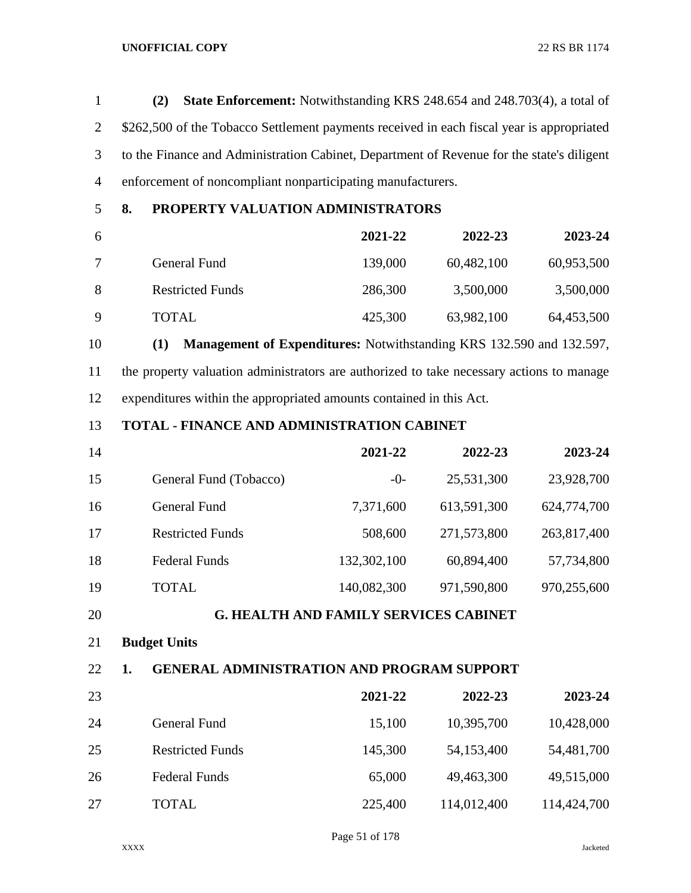**(2) State Enforcement:** Notwithstanding KRS 248.654 and 248.703(4), a total of $262,500 of the Tobacco Settlement payments received in each fiscal year is appropriated to the Finance and Administration Cabinet, Department of Revenue for the state's diligent enforcement of noncompliant nonparticipating manufacturers.

**8. PROPERTY VALUATION ADMINISTRATORS**

| | 2021-22 | 2022-23 | 2023-24 |
|---|---|---|---|
| General Fund | 139,000 | 60,482,100 | 60,953,500 |
| Restricted Funds | 286,300 | 3,500,000 | 3,500,000 |
| TOTAL | 425,300 | 63,982,100 | 64,453,500 |

**(1) Management of Expenditures:** Notwithstanding KRS 132.590 and 132.597, the property valuation administrators are authorized to take necessary actions to manage expenditures within the appropriated amounts contained in this Act.

**TOTAL - FINANCE AND ADMINISTRATION CABINET**

| | 2021-22 | 2022-23 | 2023-24 |
|---|---|---|---|
| General Fund (Tobacco) | -0- | 25,531,300 | 23,928,700 |
| General Fund | 7,371,600 | 613,591,300 | 624,774,700 |
| Restricted Funds | 508,600 | 271,573,800 | 263,817,400 |
| Federal Funds | 132,302,100 | 60,894,400 | 57,734,800 |
| TOTAL | 140,082,300 | 971,590,800 | 970,255,600 |

## G. HEALTH AND FAMILY SERVICES CABINET

**Budget Units**

**1. GENERAL ADMINISTRATION AND PROGRAM SUPPORT**

| | 2021-22 | 2022-23 | 2023-24 |
|---|---|---|---|
| General Fund | 15,100 | 10,395,700 | 10,428,000 |
| Restricted Funds | 145,300 | 54,153,400 | 54,481,700 |
| Federal Funds | 65,000 | 49,463,300 | 49,515,000 |
| TOTAL | 225,400 | 114,012,400 | 114,424,700 |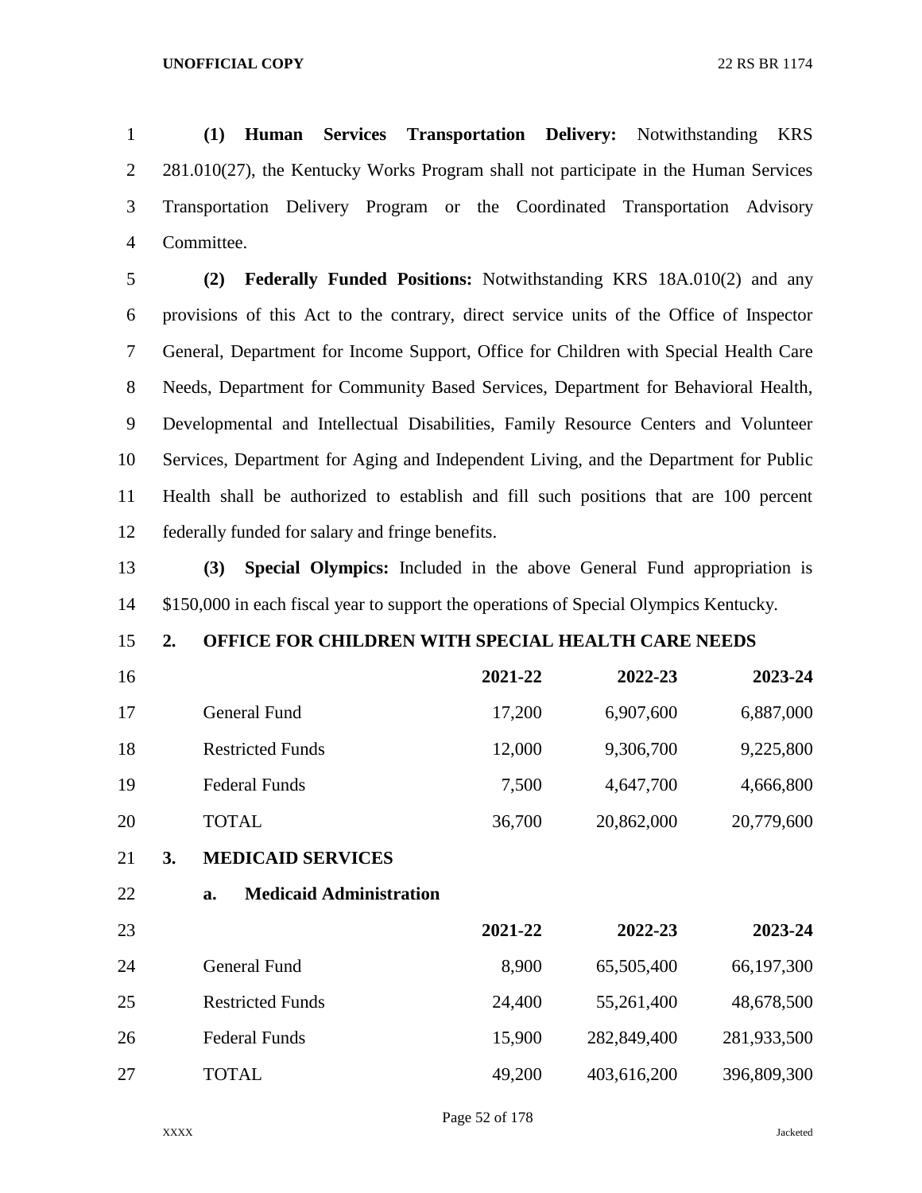**(1) Human Services Transportation Delivery:** Notwithstanding KRS 281.010(27), the Kentucky Works Program shall not participate in the Human Services Transportation Delivery Program or the Coordinated Transportation Advisory Committee.

**(2) Federally Funded Positions:** Notwithstanding KRS 18A.010(2) and any provisions of this Act to the contrary, direct service units of the Office of Inspector General, Department for Income Support, Office for Children with Special Health Care Needs, Department for Community Based Services, Department for Behavioral Health, Developmental and Intellectual Disabilities, Family Resource Centers and Volunteer Services, Department for Aging and Independent Living, and the Department for Public Health shall be authorized to establish and fill such positions that are 100 percent federally funded for salary and fringe benefits.

**(3) Special Olympics:** Included in the above General Fund appropriation is $150,000 in each fiscal year to support the operations of Special Olympics Kentucky.

**2. OFFICE FOR CHILDREN WITH SPECIAL HEALTH CARE NEEDS**

| | 2021-22 | 2022-23 | 2023-24 |
|---|---:|---:|---:|
| General Fund | 17,200 | 6,907,600 | 6,887,000 |
| Restricted Funds | 12,000 | 9,306,700 | 9,225,800 |
| Federal Funds | 7,500 | 4,647,700 | 4,666,800 |
| TOTAL | 36,700 | 20,862,000 | 20,779,600 |

**3. MEDICAID SERVICES**

**a. Medicaid Administration**

| | 2021-22 | 2022-23 | 2023-24 |
|---|---:|---:|---:|
| General Fund | 8,900 | 65,505,400 | 66,197,300 |
| Restricted Funds | 24,400 | 55,261,400 | 48,678,500 |
| Federal Funds | 15,900 | 282,849,400 | 281,933,500 |
| TOTAL | 49,200 | 403,616,200 | 396,809,300 |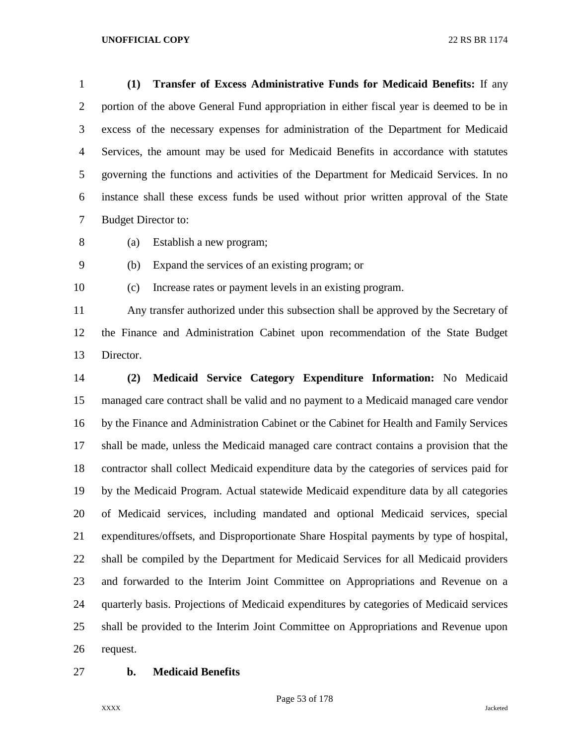**(1) Transfer of Excess Administrative Funds for Medicaid Benefits:** If any portion of the above General Fund appropriation in either fiscal year is deemed to be in excess of the necessary expenses for administration of the Department for Medicaid Services, the amount may be used for Medicaid Benefits in accordance with statutes governing the functions and activities of the Department for Medicaid Services. In no instance shall these excess funds be used without prior written approval of the State Budget Director to:

(a) Establish a new program;

(b) Expand the services of an existing program; or

(c) Increase rates or payment levels in an existing program.

Any transfer authorized under this subsection shall be approved by the Secretary of the Finance and Administration Cabinet upon recommendation of the State Budget Director.

**(2) Medicaid Service Category Expenditure Information:** No Medicaid managed care contract shall be valid and no payment to a Medicaid managed care vendor by the Finance and Administration Cabinet or the Cabinet for Health and Family Services shall be made, unless the Medicaid managed care contract contains a provision that the contractor shall collect Medicaid expenditure data by the categories of services paid for by the Medicaid Program. Actual statewide Medicaid expenditure data by all categories of Medicaid services, including mandated and optional Medicaid services, special expenditures/offsets, and Disproportionate Share Hospital payments by type of hospital, shall be compiled by the Department for Medicaid Services for all Medicaid providers and forwarded to the Interim Joint Committee on Appropriations and Revenue on a quarterly basis. Projections of Medicaid expenditures by categories of Medicaid services shall be provided to the Interim Joint Committee on Appropriations and Revenue upon request.

**b. Medicaid Benefits**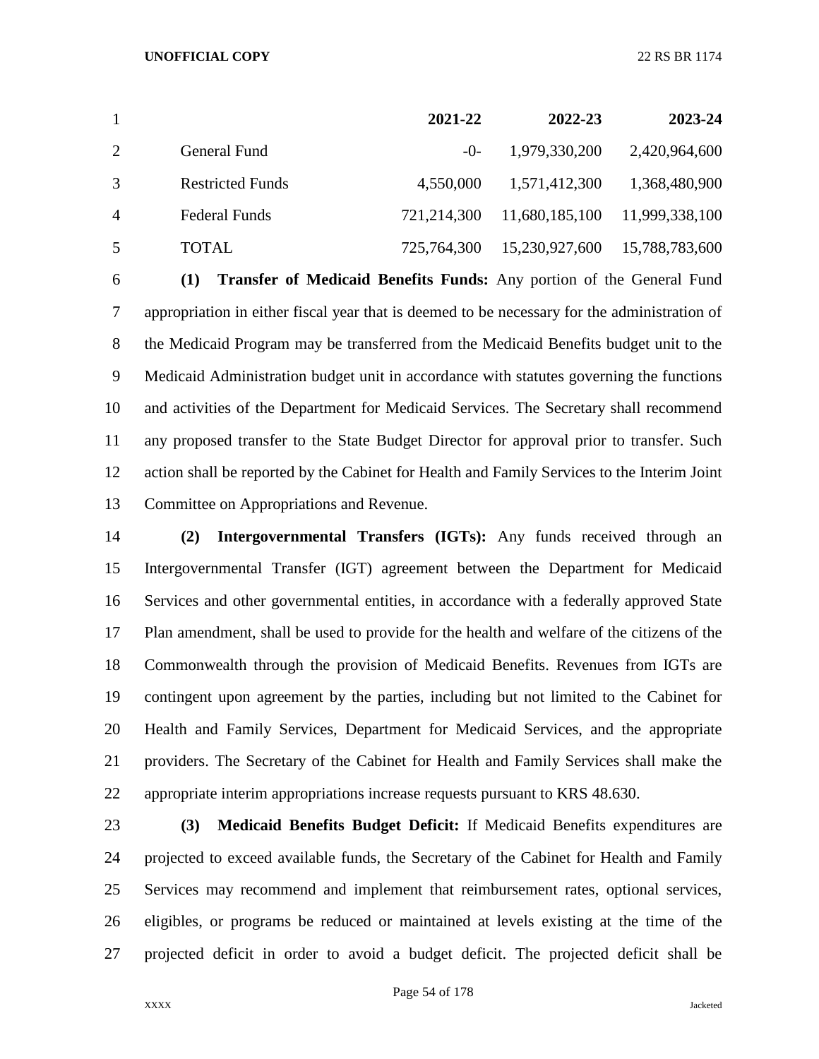| | 2021-22 | 2022-23 | 2023-24 |
|---|---|---|---|
| General Fund | -0- | 1,979,330,200 | 2,420,964,600 |
| Restricted Funds | 4,550,000 | 1,571,412,300 | 1,368,480,900 |
| Federal Funds | 721,214,300 | 11,680,185,100 | 11,999,338,100 |
| TOTAL | 725,764,300 | 15,230,927,600 | 15,788,783,600 |

**(1) Transfer of Medicaid Benefits Funds:** Any portion of the General Fund appropriation in either fiscal year that is deemed to be necessary for the administration of the Medicaid Program may be transferred from the Medicaid Benefits budget unit to the Medicaid Administration budget unit in accordance with statutes governing the functions and activities of the Department for Medicaid Services. The Secretary shall recommend any proposed transfer to the State Budget Director for approval prior to transfer. Such action shall be reported by the Cabinet for Health and Family Services to the Interim Joint Committee on Appropriations and Revenue.

**(2) Intergovernmental Transfers (IGTs):** Any funds received through an Intergovernmental Transfer (IGT) agreement between the Department for Medicaid Services and other governmental entities, in accordance with a federally approved State Plan amendment, shall be used to provide for the health and welfare of the citizens of the Commonwealth through the provision of Medicaid Benefits. Revenues from IGTs are contingent upon agreement by the parties, including but not limited to the Cabinet for Health and Family Services, Department for Medicaid Services, and the appropriate providers. The Secretary of the Cabinet for Health and Family Services shall make the appropriate interim appropriations increase requests pursuant to KRS 48.630.

**(3) Medicaid Benefits Budget Deficit:** If Medicaid Benefits expenditures are projected to exceed available funds, the Secretary of the Cabinet for Health and Family Services may recommend and implement that reimbursement rates, optional services, eligibles, or programs be reduced or maintained at levels existing at the time of the projected deficit in order to avoid a budget deficit. The projected deficit shall be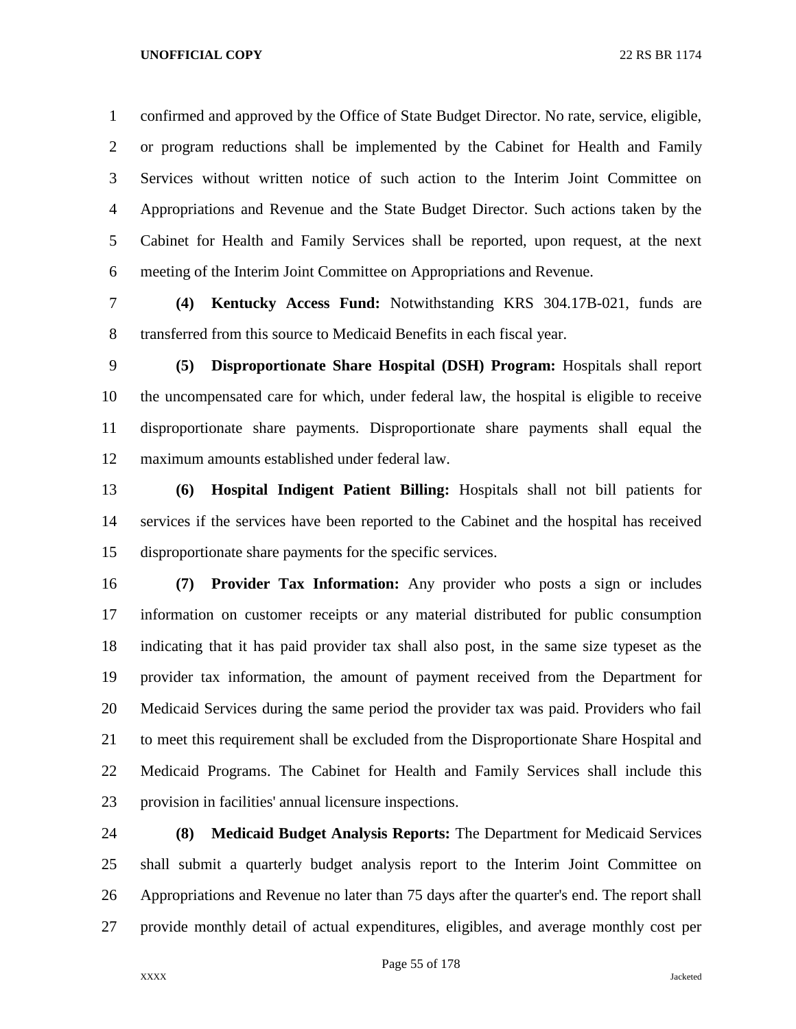confirmed and approved by the Office of State Budget Director. No rate, service, eligible, or program reductions shall be implemented by the Cabinet for Health and Family Services without written notice of such action to the Interim Joint Committee on Appropriations and Revenue and the State Budget Director. Such actions taken by the Cabinet for Health and Family Services shall be reported, upon request, at the next meeting of the Interim Joint Committee on Appropriations and Revenue.

**(4) Kentucky Access Fund:** Notwithstanding KRS 304.17B-021, funds are transferred from this source to Medicaid Benefits in each fiscal year.

**(5) Disproportionate Share Hospital (DSH) Program:** Hospitals shall report the uncompensated care for which, under federal law, the hospital is eligible to receive disproportionate share payments. Disproportionate share payments shall equal the maximum amounts established under federal law.

**(6) Hospital Indigent Patient Billing:** Hospitals shall not bill patients for services if the services have been reported to the Cabinet and the hospital has received disproportionate share payments for the specific services.

**(7) Provider Tax Information:** Any provider who posts a sign or includes information on customer receipts or any material distributed for public consumption indicating that it has paid provider tax shall also post, in the same size typeset as the provider tax information, the amount of payment received from the Department for Medicaid Services during the same period the provider tax was paid. Providers who fail to meet this requirement shall be excluded from the Disproportionate Share Hospital and Medicaid Programs. The Cabinet for Health and Family Services shall include this provision in facilities' annual licensure inspections.

**(8) Medicaid Budget Analysis Reports:** The Department for Medicaid Services shall submit a quarterly budget analysis report to the Interim Joint Committee on Appropriations and Revenue no later than 75 days after the quarter's end. The report shall provide monthly detail of actual expenditures, eligibles, and average monthly cost per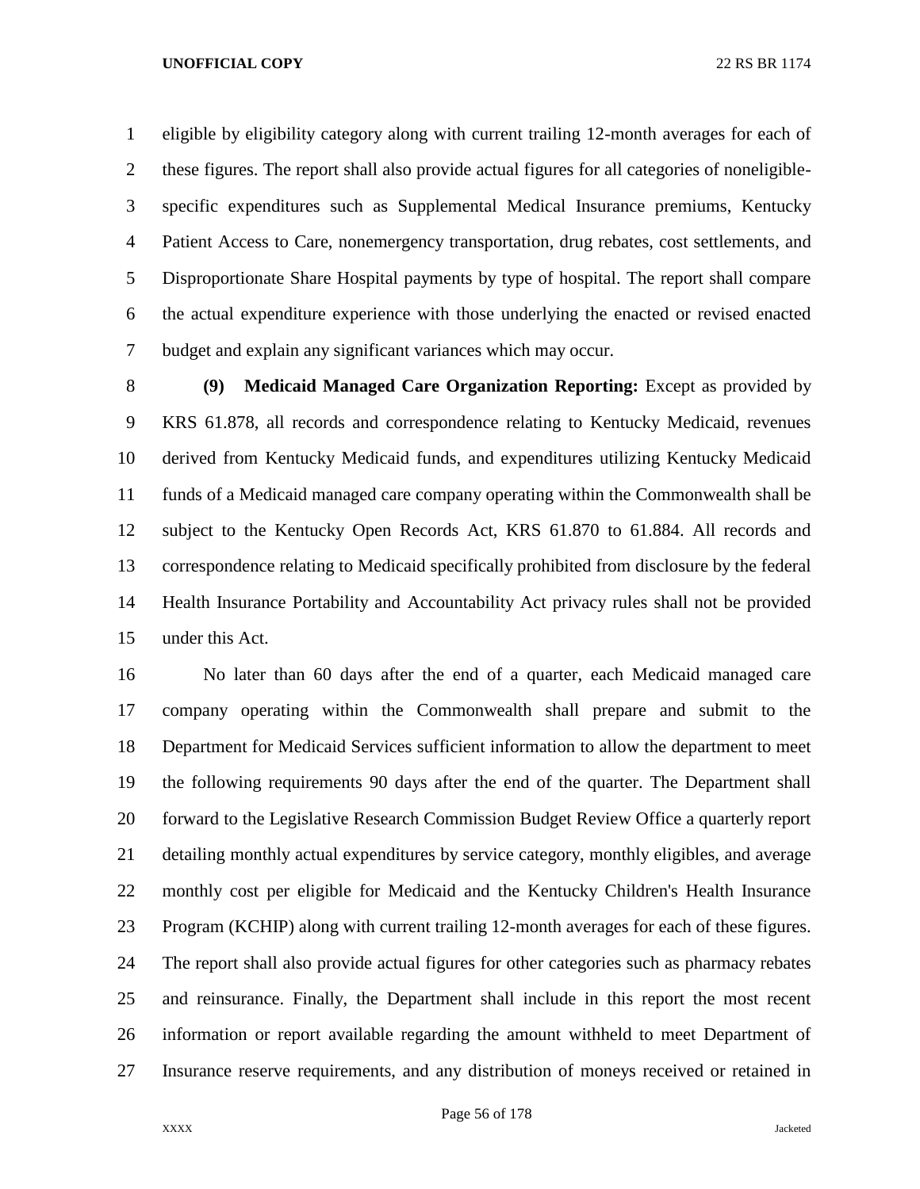eligible by eligibility category along with current trailing 12-month averages for each of these figures. The report shall also provide actual figures for all categories of noneligible-specific expenditures such as Supplemental Medical Insurance premiums, Kentucky Patient Access to Care, nonemergency transportation, drug rebates, cost settlements, and Disproportionate Share Hospital payments by type of hospital. The report shall compare the actual expenditure experience with those underlying the enacted or revised enacted budget and explain any significant variances which may occur.

**(9) Medicaid Managed Care Organization Reporting:** Except as provided by KRS 61.878, all records and correspondence relating to Kentucky Medicaid, revenues derived from Kentucky Medicaid funds, and expenditures utilizing Kentucky Medicaid funds of a Medicaid managed care company operating within the Commonwealth shall be subject to the Kentucky Open Records Act, KRS 61.870 to 61.884. All records and correspondence relating to Medicaid specifically prohibited from disclosure by the federal Health Insurance Portability and Accountability Act privacy rules shall not be provided under this Act.

No later than 60 days after the end of a quarter, each Medicaid managed care company operating within the Commonwealth shall prepare and submit to the Department for Medicaid Services sufficient information to allow the department to meet the following requirements 90 days after the end of the quarter. The Department shall forward to the Legislative Research Commission Budget Review Office a quarterly report detailing monthly actual expenditures by service category, monthly eligibles, and average monthly cost per eligible for Medicaid and the Kentucky Children's Health Insurance Program (KCHIP) along with current trailing 12-month averages for each of these figures. The report shall also provide actual figures for other categories such as pharmacy rebates and reinsurance. Finally, the Department shall include in this report the most recent information or report available regarding the amount withheld to meet Department of Insurance reserve requirements, and any distribution of moneys received or retained in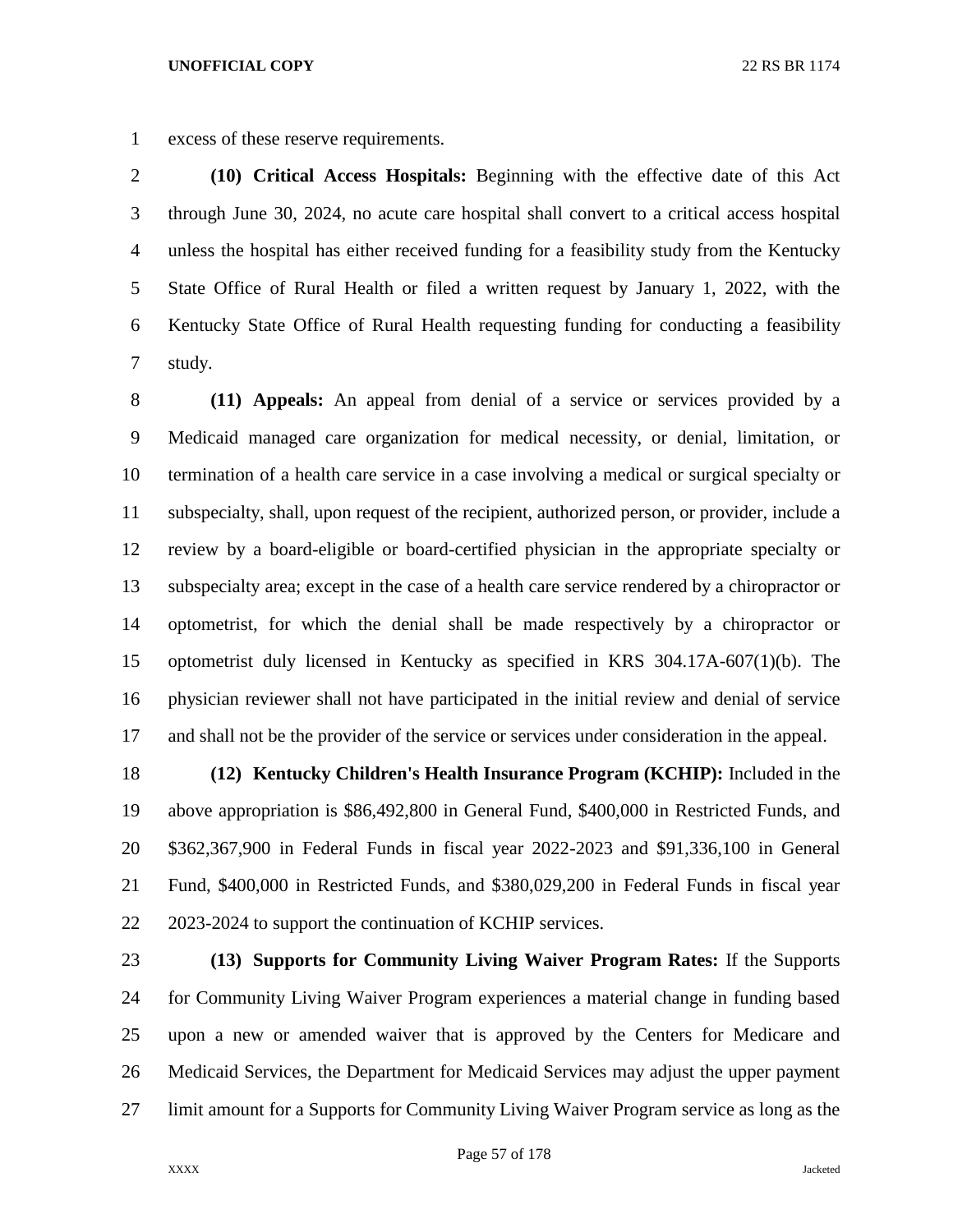excess of these reserve requirements.

**(10) Critical Access Hospitals:** Beginning with the effective date of this Act through June 30, 2024, no acute care hospital shall convert to a critical access hospital unless the hospital has either received funding for a feasibility study from the Kentucky State Office of Rural Health or filed a written request by January 1, 2022, with the Kentucky State Office of Rural Health requesting funding for conducting a feasibility study.

**(11) Appeals:** An appeal from denial of a service or services provided by a Medicaid managed care organization for medical necessity, or denial, limitation, or termination of a health care service in a case involving a medical or surgical specialty or subspecialty, shall, upon request of the recipient, authorized person, or provider, include a review by a board-eligible or board-certified physician in the appropriate specialty or subspecialty area; except in the case of a health care service rendered by a chiropractor or optometrist, for which the denial shall be made respectively by a chiropractor or optometrist duly licensed in Kentucky as specified in KRS 304.17A-607(1)(b). The physician reviewer shall not have participated in the initial review and denial of service and shall not be the provider of the service or services under consideration in the appeal.

**(12) Kentucky Children's Health Insurance Program (KCHIP):** Included in the above appropriation is $86,492,800 in General Fund, $400,000 in Restricted Funds, and $362,367,900 in Federal Funds in fiscal year 2022-2023 and $91,336,100 in General Fund, $400,000 in Restricted Funds, and $380,029,200 in Federal Funds in fiscal year 2023-2024 to support the continuation of KCHIP services.

**(13) Supports for Community Living Waiver Program Rates:** If the Supports for Community Living Waiver Program experiences a material change in funding based upon a new or amended waiver that is approved by the Centers for Medicare and Medicaid Services, the Department for Medicaid Services may adjust the upper payment limit amount for a Supports for Community Living Waiver Program service as long as the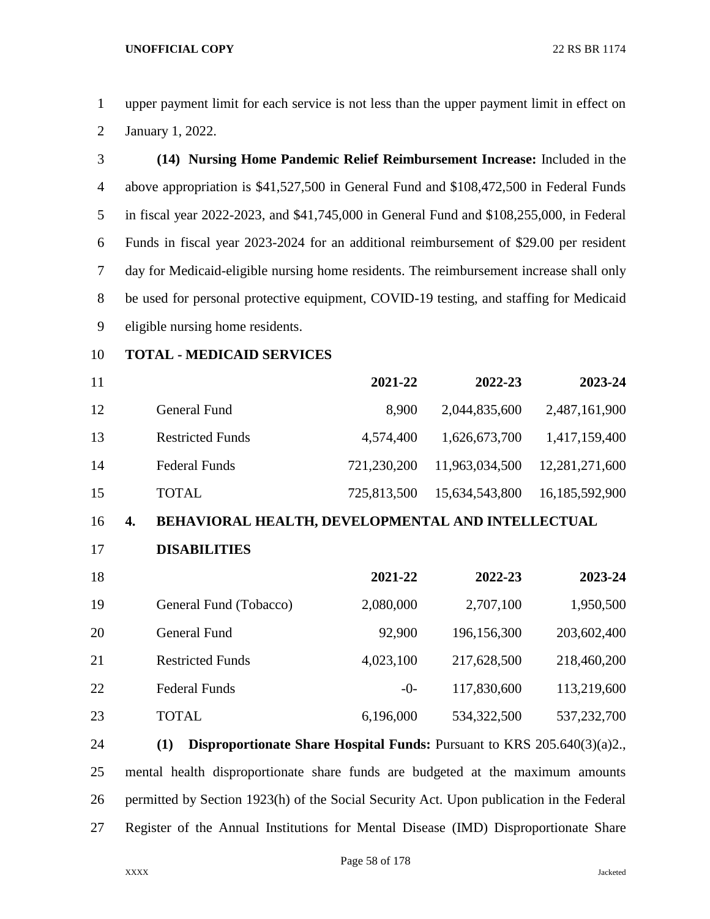upper payment limit for each service is not less than the upper payment limit in effect on January 1, 2022.

**(14) Nursing Home Pandemic Relief Reimbursement Increase:** Included in the above appropriation is $41,527,500 in General Fund and $108,472,500 in Federal Funds in fiscal year 2022-2023, and $41,745,000 in General Fund and $108,255,000, in Federal Funds in fiscal year 2023-2024 for an additional reimbursement of $29.00 per resident day for Medicaid-eligible nursing home residents. The reimbursement increase shall only be used for personal protective equipment, COVID-19 testing, and staffing for Medicaid eligible nursing home residents.

**TOTAL - MEDICAID SERVICES**

| | 2021-22 | 2022-23 | 2023-24 |
|---|---|---|---|
| General Fund | 8,900 | 2,044,835,600 | 2,487,161,900 |
| Restricted Funds | 4,574,400 | 1,626,673,700 | 1,417,159,400 |
| Federal Funds | 721,230,200 | 11,963,034,500 | 12,281,271,600 |
| TOTAL | 725,813,500 | 15,634,543,800 | 16,185,592,900 |

**4. BEHAVIORAL HEALTH, DEVELOPMENTAL AND INTELLECTUAL DISABILITIES**

| | 2021-22 | 2022-23 | 2023-24 |
|---|---|---|---|
| General Fund (Tobacco) | 2,080,000 | 2,707,100 | 1,950,500 |
| General Fund | 92,900 | 196,156,300 | 203,602,400 |
| Restricted Funds | 4,023,100 | 217,628,500 | 218,460,200 |
| Federal Funds | -0- | 117,830,600 | 113,219,600 |
| TOTAL | 6,196,000 | 534,322,500 | 537,232,700 |

**(1) Disproportionate Share Hospital Funds:** Pursuant to KRS 205.640(3)(a)2., mental health disproportionate share funds are budgeted at the maximum amounts permitted by Section 1923(h) of the Social Security Act. Upon publication in the Federal Register of the Annual Institutions for Mental Disease (IMD) Disproportionate Share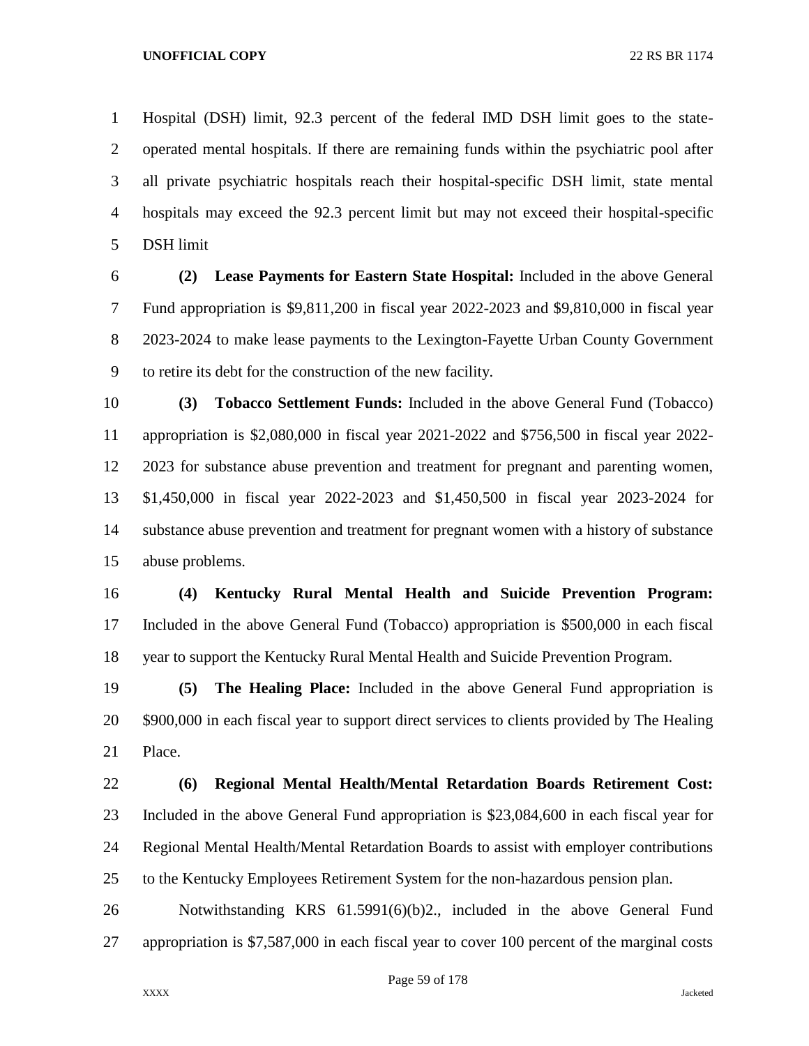Hospital (DSH) limit, 92.3 percent of the federal IMD DSH limit goes to the state-operated mental hospitals. If there are remaining funds within the psychiatric pool after all private psychiatric hospitals reach their hospital-specific DSH limit, state mental hospitals may exceed the 92.3 percent limit but may not exceed their hospital-specific DSH limit

**(2) Lease Payments for Eastern State Hospital:** Included in the above General Fund appropriation is $9,811,200 in fiscal year 2022-2023 and $9,810,000 in fiscal year 2023-2024 to make lease payments to the Lexington-Fayette Urban County Government to retire its debt for the construction of the new facility.

**(3) Tobacco Settlement Funds:** Included in the above General Fund (Tobacco) appropriation is $2,080,000 in fiscal year 2021-2022 and $756,500 in fiscal year 2022-2023 for substance abuse prevention and treatment for pregnant and parenting women, $1,450,000 in fiscal year 2022-2023 and $1,450,500 in fiscal year 2023-2024 for substance abuse prevention and treatment for pregnant women with a history of substance abuse problems.

**(4) Kentucky Rural Mental Health and Suicide Prevention Program:** Included in the above General Fund (Tobacco) appropriation is $500,000 in each fiscal year to support the Kentucky Rural Mental Health and Suicide Prevention Program.

**(5) The Healing Place:** Included in the above General Fund appropriation is $900,000 in each fiscal year to support direct services to clients provided by The Healing Place.

**(6) Regional Mental Health/Mental Retardation Boards Retirement Cost:** Included in the above General Fund appropriation is $23,084,600 in each fiscal year for Regional Mental Health/Mental Retardation Boards to assist with employer contributions to the Kentucky Employees Retirement System for the non-hazardous pension plan.

Notwithstanding KRS 61.5991(6)(b)2., included in the above General Fund appropriation is $7,587,000 in each fiscal year to cover 100 percent of the marginal costs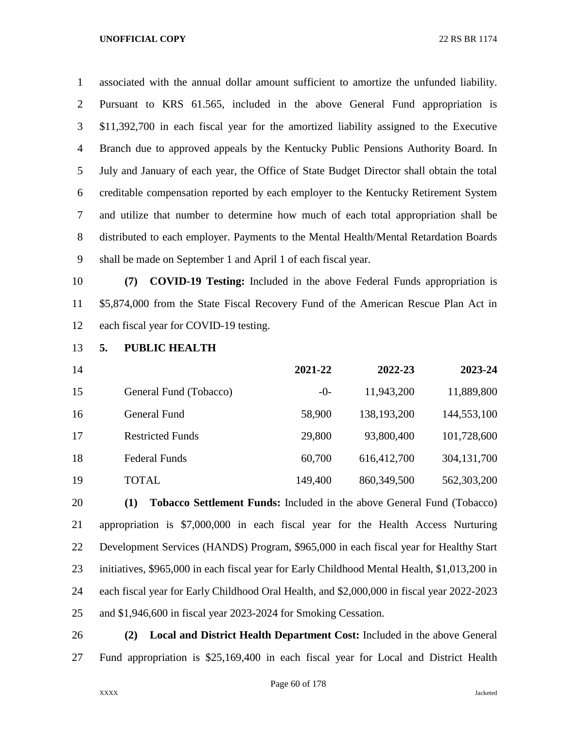associated with the annual dollar amount sufficient to amortize the unfunded liability. Pursuant to KRS 61.565, included in the above General Fund appropriation is $11,392,700 in each fiscal year for the amortized liability assigned to the Executive Branch due to approved appeals by the Kentucky Public Pensions Authority Board. In July and January of each year, the Office of State Budget Director shall obtain the total creditable compensation reported by each employer to the Kentucky Retirement System and utilize that number to determine how much of each total appropriation shall be distributed to each employer. Payments to the Mental Health/Mental Retardation Boards shall be made on September 1 and April 1 of each fiscal year.

**(7) COVID-19 Testing:** Included in the above Federal Funds appropriation is $5,874,000 from the State Fiscal Recovery Fund of the American Rescue Plan Act in each fiscal year for COVID-19 testing.

**5. PUBLIC HEALTH**

| | 2021-22 | 2022-23 | 2023-24 |
|---|---|---|---|
| General Fund (Tobacco) | -0- | 11,943,200 | 11,889,800 |
| General Fund | 58,900 | 138,193,200 | 144,553,100 |
| Restricted Funds | 29,800 | 93,800,400 | 101,728,600 |
| Federal Funds | 60,700 | 616,412,700 | 304,131,700 |
| TOTAL | 149,400 | 860,349,500 | 562,303,200 |

**(1) Tobacco Settlement Funds:** Included in the above General Fund (Tobacco) appropriation is $7,000,000 in each fiscal year for the Health Access Nurturing Development Services (HANDS) Program, $965,000 in each fiscal year for Healthy Start initiatives, $965,000 in each fiscal year for Early Childhood Mental Health, $1,013,200 in each fiscal year for Early Childhood Oral Health, and $2,000,000 in fiscal year 2022-2023 and $1,946,600 in fiscal year 2023-2024 for Smoking Cessation.

**(2) Local and District Health Department Cost:** Included in the above General Fund appropriation is $25,169,400 in each fiscal year for Local and District Health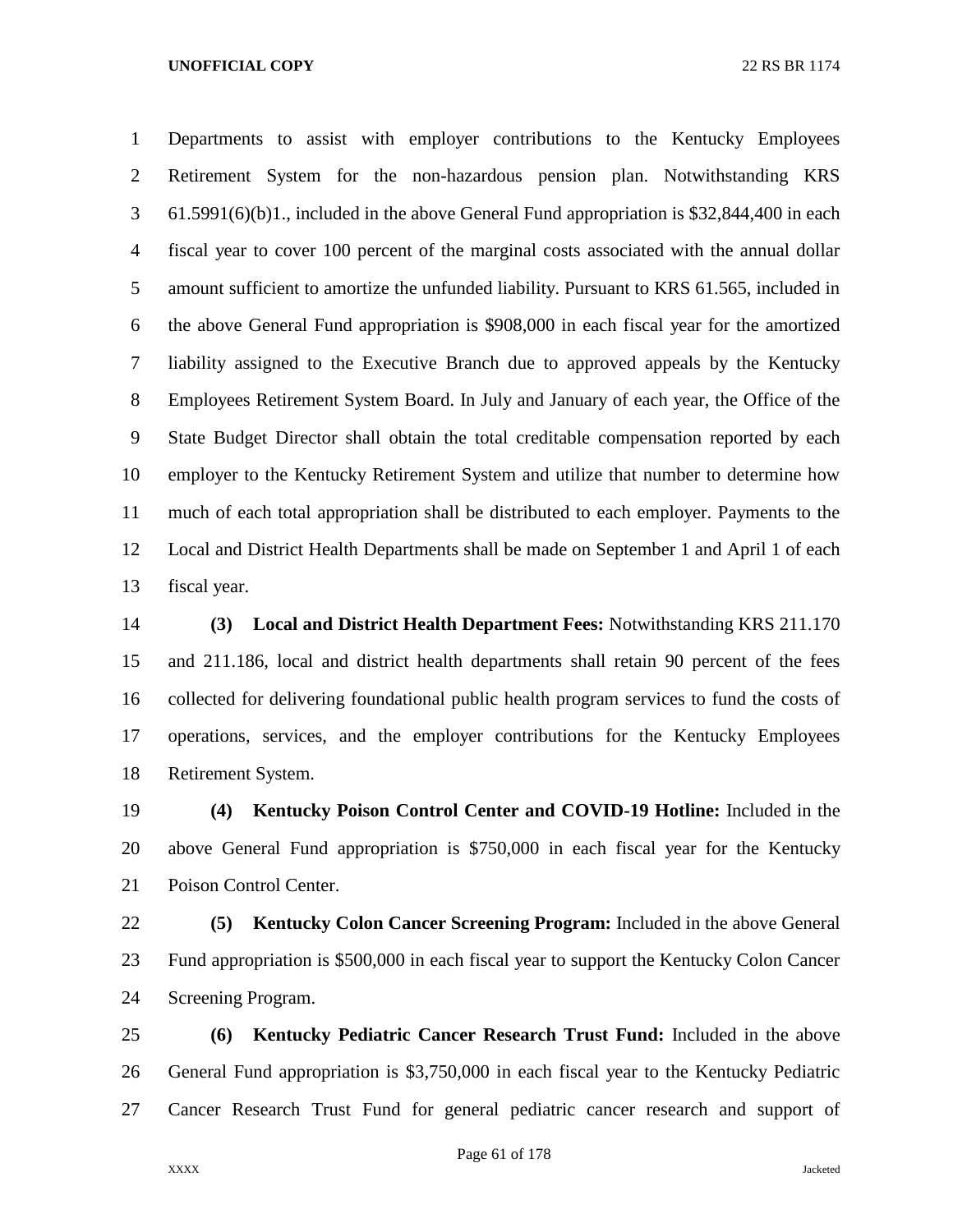Departments to assist with employer contributions to the Kentucky Employees Retirement System for the non-hazardous pension plan. Notwithstanding KRS 61.5991(6)(b)1., included in the above General Fund appropriation is $32,844,400 in each fiscal year to cover 100 percent of the marginal costs associated with the annual dollar amount sufficient to amortize the unfunded liability. Pursuant to KRS 61.565, included in the above General Fund appropriation is $908,000 in each fiscal year for the amortized liability assigned to the Executive Branch due to approved appeals by the Kentucky Employees Retirement System Board. In July and January of each year, the Office of the State Budget Director shall obtain the total creditable compensation reported by each employer to the Kentucky Retirement System and utilize that number to determine how much of each total appropriation shall be distributed to each employer. Payments to the Local and District Health Departments shall be made on September 1 and April 1 of each fiscal year.

**(3) Local and District Health Department Fees:** Notwithstanding KRS 211.170 and 211.186, local and district health departments shall retain 90 percent of the fees collected for delivering foundational public health program services to fund the costs of operations, services, and the employer contributions for the Kentucky Employees Retirement System.

**(4) Kentucky Poison Control Center and COVID-19 Hotline:** Included in the above General Fund appropriation is $750,000 in each fiscal year for the Kentucky Poison Control Center.

**(5) Kentucky Colon Cancer Screening Program:** Included in the above General Fund appropriation is $500,000 in each fiscal year to support the Kentucky Colon Cancer Screening Program.

**(6) Kentucky Pediatric Cancer Research Trust Fund:** Included in the above General Fund appropriation is $3,750,000 in each fiscal year to the Kentucky Pediatric Cancer Research Trust Fund for general pediatric cancer research and support of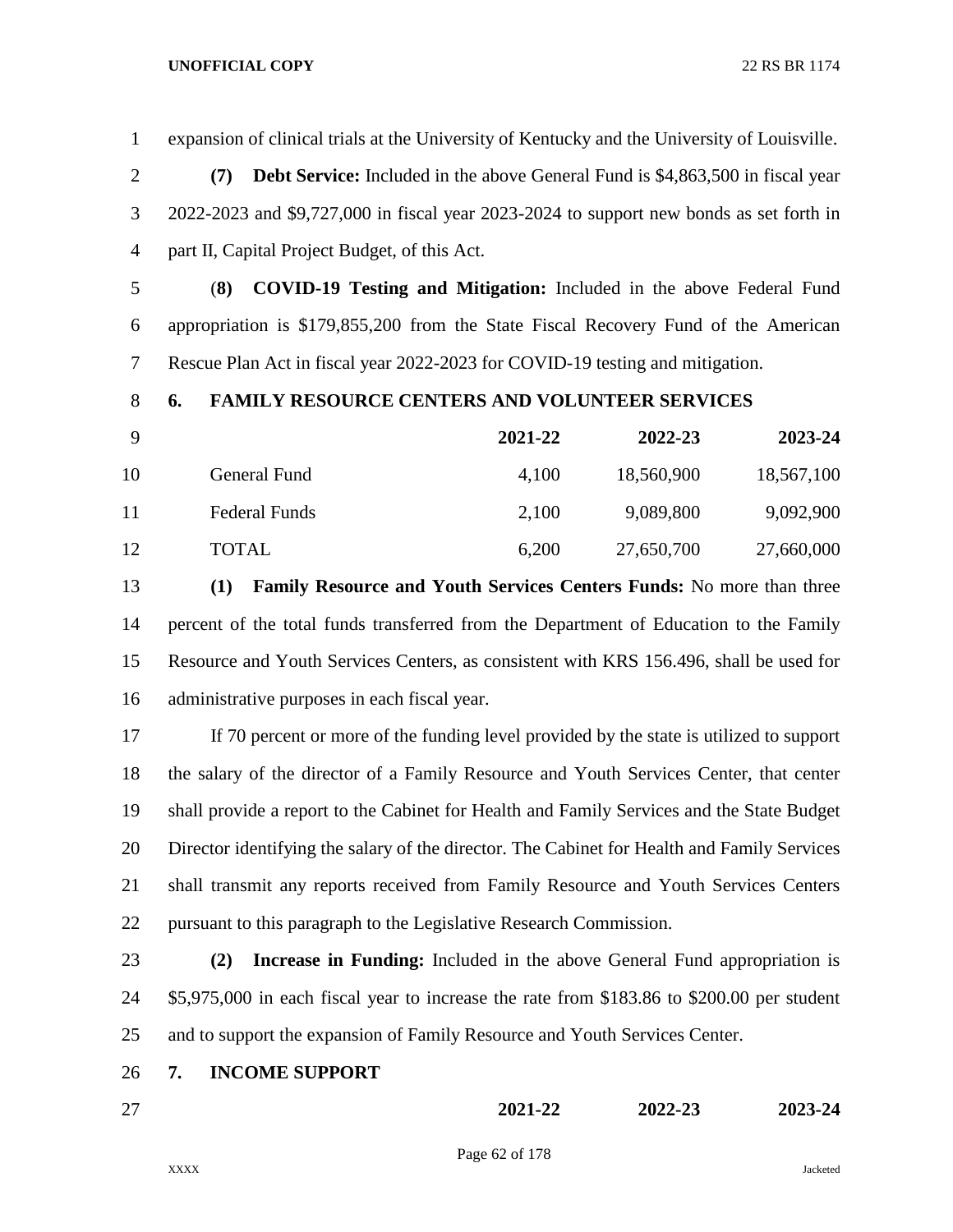expansion of clinical trials at the University of Kentucky and the University of Louisville.

**(7) Debt Service:** Included in the above General Fund is $4,863,500 in fiscal year 2022-2023 and $9,727,000 in fiscal year 2023-2024 to support new bonds as set forth in part II, Capital Project Budget, of this Act.

(**8**) **COVID-19 Testing and Mitigation:** Included in the above Federal Fund appropriation is $179,855,200 from the State Fiscal Recovery Fund of the American Rescue Plan Act in fiscal year 2022-2023 for COVID-19 testing and mitigation.

**6. FAMILY RESOURCE CENTERS AND VOLUNTEER SERVICES**

| | 2021-22 | 2022-23 | 2023-24 |
|---|---|---|---|
| General Fund | 4,100 | 18,560,900 | 18,567,100 |
| Federal Funds | 2,100 | 9,089,800 | 9,092,900 |
| TOTAL | 6,200 | 27,650,700 | 27,660,000 |

**(1) Family Resource and Youth Services Centers Funds:** No more than three percent of the total funds transferred from the Department of Education to the Family Resource and Youth Services Centers, as consistent with KRS 156.496, shall be used for administrative purposes in each fiscal year.

If 70 percent or more of the funding level provided by the state is utilized to support the salary of the director of a Family Resource and Youth Services Center, that center shall provide a report to the Cabinet for Health and Family Services and the State Budget Director identifying the salary of the director. The Cabinet for Health and Family Services shall transmit any reports received from Family Resource and Youth Services Centers pursuant to this paragraph to the Legislative Research Commission.

**(2) Increase in Funding:** Included in the above General Fund appropriation is $5,975,000 in each fiscal year to increase the rate from $183.86 to $200.00 per student and to support the expansion of Family Resource and Youth Services Center.

**7. INCOME SUPPORT**

| | 2021-22 | 2022-23 | 2023-24 |
|---|---|---|---|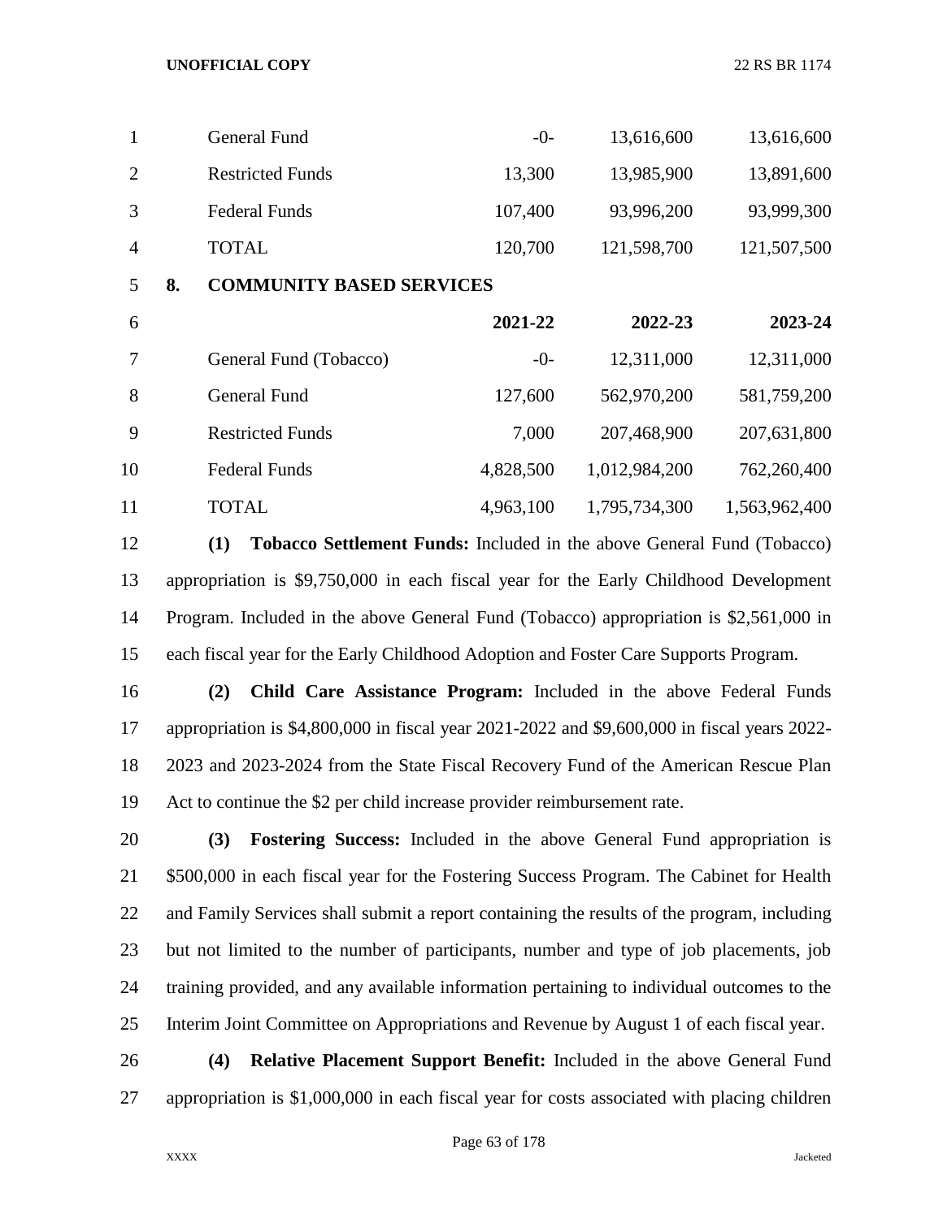| | | | |
|---|---|---|---|
| General Fund | -0- | 13,616,600 | 13,616,600 |
| Restricted Funds | 13,300 | 13,985,900 | 13,891,600 |
| Federal Funds | 107,400 | 93,996,200 | 93,999,300 |
| TOTAL | 120,700 | 121,598,700 | 121,507,500 |

**8. COMMUNITY BASED SERVICES**

| | 2021-22 | 2022-23 | 2023-24 |
|---|---|---|---|
| General Fund (Tobacco) | -0- | 12,311,000 | 12,311,000 |
| General Fund | 127,600 | 562,970,200 | 581,759,200 |
| Restricted Funds | 7,000 | 207,468,900 | 207,631,800 |
| Federal Funds | 4,828,500 | 1,012,984,200 | 762,260,400 |
| TOTAL | 4,963,100 | 1,795,734,300 | 1,563,962,400 |

**(1) Tobacco Settlement Funds:** Included in the above General Fund (Tobacco) appropriation is $9,750,000 in each fiscal year for the Early Childhood Development Program. Included in the above General Fund (Tobacco) appropriation is $2,561,000 in each fiscal year for the Early Childhood Adoption and Foster Care Supports Program.

**(2) Child Care Assistance Program:** Included in the above Federal Funds appropriation is $4,800,000 in fiscal year 2021-2022 and $9,600,000 in fiscal years 2022-2023 and 2023-2024 from the State Fiscal Recovery Fund of the American Rescue Plan Act to continue the $2 per child increase provider reimbursement rate.

**(3) Fostering Success:** Included in the above General Fund appropriation is $500,000 in each fiscal year for the Fostering Success Program. The Cabinet for Health and Family Services shall submit a report containing the results of the program, including but not limited to the number of participants, number and type of job placements, job training provided, and any available information pertaining to individual outcomes to the Interim Joint Committee on Appropriations and Revenue by August 1 of each fiscal year.

**(4) Relative Placement Support Benefit:** Included in the above General Fund appropriation is $1,000,000 in each fiscal year for costs associated with placing children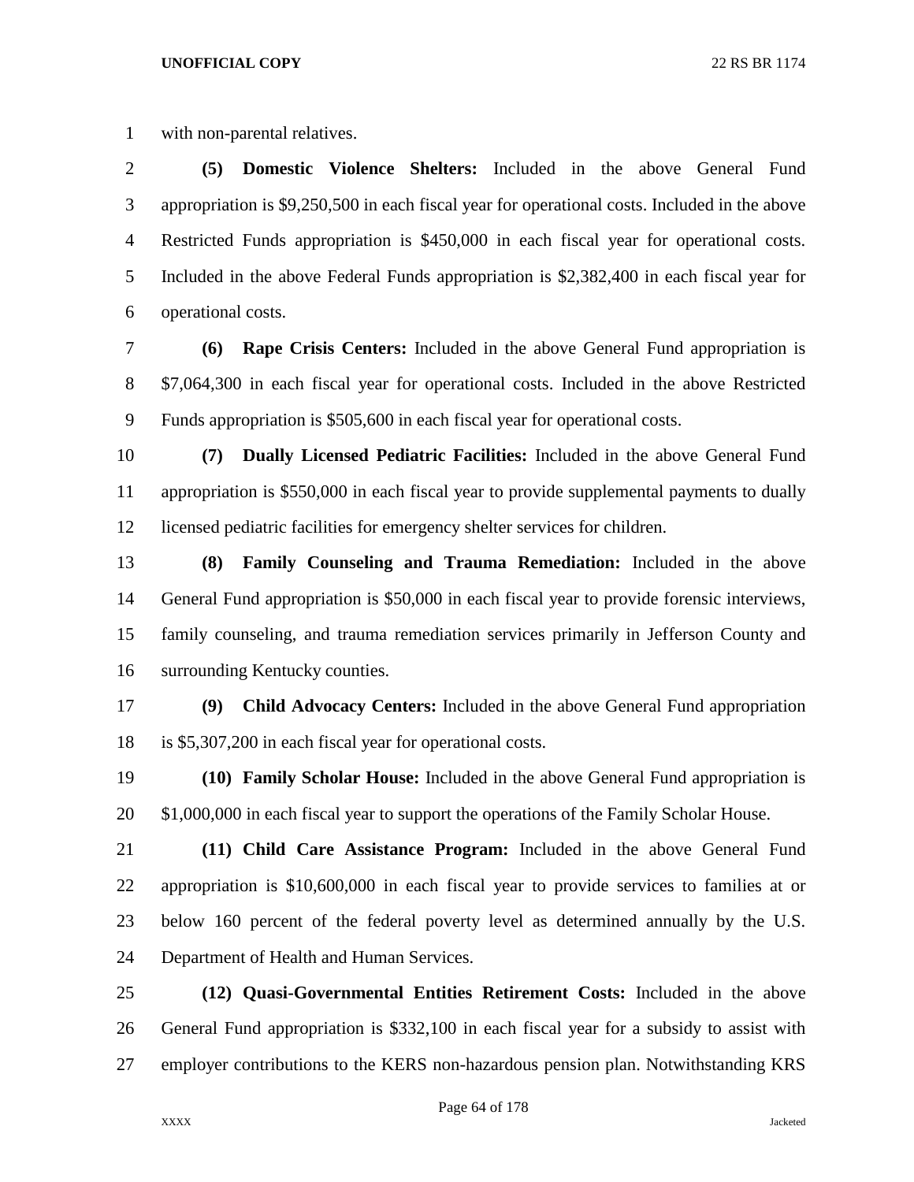with non-parental relatives.

**(5) Domestic Violence Shelters:** Included in the above General Fund appropriation is $9,250,500 in each fiscal year for operational costs. Included in the above Restricted Funds appropriation is $450,000 in each fiscal year for operational costs. Included in the above Federal Funds appropriation is $2,382,400 in each fiscal year for operational costs.

**(6) Rape Crisis Centers:** Included in the above General Fund appropriation is $7,064,300 in each fiscal year for operational costs. Included in the above Restricted Funds appropriation is $505,600 in each fiscal year for operational costs.

**(7) Dually Licensed Pediatric Facilities:** Included in the above General Fund appropriation is $550,000 in each fiscal year to provide supplemental payments to dually licensed pediatric facilities for emergency shelter services for children.

**(8) Family Counseling and Trauma Remediation:** Included in the above General Fund appropriation is $50,000 in each fiscal year to provide forensic interviews, family counseling, and trauma remediation services primarily in Jefferson County and surrounding Kentucky counties.

**(9) Child Advocacy Centers:** Included in the above General Fund appropriation is $5,307,200 in each fiscal year for operational costs.

**(10) Family Scholar House:** Included in the above General Fund appropriation is $1,000,000 in each fiscal year to support the operations of the Family Scholar House.

**(11) Child Care Assistance Program:** Included in the above General Fund appropriation is $10,600,000 in each fiscal year to provide services to families at or below 160 percent of the federal poverty level as determined annually by the U.S. Department of Health and Human Services.

**(12) Quasi-Governmental Entities Retirement Costs:** Included in the above General Fund appropriation is $332,100 in each fiscal year for a subsidy to assist with employer contributions to the KERS non-hazardous pension plan. Notwithstanding KRS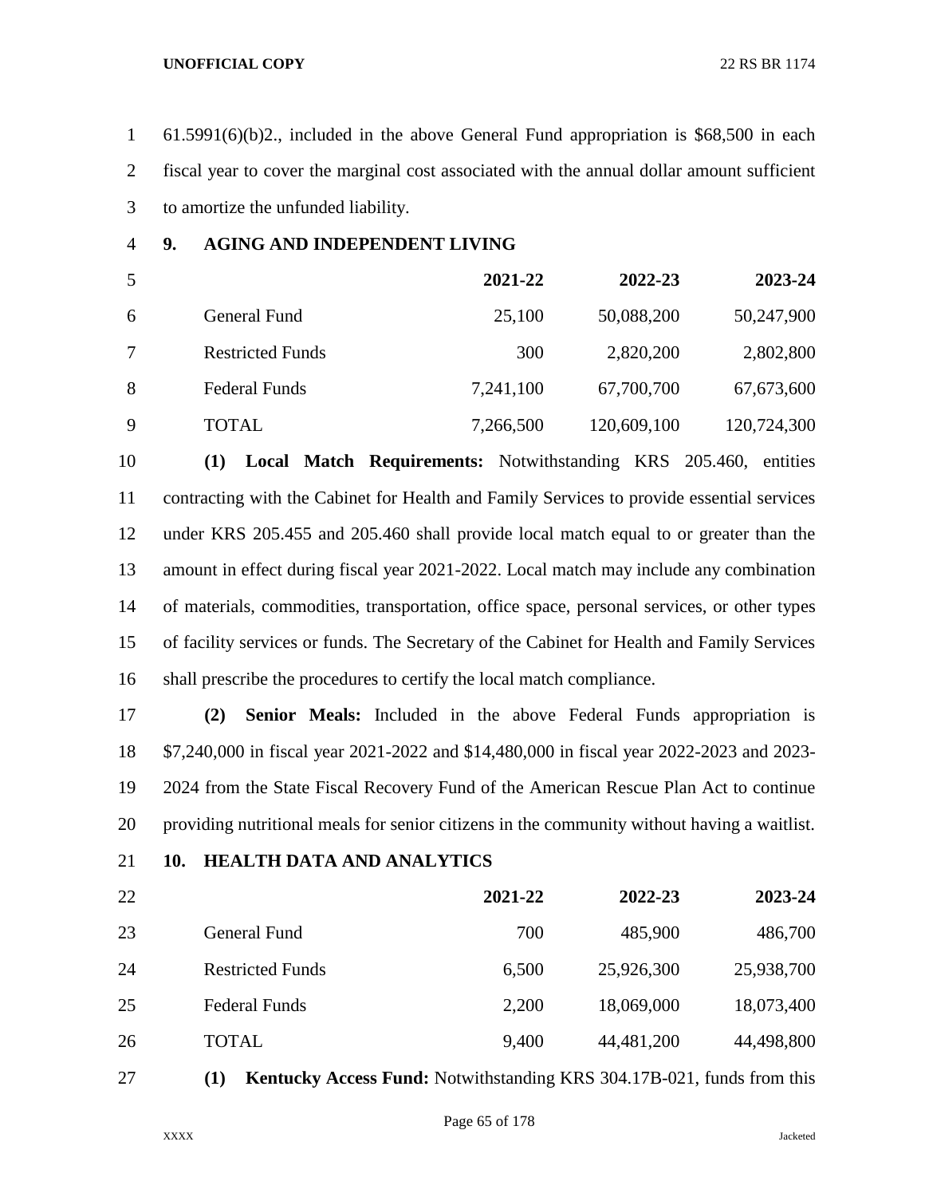61.5991(6)(b)2., included in the above General Fund appropriation is $68,500 in each fiscal year to cover the marginal cost associated with the annual dollar amount sufficient to amortize the unfunded liability.

**9. AGING AND INDEPENDENT LIVING**

| | 2021-22 | 2022-23 | 2023-24 |
|---|---:|---:|---:|
| General Fund | 25,100 | 50,088,200 | 50,247,900 |
| Restricted Funds | 300 | 2,820,200 | 2,802,800 |
| Federal Funds | 7,241,100 | 67,700,700 | 67,673,600 |
| TOTAL | 7,266,500 | 120,609,100 | 120,724,300 |

**(1) Local Match Requirements:** Notwithstanding KRS 205.460, entities contracting with the Cabinet for Health and Family Services to provide essential services under KRS 205.455 and 205.460 shall provide local match equal to or greater than the amount in effect during fiscal year 2021-2022. Local match may include any combination of materials, commodities, transportation, office space, personal services, or other types of facility services or funds. The Secretary of the Cabinet for Health and Family Services shall prescribe the procedures to certify the local match compliance.

**(2) Senior Meals:** Included in the above Federal Funds appropriation is $7,240,000 in fiscal year 2021-2022 and $14,480,000 in fiscal year 2022-2023 and 2023-2024 from the State Fiscal Recovery Fund of the American Rescue Plan Act to continue providing nutritional meals for senior citizens in the community without having a waitlist.

**10. HEALTH DATA AND ANALYTICS**

| | 2021-22 | 2022-23 | 2023-24 |
|---|---:|---:|---:|
| General Fund | 700 | 485,900 | 486,700 |
| Restricted Funds | 6,500 | 25,926,300 | 25,938,700 |
| Federal Funds | 2,200 | 18,069,000 | 18,073,400 |
| TOTAL | 9,400 | 44,481,200 | 44,498,800 |

**(1) Kentucky Access Fund:** Notwithstanding KRS 304.17B-021, funds from this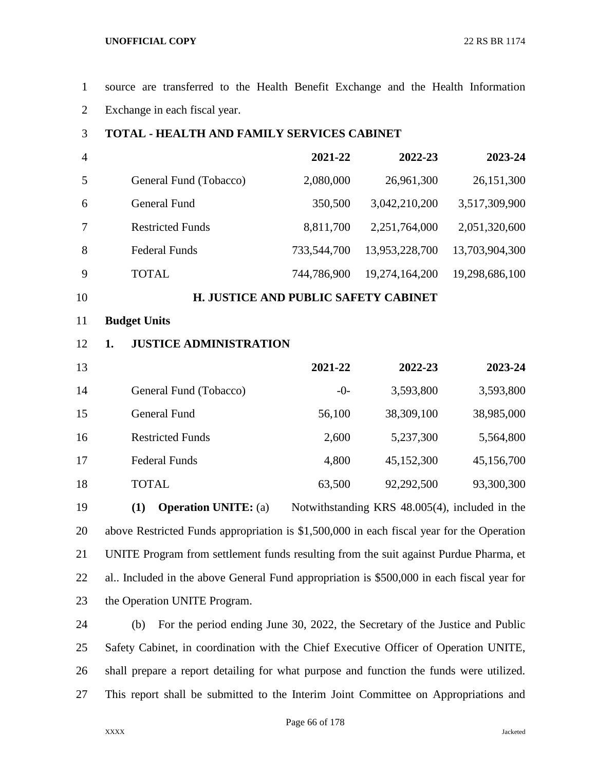source are transferred to the Health Benefit Exchange and the Health Information Exchange in each fiscal year.

**TOTAL - HEALTH AND FAMILY SERVICES CABINET**

| | 2021-22 | 2022-23 | 2023-24 |
|---|---|---|---|
| General Fund (Tobacco) | 2,080,000 | 26,961,300 | 26,151,300 |
| General Fund | 350,500 | 3,042,210,200 | 3,517,309,900 |
| Restricted Funds | 8,811,700 | 2,251,764,000 | 2,051,320,600 |
| Federal Funds | 733,544,700 | 13,953,228,700 | 13,703,904,300 |
| TOTAL | 744,786,900 | 19,274,164,200 | 19,298,686,100 |

## H. JUSTICE AND PUBLIC SAFETY CABINET

**Budget Units**

**1. JUSTICE ADMINISTRATION**

| | 2021-22 | 2022-23 | 2023-24 |
|---|---|---|---|
| General Fund (Tobacco) | -0- | 3,593,800 | 3,593,800 |
| General Fund | 56,100 | 38,309,100 | 38,985,000 |
| Restricted Funds | 2,600 | 5,237,300 | 5,564,800 |
| Federal Funds | 4,800 | 45,152,300 | 45,156,700 |
| TOTAL | 63,500 | 92,292,500 | 93,300,300 |

**(1) Operation UNITE:** (a) Notwithstanding KRS 48.005(4), included in the above Restricted Funds appropriation is $1,500,000 in each fiscal year for the Operation UNITE Program from settlement funds resulting from the suit against Purdue Pharma, et al.. Included in the above General Fund appropriation is $500,000 in each fiscal year for the Operation UNITE Program.

(b) For the period ending June 30, 2022, the Secretary of the Justice and Public Safety Cabinet, in coordination with the Chief Executive Officer of Operation UNITE, shall prepare a report detailing for what purpose and function the funds were utilized. This report shall be submitted to the Interim Joint Committee on Appropriations and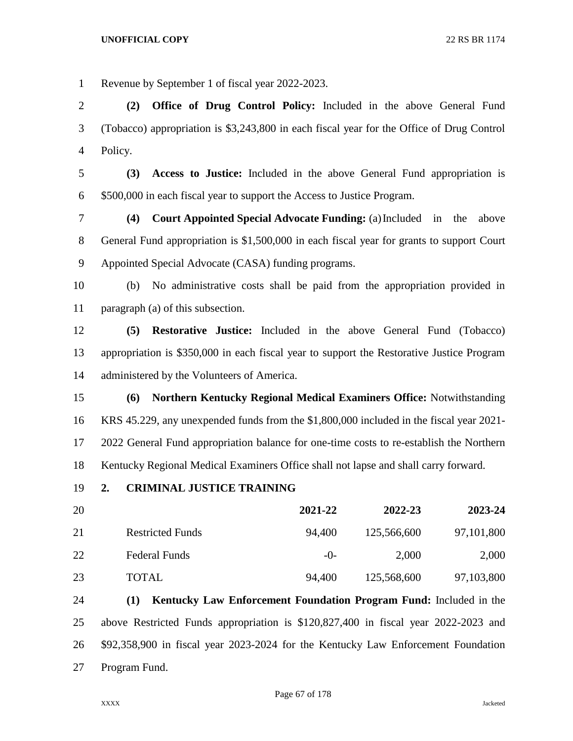Revenue by September 1 of fiscal year 2022-2023.

**(2) Office of Drug Control Policy:** Included in the above General Fund (Tobacco) appropriation is $3,243,800 in each fiscal year for the Office of Drug Control Policy.

**(3) Access to Justice:** Included in the above General Fund appropriation is $500,000 in each fiscal year to support the Access to Justice Program.

**(4) Court Appointed Special Advocate Funding:** (a) Included in the above General Fund appropriation is $1,500,000 in each fiscal year for grants to support Court Appointed Special Advocate (CASA) funding programs.

(b) No administrative costs shall be paid from the appropriation provided in paragraph (a) of this subsection.

**(5) Restorative Justice:** Included in the above General Fund (Tobacco) appropriation is $350,000 in each fiscal year to support the Restorative Justice Program administered by the Volunteers of America.

**(6) Northern Kentucky Regional Medical Examiners Office:** Notwithstanding KRS 45.229, any unexpended funds from the $1,800,000 included in the fiscal year 2021-2022 General Fund appropriation balance for one-time costs to re-establish the Northern Kentucky Regional Medical Examiners Office shall not lapse and shall carry forward.

**2. CRIMINAL JUSTICE TRAINING**

| | 2021-22 | 2022-23 | 2023-24 |
|---|---|---|---|
| Restricted Funds | 94,400 | 125,566,600 | 97,101,800 |
| Federal Funds | -0- | 2,000 | 2,000 |
| TOTAL | 94,400 | 125,568,600 | 97,103,800 |

**(1) Kentucky Law Enforcement Foundation Program Fund:** Included in the above Restricted Funds appropriation is $120,827,400 in fiscal year 2022-2023 and $92,358,900 in fiscal year 2023-2024 for the Kentucky Law Enforcement Foundation Program Fund.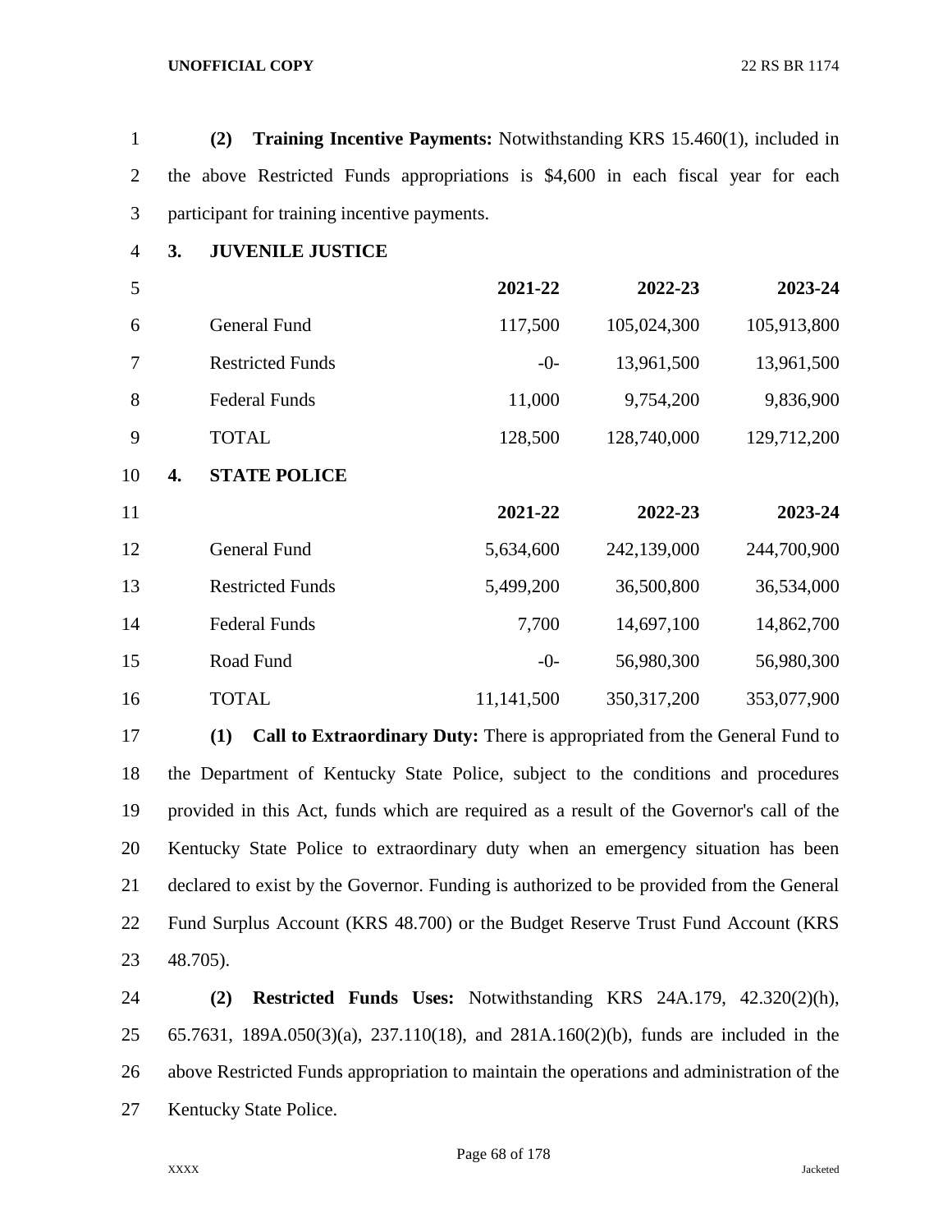**(2) Training Incentive Payments:** Notwithstanding KRS 15.460(1), included in the above Restricted Funds appropriations is $4,600 in each fiscal year for each participant for training incentive payments.

**3. JUVENILE JUSTICE**

| | 2021-22 | 2022-23 | 2023-24 |
|---|---|---|---|
| General Fund | 117,500 | 105,024,300 | 105,913,800 |
| Restricted Funds | -0- | 13,961,500 | 13,961,500 |
| Federal Funds | 11,000 | 9,754,200 | 9,836,900 |
| TOTAL | 128,500 | 128,740,000 | 129,712,200 |

**4. STATE POLICE**

| | 2021-22 | 2022-23 | 2023-24 |
|---|---|---|---|
| General Fund | 5,634,600 | 242,139,000 | 244,700,900 |
| Restricted Funds | 5,499,200 | 36,500,800 | 36,534,000 |
| Federal Funds | 7,700 | 14,697,100 | 14,862,700 |
| Road Fund | -0- | 56,980,300 | 56,980,300 |
| TOTAL | 11,141,500 | 350,317,200 | 353,077,900 |

**(1) Call to Extraordinary Duty:** There is appropriated from the General Fund to the Department of Kentucky State Police, subject to the conditions and procedures provided in this Act, funds which are required as a result of the Governor's call of the Kentucky State Police to extraordinary duty when an emergency situation has been declared to exist by the Governor. Funding is authorized to be provided from the General Fund Surplus Account (KRS 48.700) or the Budget Reserve Trust Fund Account (KRS 48.705).

**(2) Restricted Funds Uses:** Notwithstanding KRS 24A.179, 42.320(2)(h), 65.7631, 189A.050(3)(a), 237.110(18), and 281A.160(2)(b), funds are included in the above Restricted Funds appropriation to maintain the operations and administration of the Kentucky State Police.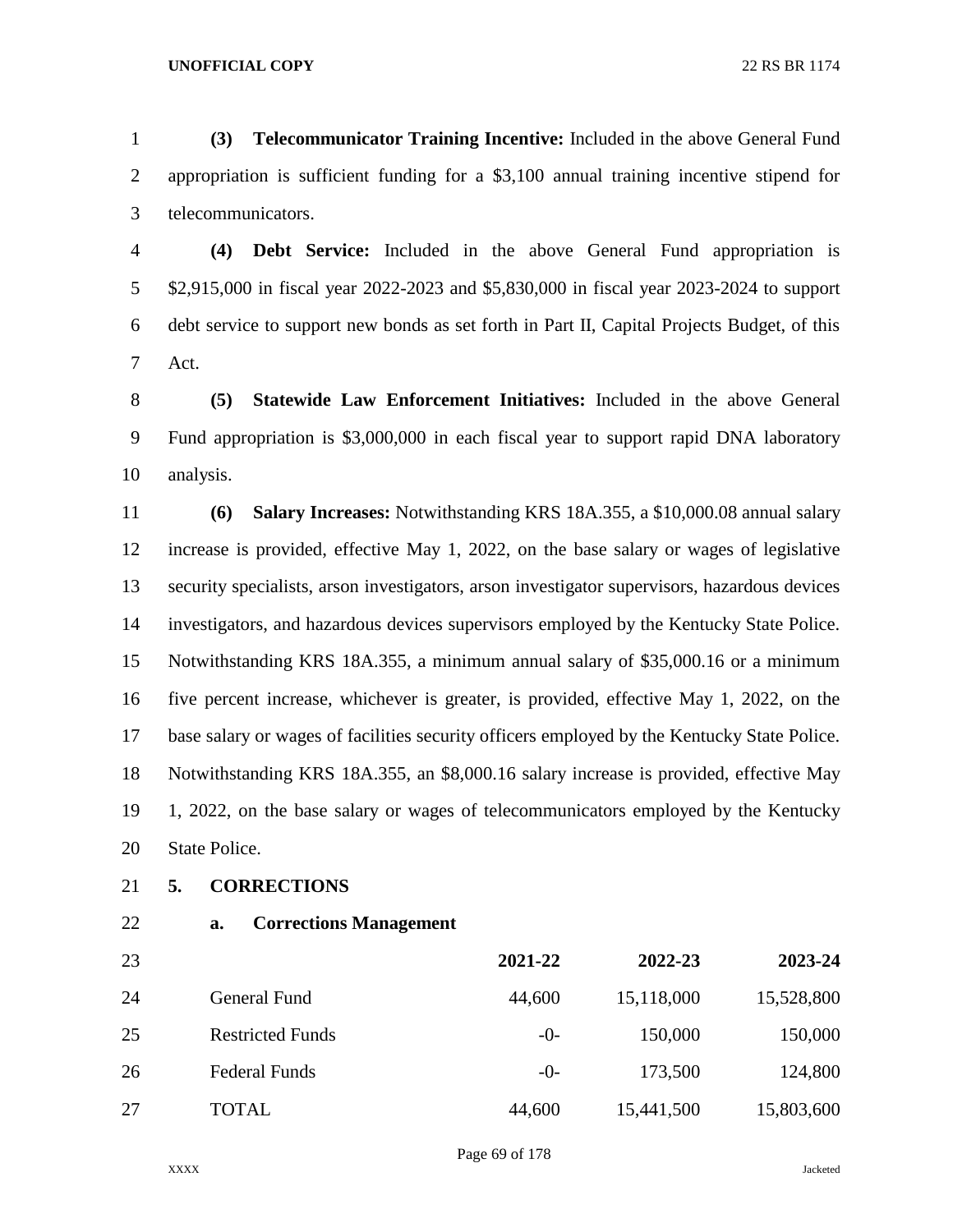**(3) Telecommunicator Training Incentive:** Included in the above General Fund appropriation is sufficient funding for a $3,100 annual training incentive stipend for telecommunicators.

**(4) Debt Service:** Included in the above General Fund appropriation is $2,915,000 in fiscal year 2022-2023 and $5,830,000 in fiscal year 2023-2024 to support debt service to support new bonds as set forth in Part II, Capital Projects Budget, of this Act.

**(5) Statewide Law Enforcement Initiatives:** Included in the above General Fund appropriation is $3,000,000 in each fiscal year to support rapid DNA laboratory analysis.

**(6) Salary Increases:** Notwithstanding KRS 18A.355, a $10,000.08 annual salary increase is provided, effective May 1, 2022, on the base salary or wages of legislative security specialists, arson investigators, arson investigator supervisors, hazardous devices investigators, and hazardous devices supervisors employed by the Kentucky State Police. Notwithstanding KRS 18A.355, a minimum annual salary of $35,000.16 or a minimum five percent increase, whichever is greater, is provided, effective May 1, 2022, on the base salary or wages of facilities security officers employed by the Kentucky State Police. Notwithstanding KRS 18A.355, an $8,000.16 salary increase is provided, effective May 1, 2022, on the base salary or wages of telecommunicators employed by the Kentucky State Police.

**5. CORRECTIONS**

**a. Corrections Management**

| | **2021-22** | **2022-23** | **2023-24** |
|---|---|---|---|
| General Fund | 44,600 | 15,118,000 | 15,528,800 |
| Restricted Funds | -0- | 150,000 | 150,000 |
| Federal Funds | -0- | 173,500 | 124,800 |
| TOTAL | 44,600 | 15,441,500 | 15,803,600 |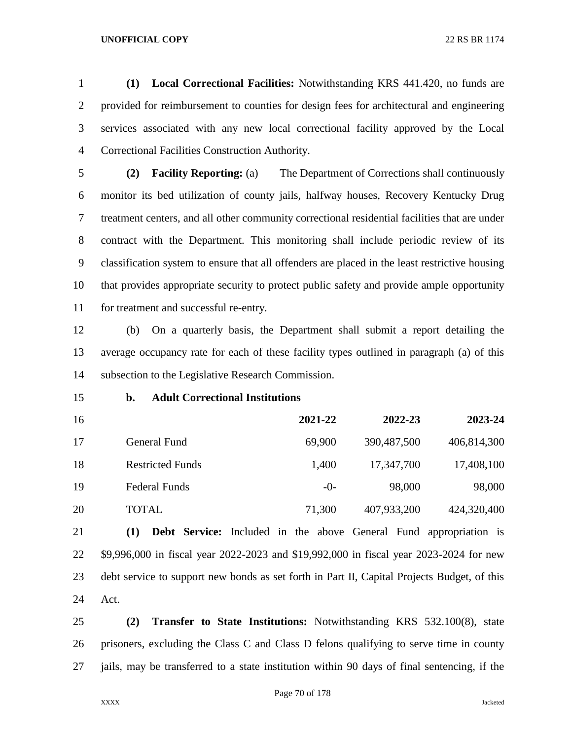**(1) Local Correctional Facilities:** Notwithstanding KRS 441.420, no funds are provided for reimbursement to counties for design fees for architectural and engineering services associated with any new local correctional facility approved by the Local Correctional Facilities Construction Authority.

**(2) Facility Reporting:** (a) The Department of Corrections shall continuously monitor its bed utilization of county jails, halfway houses, Recovery Kentucky Drug treatment centers, and all other community correctional residential facilities that are under contract with the Department. This monitoring shall include periodic review of its classification system to ensure that all offenders are placed in the least restrictive housing that provides appropriate security to protect public safety and provide ample opportunity for treatment and successful re-entry.

(b) On a quarterly basis, the Department shall submit a report detailing the average occupancy rate for each of these facility types outlined in paragraph (a) of this subsection to the Legislative Research Commission.

**b. Adult Correctional Institutions**

| | **2021-22** | **2022-23** | **2023-24** |
|---|---:|---:|---:|
| General Fund | 69,900 | 390,487,500 | 406,814,300 |
| Restricted Funds | 1,400 | 17,347,700 | 17,408,100 |
| Federal Funds | -0- | 98,000 | 98,000 |
| TOTAL | 71,300 | 407,933,200 | 424,320,400 |

**(1) Debt Service:** Included in the above General Fund appropriation is $9,996,000 in fiscal year 2022-2023 and $19,992,000 in fiscal year 2023-2024 for new debt service to support new bonds as set forth in Part II, Capital Projects Budget, of this Act.

**(2) Transfer to State Institutions:** Notwithstanding KRS 532.100(8), state prisoners, excluding the Class C and Class D felons qualifying to serve time in county jails, may be transferred to a state institution within 90 days of final sentencing, if the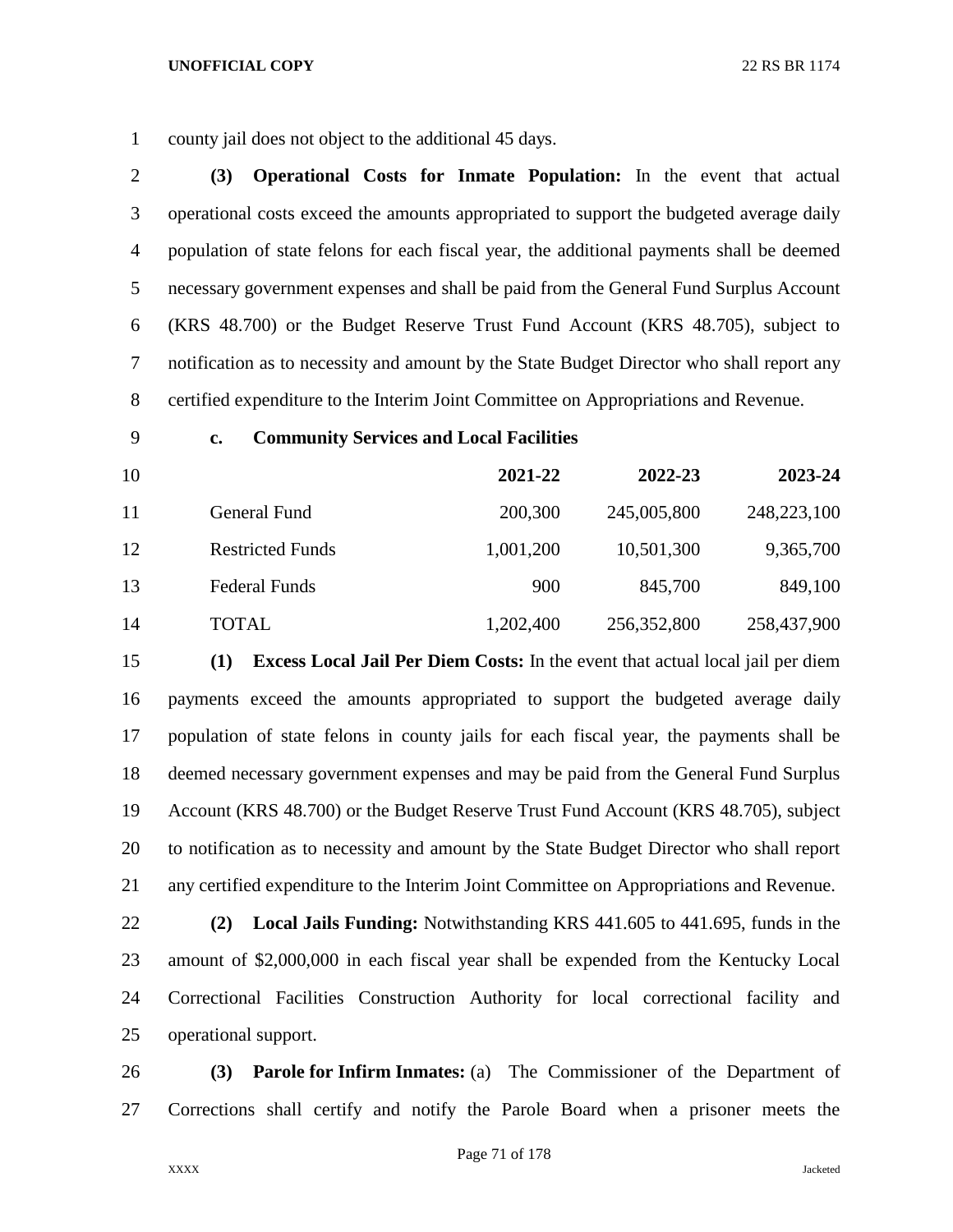county jail does not object to the additional 45 days.

**(3) Operational Costs for Inmate Population:** In the event that actual operational costs exceed the amounts appropriated to support the budgeted average daily population of state felons for each fiscal year, the additional payments shall be deemed necessary government expenses and shall be paid from the General Fund Surplus Account (KRS 48.700) or the Budget Reserve Trust Fund Account (KRS 48.705), subject to notification as to necessity and amount by the State Budget Director who shall report any certified expenditure to the Interim Joint Committee on Appropriations and Revenue.

**c. Community Services and Local Facilities**

| | 2021-22 | 2022-23 | 2023-24 |
|---|---|---|---|
| General Fund | 200,300 | 245,005,800 | 248,223,100 |
| Restricted Funds | 1,001,200 | 10,501,300 | 9,365,700 |
| Federal Funds | 900 | 845,700 | 849,100 |
| TOTAL | 1,202,400 | 256,352,800 | 258,437,900 |

**(1) Excess Local Jail Per Diem Costs:** In the event that actual local jail per diem payments exceed the amounts appropriated to support the budgeted average daily population of state felons in county jails for each fiscal year, the payments shall be deemed necessary government expenses and may be paid from the General Fund Surplus Account (KRS 48.700) or the Budget Reserve Trust Fund Account (KRS 48.705), subject to notification as to necessity and amount by the State Budget Director who shall report any certified expenditure to the Interim Joint Committee on Appropriations and Revenue.

**(2) Local Jails Funding:** Notwithstanding KRS 441.605 to 441.695, funds in the amount of $2,000,000 in each fiscal year shall be expended from the Kentucky Local Correctional Facilities Construction Authority for local correctional facility and operational support.

**(3) Parole for Infirm Inmates:** (a) The Commissioner of the Department of Corrections shall certify and notify the Parole Board when a prisoner meets the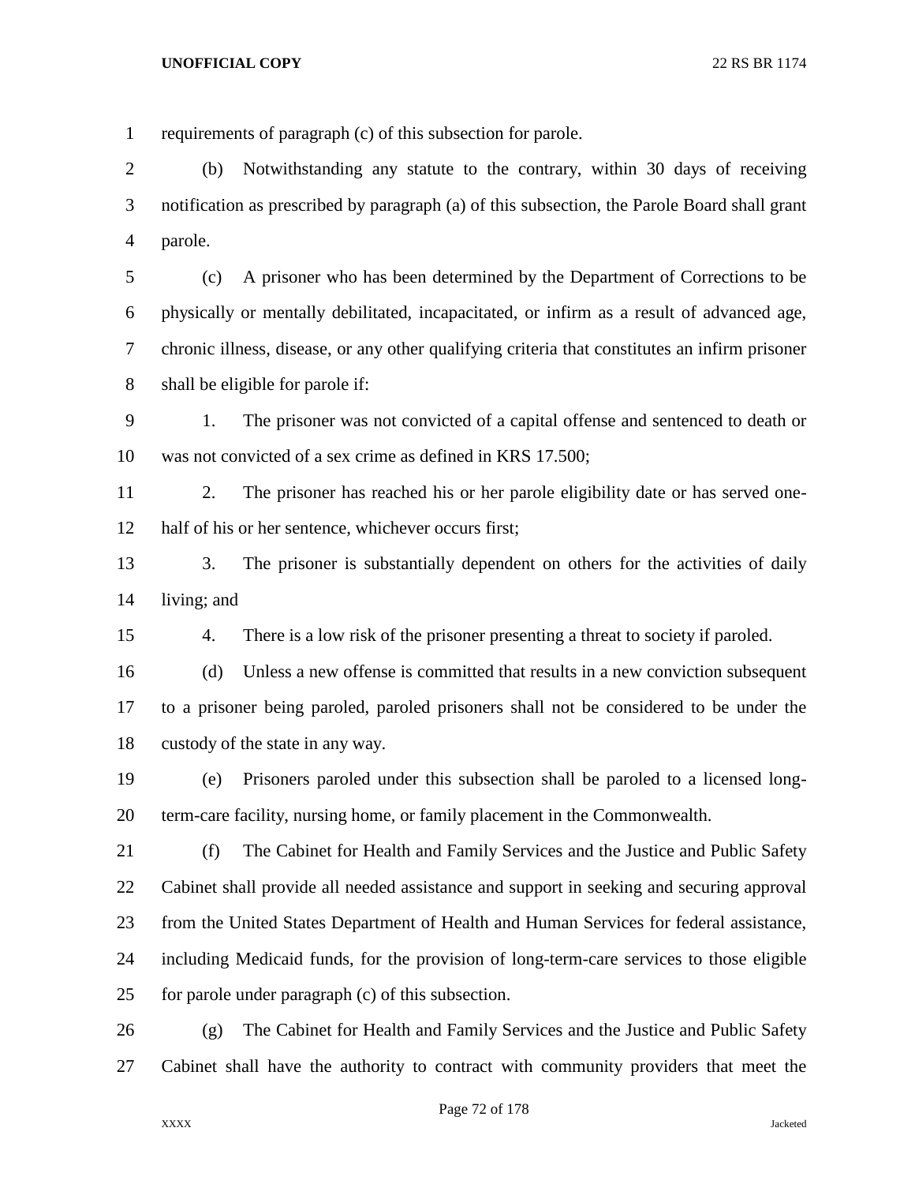requirements of paragraph (c) of this subsection for parole.

(b) Notwithstanding any statute to the contrary, within 30 days of receiving notification as prescribed by paragraph (a) of this subsection, the Parole Board shall grant parole.

(c) A prisoner who has been determined by the Department of Corrections to be physically or mentally debilitated, incapacitated, or infirm as a result of advanced age, chronic illness, disease, or any other qualifying criteria that constitutes an infirm prisoner shall be eligible for parole if:

1. The prisoner was not convicted of a capital offense and sentenced to death or was not convicted of a sex crime as defined in KRS 17.500;

2. The prisoner has reached his or her parole eligibility date or has served one-half of his or her sentence, whichever occurs first;

3. The prisoner is substantially dependent on others for the activities of daily living; and

4. There is a low risk of the prisoner presenting a threat to society if paroled.

(d) Unless a new offense is committed that results in a new conviction subsequent to a prisoner being paroled, paroled prisoners shall not be considered to be under the custody of the state in any way.

(e) Prisoners paroled under this subsection shall be paroled to a licensed long-term-care facility, nursing home, or family placement in the Commonwealth.

(f) The Cabinet for Health and Family Services and the Justice and Public Safety Cabinet shall provide all needed assistance and support in seeking and securing approval from the United States Department of Health and Human Services for federal assistance, including Medicaid funds, for the provision of long-term-care services to those eligible for parole under paragraph (c) of this subsection.

(g) The Cabinet for Health and Family Services and the Justice and Public Safety Cabinet shall have the authority to contract with community providers that meet the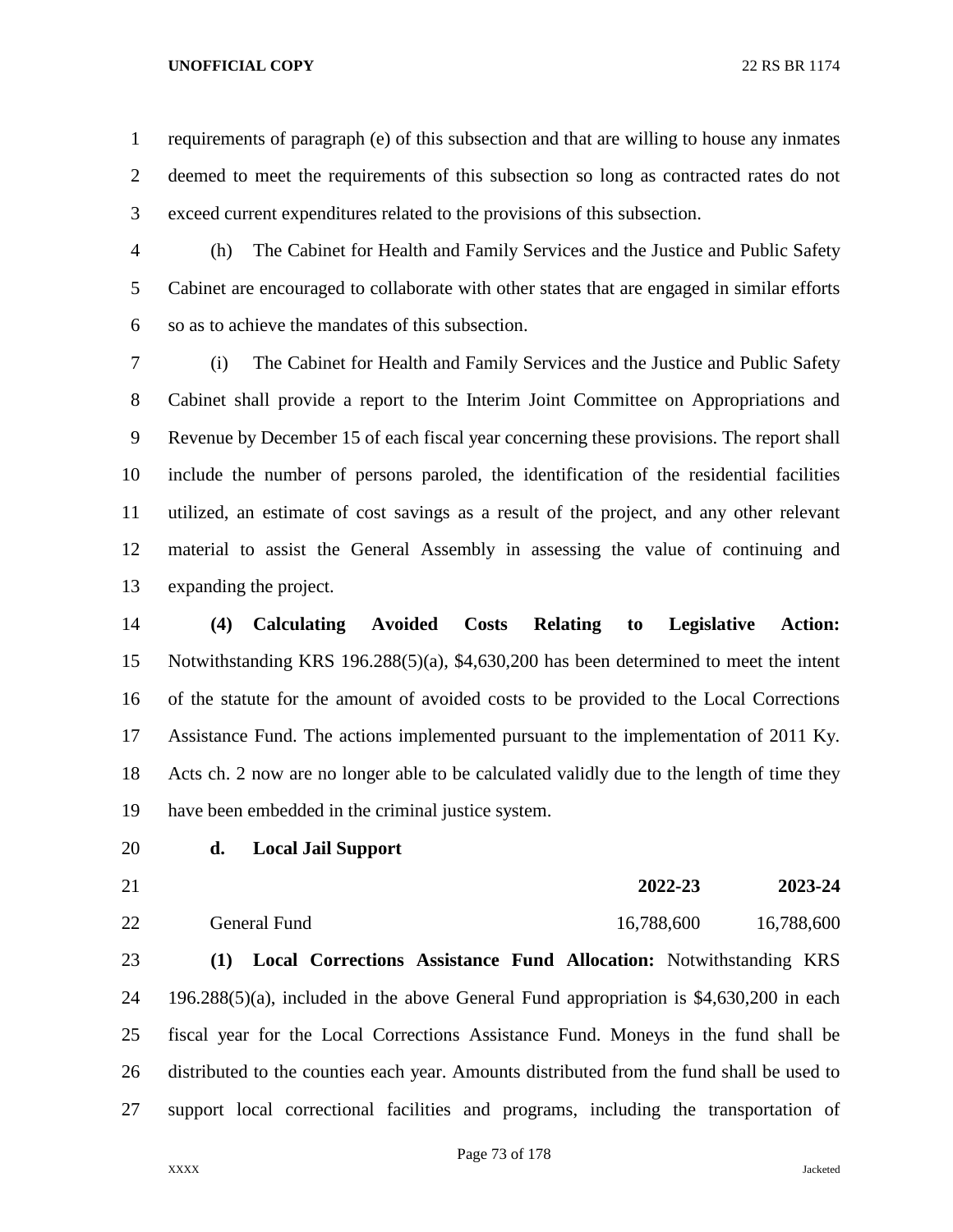requirements of paragraph (e) of this subsection and that are willing to house any inmates deemed to meet the requirements of this subsection so long as contracted rates do not exceed current expenditures related to the provisions of this subsection.

(h) The Cabinet for Health and Family Services and the Justice and Public Safety Cabinet are encouraged to collaborate with other states that are engaged in similar efforts so as to achieve the mandates of this subsection.

(i) The Cabinet for Health and Family Services and the Justice and Public Safety Cabinet shall provide a report to the Interim Joint Committee on Appropriations and Revenue by December 15 of each fiscal year concerning these provisions. The report shall include the number of persons paroled, the identification of the residential facilities utilized, an estimate of cost savings as a result of the project, and any other relevant material to assist the General Assembly in assessing the value of continuing and expanding the project.

**(4) Calculating Avoided Costs Relating to Legislative Action:** Notwithstanding KRS 196.288(5)(a), $4,630,200 has been determined to meet the intent of the statute for the amount of avoided costs to be provided to the Local Corrections Assistance Fund. The actions implemented pursuant to the implementation of 2011 Ky. Acts ch. 2 now are no longer able to be calculated validly due to the length of time they have been embedded in the criminal justice system.

**d. Local Jail Support**

| | **2022-23** | **2023-24** |
|---|---|---|
| General Fund | 16,788,600 | 16,788,600 |

**(1) Local Corrections Assistance Fund Allocation:** Notwithstanding KRS 196.288(5)(a), included in the above General Fund appropriation is $4,630,200 in each fiscal year for the Local Corrections Assistance Fund. Moneys in the fund shall be distributed to the counties each year. Amounts distributed from the fund shall be used to support local correctional facilities and programs, including the transportation of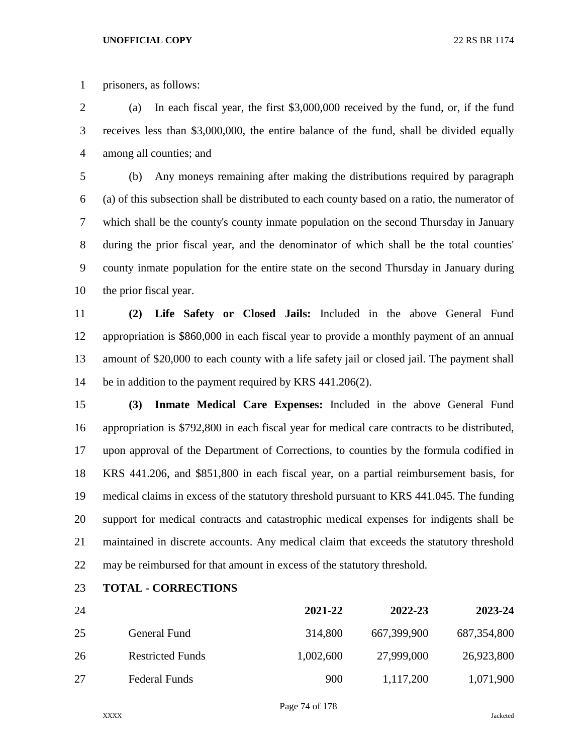prisoners, as follows:

(a) In each fiscal year, the first $3,000,000 received by the fund, or, if the fund receives less than $3,000,000, the entire balance of the fund, shall be divided equally among all counties; and

(b) Any moneys remaining after making the distributions required by paragraph (a) of this subsection shall be distributed to each county based on a ratio, the numerator of which shall be the county's county inmate population on the second Thursday in January during the prior fiscal year, and the denominator of which shall be the total counties' county inmate population for the entire state on the second Thursday in January during the prior fiscal year.

**(2) Life Safety or Closed Jails:** Included in the above General Fund appropriation is $860,000 in each fiscal year to provide a monthly payment of an annual amount of $20,000 to each county with a life safety jail or closed jail. The payment shall be in addition to the payment required by KRS 441.206(2).

**(3) Inmate Medical Care Expenses:** Included in the above General Fund appropriation is $792,800 in each fiscal year for medical care contracts to be distributed, upon approval of the Department of Corrections, to counties by the formula codified in KRS 441.206, and $851,800 in each fiscal year, on a partial reimbursement basis, for medical claims in excess of the statutory threshold pursuant to KRS 441.045. The funding support for medical contracts and catastrophic medical expenses for indigents shall be maintained in discrete accounts. Any medical claim that exceeds the statutory threshold may be reimbursed for that amount in excess of the statutory threshold.

**TOTAL - CORRECTIONS**

| | **2021-22** | **2022-23** | **2023-24** |
|---|---|---|---|
| General Fund | 314,800 | 667,399,900 | 687,354,800 |
| Restricted Funds | 1,002,600 | 27,999,000 | 26,923,800 |
| Federal Funds | 900 | 1,117,200 | 1,071,900 |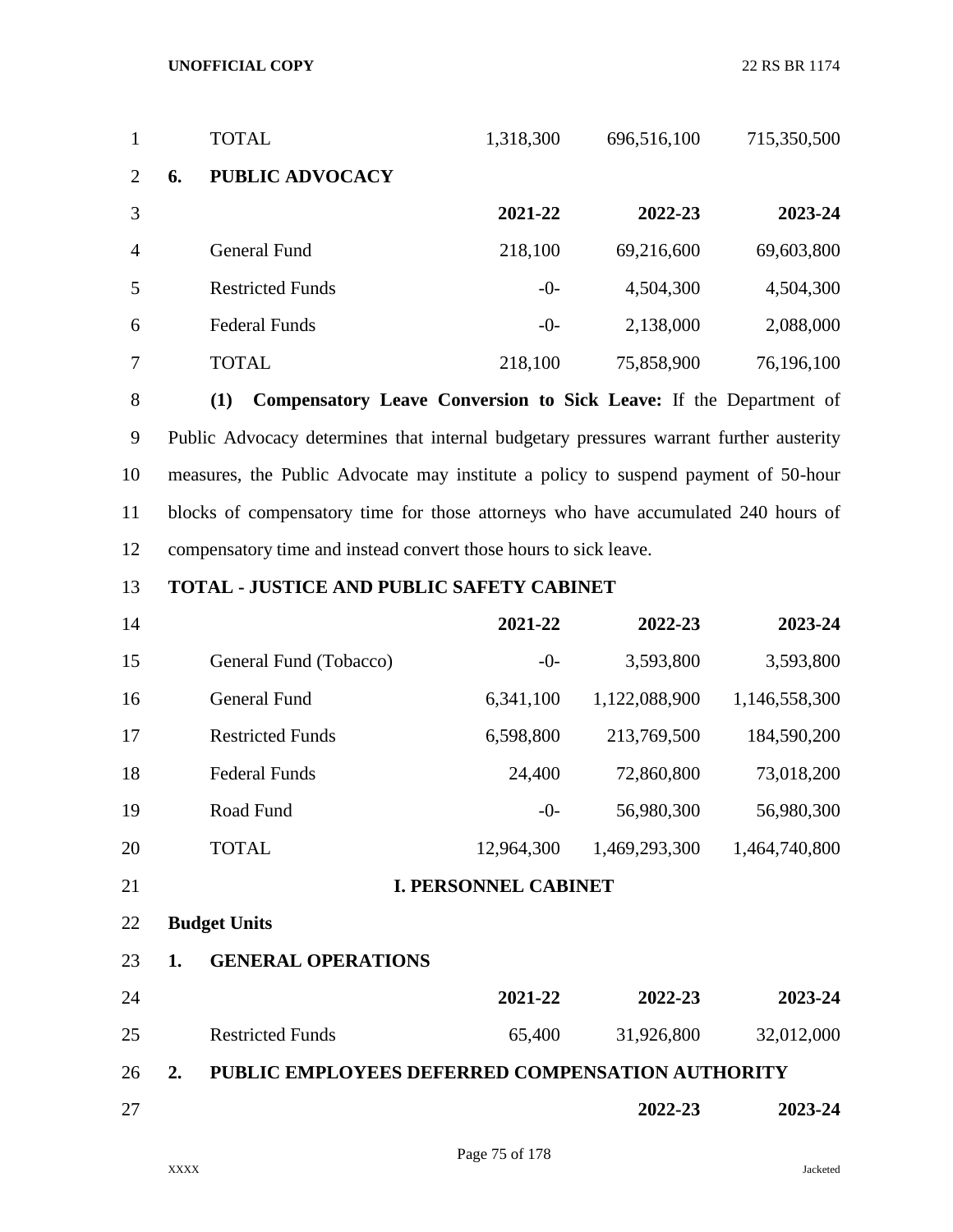| | 2021-22 | 2022-23 | 2023-24 |
|---|---|---|---|
| TOTAL | 1,318,300 | 696,516,100 | 715,350,500 |

**6. PUBLIC ADVOCACY**

| | 2021-22 | 2022-23 | 2023-24 |
|---|---|---|---|
| General Fund | 218,100 | 69,216,600 | 69,603,800 |
| Restricted Funds | -0- | 4,504,300 | 4,504,300 |
| Federal Funds | -0- | 2,138,000 | 2,088,000 |
| TOTAL | 218,100 | 75,858,900 | 76,196,100 |

**(1) Compensatory Leave Conversion to Sick Leave:** If the Department of Public Advocacy determines that internal budgetary pressures warrant further austerity measures, the Public Advocate may institute a policy to suspend payment of 50-hour blocks of compensatory time for those attorneys who have accumulated 240 hours of compensatory time and instead convert those hours to sick leave.

**TOTAL - JUSTICE AND PUBLIC SAFETY CABINET**

| | 2021-22 | 2022-23 | 2023-24 |
|---|---|---|---|
| General Fund (Tobacco) | -0- | 3,593,800 | 3,593,800 |
| General Fund | 6,341,100 | 1,122,088,900 | 1,146,558,300 |
| Restricted Funds | 6,598,800 | 213,769,500 | 184,590,200 |
| Federal Funds | 24,400 | 72,860,800 | 73,018,200 |
| Road Fund | -0- | 56,980,300 | 56,980,300 |
| TOTAL | 12,964,300 | 1,469,293,300 | 1,464,740,800 |

## I. PERSONNEL CABINET

**Budget Units**

**1. GENERAL OPERATIONS**

| | 2021-22 | 2022-23 | 2023-24 |
|---|---|---|---|
| Restricted Funds | 65,400 | 31,926,800 | 32,012,000 |

**2. PUBLIC EMPLOYEES DEFERRED COMPENSATION AUTHORITY**

| | 2022-23 | 2023-24 |
|---|---|---|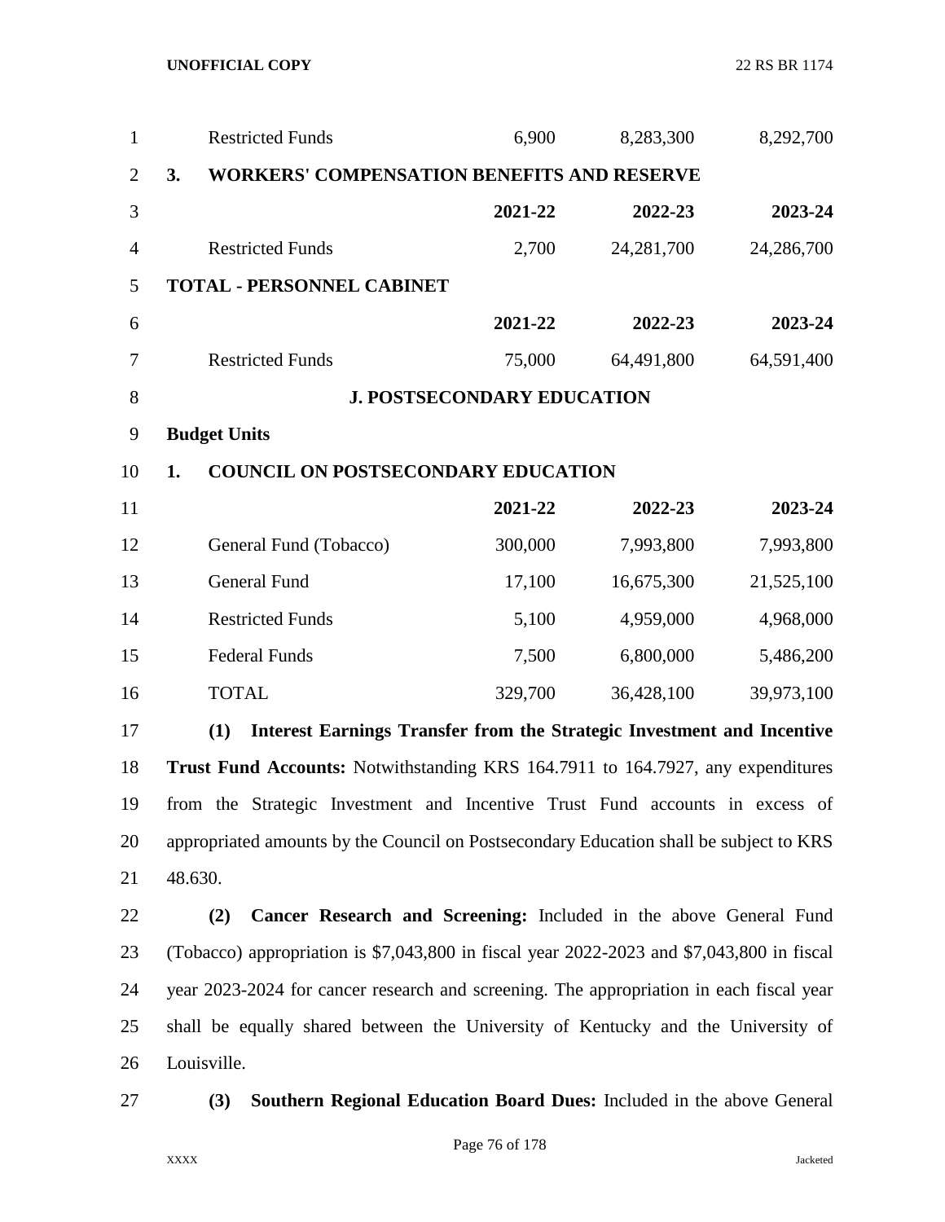| | 2021-22 | 2022-23 | 2023-24 |
|---|---|---|---|
| Restricted Funds | 6,900 | 8,283,300 | 8,292,700 |

**3. WORKERS' COMPENSATION BENEFITS AND RESERVE**

| | 2021-22 | 2022-23 | 2023-24 |
|---|---|---|---|
| Restricted Funds | 2,700 | 24,281,700 | 24,286,700 |

**TOTAL - PERSONNEL CABINET**

| | 2021-22 | 2022-23 | 2023-24 |
|---|---|---|---|
| Restricted Funds | 75,000 | 64,491,800 | 64,591,400 |

## J. POSTSECONDARY EDUCATION

**Budget Units**

**1. COUNCIL ON POSTSECONDARY EDUCATION**

| | 2021-22 | 2022-23 | 2023-24 |
|---|---|---|---|
| General Fund (Tobacco) | 300,000 | 7,993,800 | 7,993,800 |
| General Fund | 17,100 | 16,675,300 | 21,525,100 |
| Restricted Funds | 5,100 | 4,959,000 | 4,968,000 |
| Federal Funds | 7,500 | 6,800,000 | 5,486,200 |
| TOTAL | 329,700 | 36,428,100 | 39,973,100 |

**(1) Interest Earnings Transfer from the Strategic Investment and Incentive Trust Fund Accounts:** Notwithstanding KRS 164.7911 to 164.7927, any expenditures from the Strategic Investment and Incentive Trust Fund accounts in excess of appropriated amounts by the Council on Postsecondary Education shall be subject to KRS 48.630.

**(2) Cancer Research and Screening:** Included in the above General Fund (Tobacco) appropriation is $7,043,800 in fiscal year 2022-2023 and $7,043,800 in fiscal year 2023-2024 for cancer research and screening. The appropriation in each fiscal year shall be equally shared between the University of Kentucky and the University of Louisville.

**(3) Southern Regional Education Board Dues:** Included in the above General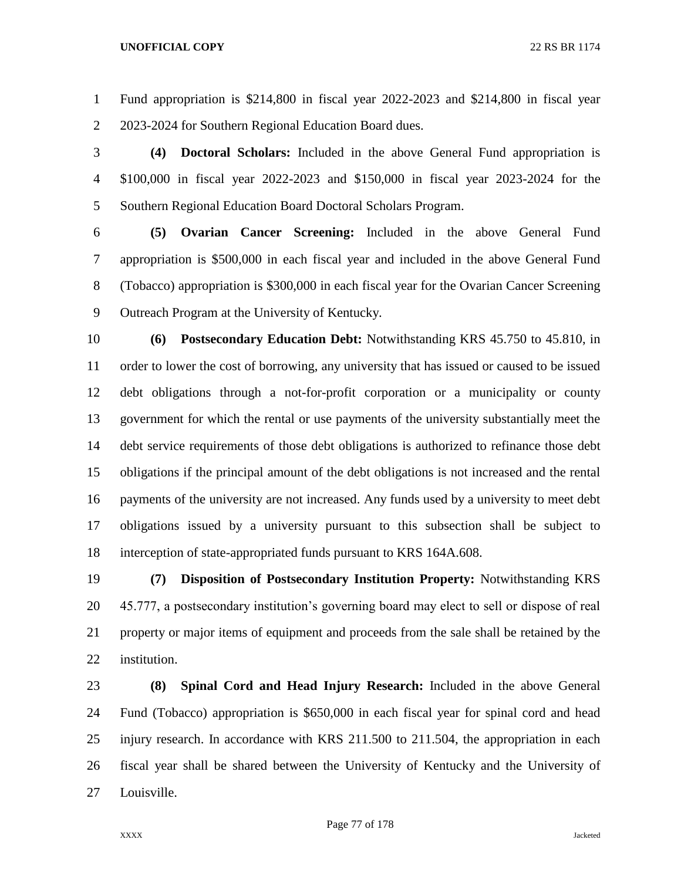Fund appropriation is $214,800 in fiscal year 2022-2023 and $214,800 in fiscal year 2023-2024 for Southern Regional Education Board dues.

**(4) Doctoral Scholars:** Included in the above General Fund appropriation is $100,000 in fiscal year 2022-2023 and $150,000 in fiscal year 2023-2024 for the Southern Regional Education Board Doctoral Scholars Program.

**(5) Ovarian Cancer Screening:** Included in the above General Fund appropriation is $500,000 in each fiscal year and included in the above General Fund (Tobacco) appropriation is $300,000 in each fiscal year for the Ovarian Cancer Screening Outreach Program at the University of Kentucky.

**(6) Postsecondary Education Debt:** Notwithstanding KRS 45.750 to 45.810, in order to lower the cost of borrowing, any university that has issued or caused to be issued debt obligations through a not-for-profit corporation or a municipality or county government for which the rental or use payments of the university substantially meet the debt service requirements of those debt obligations is authorized to refinance those debt obligations if the principal amount of the debt obligations is not increased and the rental payments of the university are not increased. Any funds used by a university to meet debt obligations issued by a university pursuant to this subsection shall be subject to interception of state-appropriated funds pursuant to KRS 164A.608.

**(7) Disposition of Postsecondary Institution Property:** Notwithstanding KRS 45.777, a postsecondary institution's governing board may elect to sell or dispose of real property or major items of equipment and proceeds from the sale shall be retained by the institution.

**(8) Spinal Cord and Head Injury Research:** Included in the above General Fund (Tobacco) appropriation is $650,000 in each fiscal year for spinal cord and head injury research. In accordance with KRS 211.500 to 211.504, the appropriation in each fiscal year shall be shared between the University of Kentucky and the University of Louisville.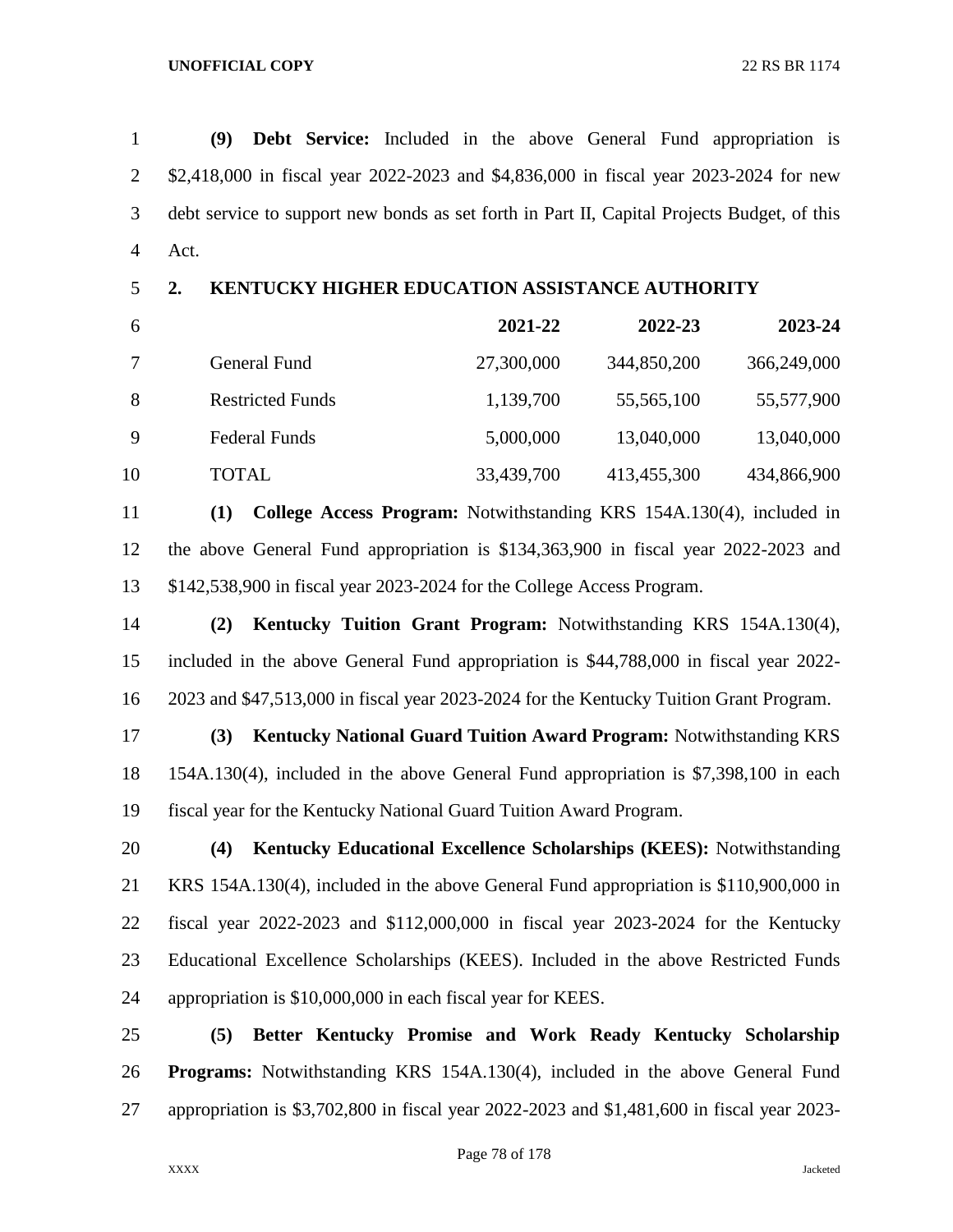**(9) Debt Service:** Included in the above General Fund appropriation is $2,418,000 in fiscal year 2022-2023 and $4,836,000 in fiscal year 2023-2024 for new debt service to support new bonds as set forth in Part II, Capital Projects Budget, of this Act.

**2. KENTUCKY HIGHER EDUCATION ASSISTANCE AUTHORITY**

| | 2021-22 | 2022-23 | 2023-24 |
|---|---|---|---|
| General Fund | 27,300,000 | 344,850,200 | 366,249,000 |
| Restricted Funds | 1,139,700 | 55,565,100 | 55,577,900 |
| Federal Funds | 5,000,000 | 13,040,000 | 13,040,000 |
| TOTAL | 33,439,700 | 413,455,300 | 434,866,900 |

**(1) College Access Program:** Notwithstanding KRS 154A.130(4), included in the above General Fund appropriation is $134,363,900 in fiscal year 2022-2023 and $142,538,900 in fiscal year 2023-2024 for the College Access Program.

**(2) Kentucky Tuition Grant Program:** Notwithstanding KRS 154A.130(4), included in the above General Fund appropriation is $44,788,000 in fiscal year 2022-2023 and $47,513,000 in fiscal year 2023-2024 for the Kentucky Tuition Grant Program.

**(3) Kentucky National Guard Tuition Award Program:** Notwithstanding KRS 154A.130(4), included in the above General Fund appropriation is $7,398,100 in each fiscal year for the Kentucky National Guard Tuition Award Program.

**(4) Kentucky Educational Excellence Scholarships (KEES):** Notwithstanding KRS 154A.130(4), included in the above General Fund appropriation is $110,900,000 in fiscal year 2022-2023 and $112,000,000 in fiscal year 2023-2024 for the Kentucky Educational Excellence Scholarships (KEES). Included in the above Restricted Funds appropriation is $10,000,000 in each fiscal year for KEES.

**(5) Better Kentucky Promise and Work Ready Kentucky Scholarship Programs:** Notwithstanding KRS 154A.130(4), included in the above General Fund appropriation is $3,702,800 in fiscal year 2022-2023 and $1,481,600 in fiscal year 2023-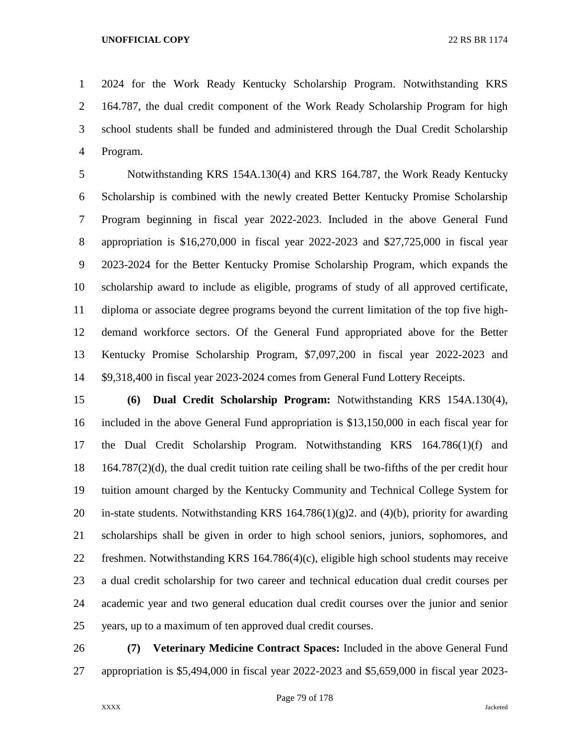2024 for the Work Ready Kentucky Scholarship Program. Notwithstanding KRS 164.787, the dual credit component of the Work Ready Scholarship Program for high school students shall be funded and administered through the Dual Credit Scholarship Program.

Notwithstanding KRS 154A.130(4) and KRS 164.787, the Work Ready Kentucky Scholarship is combined with the newly created Better Kentucky Promise Scholarship Program beginning in fiscal year 2022-2023. Included in the above General Fund appropriation is $16,270,000 in fiscal year 2022-2023 and $27,725,000 in fiscal year 2023-2024 for the Better Kentucky Promise Scholarship Program, which expands the scholarship award to include as eligible, programs of study of all approved certificate, diploma or associate degree programs beyond the current limitation of the top five high-demand workforce sectors. Of the General Fund appropriated above for the Better Kentucky Promise Scholarship Program, $7,097,200 in fiscal year 2022-2023 and $9,318,400 in fiscal year 2023-2024 comes from General Fund Lottery Receipts.

**(6) Dual Credit Scholarship Program:** Notwithstanding KRS 154A.130(4), included in the above General Fund appropriation is $13,150,000 in each fiscal year for the Dual Credit Scholarship Program. Notwithstanding KRS 164.786(1)(f) and 164.787(2)(d), the dual credit tuition rate ceiling shall be two-fifths of the per credit hour tuition amount charged by the Kentucky Community and Technical College System for in-state students. Notwithstanding KRS 164.786(1)(g)2. and (4)(b), priority for awarding scholarships shall be given in order to high school seniors, juniors, sophomores, and freshmen. Notwithstanding KRS 164.786(4)(c), eligible high school students may receive a dual credit scholarship for two career and technical education dual credit courses per academic year and two general education dual credit courses over the junior and senior years, up to a maximum of ten approved dual credit courses.

**(7) Veterinary Medicine Contract Spaces:** Included in the above General Fund appropriation is $5,494,000 in fiscal year 2022-2023 and $5,659,000 in fiscal year 2023-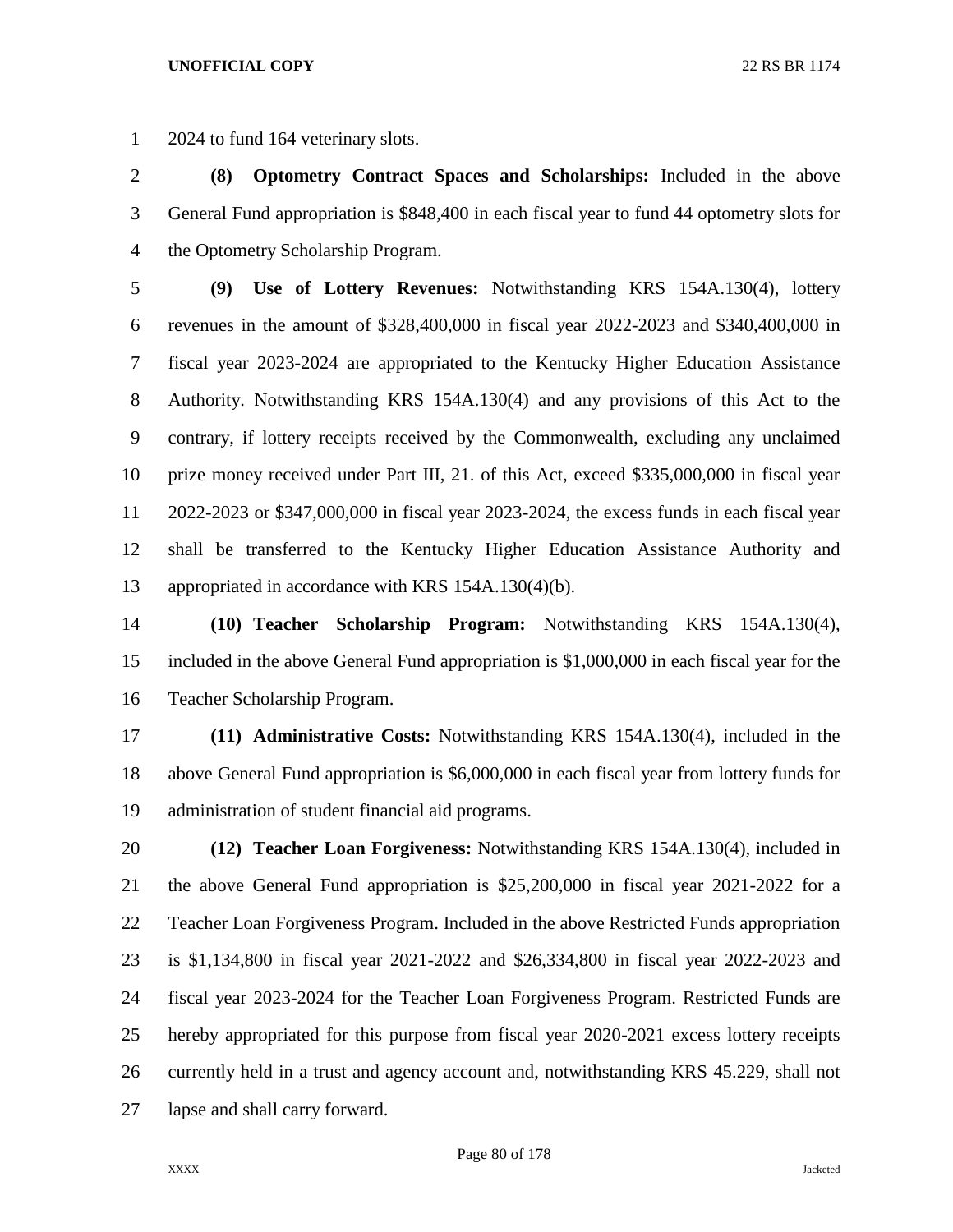2024 to fund 164 veterinary slots.

**(8) Optometry Contract Spaces and Scholarships:** Included in the above General Fund appropriation is $848,400 in each fiscal year to fund 44 optometry slots for the Optometry Scholarship Program.

**(9) Use of Lottery Revenues:** Notwithstanding KRS 154A.130(4), lottery revenues in the amount of $328,400,000 in fiscal year 2022-2023 and $340,400,000 in fiscal year 2023-2024 are appropriated to the Kentucky Higher Education Assistance Authority. Notwithstanding KRS 154A.130(4) and any provisions of this Act to the contrary, if lottery receipts received by the Commonwealth, excluding any unclaimed prize money received under Part III, 21. of this Act, exceed $335,000,000 in fiscal year 2022-2023 or $347,000,000 in fiscal year 2023-2024, the excess funds in each fiscal year shall be transferred to the Kentucky Higher Education Assistance Authority and appropriated in accordance with KRS 154A.130(4)(b).

**(10) Teacher Scholarship Program:** Notwithstanding KRS 154A.130(4), included in the above General Fund appropriation is $1,000,000 in each fiscal year for the Teacher Scholarship Program.

**(11) Administrative Costs:** Notwithstanding KRS 154A.130(4), included in the above General Fund appropriation is $6,000,000 in each fiscal year from lottery funds for administration of student financial aid programs.

**(12) Teacher Loan Forgiveness:** Notwithstanding KRS 154A.130(4), included in the above General Fund appropriation is $25,200,000 in fiscal year 2021-2022 for a Teacher Loan Forgiveness Program. Included in the above Restricted Funds appropriation is $1,134,800 in fiscal year 2021-2022 and $26,334,800 in fiscal year 2022-2023 and fiscal year 2023-2024 for the Teacher Loan Forgiveness Program. Restricted Funds are hereby appropriated for this purpose from fiscal year 2020-2021 excess lottery receipts currently held in a trust and agency account and, notwithstanding KRS 45.229, shall not lapse and shall carry forward.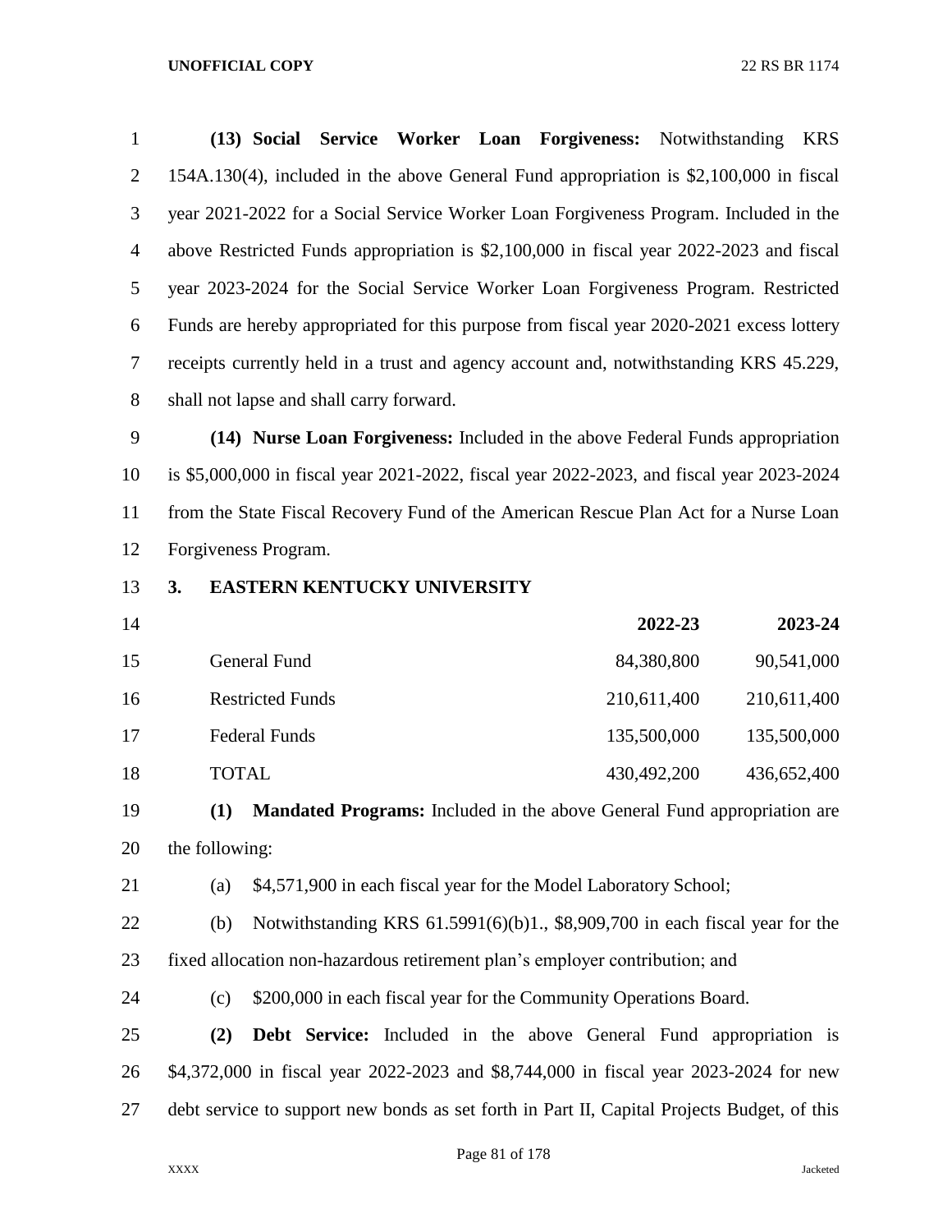**(13) Social Service Worker Loan Forgiveness:** Notwithstanding KRS 154A.130(4), included in the above General Fund appropriation is $2,100,000 in fiscal year 2021-2022 for a Social Service Worker Loan Forgiveness Program. Included in the above Restricted Funds appropriation is $2,100,000 in fiscal year 2022-2023 and fiscal year 2023-2024 for the Social Service Worker Loan Forgiveness Program. Restricted Funds are hereby appropriated for this purpose from fiscal year 2020-2021 excess lottery receipts currently held in a trust and agency account and, notwithstanding KRS 45.229, shall not lapse and shall carry forward.

**(14) Nurse Loan Forgiveness:** Included in the above Federal Funds appropriation is $5,000,000 in fiscal year 2021-2022, fiscal year 2022-2023, and fiscal year 2023-2024 from the State Fiscal Recovery Fund of the American Rescue Plan Act for a Nurse Loan Forgiveness Program.

**3. EASTERN KENTUCKY UNIVERSITY**

| | 2022-23 | 2023-24 |
|---|---|---|
| General Fund | 84,380,800 | 90,541,000 |
| Restricted Funds | 210,611,400 | 210,611,400 |
| Federal Funds | 135,500,000 | 135,500,000 |
| TOTAL | 430,492,200 | 436,652,400 |

**(1) Mandated Programs:** Included in the above General Fund appropriation are the following:

(a) $4,571,900 in each fiscal year for the Model Laboratory School;

(b) Notwithstanding KRS 61.5991(6)(b)1., $8,909,700 in each fiscal year for the fixed allocation non-hazardous retirement plan's employer contribution; and

(c) $200,000 in each fiscal year for the Community Operations Board.

**(2) Debt Service:** Included in the above General Fund appropriation is $4,372,000 in fiscal year 2022-2023 and $8,744,000 in fiscal year 2023-2024 for new debt service to support new bonds as set forth in Part II, Capital Projects Budget, of this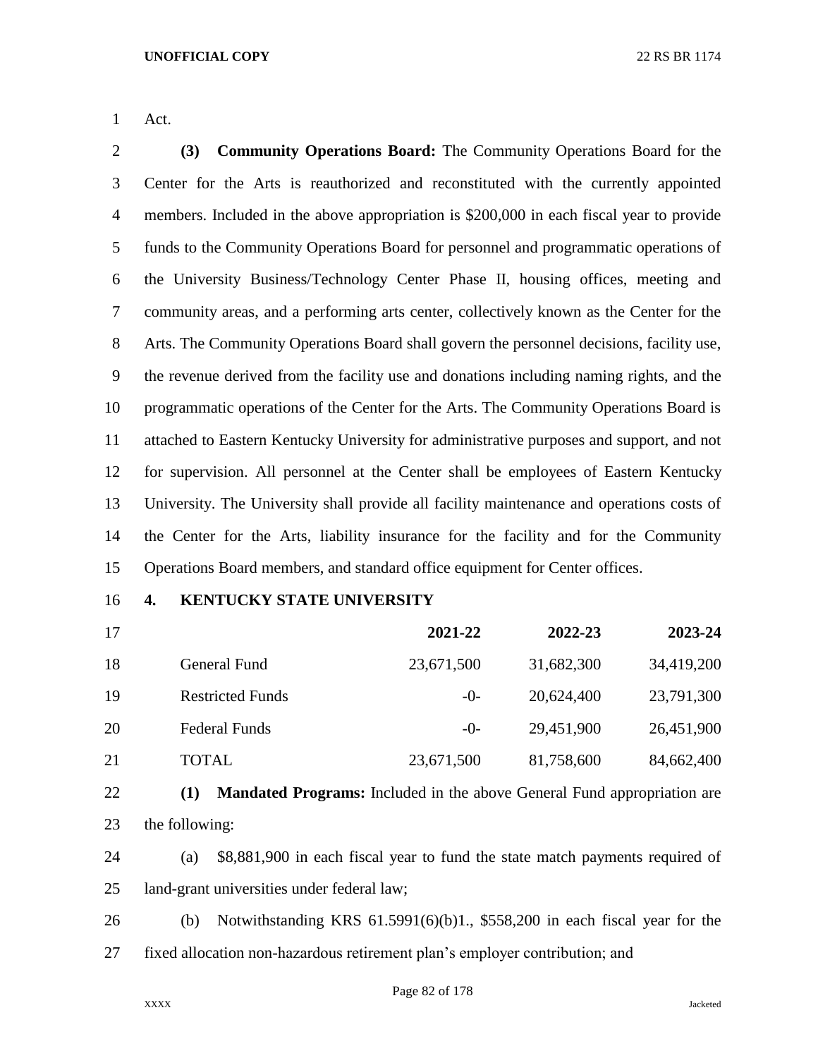Act.

**(3) Community Operations Board:** The Community Operations Board for the Center for the Arts is reauthorized and reconstituted with the currently appointed members. Included in the above appropriation is $200,000 in each fiscal year to provide funds to the Community Operations Board for personnel and programmatic operations of the University Business/Technology Center Phase II, housing offices, meeting and community areas, and a performing arts center, collectively known as the Center for the Arts. The Community Operations Board shall govern the personnel decisions, facility use, the revenue derived from the facility use and donations including naming rights, and the programmatic operations of the Center for the Arts. The Community Operations Board is attached to Eastern Kentucky University for administrative purposes and support, and not for supervision. All personnel at the Center shall be employees of Eastern Kentucky University. The University shall provide all facility maintenance and operations costs of the Center for the Arts, liability insurance for the facility and for the Community Operations Board members, and standard office equipment for Center offices.

**4. KENTUCKY STATE UNIVERSITY**

| | 2021-22 | 2022-23 | 2023-24 |
|---|---|---|---|
| General Fund | 23,671,500 | 31,682,300 | 34,419,200 |
| Restricted Funds | -0- | 20,624,400 | 23,791,300 |
| Federal Funds | -0- | 29,451,900 | 26,451,900 |
| TOTAL | 23,671,500 | 81,758,600 | 84,662,400 |

**(1) Mandated Programs:** Included in the above General Fund appropriation are the following:

(a) $8,881,900 in each fiscal year to fund the state match payments required of land-grant universities under federal law;

(b) Notwithstanding KRS 61.5991(6)(b)1., $558,200 in each fiscal year for the fixed allocation non-hazardous retirement plan's employer contribution; and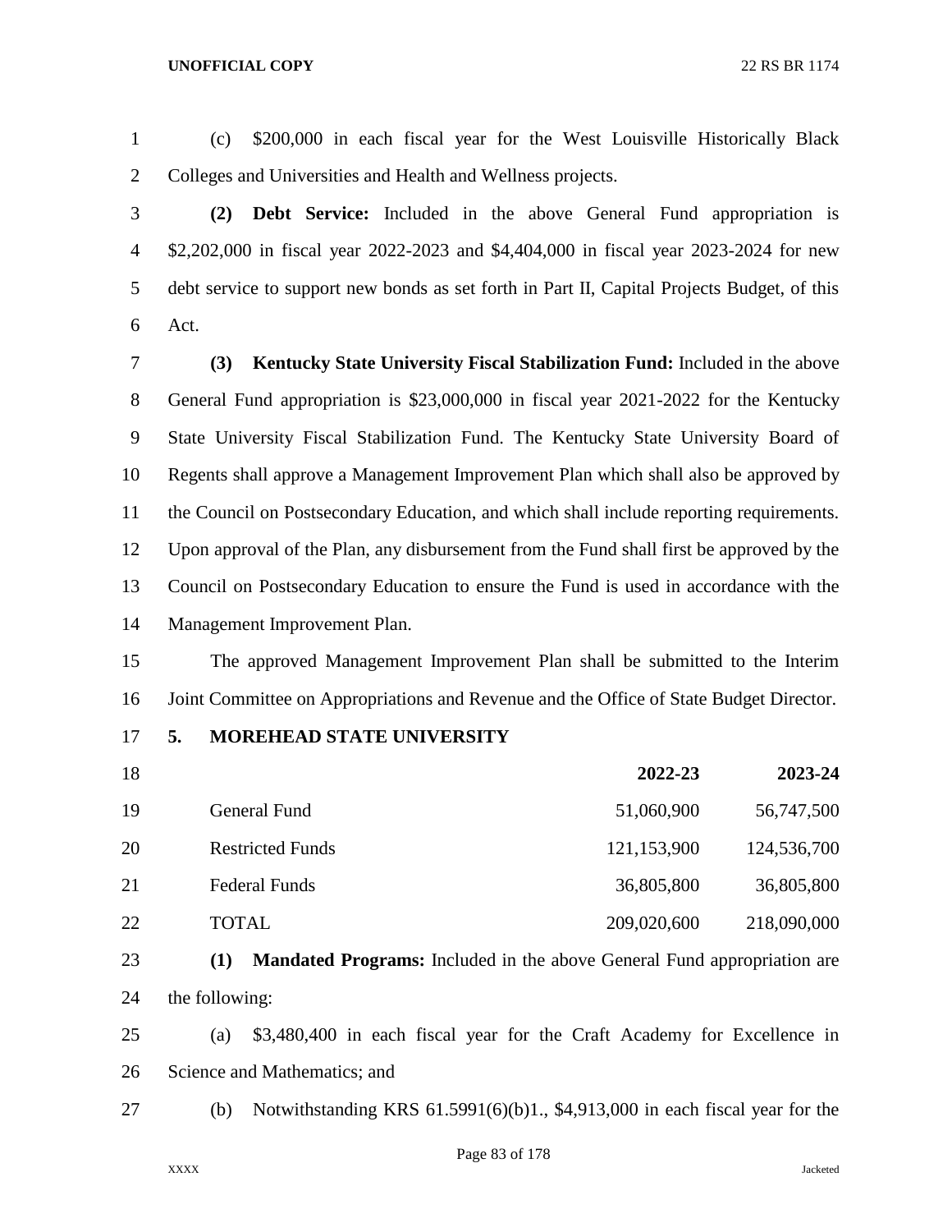(c) $200,000 in each fiscal year for the West Louisville Historically Black Colleges and Universities and Health and Wellness projects.

**(2) Debt Service:** Included in the above General Fund appropriation is $2,202,000 in fiscal year 2022-2023 and $4,404,000 in fiscal year 2023-2024 for new debt service to support new bonds as set forth in Part II, Capital Projects Budget, of this Act.

**(3) Kentucky State University Fiscal Stabilization Fund:** Included in the above General Fund appropriation is $23,000,000 in fiscal year 2021-2022 for the Kentucky State University Fiscal Stabilization Fund. The Kentucky State University Board of Regents shall approve a Management Improvement Plan which shall also be approved by the Council on Postsecondary Education, and which shall include reporting requirements. Upon approval of the Plan, any disbursement from the Fund shall first be approved by the Council on Postsecondary Education to ensure the Fund is used in accordance with the Management Improvement Plan.

The approved Management Improvement Plan shall be submitted to the Interim Joint Committee on Appropriations and Revenue and the Office of State Budget Director.

**5. MOREHEAD STATE UNIVERSITY**

| | **2022-23** | **2023-24** |
|---|---|---|
| General Fund | 51,060,900 | 56,747,500 |
| Restricted Funds | 121,153,900 | 124,536,700 |
| Federal Funds | 36,805,800 | 36,805,800 |
| TOTAL | 209,020,600 | 218,090,000 |

**(1) Mandated Programs:** Included in the above General Fund appropriation are the following:

(a) $3,480,400 in each fiscal year for the Craft Academy for Excellence in Science and Mathematics; and

(b) Notwithstanding KRS 61.5991(6)(b)1., $4,913,000 in each fiscal year for the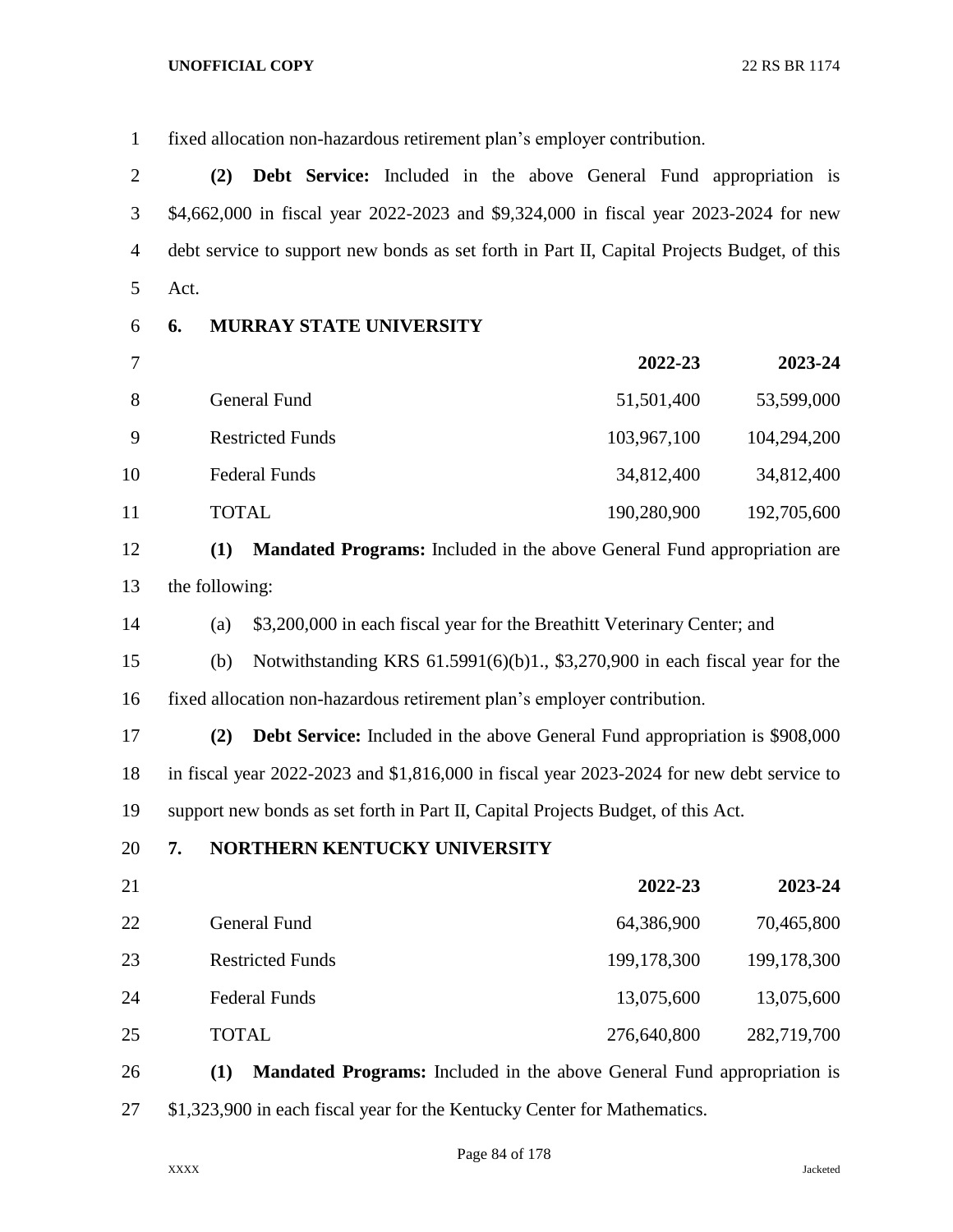fixed allocation non-hazardous retirement plan's employer contribution.

**(2) Debt Service:** Included in the above General Fund appropriation is $4,662,000 in fiscal year 2022-2023 and $9,324,000 in fiscal year 2023-2024 for new debt service to support new bonds as set forth in Part II, Capital Projects Budget, of this Act.

**6. MURRAY STATE UNIVERSITY**

| | 2022-23 | 2023-24 |
|---|---|---|
| General Fund | 51,501,400 | 53,599,000 |
| Restricted Funds | 103,967,100 | 104,294,200 |
| Federal Funds | 34,812,400 | 34,812,400 |
| TOTAL | 190,280,900 | 192,705,600 |

**(1) Mandated Programs:** Included in the above General Fund appropriation are the following:

(a) $3,200,000 in each fiscal year for the Breathitt Veterinary Center; and

(b) Notwithstanding KRS 61.5991(6)(b)1., $3,270,900 in each fiscal year for the fixed allocation non-hazardous retirement plan's employer contribution.

**(2) Debt Service:** Included in the above General Fund appropriation is $908,000 in fiscal year 2022-2023 and $1,816,000 in fiscal year 2023-2024 for new debt service to support new bonds as set forth in Part II, Capital Projects Budget, of this Act.

**7. NORTHERN KENTUCKY UNIVERSITY**

| | 2022-23 | 2023-24 |
|---|---|---|
| General Fund | 64,386,900 | 70,465,800 |
| Restricted Funds | 199,178,300 | 199,178,300 |
| Federal Funds | 13,075,600 | 13,075,600 |
| TOTAL | 276,640,800 | 282,719,700 |

**(1) Mandated Programs:** Included in the above General Fund appropriation is $1,323,900 in each fiscal year for the Kentucky Center for Mathematics.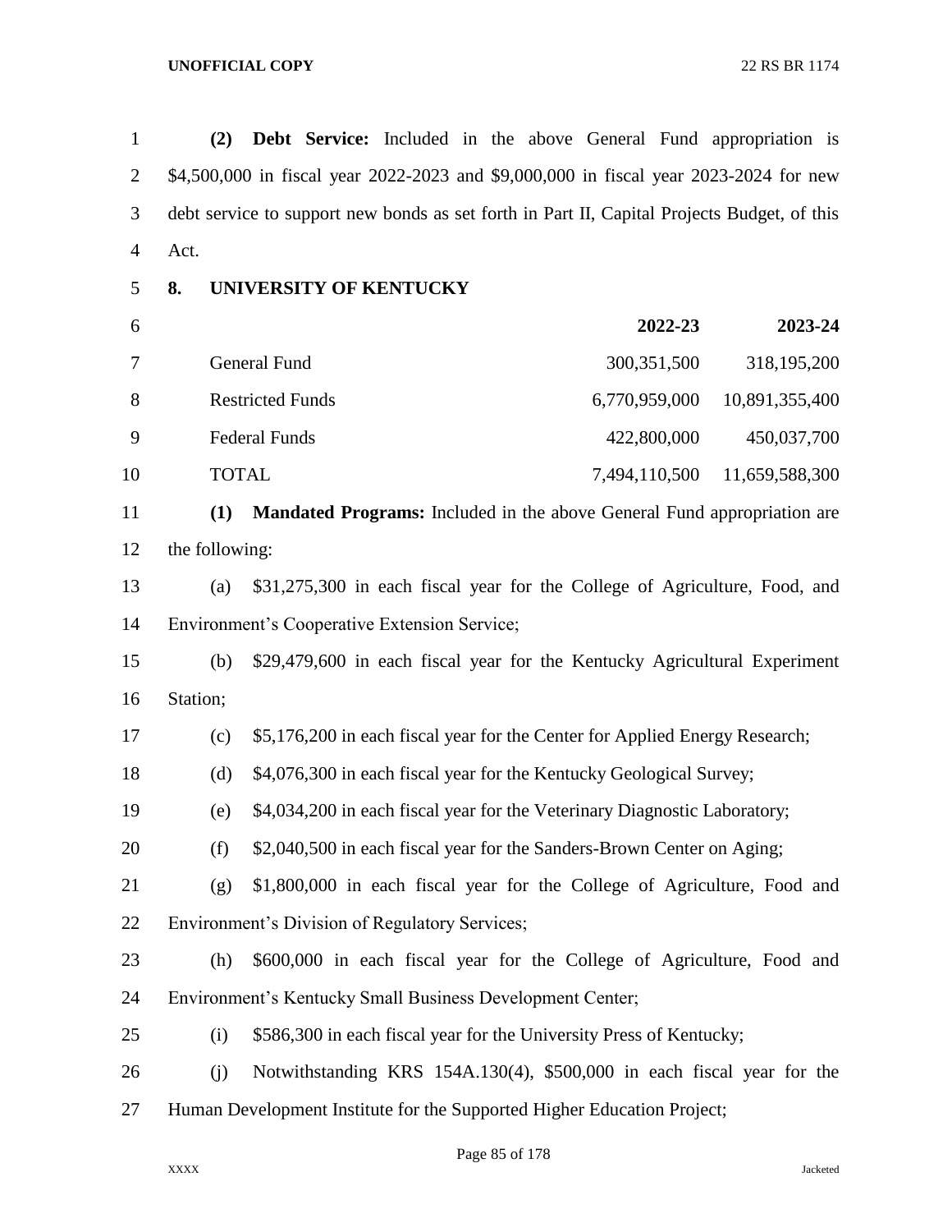**(2) Debt Service:** Included in the above General Fund appropriation is $4,500,000 in fiscal year 2022-2023 and $9,000,000 in fiscal year 2023-2024 for new debt service to support new bonds as set forth in Part II, Capital Projects Budget, of this Act.

**8. UNIVERSITY OF KENTUCKY**

| | **2022-23** | **2023-24** |
|---|---:|---:|
| General Fund | 300,351,500 | 318,195,200 |
| Restricted Funds | 6,770,959,000 | 10,891,355,400 |
| Federal Funds | 422,800,000 | 450,037,700 |
| TOTAL | 7,494,110,500 | 11,659,588,300 |

**(1) Mandated Programs:** Included in the above General Fund appropriation are the following:

(a) $31,275,300 in each fiscal year for the College of Agriculture, Food, and Environment's Cooperative Extension Service;

(b) $29,479,600 in each fiscal year for the Kentucky Agricultural Experiment Station;

(c) $5,176,200 in each fiscal year for the Center for Applied Energy Research;

(d) $4,076,300 in each fiscal year for the Kentucky Geological Survey;

(e) $4,034,200 in each fiscal year for the Veterinary Diagnostic Laboratory;

(f) $2,040,500 in each fiscal year for the Sanders-Brown Center on Aging;

(g) $1,800,000 in each fiscal year for the College of Agriculture, Food and Environment's Division of Regulatory Services;

(h) $600,000 in each fiscal year for the College of Agriculture, Food and Environment's Kentucky Small Business Development Center;

(i) $586,300 in each fiscal year for the University Press of Kentucky;

(j) Notwithstanding KRS 154A.130(4), $500,000 in each fiscal year for the Human Development Institute for the Supported Higher Education Project;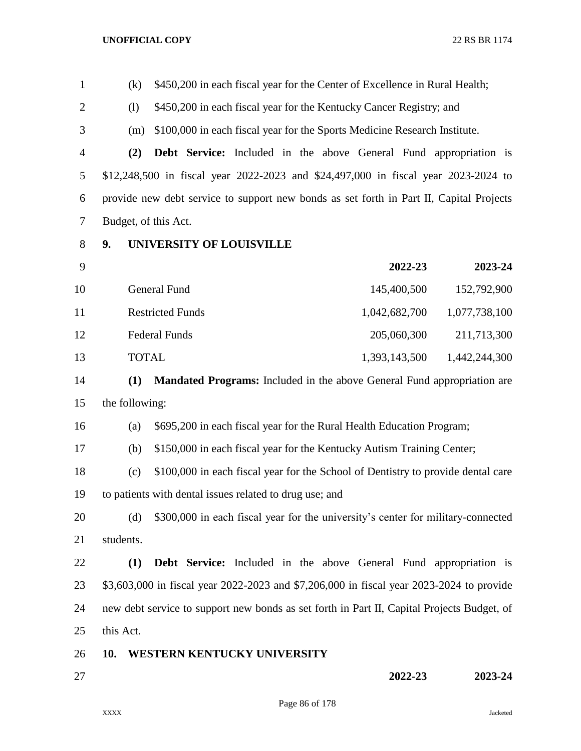(k) $450,200 in each fiscal year for the Center of Excellence in Rural Health;

(l) $450,200 in each fiscal year for the Kentucky Cancer Registry; and

(m) $100,000 in each fiscal year for the Sports Medicine Research Institute.

**(2) Debt Service:** Included in the above General Fund appropriation is $12,248,500 in fiscal year 2022-2023 and $24,497,000 in fiscal year 2023-2024 to provide new debt service to support new bonds as set forth in Part II, Capital Projects Budget, of this Act.

**9. UNIVERSITY OF LOUISVILLE**

| | 2022-23 | 2023-24 |
|---|---|---|
| General Fund | 145,400,500 | 152,792,900 |
| Restricted Funds | 1,042,682,700 | 1,077,738,100 |
| Federal Funds | 205,060,300 | 211,713,300 |
| TOTAL | 1,393,143,500 | 1,442,244,300 |

**(1) Mandated Programs:** Included in the above General Fund appropriation are the following:

(a) $695,200 in each fiscal year for the Rural Health Education Program;

(b) $150,000 in each fiscal year for the Kentucky Autism Training Center;

(c) $100,000 in each fiscal year for the School of Dentistry to provide dental care to patients with dental issues related to drug use; and

(d) $300,000 in each fiscal year for the university's center for military-connected students.

**(1) Debt Service:** Included in the above General Fund appropriation is $3,603,000 in fiscal year 2022-2023 and $7,206,000 in fiscal year 2023-2024 to provide new debt service to support new bonds as set forth in Part II, Capital Projects Budget, of this Act.

**10. WESTERN KENTUCKY UNIVERSITY**

| | 2022-23 | 2023-24 |
|---|---|---|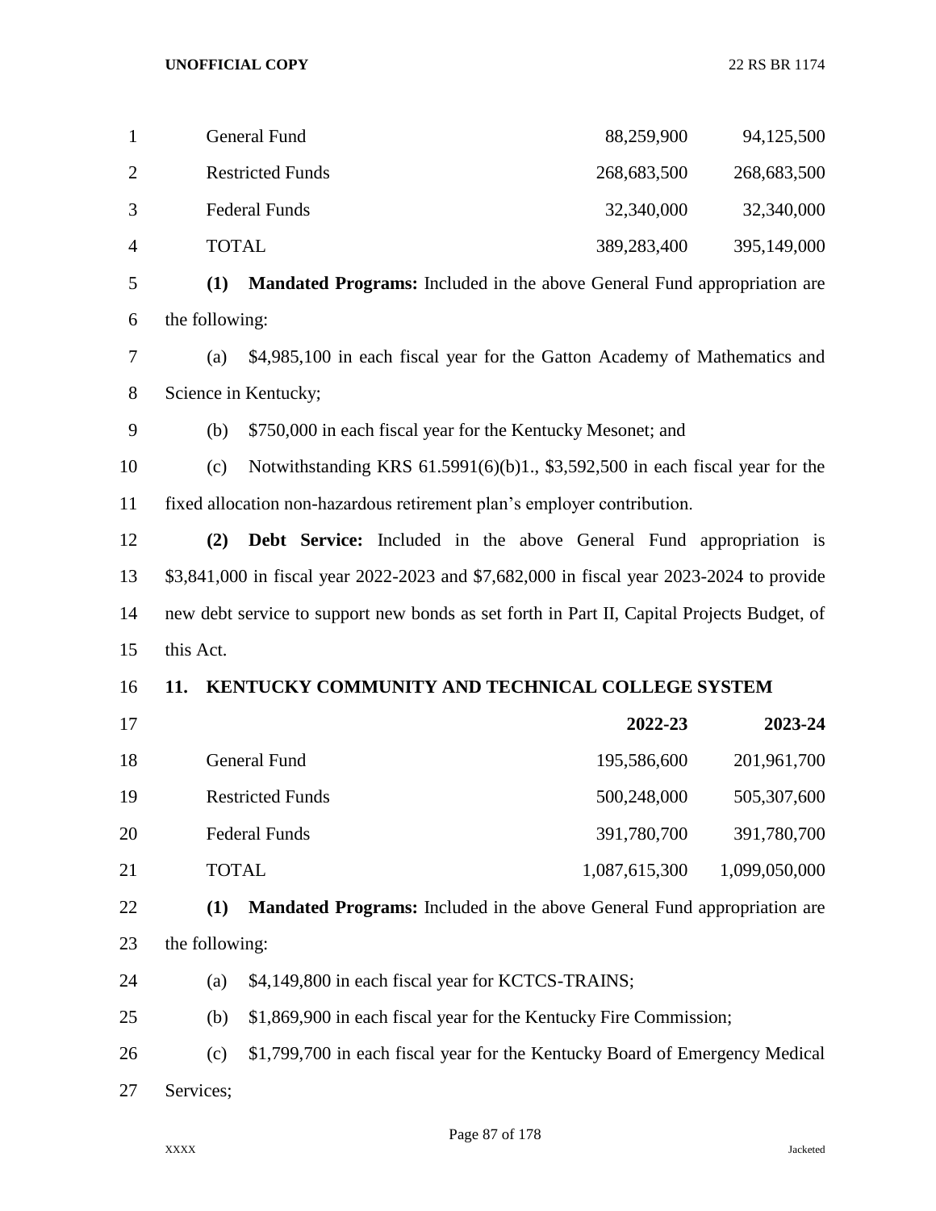| | | |
|---|---|---|
| General Fund | 88,259,900 | 94,125,500 |
| Restricted Funds | 268,683,500 | 268,683,500 |
| Federal Funds | 32,340,000 | 32,340,000 |
| TOTAL | 389,283,400 | 395,149,000 |

**(1) Mandated Programs:** Included in the above General Fund appropriation are the following:

(a) $4,985,100 in each fiscal year for the Gatton Academy of Mathematics and Science in Kentucky;

(b) $750,000 in each fiscal year for the Kentucky Mesonet; and

(c) Notwithstanding KRS 61.5991(6)(b)1., $3,592,500 in each fiscal year for the fixed allocation non-hazardous retirement plan's employer contribution.

**(2) Debt Service:** Included in the above General Fund appropriation is $3,841,000 in fiscal year 2022-2023 and $7,682,000 in fiscal year 2023-2024 to provide new debt service to support new bonds as set forth in Part II, Capital Projects Budget, of this Act.

**11. KENTUCKY COMMUNITY AND TECHNICAL COLLEGE SYSTEM**

| | **2022-23** | **2023-24** |
|---|---|---|
| General Fund | 195,586,600 | 201,961,700 |
| Restricted Funds | 500,248,000 | 505,307,600 |
| Federal Funds | 391,780,700 | 391,780,700 |
| TOTAL | 1,087,615,300 | 1,099,050,000 |

**(1) Mandated Programs:** Included in the above General Fund appropriation are the following:

(a) $4,149,800 in each fiscal year for KCTCS-TRAINS;

(b) $1,869,900 in each fiscal year for the Kentucky Fire Commission;

(c) $1,799,700 in each fiscal year for the Kentucky Board of Emergency Medical Services;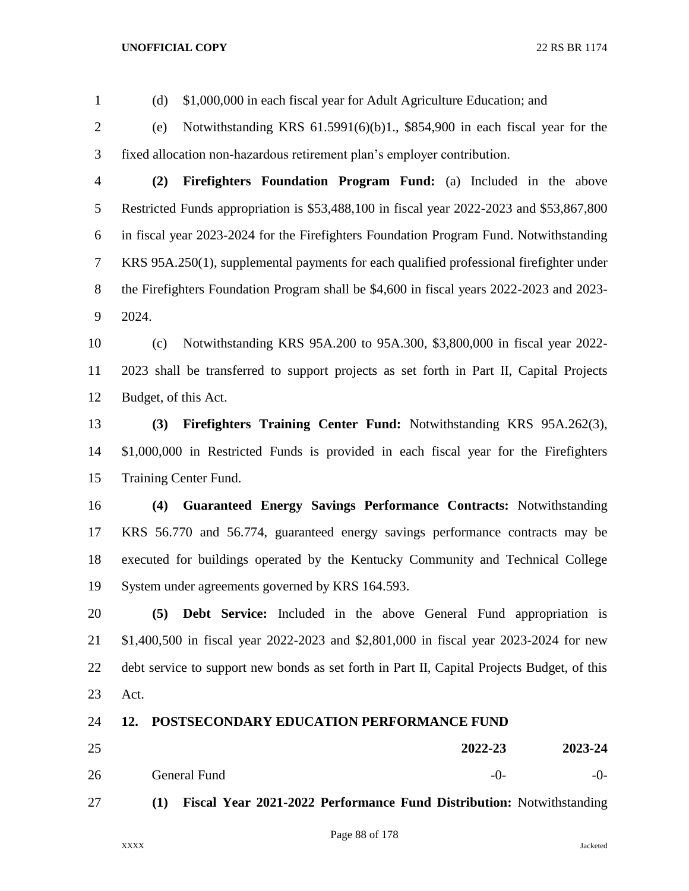(d) $1,000,000 in each fiscal year for Adult Agriculture Education; and

(e) Notwithstanding KRS 61.5991(6)(b)1., $854,900 in each fiscal year for the fixed allocation non-hazardous retirement plan's employer contribution.

**(2) Firefighters Foundation Program Fund:** (a) Included in the above Restricted Funds appropriation is $53,488,100 in fiscal year 2022-2023 and $53,867,800 in fiscal year 2023-2024 for the Firefighters Foundation Program Fund. Notwithstanding KRS 95A.250(1), supplemental payments for each qualified professional firefighter under the Firefighters Foundation Program shall be $4,600 in fiscal years 2022-2023 and 2023-2024.

(c) Notwithstanding KRS 95A.200 to 95A.300, $3,800,000 in fiscal year 2022-2023 shall be transferred to support projects as set forth in Part II, Capital Projects Budget, of this Act.

**(3) Firefighters Training Center Fund:** Notwithstanding KRS 95A.262(3), $1,000,000 in Restricted Funds is provided in each fiscal year for the Firefighters Training Center Fund.

**(4) Guaranteed Energy Savings Performance Contracts:** Notwithstanding KRS 56.770 and 56.774, guaranteed energy savings performance contracts may be executed for buildings operated by the Kentucky Community and Technical College System under agreements governed by KRS 164.593.

**(5) Debt Service:** Included in the above General Fund appropriation is $1,400,500 in fiscal year 2022-2023 and $2,801,000 in fiscal year 2023-2024 for new debt service to support new bonds as set forth in Part II, Capital Projects Budget, of this Act.

**12. POSTSECONDARY EDUCATION PERFORMANCE FUND**

| | **2022-23** | **2023-24** |
|---|---|---|
| General Fund | -0- | -0- |

**(1) Fiscal Year 2021-2022 Performance Fund Distribution:** Notwithstanding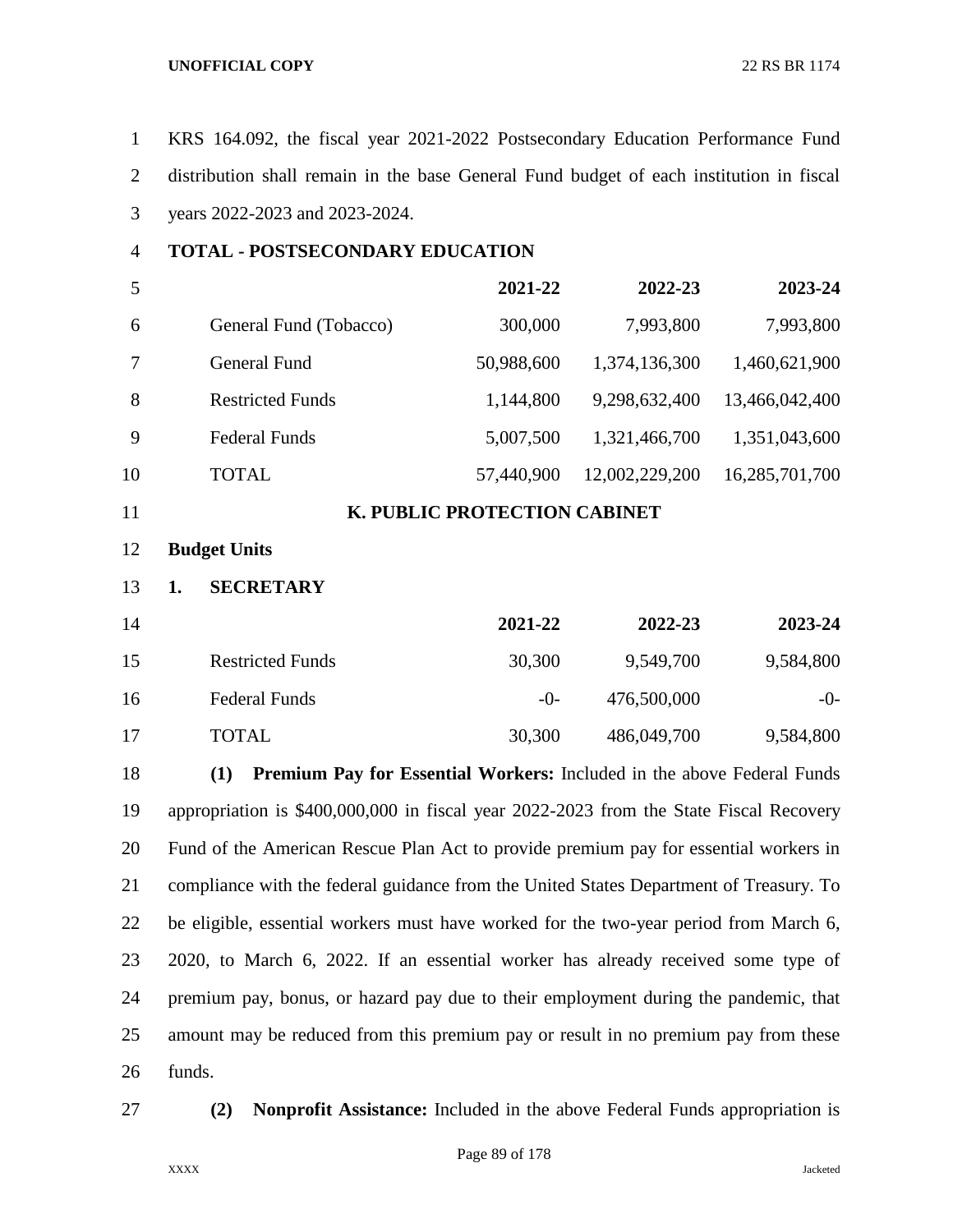KRS 164.092, the fiscal year 2021-2022 Postsecondary Education Performance Fund distribution shall remain in the base General Fund budget of each institution in fiscal years 2022-2023 and 2023-2024.

**TOTAL - POSTSECONDARY EDUCATION**

| | 2021-22 | 2022-23 | 2023-24 |
|---|---:|---:|---:|
| General Fund (Tobacco) | 300,000 | 7,993,800 | 7,993,800 |
| General Fund | 50,988,600 | 1,374,136,300 | 1,460,621,900 |
| Restricted Funds | 1,144,800 | 9,298,632,400 | 13,466,042,400 |
| Federal Funds | 5,007,500 | 1,321,466,700 | 1,351,043,600 |
| TOTAL | 57,440,900 | 12,002,229,200 | 16,285,701,700 |

## K. PUBLIC PROTECTION CABINET

**Budget Units**

**1. SECRETARY**

| | 2021-22 | 2022-23 | 2023-24 |
|---|---:|---:|---:|
| Restricted Funds | 30,300 | 9,549,700 | 9,584,800 |
| Federal Funds | -0- | 476,500,000 | -0- |
| TOTAL | 30,300 | 486,049,700 | 9,584,800 |

**(1) Premium Pay for Essential Workers:** Included in the above Federal Funds appropriation is $400,000,000 in fiscal year 2022-2023 from the State Fiscal Recovery Fund of the American Rescue Plan Act to provide premium pay for essential workers in compliance with the federal guidance from the United States Department of Treasury. To be eligible, essential workers must have worked for the two-year period from March 6, 2020, to March 6, 2022. If an essential worker has already received some type of premium pay, bonus, or hazard pay due to their employment during the pandemic, that amount may be reduced from this premium pay or result in no premium pay from these funds.

**(2) Nonprofit Assistance:** Included in the above Federal Funds appropriation is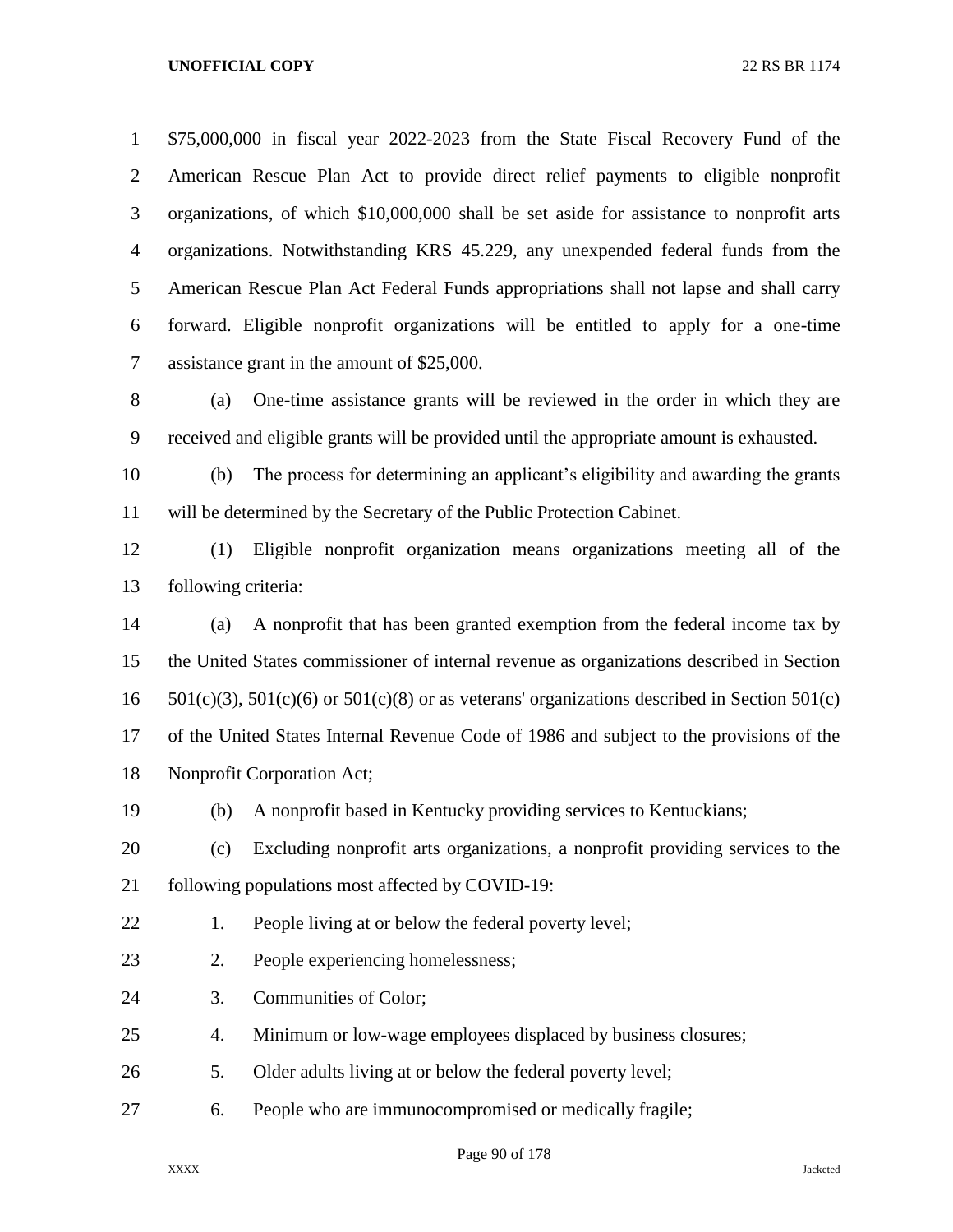$75,000,000 in fiscal year 2022-2023 from the State Fiscal Recovery Fund of the American Rescue Plan Act to provide direct relief payments to eligible nonprofit organizations, of which $10,000,000 shall be set aside for assistance to nonprofit arts organizations. Notwithstanding KRS 45.229, any unexpended federal funds from the American Rescue Plan Act Federal Funds appropriations shall not lapse and shall carry forward. Eligible nonprofit organizations will be entitled to apply for a one-time assistance grant in the amount of $25,000.

(a) One-time assistance grants will be reviewed in the order in which they are received and eligible grants will be provided until the appropriate amount is exhausted.

(b) The process for determining an applicant's eligibility and awarding the grants will be determined by the Secretary of the Public Protection Cabinet.

(1) Eligible nonprofit organization means organizations meeting all of the following criteria:

(a) A nonprofit that has been granted exemption from the federal income tax by the United States commissioner of internal revenue as organizations described in Section 501(c)(3), 501(c)(6) or 501(c)(8) or as veterans' organizations described in Section 501(c) of the United States Internal Revenue Code of 1986 and subject to the provisions of the Nonprofit Corporation Act;

(b) A nonprofit based in Kentucky providing services to Kentuckians;

(c) Excluding nonprofit arts organizations, a nonprofit providing services to the following populations most affected by COVID-19:

1. People living at or below the federal poverty level;

2. People experiencing homelessness;

3. Communities of Color;

4. Minimum or low-wage employees displaced by business closures;

5. Older adults living at or below the federal poverty level;

6. People who are immunocompromised or medically fragile;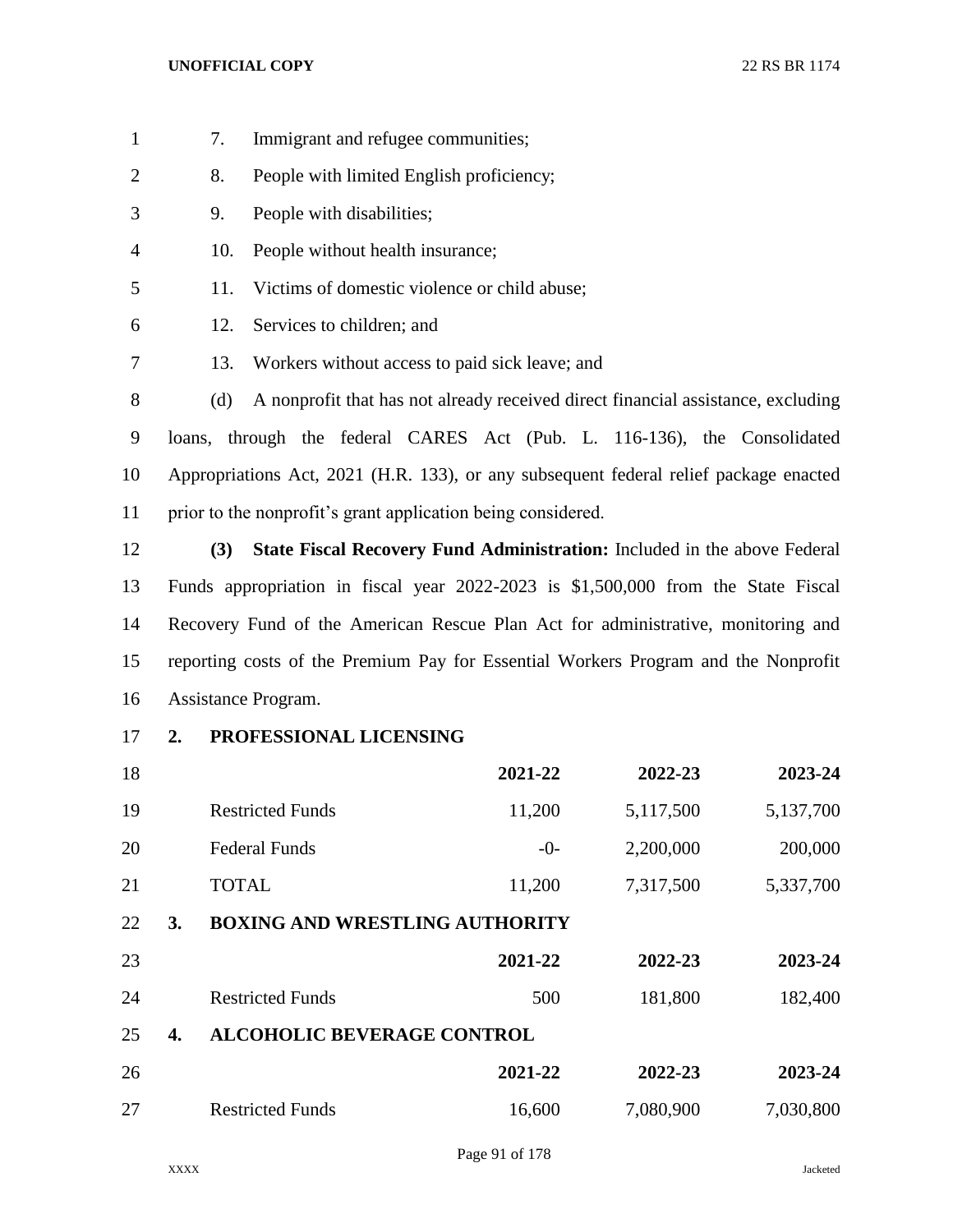7. Immigrant and refugee communities;
8. People with limited English proficiency;
9. People with disabilities;
10. People without health insurance;
11. Victims of domestic violence or child abuse;
12. Services to children; and
13. Workers without access to paid sick leave; and

(d) A nonprofit that has not already received direct financial assistance, excluding loans, through the federal CARES Act (Pub. L. 116-136), the Consolidated Appropriations Act, 2021 (H.R. 133), or any subsequent federal relief package enacted prior to the nonprofit's grant application being considered.

**(3) State Fiscal Recovery Fund Administration:** Included in the above Federal Funds appropriation in fiscal year 2022-2023 is $1,500,000 from the State Fiscal Recovery Fund of the American Rescue Plan Act for administrative, monitoring and reporting costs of the Premium Pay for Essential Workers Program and the Nonprofit Assistance Program.

**2. PROFESSIONAL LICENSING**

| | 2021-22 | 2022-23 | 2023-24 |
|---|---|---|---|
| Restricted Funds | 11,200 | 5,117,500 | 5,137,700 |
| Federal Funds | -0- | 2,200,000 | 200,000 |
| TOTAL | 11,200 | 7,317,500 | 5,337,700 |

**3. BOXING AND WRESTLING AUTHORITY**

| | 2021-22 | 2022-23 | 2023-24 |
|---|---|---|---|
| Restricted Funds | 500 | 181,800 | 182,400 |

**4. ALCOHOLIC BEVERAGE CONTROL**

| | 2021-22 | 2022-23 | 2023-24 |
|---|---|---|---|
| Restricted Funds | 16,600 | 7,080,900 | 7,030,800 |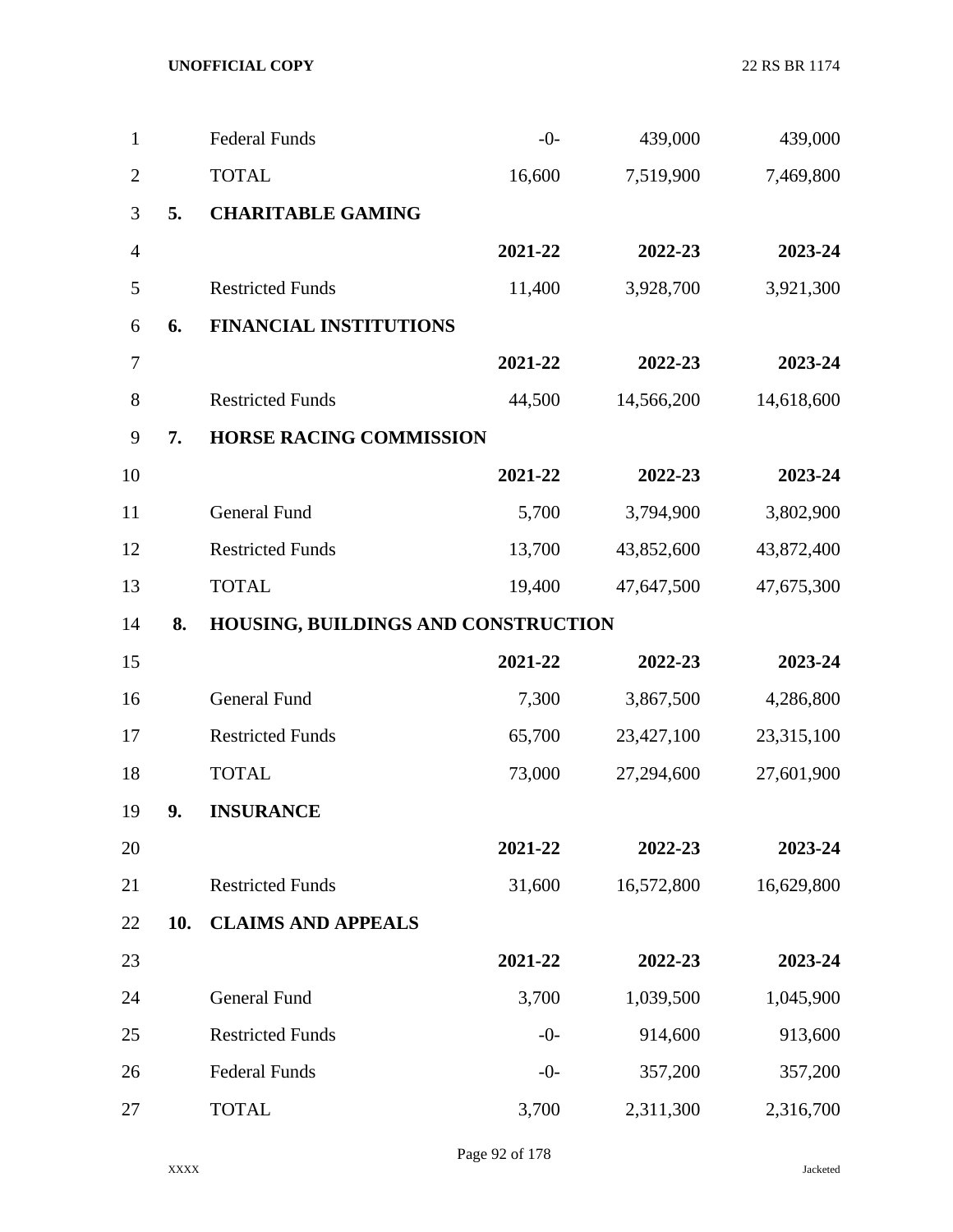| | | | |
|---|---|---|---|
| Federal Funds | -0- | 439,000 | 439,000 |
| TOTAL | 16,600 | 7,519,900 | 7,469,800 |

**5. CHARITABLE GAMING**

| | 2021-22 | 2022-23 | 2023-24 |
|---|---|---|---|
| Restricted Funds | 11,400 | 3,928,700 | 3,921,300 |

**6. FINANCIAL INSTITUTIONS**

| | 2021-22 | 2022-23 | 2023-24 |
|---|---|---|---|
| Restricted Funds | 44,500 | 14,566,200 | 14,618,600 |

**7. HORSE RACING COMMISSION**

| | 2021-22 | 2022-23 | 2023-24 |
|---|---|---|---|
| General Fund | 5,700 | 3,794,900 | 3,802,900 |
| Restricted Funds | 13,700 | 43,852,600 | 43,872,400 |
| TOTAL | 19,400 | 47,647,500 | 47,675,300 |

**8. HOUSING, BUILDINGS AND CONSTRUCTION**

| | 2021-22 | 2022-23 | 2023-24 |
|---|---|---|---|
| General Fund | 7,300 | 3,867,500 | 4,286,800 |
| Restricted Funds | 65,700 | 23,427,100 | 23,315,100 |
| TOTAL | 73,000 | 27,294,600 | 27,601,900 |

**9. INSURANCE**

| | 2021-22 | 2022-23 | 2023-24 |
|---|---|---|---|
| Restricted Funds | 31,600 | 16,572,800 | 16,629,800 |

**10. CLAIMS AND APPEALS**

| | 2021-22 | 2022-23 | 2023-24 |
|---|---|---|---|
| General Fund | 3,700 | 1,039,500 | 1,045,900 |
| Restricted Funds | -0- | 914,600 | 913,600 |
| Federal Funds | -0- | 357,200 | 357,200 |
| TOTAL | 3,700 | 2,311,300 | 2,316,700 |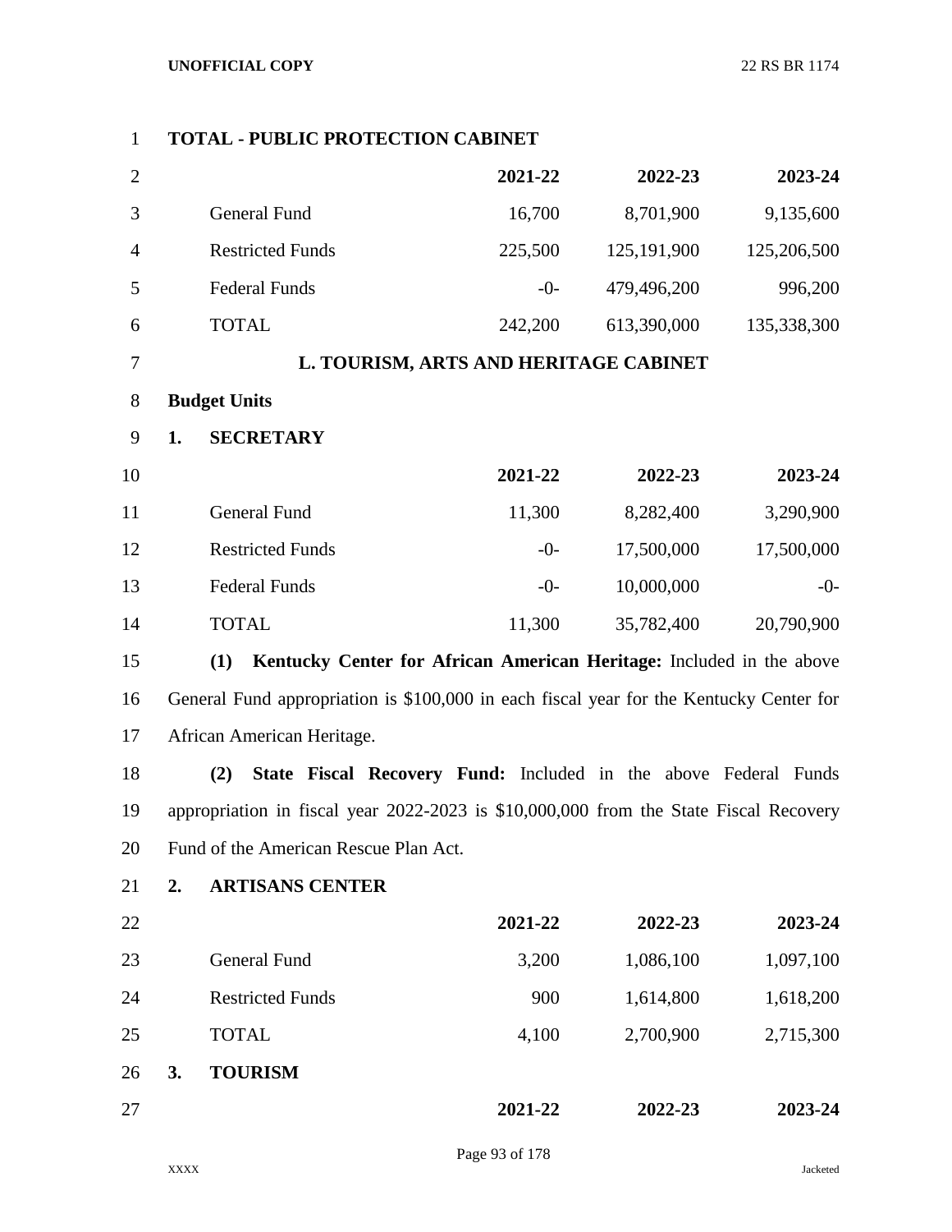**TOTAL - PUBLIC PROTECTION CABINET**

| | 2021-22 | 2022-23 | 2023-24 |
|---|---|---|---|
| General Fund | 16,700 | 8,701,900 | 9,135,600 |
| Restricted Funds | 225,500 | 125,191,900 | 125,206,500 |
| Federal Funds | -0- | 479,496,200 | 996,200 |
| TOTAL | 242,200 | 613,390,000 | 135,338,300 |

## L. TOURISM, ARTS AND HERITAGE CABINET

**Budget Units**

**1. SECRETARY**

| | 2021-22 | 2022-23 | 2023-24 |
|---|---|---|---|
| General Fund | 11,300 | 8,282,400 | 3,290,900 |
| Restricted Funds | -0- | 17,500,000 | 17,500,000 |
| Federal Funds | -0- | 10,000,000 | -0- |
| TOTAL | 11,300 | 35,782,400 | 20,790,900 |

**(1) Kentucky Center for African American Heritage:** Included in the above General Fund appropriation is $100,000 in each fiscal year for the Kentucky Center for African American Heritage.

**(2) State Fiscal Recovery Fund:** Included in the above Federal Funds appropriation in fiscal year 2022-2023 is $10,000,000 from the State Fiscal Recovery Fund of the American Rescue Plan Act.

**2. ARTISANS CENTER**

| | 2021-22 | 2022-23 | 2023-24 |
|---|---|---|---|
| General Fund | 3,200 | 1,086,100 | 1,097,100 |
| Restricted Funds | 900 | 1,614,800 | 1,618,200 |
| TOTAL | 4,100 | 2,700,900 | 2,715,300 |

**3. TOURISM**

| | 2021-22 | 2022-23 | 2023-24 |
|---|---|---|---|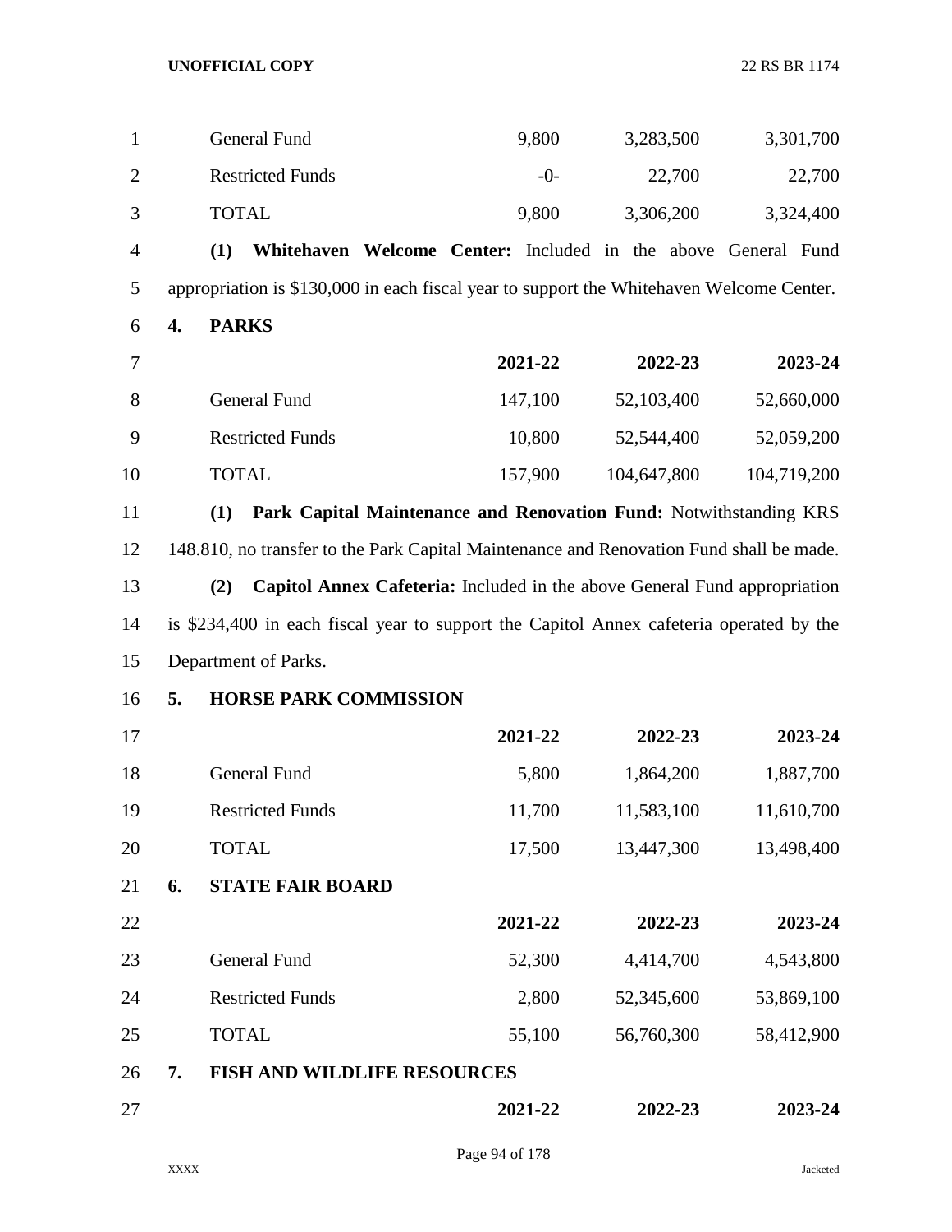| | 2021-22 | 2022-23 | 2023-24 |
|---|---|---|---|
| General Fund | 9,800 | 3,283,500 | 3,301,700 |
| Restricted Funds | -0- | 22,700 | 22,700 |
| TOTAL | 9,800 | 3,306,200 | 3,324,400 |

**(1) Whitehaven Welcome Center:** Included in the above General Fund appropriation is $130,000 in each fiscal year to support the Whitehaven Welcome Center.

**4. PARKS**

| | 2021-22 | 2022-23 | 2023-24 |
|---|---|---|---|
| General Fund | 147,100 | 52,103,400 | 52,660,000 |
| Restricted Funds | 10,800 | 52,544,400 | 52,059,200 |
| TOTAL | 157,900 | 104,647,800 | 104,719,200 |

**(1) Park Capital Maintenance and Renovation Fund:** Notwithstanding KRS 148.810, no transfer to the Park Capital Maintenance and Renovation Fund shall be made.

**(2) Capitol Annex Cafeteria:** Included in the above General Fund appropriation is $234,400 in each fiscal year to support the Capitol Annex cafeteria operated by the Department of Parks.

**5. HORSE PARK COMMISSION**

| | 2021-22 | 2022-23 | 2023-24 |
|---|---|---|---|
| General Fund | 5,800 | 1,864,200 | 1,887,700 |
| Restricted Funds | 11,700 | 11,583,100 | 11,610,700 |
| TOTAL | 17,500 | 13,447,300 | 13,498,400 |

**6. STATE FAIR BOARD**

| | 2021-22 | 2022-23 | 2023-24 |
|---|---|---|---|
| General Fund | 52,300 | 4,414,700 | 4,543,800 |
| Restricted Funds | 2,800 | 52,345,600 | 53,869,100 |
| TOTAL | 55,100 | 56,760,300 | 58,412,900 |

**7. FISH AND WILDLIFE RESOURCES**

| | 2021-22 | 2022-23 | 2023-24 |
|---|---|---|---|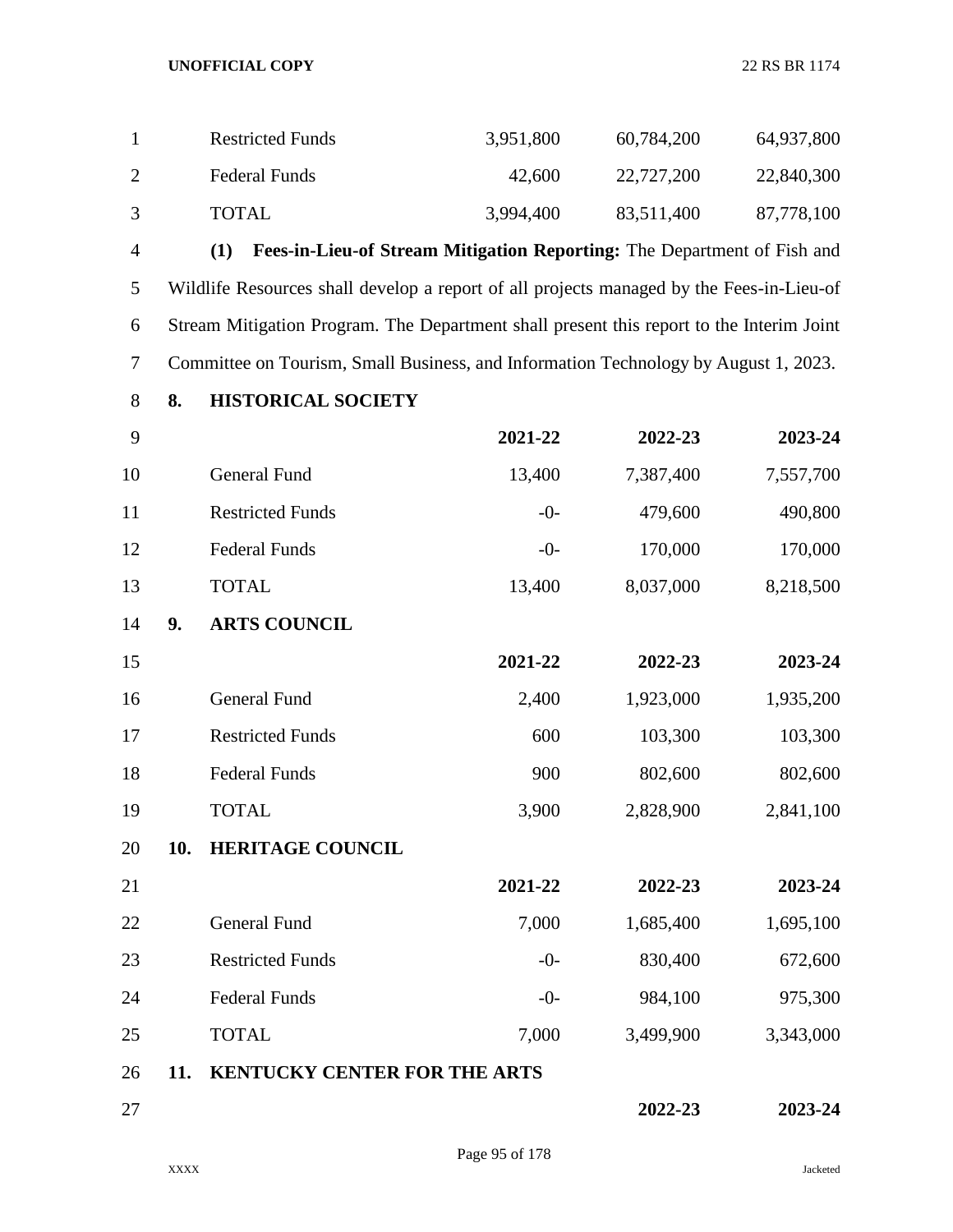| | 2021-22 | 2022-23 | 2023-24 |
|---|---|---|---|
| Restricted Funds | 3,951,800 | 60,784,200 | 64,937,800 |
| Federal Funds | 42,600 | 22,727,200 | 22,840,300 |
| TOTAL | 3,994,400 | 83,511,400 | 87,778,100 |

**(1) Fees-in-Lieu-of Stream Mitigation Reporting:** The Department of Fish and Wildlife Resources shall develop a report of all projects managed by the Fees-in-Lieu-of Stream Mitigation Program. The Department shall present this report to the Interim Joint Committee on Tourism, Small Business, and Information Technology by August 1, 2023.

**8. HISTORICAL SOCIETY**

| | 2021-22 | 2022-23 | 2023-24 |
|---|---|---|---|
| General Fund | 13,400 | 7,387,400 | 7,557,700 |
| Restricted Funds | -0- | 479,600 | 490,800 |
| Federal Funds | -0- | 170,000 | 170,000 |
| TOTAL | 13,400 | 8,037,000 | 8,218,500 |

**9. ARTS COUNCIL**

| | 2021-22 | 2022-23 | 2023-24 |
|---|---|---|---|
| General Fund | 2,400 | 1,923,000 | 1,935,200 |
| Restricted Funds | 600 | 103,300 | 103,300 |
| Federal Funds | 900 | 802,600 | 802,600 |
| TOTAL | 3,900 | 2,828,900 | 2,841,100 |

**10. HERITAGE COUNCIL**

| | 2021-22 | 2022-23 | 2023-24 |
|---|---|---|---|
| General Fund | 7,000 | 1,685,400 | 1,695,100 |
| Restricted Funds | -0- | 830,400 | 672,600 |
| Federal Funds | -0- | 984,100 | 975,300 |
| TOTAL | 7,000 | 3,499,900 | 3,343,000 |

**11. KENTUCKY CENTER FOR THE ARTS**

| | 2022-23 | 2023-24 |
|---|---|---|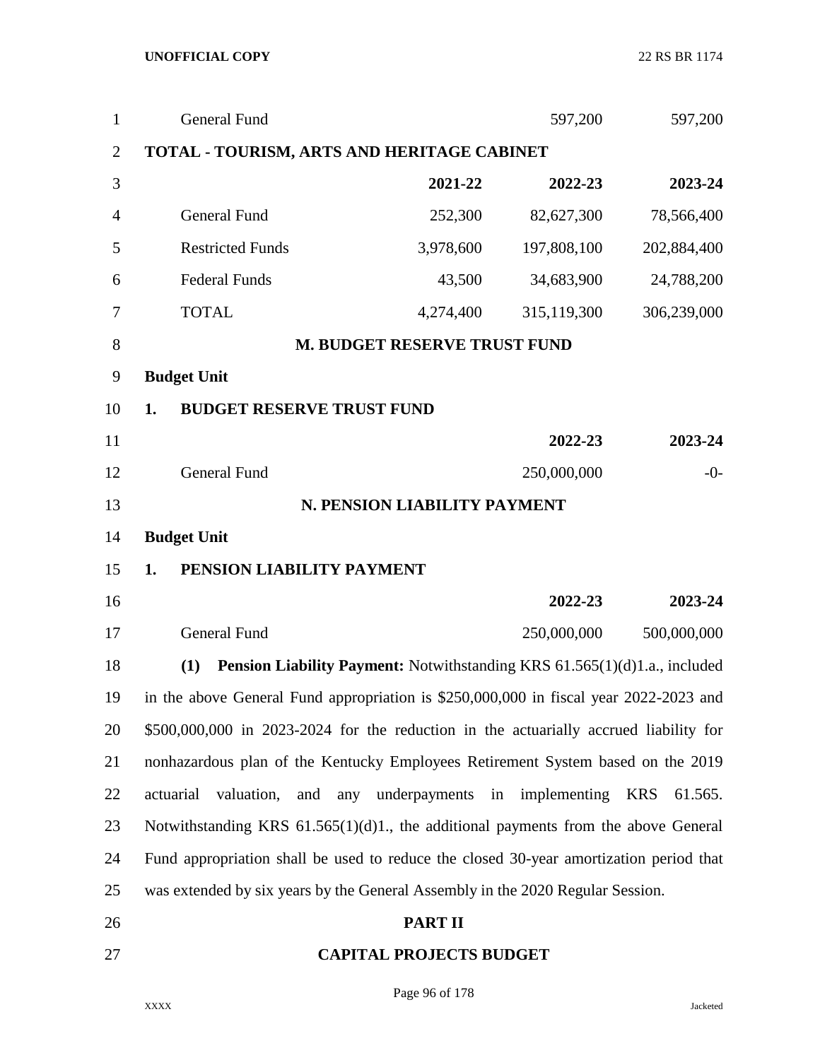| | | | |
|---|---|---|---|
| General Fund | | 597,200 | 597,200 |

**TOTAL - TOURISM, ARTS AND HERITAGE CABINET**

| | 2021-22 | 2022-23 | 2023-24 |
|---|---|---|---|
| General Fund | 252,300 | 82,627,300 | 78,566,400 |
| Restricted Funds | 3,978,600 | 197,808,100 | 202,884,400 |
| Federal Funds | 43,500 | 34,683,900 | 24,788,200 |
| TOTAL | 4,274,400 | 315,119,300 | 306,239,000 |

## M. BUDGET RESERVE TRUST FUND

**Budget Unit**

**1. BUDGET RESERVE TRUST FUND**

| | 2022-23 | 2023-24 |
|---|---|---|
| General Fund | 250,000,000 | -0- |

## N. PENSION LIABILITY PAYMENT

**Budget Unit**

**1. PENSION LIABILITY PAYMENT**

| | 2022-23 | 2023-24 |
|---|---|---|
| General Fund | 250,000,000 | 500,000,000 |

**(1) Pension Liability Payment:** Notwithstanding KRS 61.565(1)(d)1.a., included in the above General Fund appropriation is $250,000,000 in fiscal year 2022-2023 and $500,000,000 in 2023-2024 for the reduction in the actuarially accrued liability for nonhazardous plan of the Kentucky Employees Retirement System based on the 2019 actuarial valuation, and any underpayments in implementing KRS 61.565. Notwithstanding KRS 61.565(1)(d)1., the additional payments from the above General Fund appropriation shall be used to reduce the closed 30-year amortization period that was extended by six years by the General Assembly in the 2020 Regular Session.

# PART II

# CAPITAL PROJECTS BUDGET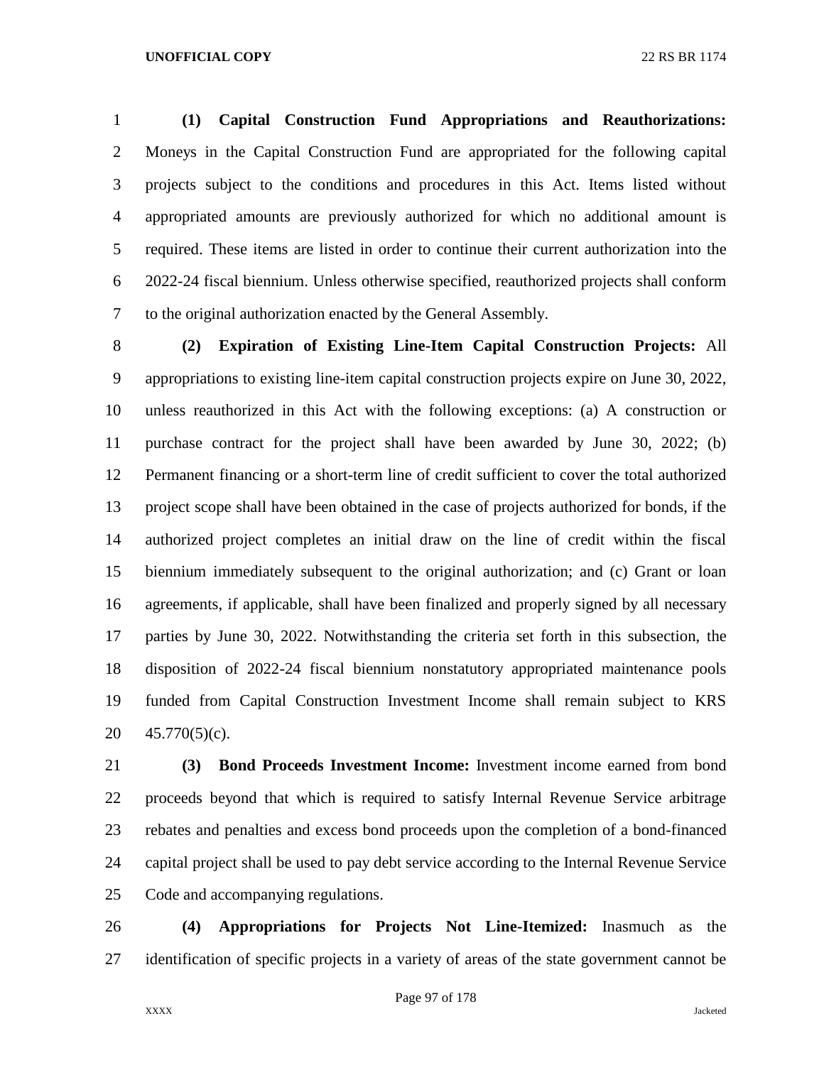**(1) Capital Construction Fund Appropriations and Reauthorizations:** Moneys in the Capital Construction Fund are appropriated for the following capital projects subject to the conditions and procedures in this Act. Items listed without appropriated amounts are previously authorized for which no additional amount is required. These items are listed in order to continue their current authorization into the 2022-24 fiscal biennium. Unless otherwise specified, reauthorized projects shall conform to the original authorization enacted by the General Assembly.

**(2) Expiration of Existing Line-Item Capital Construction Projects:** All appropriations to existing line-item capital construction projects expire on June 30, 2022, unless reauthorized in this Act with the following exceptions: (a) A construction or purchase contract for the project shall have been awarded by June 30, 2022; (b) Permanent financing or a short-term line of credit sufficient to cover the total authorized project scope shall have been obtained in the case of projects authorized for bonds, if the authorized project completes an initial draw on the line of credit within the fiscal biennium immediately subsequent to the original authorization; and (c) Grant or loan agreements, if applicable, shall have been finalized and properly signed by all necessary parties by June 30, 2022. Notwithstanding the criteria set forth in this subsection, the disposition of 2022-24 fiscal biennium nonstatutory appropriated maintenance pools funded from Capital Construction Investment Income shall remain subject to KRS 45.770(5)(c).

**(3) Bond Proceeds Investment Income:** Investment income earned from bond proceeds beyond that which is required to satisfy Internal Revenue Service arbitrage rebates and penalties and excess bond proceeds upon the completion of a bond-financed capital project shall be used to pay debt service according to the Internal Revenue Service Code and accompanying regulations.

**(4) Appropriations for Projects Not Line-Itemized:** Inasmuch as the identification of specific projects in a variety of areas of the state government cannot be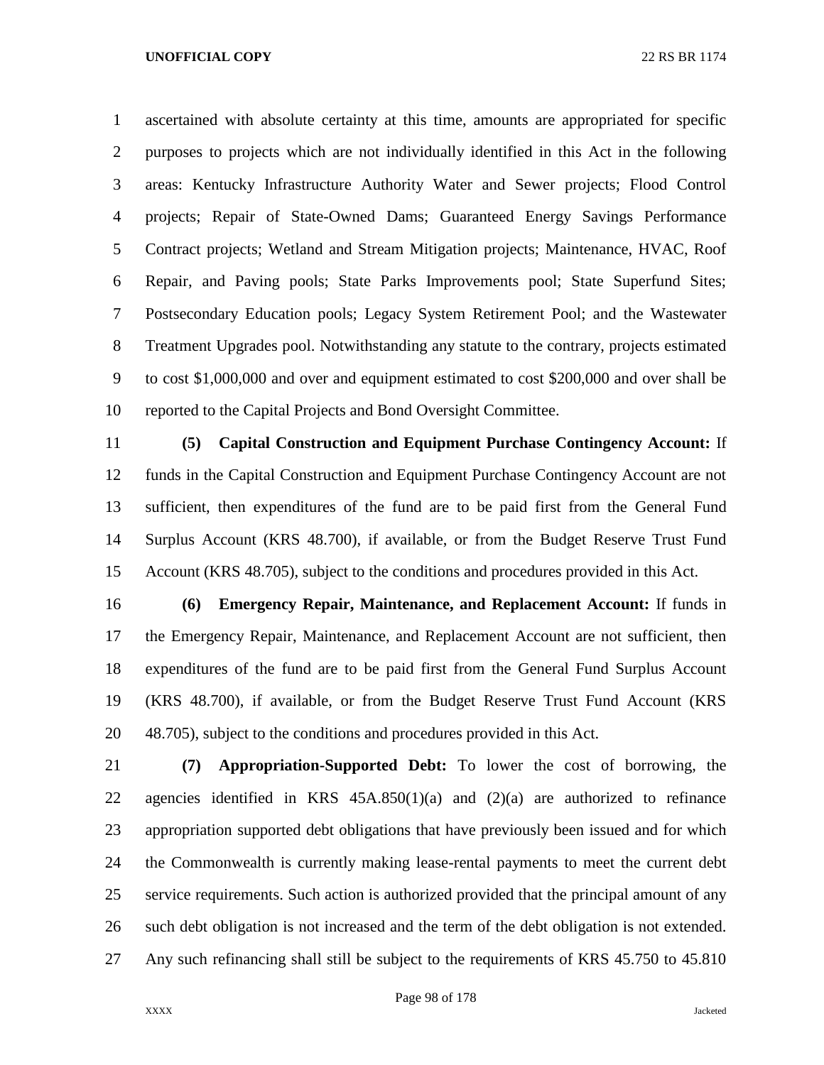ascertained with absolute certainty at this time, amounts are appropriated for specific purposes to projects which are not individually identified in this Act in the following areas: Kentucky Infrastructure Authority Water and Sewer projects; Flood Control projects; Repair of State-Owned Dams; Guaranteed Energy Savings Performance Contract projects; Wetland and Stream Mitigation projects; Maintenance, HVAC, Roof Repair, and Paving pools; State Parks Improvements pool; State Superfund Sites; Postsecondary Education pools; Legacy System Retirement Pool; and the Wastewater Treatment Upgrades pool. Notwithstanding any statute to the contrary, projects estimated to cost $1,000,000 and over and equipment estimated to cost $200,000 and over shall be reported to the Capital Projects and Bond Oversight Committee.

**(5) Capital Construction and Equipment Purchase Contingency Account:** If funds in the Capital Construction and Equipment Purchase Contingency Account are not sufficient, then expenditures of the fund are to be paid first from the General Fund Surplus Account (KRS 48.700), if available, or from the Budget Reserve Trust Fund Account (KRS 48.705), subject to the conditions and procedures provided in this Act.

**(6) Emergency Repair, Maintenance, and Replacement Account:** If funds in the Emergency Repair, Maintenance, and Replacement Account are not sufficient, then expenditures of the fund are to be paid first from the General Fund Surplus Account (KRS 48.700), if available, or from the Budget Reserve Trust Fund Account (KRS 48.705), subject to the conditions and procedures provided in this Act.

**(7) Appropriation-Supported Debt:** To lower the cost of borrowing, the agencies identified in KRS 45A.850(1)(a) and (2)(a) are authorized to refinance appropriation supported debt obligations that have previously been issued and for which the Commonwealth is currently making lease-rental payments to meet the current debt service requirements. Such action is authorized provided that the principal amount of any such debt obligation is not increased and the term of the debt obligation is not extended. Any such refinancing shall still be subject to the requirements of KRS 45.750 to 45.810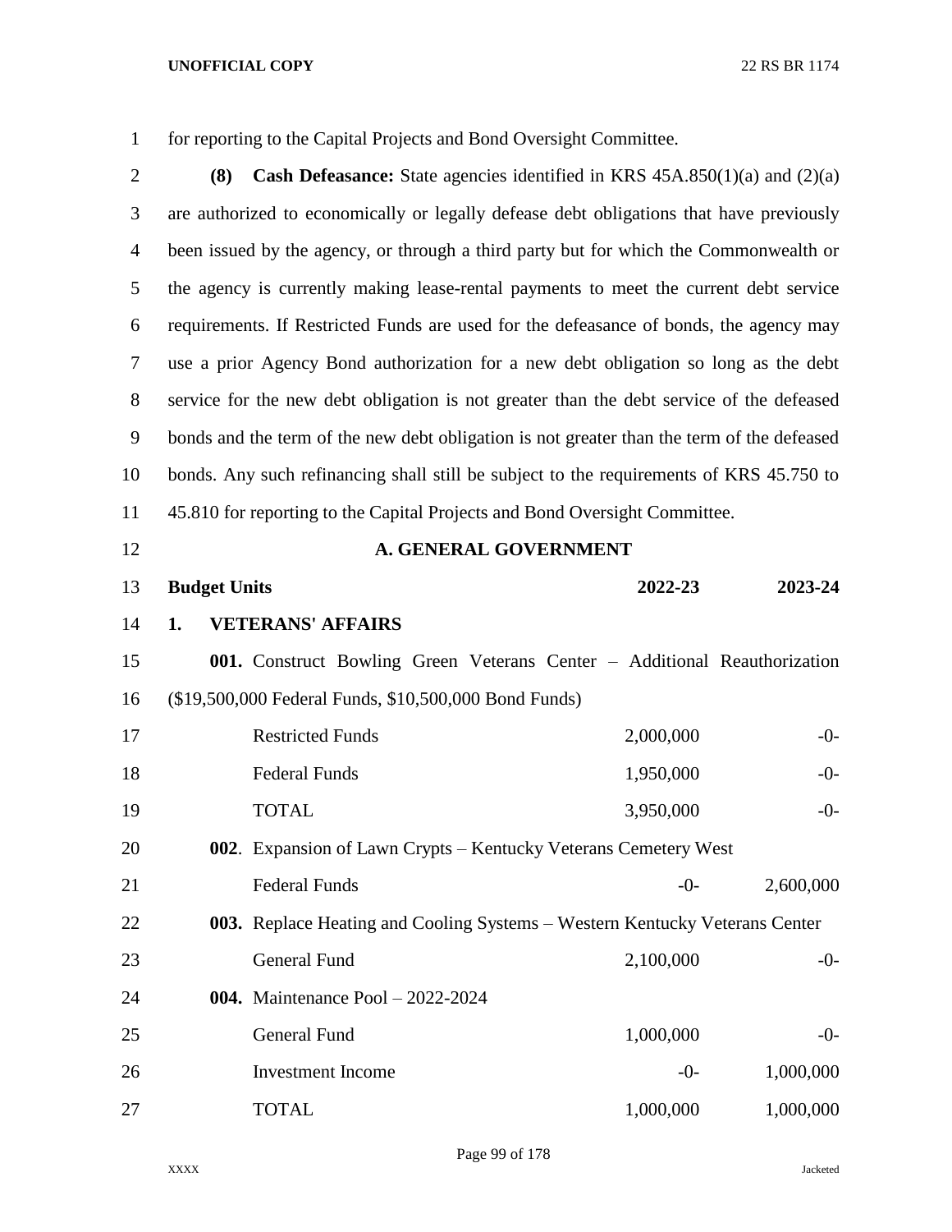for reporting to the Capital Projects and Bond Oversight Committee.

**(8) Cash Defeasance:** State agencies identified in KRS 45A.850(1)(a) and (2)(a) are authorized to economically or legally defease debt obligations that have previously been issued by the agency, or through a third party but for which the Commonwealth or the agency is currently making lease-rental payments to meet the current debt service requirements. If Restricted Funds are used for the defeasance of bonds, the agency may use a prior Agency Bond authorization for a new debt obligation so long as the debt service for the new debt obligation is not greater than the debt service of the defeased bonds and the term of the new debt obligation is not greater than the term of the defeased bonds. Any such refinancing shall still be subject to the requirements of KRS 45.750 to 45.810 for reporting to the Capital Projects and Bond Oversight Committee.

## A. GENERAL GOVERNMENT

| **Budget Units** | **2022-23** | **2023-24** |
|---|---|---|
| **1. VETERANS' AFFAIRS** | | |
| **001.** Construct Bowling Green Veterans Center – Additional Reauthorization ($19,500,000 Federal Funds, $10,500,000 Bond Funds) | | |
| Restricted Funds | 2,000,000 | -0- |
| Federal Funds | 1,950,000 | -0- |
| TOTAL | 3,950,000 | -0- |
| **002**. Expansion of Lawn Crypts – Kentucky Veterans Cemetery West | | |
| Federal Funds | -0- | 2,600,000 |
| **003.** Replace Heating and Cooling Systems – Western Kentucky Veterans Center | | |
| General Fund | 2,100,000 | -0- |
| **004.** Maintenance Pool – 2022-2024 | | |
| General Fund | 1,000,000 | -0- |
| Investment Income | -0- | 1,000,000 |
| TOTAL | 1,000,000 | 1,000,000 |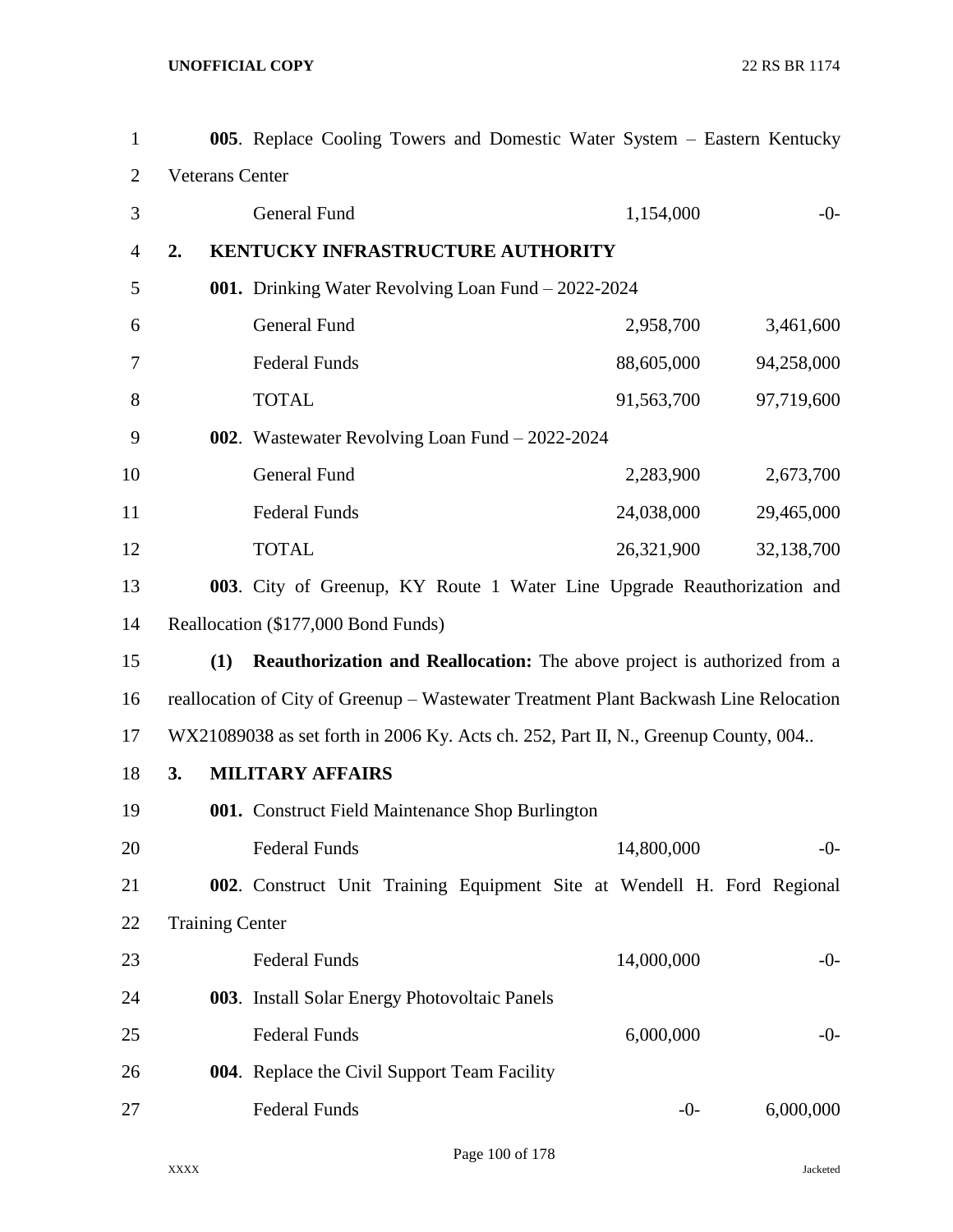**005**. Replace Cooling Towers and Domestic Water System – Eastern Kentucky Veterans Center

| | | |
|---|---|---|
| General Fund | 1,154,000 | -0- |

**2. KENTUCKY INFRASTRUCTURE AUTHORITY**

**001.** Drinking Water Revolving Loan Fund – 2022-2024

| | | |
|---|---|---|
| General Fund | 2,958,700 | 3,461,600 |
| Federal Funds | 88,605,000 | 94,258,000 |
| TOTAL | 91,563,700 | 97,719,600 |

**002**. Wastewater Revolving Loan Fund – 2022-2024

| | | |
|---|---|---|
| General Fund | 2,283,900 | 2,673,700 |
| Federal Funds | 24,038,000 | 29,465,000 |
| TOTAL | 26,321,900 | 32,138,700 |

**003**. City of Greenup, KY Route 1 Water Line Upgrade Reauthorization and Reallocation ($177,000 Bond Funds)

**(1) Reauthorization and Reallocation:** The above project is authorized from a reallocation of City of Greenup – Wastewater Treatment Plant Backwash Line Relocation WX21089038 as set forth in 2006 Ky. Acts ch. 252, Part II, N., Greenup County, 004..

**3. MILITARY AFFAIRS**

**001.** Construct Field Maintenance Shop Burlington

| | | |
|---|---|---|
| Federal Funds | 14,800,000 | -0- |

**002**. Construct Unit Training Equipment Site at Wendell H. Ford Regional Training Center

| | | |
|---|---|---|
| Federal Funds | 14,000,000 | -0- |

**003**. Install Solar Energy Photovoltaic Panels

| | | |
|---|---|---|
| Federal Funds | 6,000,000 | -0- |

**004**. Replace the Civil Support Team Facility

| | | |
|---|---|---|
| Federal Funds | -0- | 6,000,000 |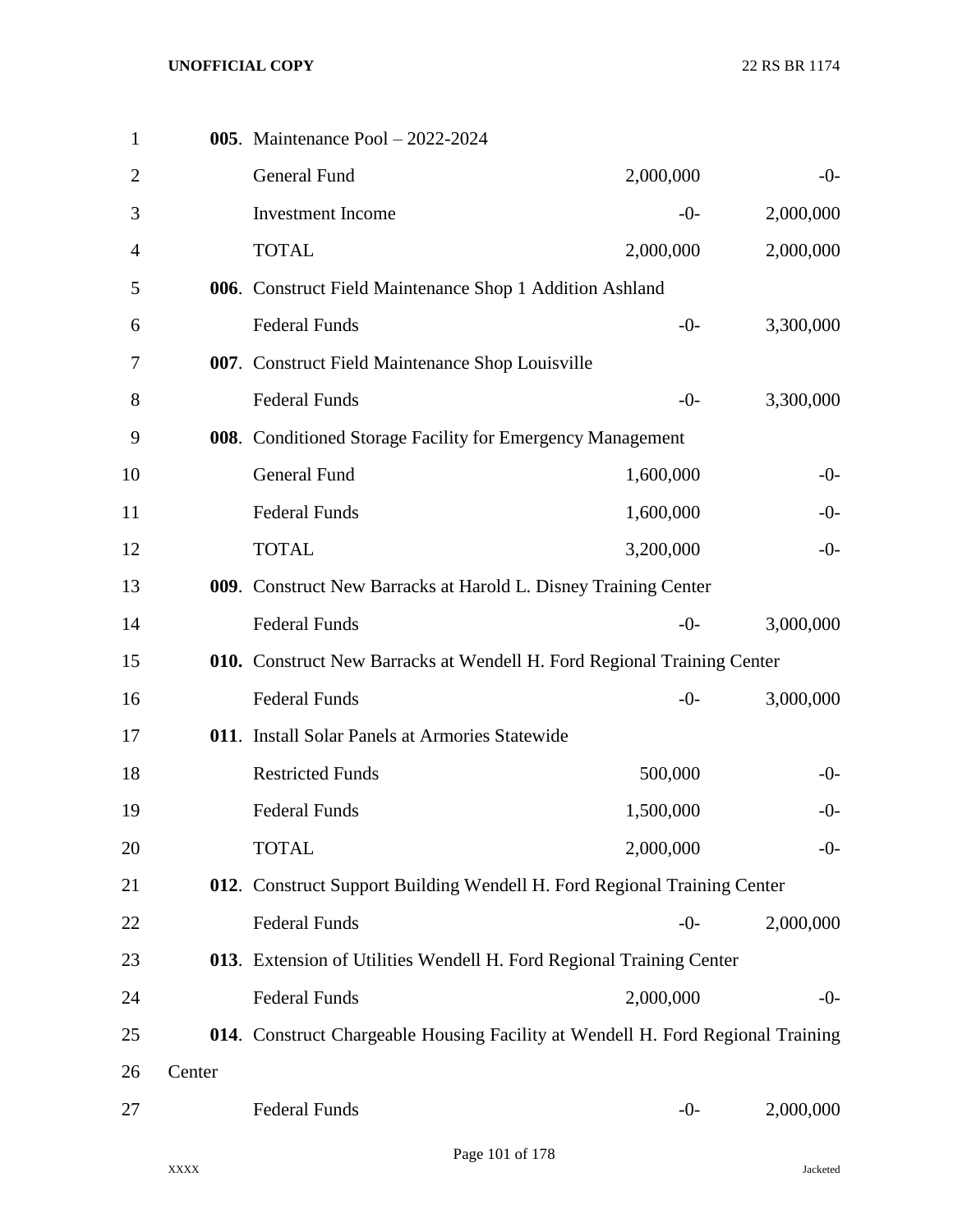| | | |
|---|---|---|
| **005**. Maintenance Pool – 2022-2024 | | |
| General Fund | 2,000,000 | -0- |
| Investment Income | -0- | 2,000,000 |
| TOTAL | 2,000,000 | 2,000,000 |
| **006**. Construct Field Maintenance Shop 1 Addition Ashland | | |
| Federal Funds | -0- | 3,300,000 |
| **007**. Construct Field Maintenance Shop Louisville | | |
| Federal Funds | -0- | 3,300,000 |
| **008**. Conditioned Storage Facility for Emergency Management | | |
| General Fund | 1,600,000 | -0- |
| Federal Funds | 1,600,000 | -0- |
| TOTAL | 3,200,000 | -0- |
| **009**. Construct New Barracks at Harold L. Disney Training Center | | |
| Federal Funds | -0- | 3,000,000 |
| **010.** Construct New Barracks at Wendell H. Ford Regional Training Center | | |
| Federal Funds | -0- | 3,000,000 |
| **011**. Install Solar Panels at Armories Statewide | | |
| Restricted Funds | 500,000 | -0- |
| Federal Funds | 1,500,000 | -0- |
| TOTAL | 2,000,000 | -0- |
| **012**. Construct Support Building Wendell H. Ford Regional Training Center | | |
| Federal Funds | -0- | 2,000,000 |
| **013**. Extension of Utilities Wendell H. Ford Regional Training Center | | |
| Federal Funds | 2,000,000 | -0- |
| **014**. Construct Chargeable Housing Facility at Wendell H. Ford Regional Training Center | | |
| Federal Funds | -0- | 2,000,000 |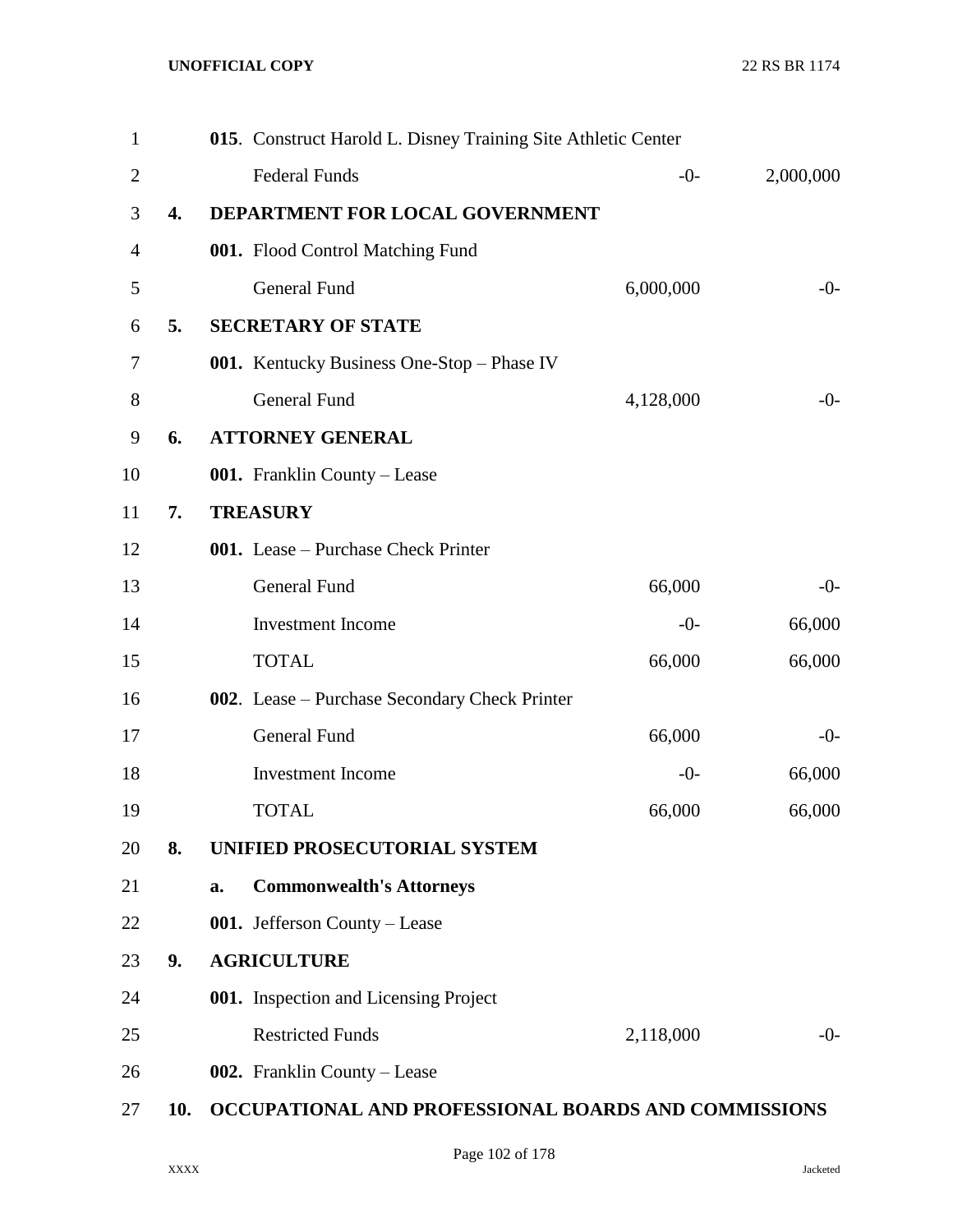| | | | |
|---|---|---|---|
| | **015**. Construct Harold L. Disney Training Site Athletic Center | | |
| | Federal Funds | -0- | 2,000,000 |
| **4.** | **DEPARTMENT FOR LOCAL GOVERNMENT** | | |
| | **001.** Flood Control Matching Fund | | |
| | General Fund | 6,000,000 | -0- |
| **5.** | **SECRETARY OF STATE** | | |
| | **001.** Kentucky Business One-Stop – Phase IV | | |
| | General Fund | 4,128,000 | -0- |
| **6.** | **ATTORNEY GENERAL** | | |
| | **001.** Franklin County – Lease | | |
| **7.** | **TREASURY** | | |
| | **001.** Lease – Purchase Check Printer | | |
| | General Fund | 66,000 | -0- |
| | Investment Income | -0- | 66,000 |
| | TOTAL | 66,000 | 66,000 |
| | **002**. Lease – Purchase Secondary Check Printer | | |
| | General Fund | 66,000 | -0- |
| | Investment Income | -0- | 66,000 |
| | TOTAL | 66,000 | 66,000 |
| **8.** | **UNIFIED PROSECUTORIAL SYSTEM** | | |
| | **a. Commonwealth's Attorneys** | | |
| | **001.** Jefferson County – Lease | | |
| **9.** | **AGRICULTURE** | | |
| | **001.** Inspection and Licensing Project | | |
| | Restricted Funds | 2,118,000 | -0- |
| | **002.** Franklin County – Lease | | |
| **10.** | **OCCUPATIONAL AND PROFESSIONAL BOARDS AND COMMISSIONS** | | |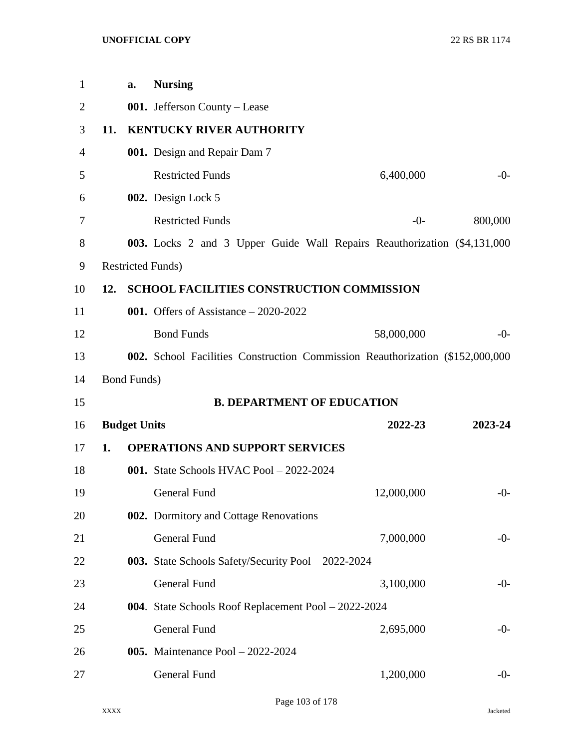a. **Nursing**

**001.** Jefferson County – Lease

**11. KENTUCKY RIVER AUTHORITY**

| | | |
|---|---|---|
| **001.** Design and Repair Dam 7 | | |
| Restricted Funds | 6,400,000 | -0- |
| **002.** Design Lock 5 | | |
| Restricted Funds | -0- | 800,000 |

**003.** Locks 2 and 3 Upper Guide Wall Repairs Reauthorization ($4,131,000 Restricted Funds)

**12. SCHOOL FACILITIES CONSTRUCTION COMMISSION**

| | | |
|---|---|---|
| **001.** Offers of Assistance – 2020-2022 | | |
| Bond Funds | 58,000,000 | -0- |

**002.** School Facilities Construction Commission Reauthorization ($152,000,000 Bond Funds)

## B. DEPARTMENT OF EDUCATION

| **Budget Units** | **2022-23** | **2023-24** |
|---|---|---|
| **1. OPERATIONS AND SUPPORT SERVICES** | | |
| **001.** State Schools HVAC Pool – 2022-2024 | | |
| General Fund | 12,000,000 | -0- |
| **002.** Dormitory and Cottage Renovations | | |
| General Fund | 7,000,000 | -0- |
| **003.** State Schools Safety/Security Pool – 2022-2024 | | |
| General Fund | 3,100,000 | -0- |
| **004**. State Schools Roof Replacement Pool – 2022-2024 | | |
| General Fund | 2,695,000 | -0- |
| **005.** Maintenance Pool – 2022-2024 | | |
| General Fund | 1,200,000 | -0- |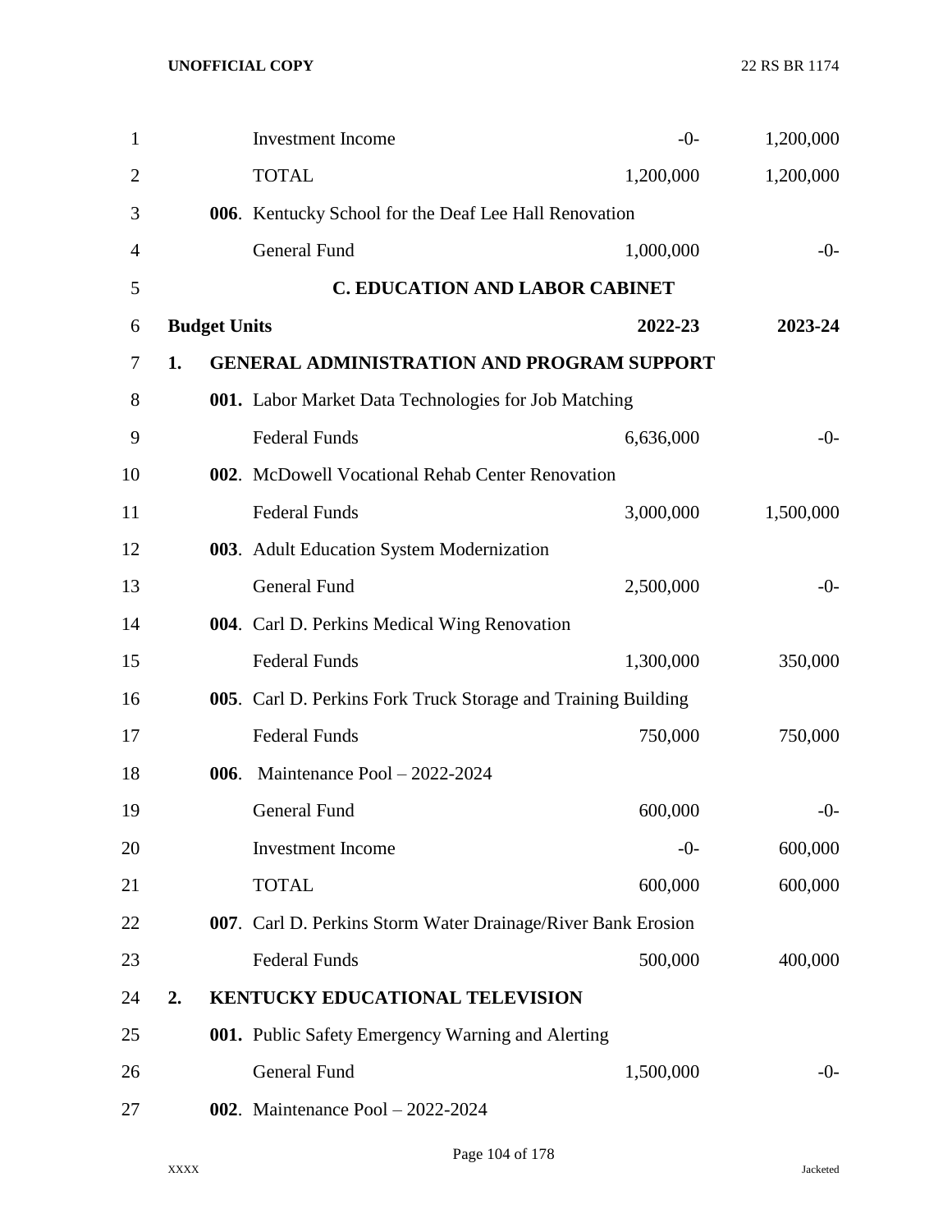| | 2022-23 | 2023-24 |
|---|---|---|
| Investment Income | -0- | 1,200,000 |
| TOTAL | 1,200,000 | 1,200,000 |
| **006**. Kentucky School for the Deaf Lee Hall Renovation | | |
| General Fund | 1,000,000 | -0- |

## C. EDUCATION AND LABOR CABINET

| **Budget Units** | **2022-23** | **2023-24** |
|---|---|---|
| **1. GENERAL ADMINISTRATION AND PROGRAM SUPPORT** | | |
| **001.** Labor Market Data Technologies for Job Matching | | |
| Federal Funds | 6,636,000 | -0- |
| **002**. McDowell Vocational Rehab Center Renovation | | |
| Federal Funds | 3,000,000 | 1,500,000 |
| **003**. Adult Education System Modernization | | |
| General Fund | 2,500,000 | -0- |
| **004**. Carl D. Perkins Medical Wing Renovation | | |
| Federal Funds | 1,300,000 | 350,000 |
| **005**. Carl D. Perkins Fork Truck Storage and Training Building | | |
| Federal Funds | 750,000 | 750,000 |
| **006**. Maintenance Pool – 2022-2024 | | |
| General Fund | 600,000 | -0- |
| Investment Income | -0- | 600,000 |
| TOTAL | 600,000 | 600,000 |
| **007**. Carl D. Perkins Storm Water Drainage/River Bank Erosion | | |
| Federal Funds | 500,000 | 400,000 |
| **2. KENTUCKY EDUCATIONAL TELEVISION** | | |
| **001.** Public Safety Emergency Warning and Alerting | | |
| General Fund | 1,500,000 | -0- |
| **002**. Maintenance Pool – 2022-2024 | | |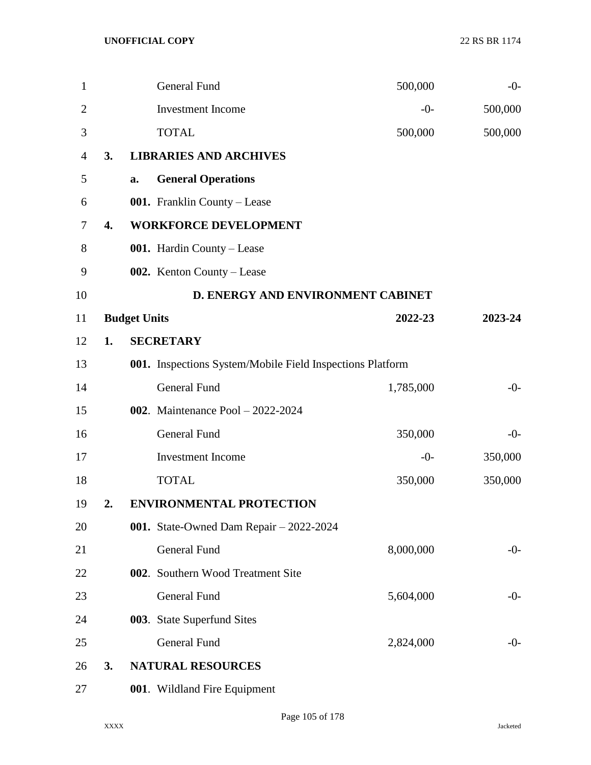| | | | 2022-23 | 2023-24 |
|---|---|---|---|---|
| | | General Fund | 500,000 | -0- |
| | | Investment Income | -0- | 500,000 |
| | | TOTAL | 500,000 | 500,000 |
| **3.** | **LIBRARIES AND ARCHIVES** | | | |
| | **a.** | **General Operations** | | |
| | **001.** | Franklin County – Lease | | |
| **4.** | **WORKFORCE DEVELOPMENT** | | | |
| | **001.** | Hardin County – Lease | | |
| | **002.** | Kenton County – Lease | | |

**D. ENERGY AND ENVIRONMENT CABINET**

| **Budget Units** | | | **2022-23** | **2023-24** |
|---|---|---|---|---|
| **1.** | **SECRETARY** | | | |
| | **001.** | Inspections System/Mobile Field Inspections Platform | | |
| | | General Fund | 1,785,000 | -0- |
| | **002**. | Maintenance Pool – 2022-2024 | | |
| | | General Fund | 350,000 | -0- |
| | | Investment Income | -0- | 350,000 |
| | | TOTAL | 350,000 | 350,000 |
| **2.** | **ENVIRONMENTAL PROTECTION** | | | |
| | **001.** | State-Owned Dam Repair – 2022-2024 | | |
| | | General Fund | 8,000,000 | -0- |
| | **002**. | Southern Wood Treatment Site | | |
| | | General Fund | 5,604,000 | -0- |
| | **003**. | State Superfund Sites | | |
| | | General Fund | 2,824,000 | -0- |
| **3.** | **NATURAL RESOURCES** | | | |
| | **001**. | Wildland Fire Equipment | | |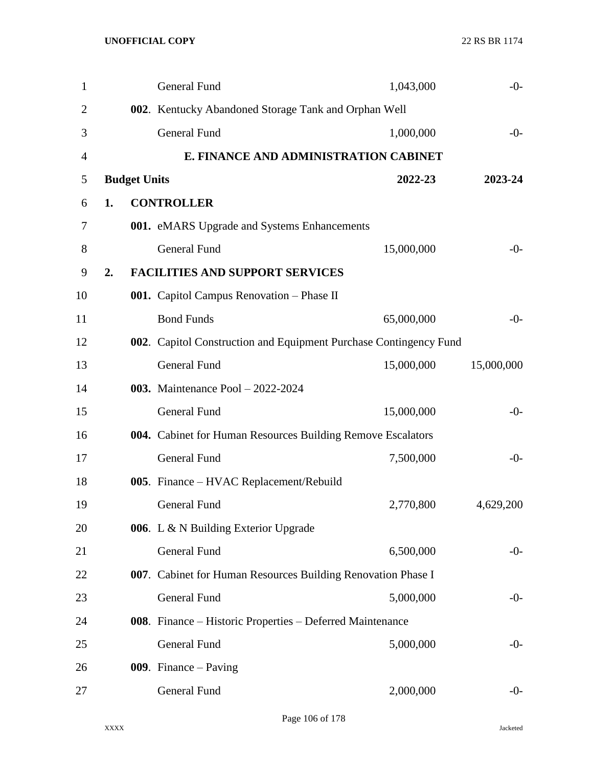| | | |
|---|---|---|
| General Fund | 1,043,000 | -0- |
| **002**. Kentucky Abandoned Storage Tank and Orphan Well | | |
| General Fund | 1,000,000 | -0- |

## E. FINANCE AND ADMINISTRATION CABINET

| Budget Units | 2022-23 | 2023-24 |
|---|---|---|
| **1. CONTROLLER** | | |
| **001.** eMARS Upgrade and Systems Enhancements | | |
| General Fund | 15,000,000 | -0- |
| **2. FACILITIES AND SUPPORT SERVICES** | | |
| **001.** Capitol Campus Renovation – Phase II | | |
| Bond Funds | 65,000,000 | -0- |
| **002**. Capitol Construction and Equipment Purchase Contingency Fund | | |
| General Fund | 15,000,000 | 15,000,000 |
| **003.** Maintenance Pool – 2022-2024 | | |
| General Fund | 15,000,000 | -0- |
| **004.** Cabinet for Human Resources Building Remove Escalators | | |
| General Fund | 7,500,000 | -0- |
| **005**. Finance – HVAC Replacement/Rebuild | | |
| General Fund | 2,770,800 | 4,629,200 |
| **006**. L & N Building Exterior Upgrade | | |
| General Fund | 6,500,000 | -0- |
| **007**. Cabinet for Human Resources Building Renovation Phase I | | |
| General Fund | 5,000,000 | -0- |
| **008**. Finance – Historic Properties – Deferred Maintenance | | |
| General Fund | 5,000,000 | -0- |
| **009**. Finance – Paving | | |
| General Fund | 2,000,000 | -0- |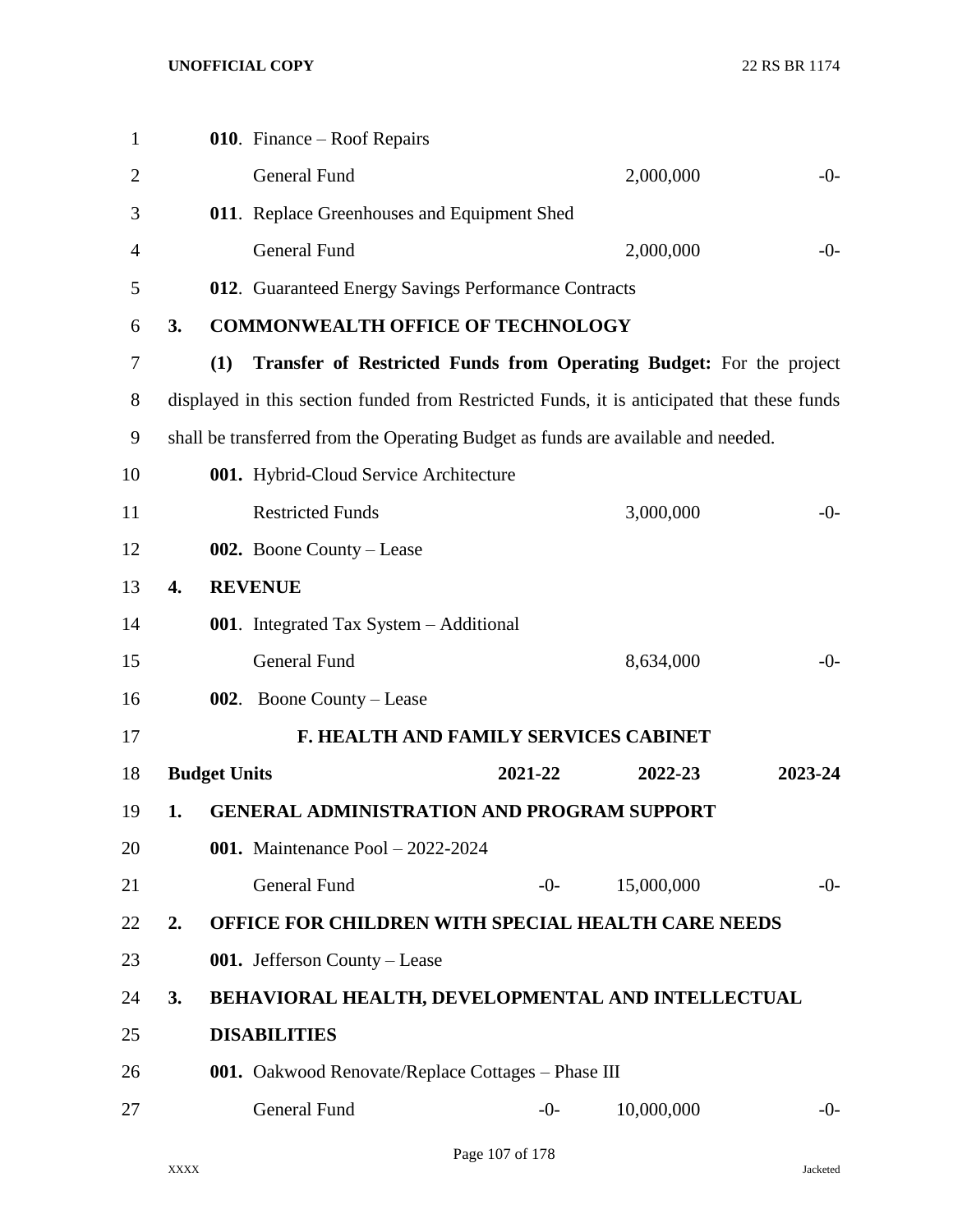**010**. Finance – Roof Repairs

| | | | |
|---|---|---|---|
| General Fund | | 2,000,000 | -0- |

**011**. Replace Greenhouses and Equipment Shed

| | | | |
|---|---|---|---|
| General Fund | | 2,000,000 | -0- |

**012**. Guaranteed Energy Savings Performance Contracts

**3. COMMONWEALTH OFFICE OF TECHNOLOGY**

**(1) Transfer of Restricted Funds from Operating Budget:** For the project displayed in this section funded from Restricted Funds, it is anticipated that these funds shall be transferred from the Operating Budget as funds are available and needed.

**001.** Hybrid-Cloud Service Architecture

| | | | |
|---|---|---|---|
| Restricted Funds | | 3,000,000 | -0- |

**002.** Boone County – Lease

**4. REVENUE**

**001**. Integrated Tax System – Additional

| | | | |
|---|---|---|---|
| General Fund | | 8,634,000 | -0- |

**002**. Boone County – Lease

## F. HEALTH AND FAMILY SERVICES CABINET

| Budget Units | 2021-22 | 2022-23 | 2023-24 |
|---|---|---|---|

**1. GENERAL ADMINISTRATION AND PROGRAM SUPPORT**

**001.** Maintenance Pool – 2022-2024

| | | | |
|---|---|---|---|
| General Fund | -0- | 15,000,000 | -0- |

**2. OFFICE FOR CHILDREN WITH SPECIAL HEALTH CARE NEEDS**

**001.** Jefferson County – Lease

**3. BEHAVIORAL HEALTH, DEVELOPMENTAL AND INTELLECTUAL DISABILITIES**

**001.** Oakwood Renovate/Replace Cottages – Phase III

| | | | |
|---|---|---|---|
| General Fund | -0- | 10,000,000 | -0- |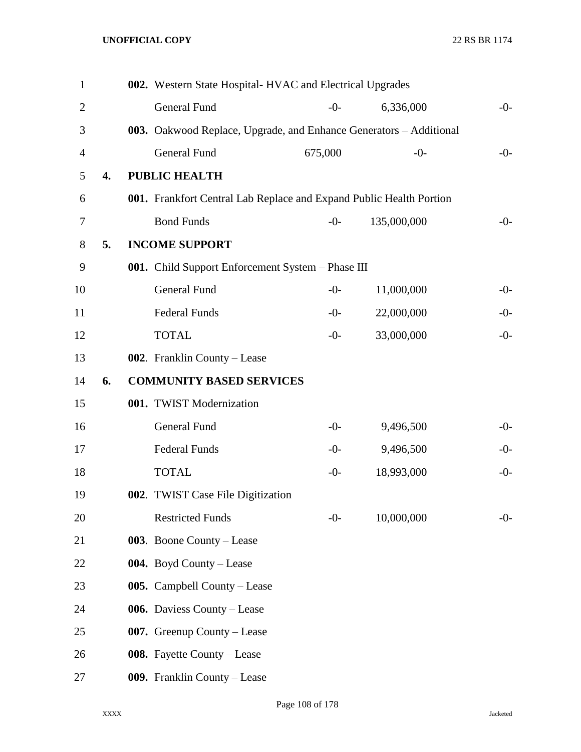**002.** Western State Hospital- HVAC and Electrical Upgrades

| | | | |
|---|---|---|---|
| General Fund | -0- | 6,336,000 | -0- |

**003.** Oakwood Replace, Upgrade, and Enhance Generators – Additional

| | | | |
|---|---|---|---|
| General Fund | 675,000 | -0- | -0- |

**4. PUBLIC HEALTH**

**001.** Frankfort Central Lab Replace and Expand Public Health Portion

| | | | |
|---|---|---|---|
| Bond Funds | -0- | 135,000,000 | -0- |

**5. INCOME SUPPORT**

**001.** Child Support Enforcement System – Phase III

| | | | |
|---|---|---|---|
| General Fund | -0- | 11,000,000 | -0- |
| Federal Funds | -0- | 22,000,000 | -0- |
| TOTAL | -0- | 33,000,000 | -0- |

**002**. Franklin County – Lease

**6. COMMUNITY BASED SERVICES**

**001.** TWIST Modernization

| | | | |
|---|---|---|---|
| General Fund | -0- | 9,496,500 | -0- |
| Federal Funds | -0- | 9,496,500 | -0- |
| TOTAL | -0- | 18,993,000 | -0- |

**002**. TWIST Case File Digitization

| | | | |
|---|---|---|---|
| Restricted Funds | -0- | 10,000,000 | -0- |

**003**. Boone County – Lease

**004.** Boyd County – Lease

**005.** Campbell County – Lease

**006.** Daviess County – Lease

**007.** Greenup County – Lease

**008.** Fayette County – Lease

**009.** Franklin County – Lease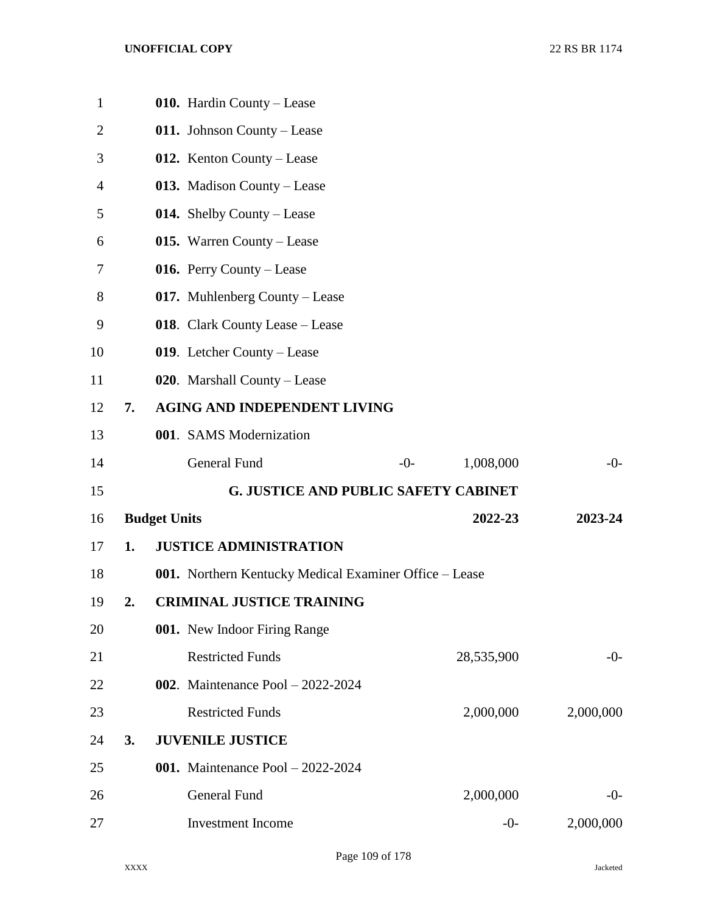**010.** Hardin County – Lease

**011.** Johnson County – Lease

**012.** Kenton County – Lease

**013.** Madison County – Lease

**014.** Shelby County – Lease

**015.** Warren County – Lease

**016.** Perry County – Lease

**017.** Muhlenberg County – Lease

**018**. Clark County Lease – Lease

**019**. Letcher County – Lease

**020**. Marshall County – Lease

**7. AGING AND INDEPENDENT LIVING**

**001**. SAMS Modernization

| | | | |
|---|---|---|---|
| General Fund | -0- | 1,008,000 | -0- |

## G. JUSTICE AND PUBLIC SAFETY CABINET

| **Budget Units** | **2022-23** | **2023-24** |
|---|---|---|
| **1. JUSTICE ADMINISTRATION** | | |
| **001.** Northern Kentucky Medical Examiner Office – Lease | | |
| **2. CRIMINAL JUSTICE TRAINING** | | |
| **001.** New Indoor Firing Range | | |
| Restricted Funds | 28,535,900 | -0- |
| **002**. Maintenance Pool – 2022-2024 | | |
| Restricted Funds | 2,000,000 | 2,000,000 |
| **3. JUVENILE JUSTICE** | | |
| **001.** Maintenance Pool – 2022-2024 | | |
| General Fund | 2,000,000 | -0- |
| Investment Income | -0- | 2,000,000 |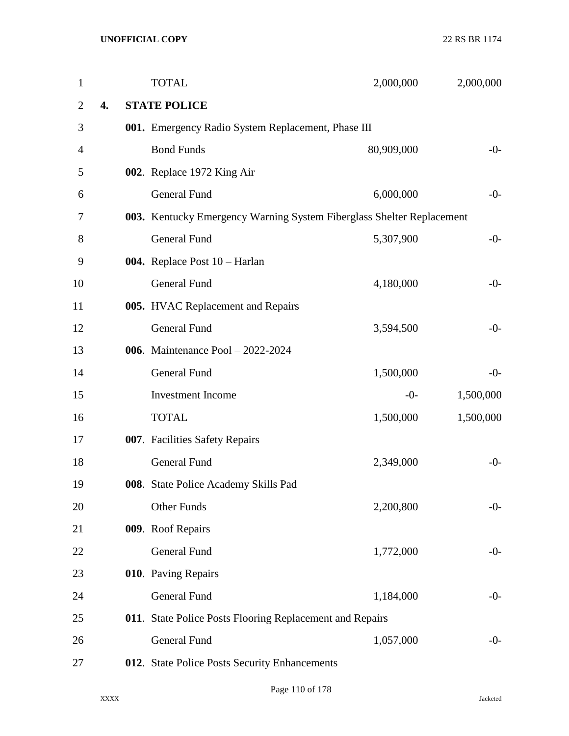| | | | |
|---|---|---|---|
| | TOTAL | 2,000,000 | 2,000,000 |
| **4.** | **STATE POLICE** | | |
| | **001.** Emergency Radio System Replacement, Phase III | | |
| | Bond Funds | 80,909,000 | -0- |
| | **002**. Replace 1972 King Air | | |
| | General Fund | 6,000,000 | -0- |
| | **003.** Kentucky Emergency Warning System Fiberglass Shelter Replacement | | |
| | General Fund | 5,307,900 | -0- |
| | **004.** Replace Post 10 – Harlan | | |
| | General Fund | 4,180,000 | -0- |
| | **005.** HVAC Replacement and Repairs | | |
| | General Fund | 3,594,500 | -0- |
| | **006**. Maintenance Pool – 2022-2024 | | |
| | General Fund | 1,500,000 | -0- |
| | Investment Income | -0- | 1,500,000 |
| | TOTAL | 1,500,000 | 1,500,000 |
| | **007**. Facilities Safety Repairs | | |
| | General Fund | 2,349,000 | -0- |
| | **008**. State Police Academy Skills Pad | | |
| | Other Funds | 2,200,800 | -0- |
| | **009**. Roof Repairs | | |
| | General Fund | 1,772,000 | -0- |
| | **010**. Paving Repairs | | |
| | General Fund | 1,184,000 | -0- |
| | **011**. State Police Posts Flooring Replacement and Repairs | | |
| | General Fund | 1,057,000 | -0- |
| | **012**. State Police Posts Security Enhancements | | |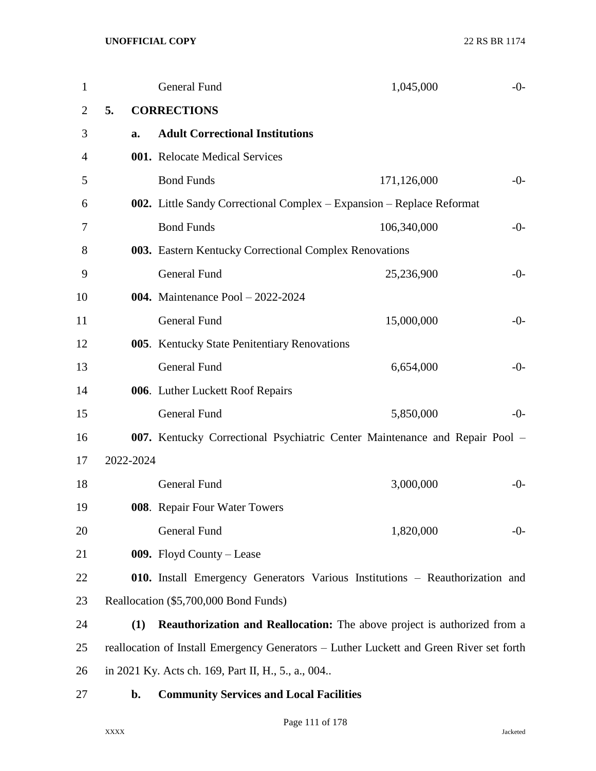General Fund 1,045,000 -0-

**5. CORRECTIONS**

**a. Adult Correctional Institutions**

**001.** Relocate Medical Services

| | | |
|---|---|---|
| Bond Funds | 171,126,000 | -0- |

**002.** Little Sandy Correctional Complex – Expansion – Replace Reformat

| | | |
|---|---|---|
| Bond Funds | 106,340,000 | -0- |

**003.** Eastern Kentucky Correctional Complex Renovations

| | | |
|---|---|---|
| General Fund | 25,236,900 | -0- |

**004.** Maintenance Pool – 2022-2024

| | | |
|---|---|---|
| General Fund | 15,000,000 | -0- |

**005**. Kentucky State Penitentiary Renovations

| | | |
|---|---|---|
| General Fund | 6,654,000 | -0- |

**006**. Luther Luckett Roof Repairs

| | | |
|---|---|---|
| General Fund | 5,850,000 | -0- |

**007.** Kentucky Correctional Psychiatric Center Maintenance and Repair Pool – 2022-2024

| | | |
|---|---|---|
| General Fund | 3,000,000 | -0- |

**008**. Repair Four Water Towers

| | | |
|---|---|---|
| General Fund | 1,820,000 | -0- |

**009.** Floyd County – Lease

**010.** Install Emergency Generators Various Institutions – Reauthorization and Reallocation ($5,700,000 Bond Funds)

**(1) Reauthorization and Reallocation:** The above project is authorized from a reallocation of Install Emergency Generators – Luther Luckett and Green River set forth in 2021 Ky. Acts ch. 169, Part II, H., 5., a., 004..

**b. Community Services and Local Facilities**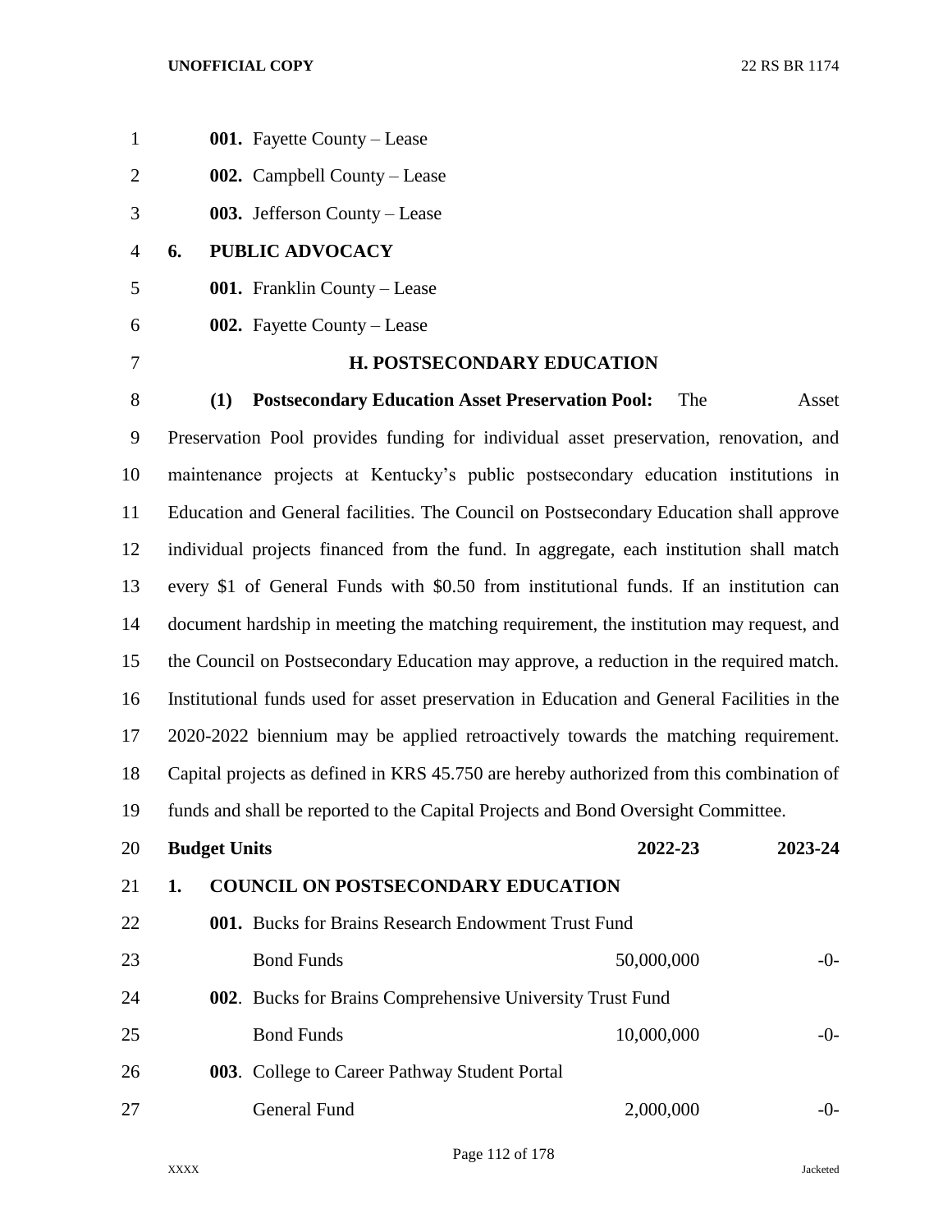**001.** Fayette County – Lease

**002.** Campbell County – Lease

**003.** Jefferson County – Lease

**6. PUBLIC ADVOCACY**

**001.** Franklin County – Lease

**002.** Fayette County – Lease

## H. POSTSECONDARY EDUCATION

**(1) Postsecondary Education Asset Preservation Pool:** The Asset Preservation Pool provides funding for individual asset preservation, renovation, and maintenance projects at Kentucky's public postsecondary education institutions in Education and General facilities. The Council on Postsecondary Education shall approve individual projects financed from the fund. In aggregate, each institution shall match every $1 of General Funds with $0.50 from institutional funds. If an institution can document hardship in meeting the matching requirement, the institution may request, and the Council on Postsecondary Education may approve, a reduction in the required match. Institutional funds used for asset preservation in Education and General Facilities in the 2020-2022 biennium may be applied retroactively towards the matching requirement. Capital projects as defined in KRS 45.750 are hereby authorized from this combination of funds and shall be reported to the Capital Projects and Bond Oversight Committee.

| **Budget Units** | **2022-23** | **2023-24** |
|---|---|---|
| **1. COUNCIL ON POSTSECONDARY EDUCATION** | | |
| **001.** Bucks for Brains Research Endowment Trust Fund | | |
| Bond Funds | 50,000,000 | -0- |
| **002**. Bucks for Brains Comprehensive University Trust Fund | | |
| Bond Funds | 10,000,000 | -0- |
| **003**. College to Career Pathway Student Portal | | |
| General Fund | 2,000,000 | -0- |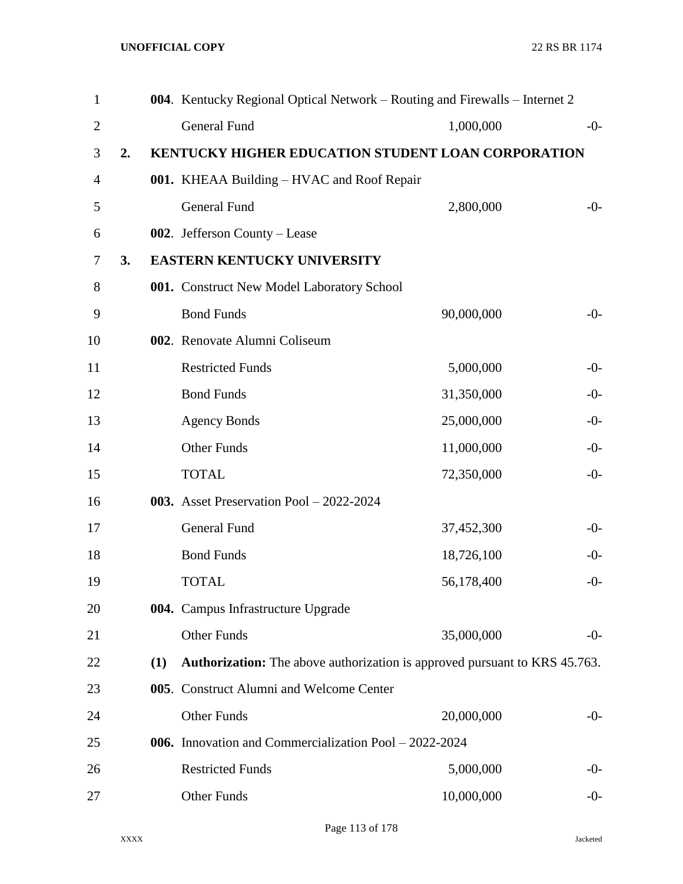| | | | | |
|---|---|---|---|---|
| | **004**. Kentucky Regional Optical Network – Routing and Firewalls – Internet 2 | | | |
| | | General Fund | 1,000,000 | -0- |
| **2.** | **KENTUCKY HIGHER EDUCATION STUDENT LOAN CORPORATION** | | | |
| | **001.** KHEAA Building – HVAC and Roof Repair | | | |
| | | General Fund | 2,800,000 | -0- |
| | **002**. Jefferson County – Lease | | | |
| **3.** | **EASTERN KENTUCKY UNIVERSITY** | | | |
| | **001.** Construct New Model Laboratory School | | | |
| | | Bond Funds | 90,000,000 | -0- |
| | **002**. Renovate Alumni Coliseum | | | |
| | | Restricted Funds | 5,000,000 | -0- |
| | | Bond Funds | 31,350,000 | -0- |
| | | Agency Bonds | 25,000,000 | -0- |
| | | Other Funds | 11,000,000 | -0- |
| | | TOTAL | 72,350,000 | -0- |
| | **003.** Asset Preservation Pool – 2022-2024 | | | |
| | | General Fund | 37,452,300 | -0- |
| | | Bond Funds | 18,726,100 | -0- |
| | | TOTAL | 56,178,400 | -0- |
| | **004.** Campus Infrastructure Upgrade | | | |
| | | Other Funds | 35,000,000 | -0- |
| | **(1)** **Authorization:** The above authorization is approved pursuant to KRS 45.763. | | | |
| | **005**. Construct Alumni and Welcome Center | | | |
| | | Other Funds | 20,000,000 | -0- |
| | **006.** Innovation and Commercialization Pool – 2022-2024 | | | |
| | | Restricted Funds | 5,000,000 | -0- |
| | | Other Funds | 10,000,000 | -0- |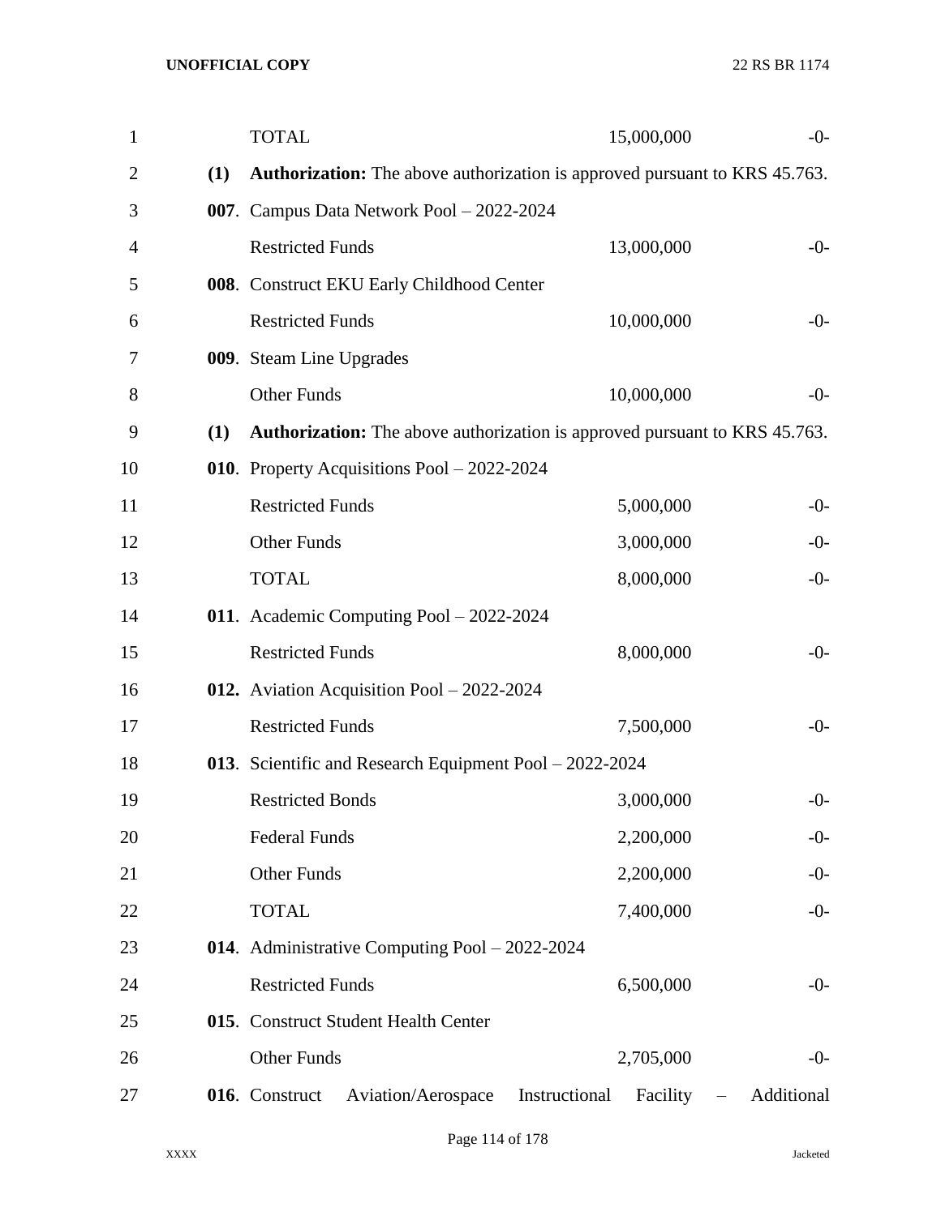| | | |
|---|---|---|
| TOTAL | 15,000,000 | -0- |

**(1)** **Authorization:** The above authorization is approved pursuant to KRS 45.763.

**007**. Campus Data Network Pool – 2022-2024

| | | |
|---|---|---|
| Restricted Funds | 13,000,000 | -0- |

**008**. Construct EKU Early Childhood Center

| | | |
|---|---|---|
| Restricted Funds | 10,000,000 | -0- |

**009**. Steam Line Upgrades

| | | |
|---|---|---|
| Other Funds | 10,000,000 | -0- |

**(1)** **Authorization:** The above authorization is approved pursuant to KRS 45.763.

**010**. Property Acquisitions Pool – 2022-2024

| | | |
|---|---|---|
| Restricted Funds | 5,000,000 | -0- |
| Other Funds | 3,000,000 | -0- |
| TOTAL | 8,000,000 | -0- |

**011**. Academic Computing Pool – 2022-2024

| | | |
|---|---|---|
| Restricted Funds | 8,000,000 | -0- |

**012.** Aviation Acquisition Pool – 2022-2024

| | | |
|---|---|---|
| Restricted Funds | 7,500,000 | -0- |

**013**. Scientific and Research Equipment Pool – 2022-2024

| | | |
|---|---|---|
| Restricted Bonds | 3,000,000 | -0- |
| Federal Funds | 2,200,000 | -0- |
| Other Funds | 2,200,000 | -0- |
| TOTAL | 7,400,000 | -0- |

**014**. Administrative Computing Pool – 2022-2024

| | | |
|---|---|---|
| Restricted Funds | 6,500,000 | -0- |

**015**. Construct Student Health Center

| | | |
|---|---|---|
| Other Funds | 2,705,000 | -0- |

**016**. Construct Aviation/Aerospace Instructional Facility – Additional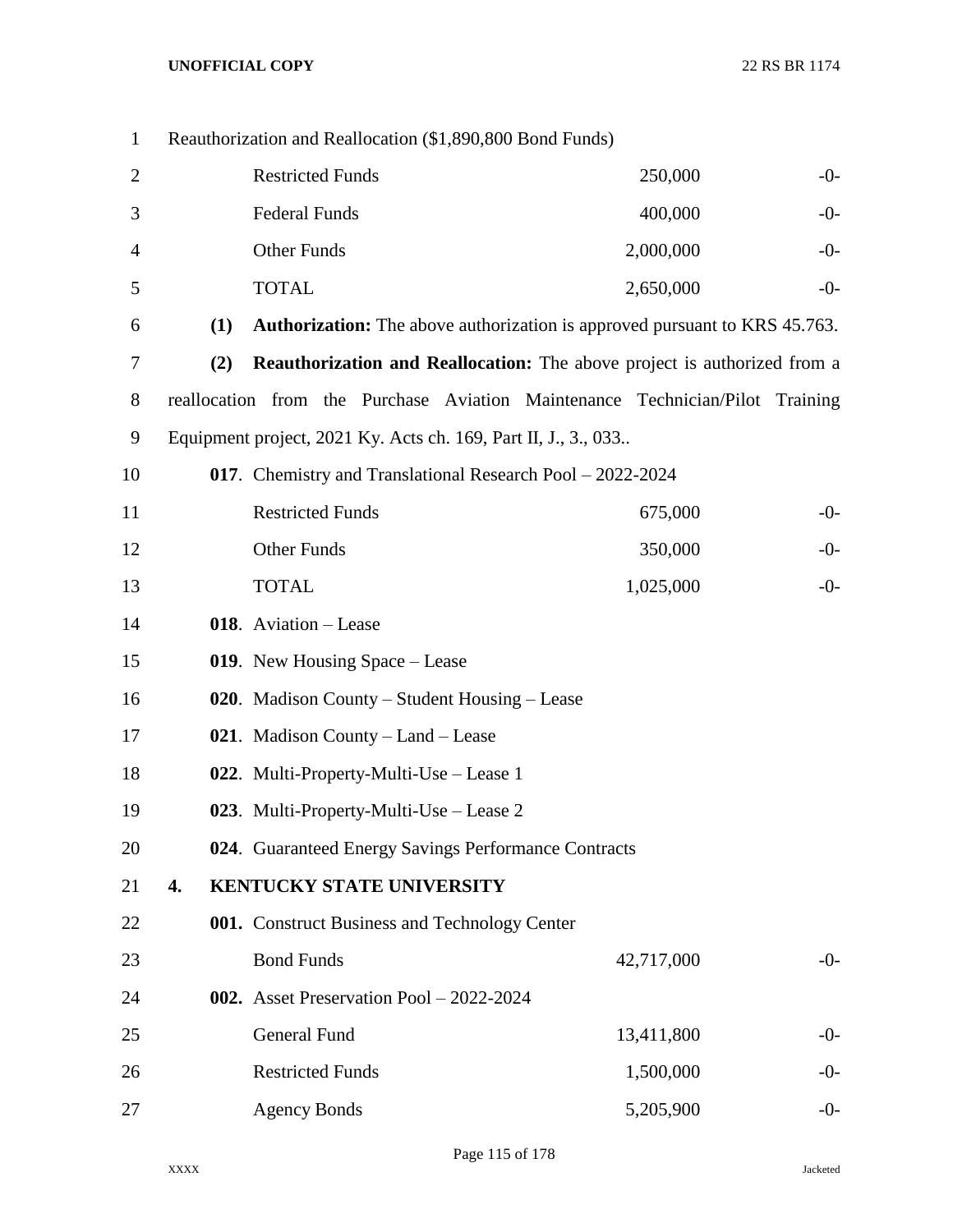Reauthorization and Reallocation ($1,890,800 Bond Funds)

| | | |
|---|---|---|
| Restricted Funds | 250,000 | -0- |
| Federal Funds | 400,000 | -0- |
| Other Funds | 2,000,000 | -0- |
| TOTAL | 2,650,000 | -0- |

**(1)** **Authorization:** The above authorization is approved pursuant to KRS 45.763.

**(2)** **Reauthorization and Reallocation:** The above project is authorized from a reallocation from the Purchase Aviation Maintenance Technician/Pilot Training Equipment project, 2021 Ky. Acts ch. 169, Part II, J., 3., 033..

**017**. Chemistry and Translational Research Pool – 2022-2024

| | | |
|---|---|---|
| Restricted Funds | 675,000 | -0- |
| Other Funds | 350,000 | -0- |
| TOTAL | 1,025,000 | -0- |

**018**. Aviation – Lease

**019**. New Housing Space – Lease

**020**. Madison County – Student Housing – Lease

**021**. Madison County – Land – Lease

**022**. Multi-Property-Multi-Use – Lease 1

**023**. Multi-Property-Multi-Use – Lease 2

**024**. Guaranteed Energy Savings Performance Contracts

**4. KENTUCKY STATE UNIVERSITY**

**001.** Construct Business and Technology Center

| | | |
|---|---|---|
| Bond Funds | 42,717,000 | -0- |

**002.** Asset Preservation Pool – 2022-2024

| | | |
|---|---|---|
| General Fund | 13,411,800 | -0- |
| Restricted Funds | 1,500,000 | -0- |
| Agency Bonds | 5,205,900 | -0- |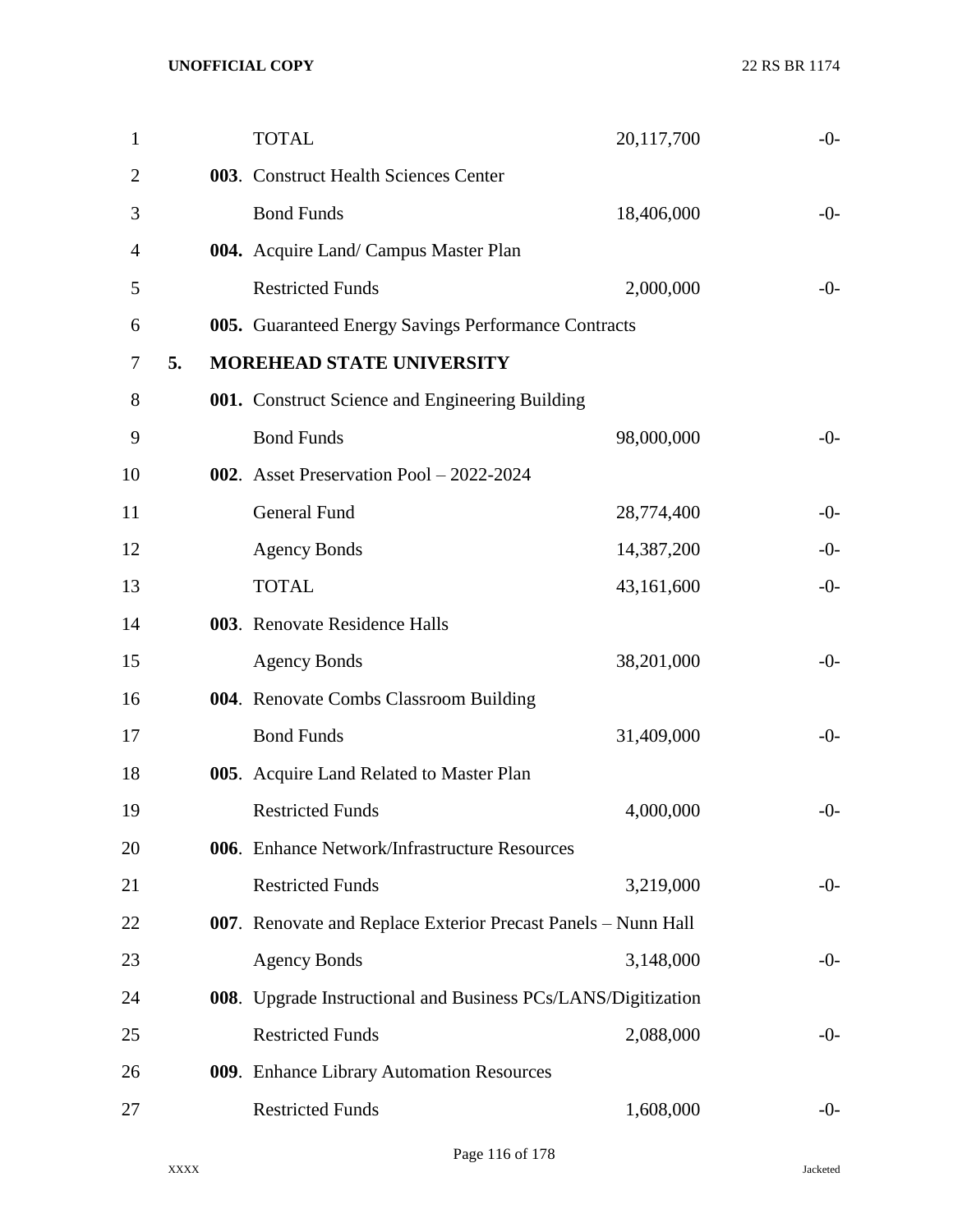| | | | |
|---|---|---|---|
| | TOTAL | 20,117,700 | -0- |
| **003**. | Construct Health Sciences Center | | |
| | Bond Funds | 18,406,000 | -0- |
| **004.** | Acquire Land/ Campus Master Plan | | |
| | Restricted Funds | 2,000,000 | -0- |
| **005.** | Guaranteed Energy Savings Performance Contracts | | |

**5. MOREHEAD STATE UNIVERSITY**

| | | | |
|---|---|---|---|
| **001.** | Construct Science and Engineering Building | | |
| | Bond Funds | 98,000,000 | -0- |
| **002**. | Asset Preservation Pool – 2022-2024 | | |
| | General Fund | 28,774,400 | -0- |
| | Agency Bonds | 14,387,200 | -0- |
| | TOTAL | 43,161,600 | -0- |
| **003**. | Renovate Residence Halls | | |
| | Agency Bonds | 38,201,000 | -0- |
| **004**. | Renovate Combs Classroom Building | | |
| | Bond Funds | 31,409,000 | -0- |
| **005**. | Acquire Land Related to Master Plan | | |
| | Restricted Funds | 4,000,000 | -0- |
| **006**. | Enhance Network/Infrastructure Resources | | |
| | Restricted Funds | 3,219,000 | -0- |
| **007**. | Renovate and Replace Exterior Precast Panels – Nunn Hall | | |
| | Agency Bonds | 3,148,000 | -0- |
| **008**. | Upgrade Instructional and Business PCs/LANS/Digitization | | |
| | Restricted Funds | 2,088,000 | -0- |
| **009**. | Enhance Library Automation Resources | | |
| | Restricted Funds | 1,608,000 | -0- |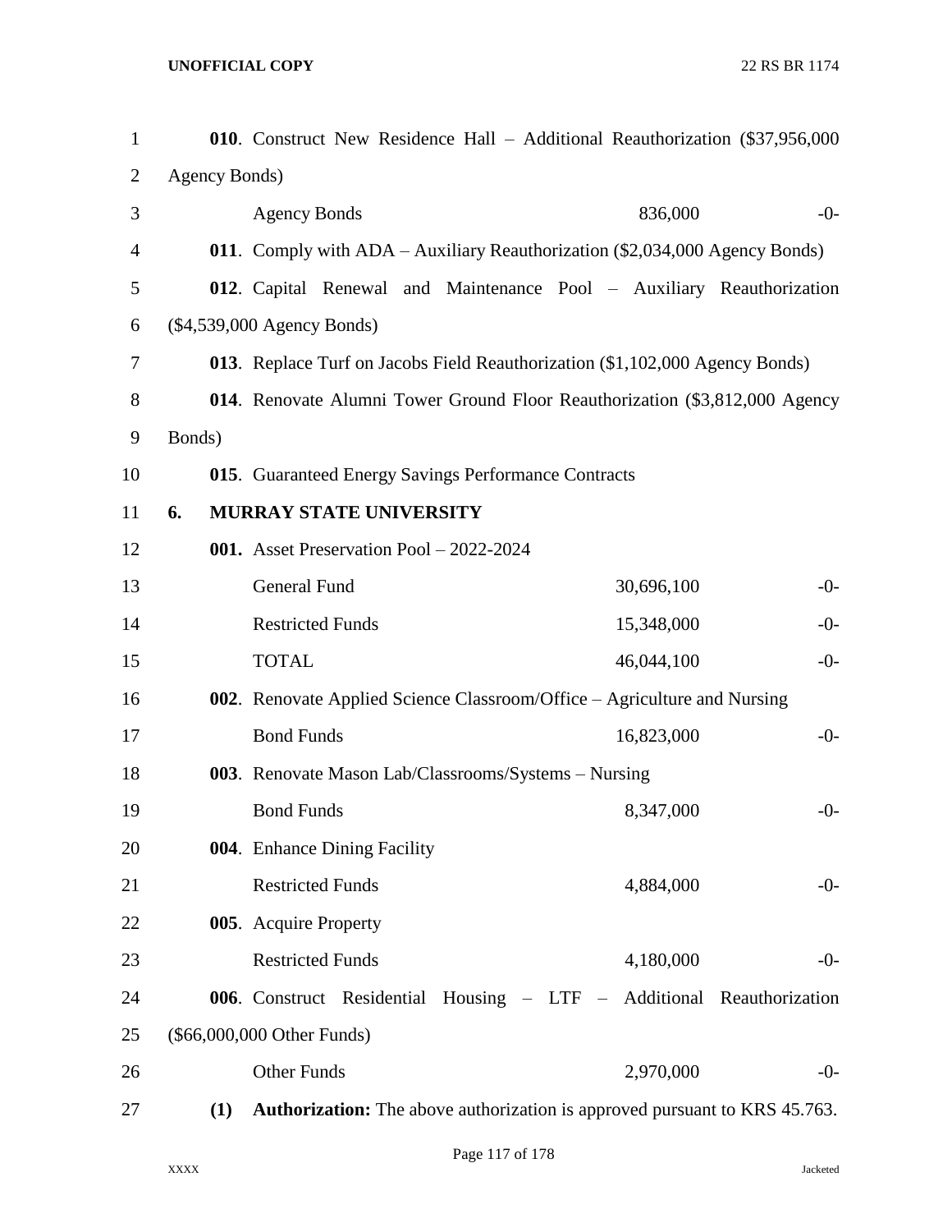**010**. Construct New Residence Hall – Additional Reauthorization ($37,956,000 Agency Bonds)

| | | |
|---|---|---|
| Agency Bonds | 836,000 | -0- |

**011**. Comply with ADA – Auxiliary Reauthorization ($2,034,000 Agency Bonds)

**012**. Capital Renewal and Maintenance Pool – Auxiliary Reauthorization ($4,539,000 Agency Bonds)

**013**. Replace Turf on Jacobs Field Reauthorization ($1,102,000 Agency Bonds)

**014**. Renovate Alumni Tower Ground Floor Reauthorization ($3,812,000 Agency Bonds)

**015**. Guaranteed Energy Savings Performance Contracts

**6. MURRAY STATE UNIVERSITY**

**001.** Asset Preservation Pool – 2022-2024

| | | |
|---|---|---|
| General Fund | 30,696,100 | -0- |
| Restricted Funds | 15,348,000 | -0- |
| TOTAL | 46,044,100 | -0- |

**002**. Renovate Applied Science Classroom/Office – Agriculture and Nursing

| | | |
|---|---|---|
| Bond Funds | 16,823,000 | -0- |

**003**. Renovate Mason Lab/Classrooms/Systems – Nursing

| | | |
|---|---|---|
| Bond Funds | 8,347,000 | -0- |

**004**. Enhance Dining Facility

| | | |
|---|---|---|
| Restricted Funds | 4,884,000 | -0- |

**005**. Acquire Property

| | | |
|---|---|---|
| Restricted Funds | 4,180,000 | -0- |

**006**. Construct Residential Housing – LTF – Additional Reauthorization ($66,000,000 Other Funds)

| | | |
|---|---|---|
| Other Funds | 2,970,000 | -0- |

**(1) Authorization:** The above authorization is approved pursuant to KRS 45.763.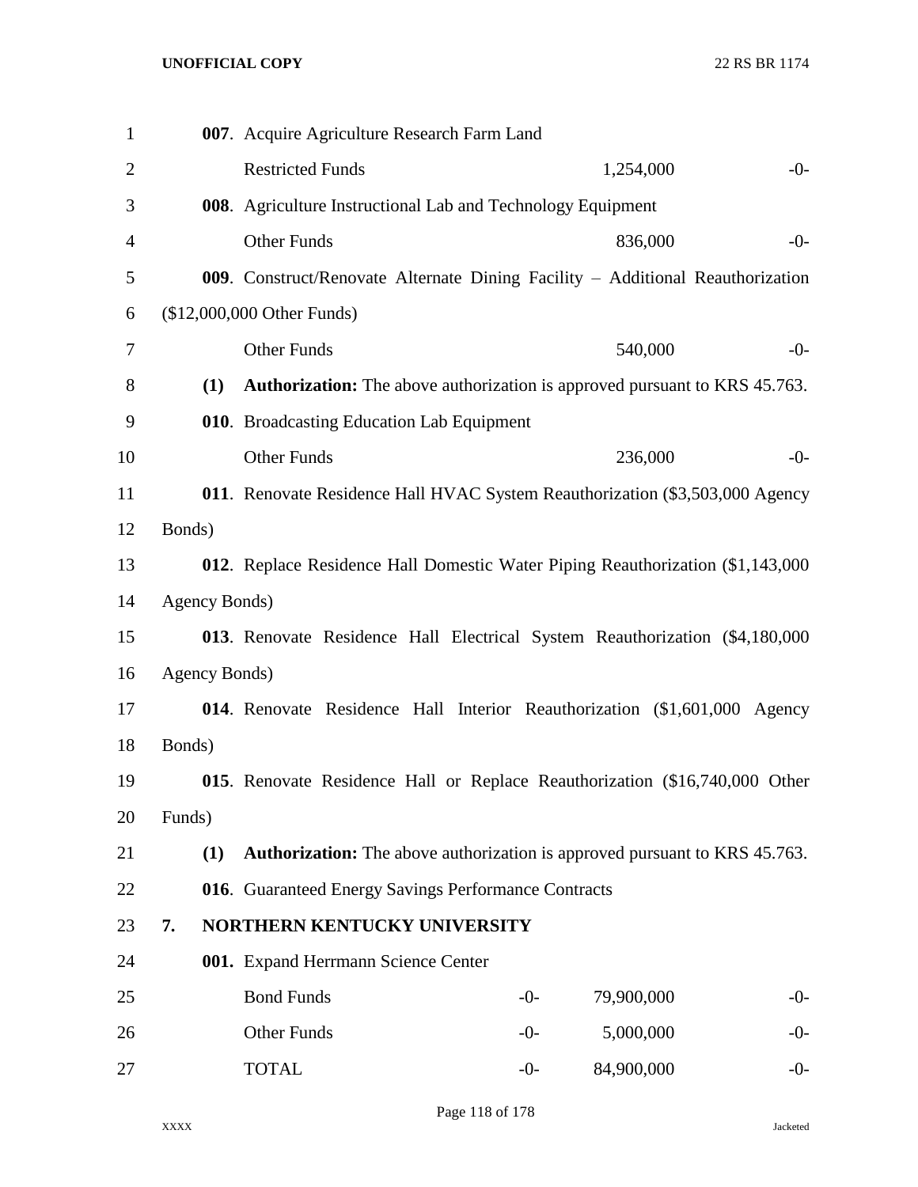**007**. Acquire Agriculture Research Farm Land

| | | | |
|---|---|---|---|
| Restricted Funds | | 1,254,000 | -0- |

**008**. Agriculture Instructional Lab and Technology Equipment

| | | | |
|---|---|---|---|
| Other Funds | | 836,000 | -0- |

**009**. Construct/Renovate Alternate Dining Facility – Additional Reauthorization ($12,000,000 Other Funds)

| | | | |
|---|---|---|---|
| Other Funds | | 540,000 | -0- |

**(1)** **Authorization:** The above authorization is approved pursuant to KRS 45.763.

**010**. Broadcasting Education Lab Equipment

| | | | |
|---|---|---|---|
| Other Funds | | 236,000 | -0- |

**011**. Renovate Residence Hall HVAC System Reauthorization ($3,503,000 Agency Bonds)

**012**. Replace Residence Hall Domestic Water Piping Reauthorization ($1,143,000 Agency Bonds)

**013**. Renovate Residence Hall Electrical System Reauthorization ($4,180,000 Agency Bonds)

**014**. Renovate Residence Hall Interior Reauthorization ($1,601,000 Agency Bonds)

**015**. Renovate Residence Hall or Replace Reauthorization ($16,740,000 Other Funds)

**(1)** **Authorization:** The above authorization is approved pursuant to KRS 45.763.

**016**. Guaranteed Energy Savings Performance Contracts

## 7. NORTHERN KENTUCKY UNIVERSITY

**001.** Expand Herrmann Science Center

| | | | |
|---|---|---|---|
| Bond Funds | -0- | 79,900,000 | -0- |
| Other Funds | -0- | 5,000,000 | -0- |
| TOTAL | -0- | 84,900,000 | -0- |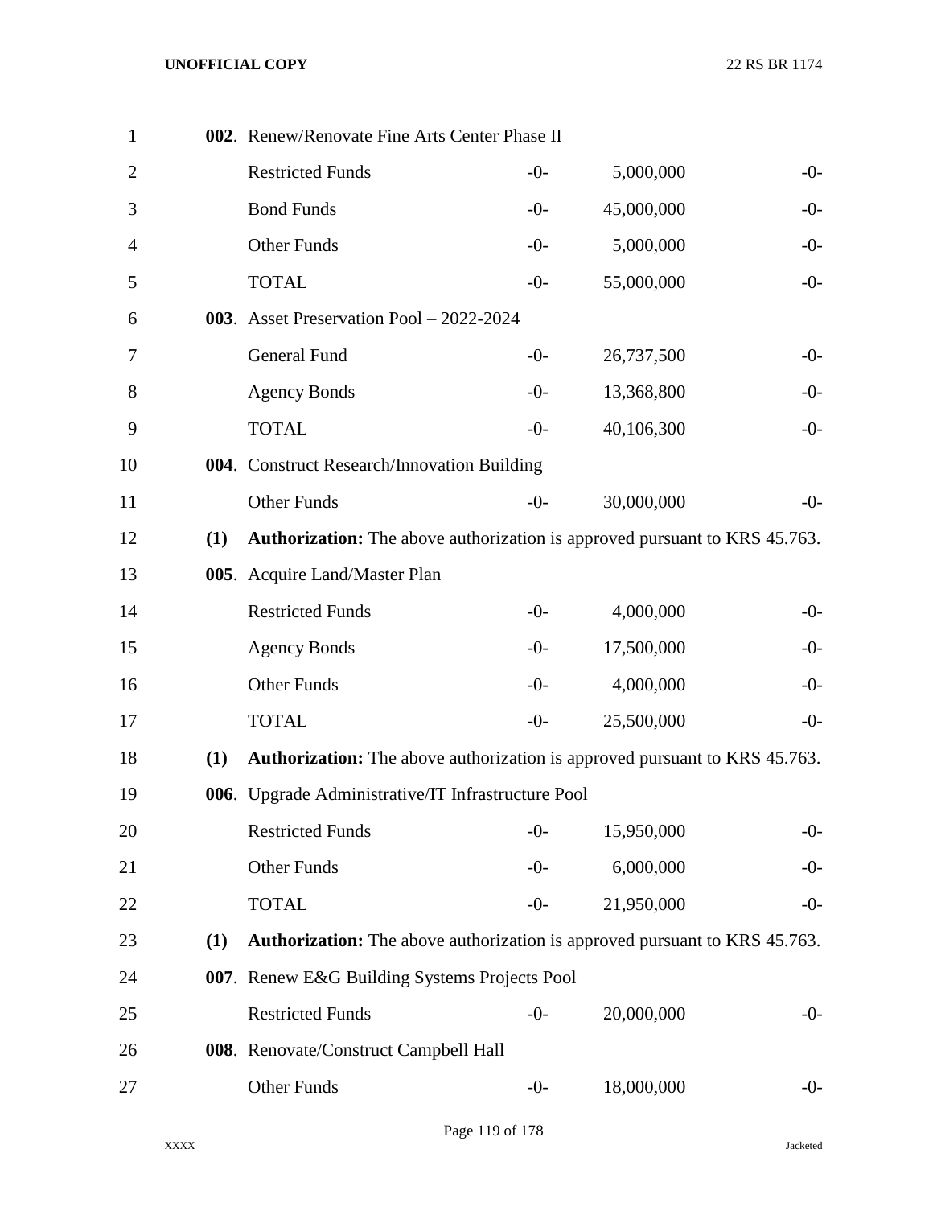**002**. Renew/Renovate Fine Arts Center Phase II

| | | | |
|---|---|---|---|
| Restricted Funds | -0- | 5,000,000 | -0- |
| Bond Funds | -0- | 45,000,000 | -0- |
| Other Funds | -0- | 5,000,000 | -0- |
| TOTAL | -0- | 55,000,000 | -0- |

**003**. Asset Preservation Pool – 2022-2024

| | | | |
|---|---|---|---|
| General Fund | -0- | 26,737,500 | -0- |
| Agency Bonds | -0- | 13,368,800 | -0- |
| TOTAL | -0- | 40,106,300 | -0- |

**004**. Construct Research/Innovation Building

| | | | |
|---|---|---|---|
| Other Funds | -0- | 30,000,000 | -0- |

**(1)** **Authorization:** The above authorization is approved pursuant to KRS 45.763.

**005**. Acquire Land/Master Plan

| | | | |
|---|---|---|---|
| Restricted Funds | -0- | 4,000,000 | -0- |
| Agency Bonds | -0- | 17,500,000 | -0- |
| Other Funds | -0- | 4,000,000 | -0- |
| TOTAL | -0- | 25,500,000 | -0- |

**(1)** **Authorization:** The above authorization is approved pursuant to KRS 45.763.

**006**. Upgrade Administrative/IT Infrastructure Pool

| | | | |
|---|---|---|---|
| Restricted Funds | -0- | 15,950,000 | -0- |
| Other Funds | -0- | 6,000,000 | -0- |
| TOTAL | -0- | 21,950,000 | -0- |

**(1)** **Authorization:** The above authorization is approved pursuant to KRS 45.763.

**007**. Renew E&G Building Systems Projects Pool

| | | | |
|---|---|---|---|
| Restricted Funds | -0- | 20,000,000 | -0- |

**008**. Renovate/Construct Campbell Hall

| | | | |
|---|---|---|---|
| Other Funds | -0- | 18,000,000 | -0- |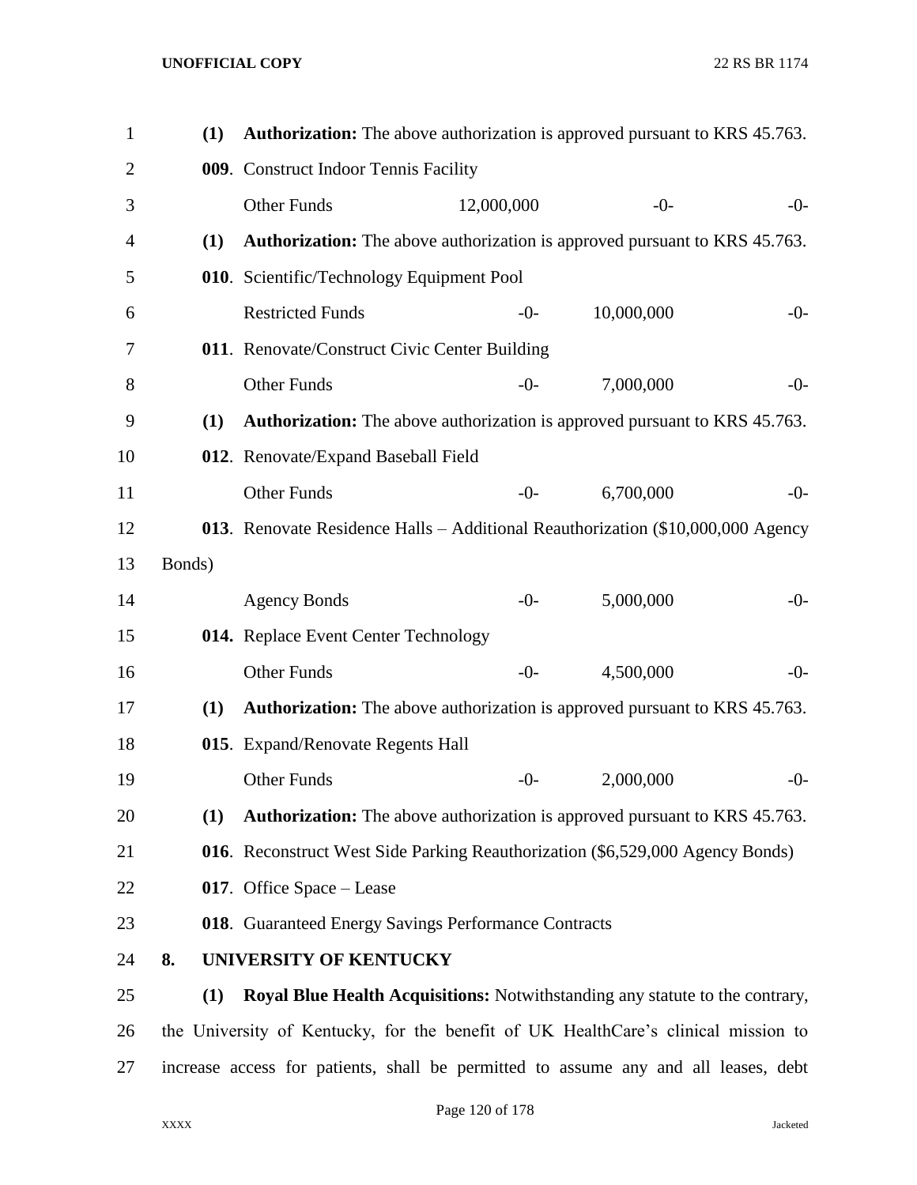(1) **Authorization:** The above authorization is approved pursuant to KRS 45.763.

**009**. Construct Indoor Tennis Facility

| | | | |
|---|---|---|---|
| Other Funds | 12,000,000 | -0- | -0- |

(1) **Authorization:** The above authorization is approved pursuant to KRS 45.763.

**010**. Scientific/Technology Equipment Pool

| | | | |
|---|---|---|---|
| Restricted Funds | -0- | 10,000,000 | -0- |

**011**. Renovate/Construct Civic Center Building

| | | | |
|---|---|---|---|
| Other Funds | -0- | 7,000,000 | -0- |

(1) **Authorization:** The above authorization is approved pursuant to KRS 45.763.

**012**. Renovate/Expand Baseball Field

| | | | |
|---|---|---|---|
| Other Funds | -0- | 6,700,000 | -0- |

**013**. Renovate Residence Halls – Additional Reauthorization ($10,000,000 Agency Bonds)

| | | | |
|---|---|---|---|
| Agency Bonds | -0- | 5,000,000 | -0- |

**014.** Replace Event Center Technology

| | | | |
|---|---|---|---|
| Other Funds | -0- | 4,500,000 | -0- |

(1) **Authorization:** The above authorization is approved pursuant to KRS 45.763.

**015**. Expand/Renovate Regents Hall

| | | | |
|---|---|---|---|
| Other Funds | -0- | 2,000,000 | -0- |

(1) **Authorization:** The above authorization is approved pursuant to KRS 45.763.

**016**. Reconstruct West Side Parking Reauthorization ($6,529,000 Agency Bonds)

**017**. Office Space – Lease

**018**. Guaranteed Energy Savings Performance Contracts

**8. UNIVERSITY OF KENTUCKY**

(1) **Royal Blue Health Acquisitions:** Notwithstanding any statute to the contrary, the University of Kentucky, for the benefit of UK HealthCare's clinical mission to increase access for patients, shall be permitted to assume any and all leases, debt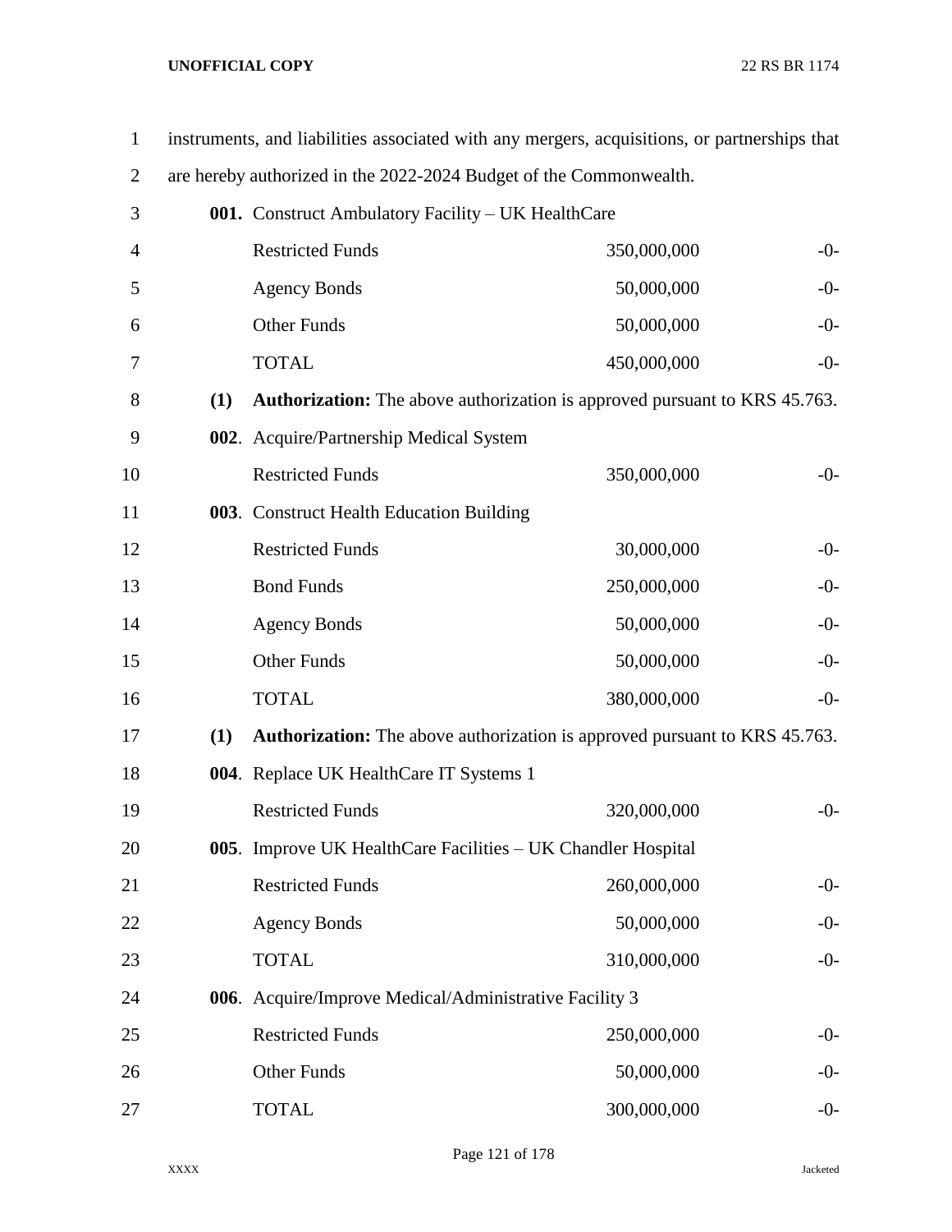instruments, and liabilities associated with any mergers, acquisitions, or partnerships that are hereby authorized in the 2022-2024 Budget of the Commonwealth.

**001.** Construct Ambulatory Facility – UK HealthCare

| | | |
|---|---|---|
| Restricted Funds | 350,000,000 | -0- |
| Agency Bonds | 50,000,000 | -0- |
| Other Funds | 50,000,000 | -0- |
| TOTAL | 450,000,000 | -0- |

**(1)** **Authorization:** The above authorization is approved pursuant to KRS 45.763.

**002**. Acquire/Partnership Medical System

| | | |
|---|---|---|
| Restricted Funds | 350,000,000 | -0- |

**003**. Construct Health Education Building

| | | |
|---|---|---|
| Restricted Funds | 30,000,000 | -0- |
| Bond Funds | 250,000,000 | -0- |
| Agency Bonds | 50,000,000 | -0- |
| Other Funds | 50,000,000 | -0- |
| TOTAL | 380,000,000 | -0- |

**(1)** **Authorization:** The above authorization is approved pursuant to KRS 45.763.

**004**. Replace UK HealthCare IT Systems 1

| | | |
|---|---|---|
| Restricted Funds | 320,000,000 | -0- |

**005**. Improve UK HealthCare Facilities – UK Chandler Hospital

| | | |
|---|---|---|
| Restricted Funds | 260,000,000 | -0- |
| Agency Bonds | 50,000,000 | -0- |
| TOTAL | 310,000,000 | -0- |

**006**. Acquire/Improve Medical/Administrative Facility 3

| | | |
|---|---|---|
| Restricted Funds | 250,000,000 | -0- |
| Other Funds | 50,000,000 | -0- |
| TOTAL | 300,000,000 | -0- |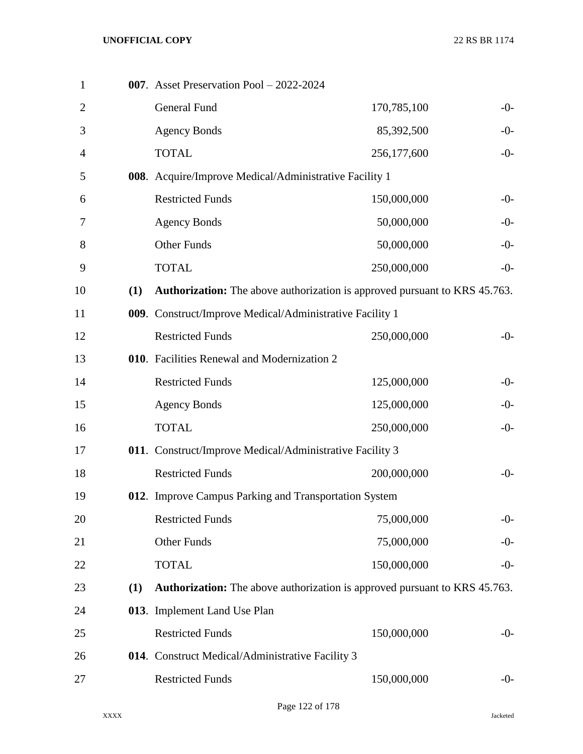| | | | |
|---|---|---|---|
| **007**. Asset Preservation Pool – 2022-2024 | | | |
| | General Fund | 170,785,100 | -0- |
| | Agency Bonds | 85,392,500 | -0- |
| | TOTAL | 256,177,600 | -0- |
| **008**. Acquire/Improve Medical/Administrative Facility 1 | | | |
| | Restricted Funds | 150,000,000 | -0- |
| | Agency Bonds | 50,000,000 | -0- |
| | Other Funds | 50,000,000 | -0- |
| | TOTAL | 250,000,000 | -0- |

**(1)** **Authorization:** The above authorization is approved pursuant to KRS 45.763.

| | | | |
|---|---|---|---|
| **009**. Construct/Improve Medical/Administrative Facility 1 | | | |
| | Restricted Funds | 250,000,000 | -0- |
| **010**. Facilities Renewal and Modernization 2 | | | |
| | Restricted Funds | 125,000,000 | -0- |
| | Agency Bonds | 125,000,000 | -0- |
| | TOTAL | 250,000,000 | -0- |
| **011**. Construct/Improve Medical/Administrative Facility 3 | | | |
| | Restricted Funds | 200,000,000 | -0- |
| **012**. Improve Campus Parking and Transportation System | | | |
| | Restricted Funds | 75,000,000 | -0- |
| | Other Funds | 75,000,000 | -0- |
| | TOTAL | 150,000,000 | -0- |

**(1)** **Authorization:** The above authorization is approved pursuant to KRS 45.763.

| | | | |
|---|---|---|---|
| **013**. Implement Land Use Plan | | | |
| | Restricted Funds | 150,000,000 | -0- |
| **014**. Construct Medical/Administrative Facility 3 | | | |
| | Restricted Funds | 150,000,000 | -0- |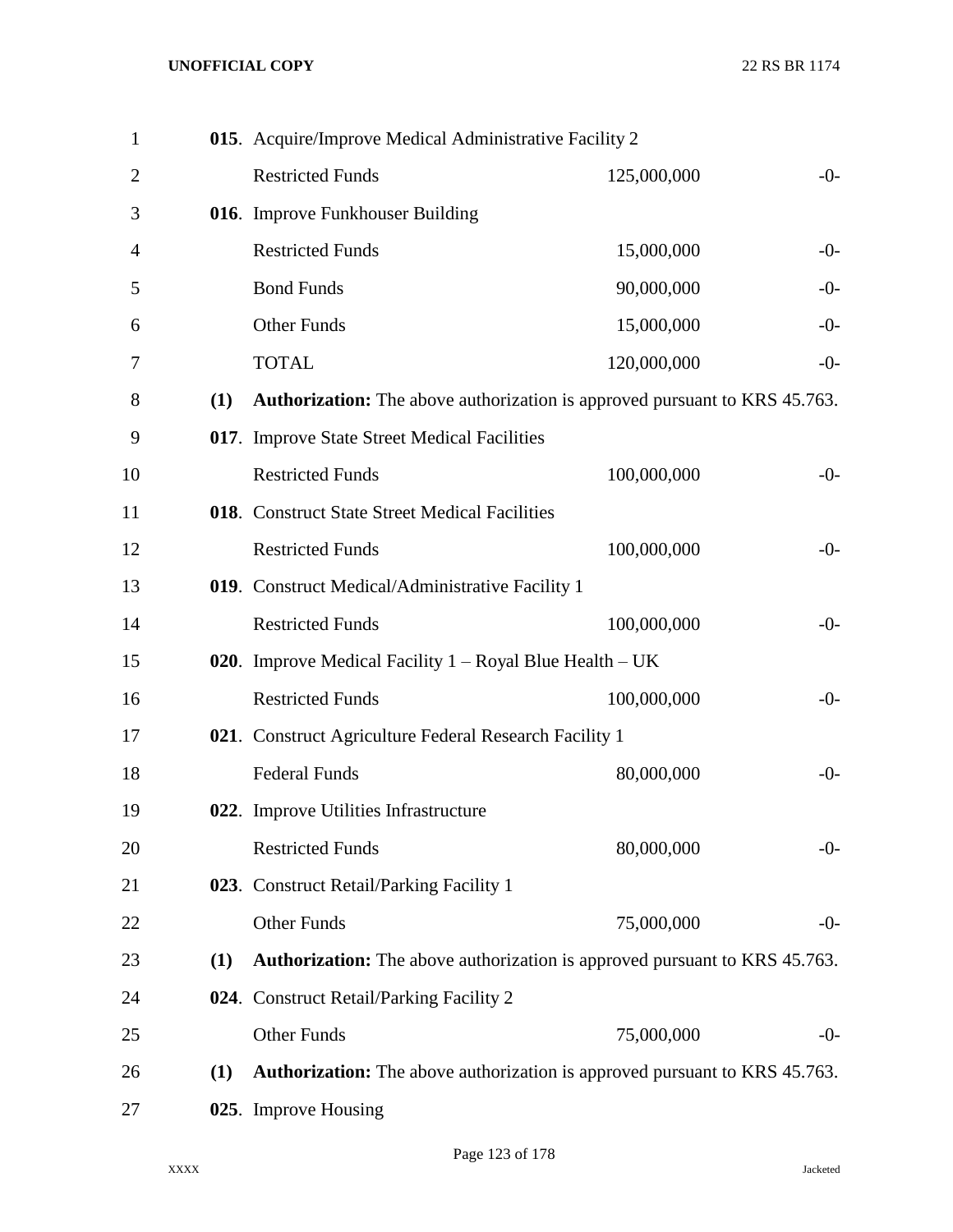**015**. Acquire/Improve Medical Administrative Facility 2

| | | |
|---|---|---|
| Restricted Funds | 125,000,000 | -0- |

**016**. Improve Funkhouser Building

| | | |
|---|---|---|
| Restricted Funds | 15,000,000 | -0- |
| Bond Funds | 90,000,000 | -0- |
| Other Funds | 15,000,000 | -0- |
| TOTAL | 120,000,000 | -0- |

**(1)** **Authorization:** The above authorization is approved pursuant to KRS 45.763.

**017**. Improve State Street Medical Facilities

| | | |
|---|---|---|
| Restricted Funds | 100,000,000 | -0- |

**018**. Construct State Street Medical Facilities

| | | |
|---|---|---|
| Restricted Funds | 100,000,000 | -0- |

**019**. Construct Medical/Administrative Facility 1

| | | |
|---|---|---|
| Restricted Funds | 100,000,000 | -0- |

**020**. Improve Medical Facility 1 – Royal Blue Health – UK

| | | |
|---|---|---|
| Restricted Funds | 100,000,000 | -0- |

**021**. Construct Agriculture Federal Research Facility 1

| | | |
|---|---|---|
| Federal Funds | 80,000,000 | -0- |

**022**. Improve Utilities Infrastructure

| | | |
|---|---|---|
| Restricted Funds | 80,000,000 | -0- |

**023**. Construct Retail/Parking Facility 1

| | | |
|---|---|---|
| Other Funds | 75,000,000 | -0- |

**(1)** **Authorization:** The above authorization is approved pursuant to KRS 45.763.

**024**. Construct Retail/Parking Facility 2

| | | |
|---|---|---|
| Other Funds | 75,000,000 | -0- |

**(1)** **Authorization:** The above authorization is approved pursuant to KRS 45.763.

**025**. Improve Housing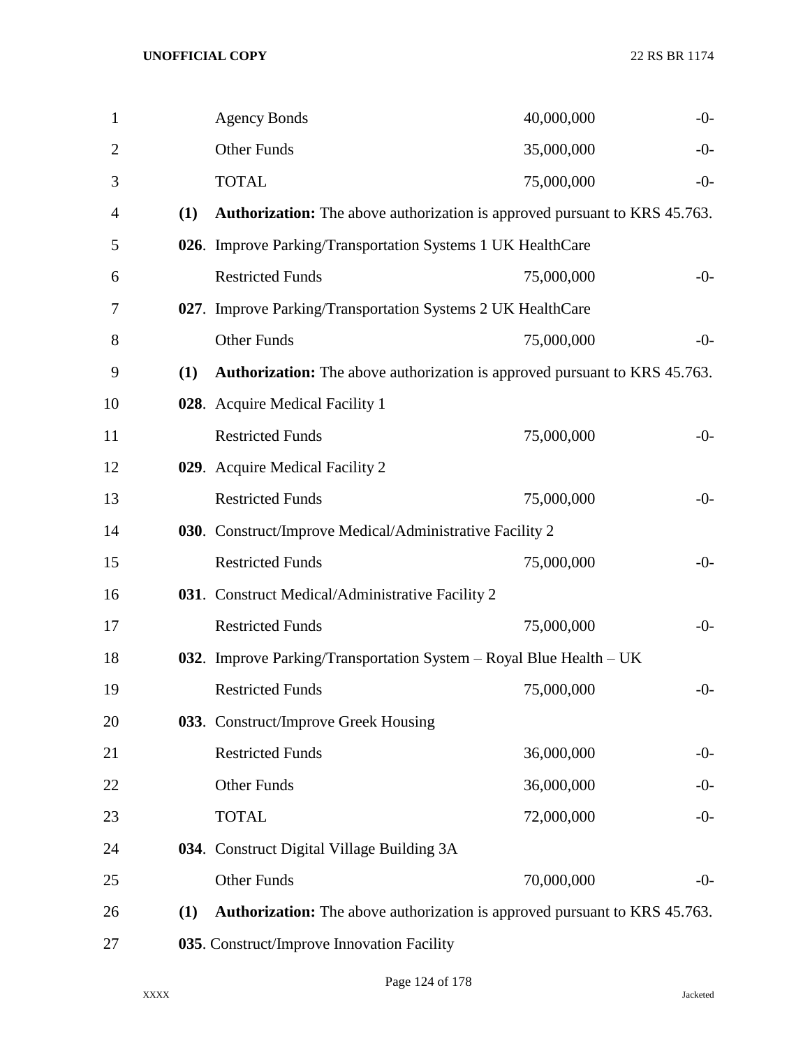| | | |
|---|---|---|
| Agency Bonds | 40,000,000 | -0- |
| Other Funds | 35,000,000 | -0- |
| TOTAL | 75,000,000 | -0- |

**(1)** **Authorization:** The above authorization is approved pursuant to KRS 45.763.

**026**. Improve Parking/Transportation Systems 1 UK HealthCare

| | | |
|---|---|---|
| Restricted Funds | 75,000,000 | -0- |

**027**. Improve Parking/Transportation Systems 2 UK HealthCare

| | | |
|---|---|---|
| Other Funds | 75,000,000 | -0- |

**(1)** **Authorization:** The above authorization is approved pursuant to KRS 45.763.

**028**. Acquire Medical Facility 1

| | | |
|---|---|---|
| Restricted Funds | 75,000,000 | -0- |

**029**. Acquire Medical Facility 2

| | | |
|---|---|---|
| Restricted Funds | 75,000,000 | -0- |

**030**. Construct/Improve Medical/Administrative Facility 2

| | | |
|---|---|---|
| Restricted Funds | 75,000,000 | -0- |

**031**. Construct Medical/Administrative Facility 2

| | | |
|---|---|---|
| Restricted Funds | 75,000,000 | -0- |

**032**. Improve Parking/Transportation System – Royal Blue Health – UK

| | | |
|---|---|---|
| Restricted Funds | 75,000,000 | -0- |

**033**. Construct/Improve Greek Housing

| | | |
|---|---|---|
| Restricted Funds | 36,000,000 | -0- |
| Other Funds | 36,000,000 | -0- |
| TOTAL | 72,000,000 | -0- |

**034**. Construct Digital Village Building 3A

| | | |
|---|---|---|
| Other Funds | 70,000,000 | -0- |

**(1)** **Authorization:** The above authorization is approved pursuant to KRS 45.763.

**035**. Construct/Improve Innovation Facility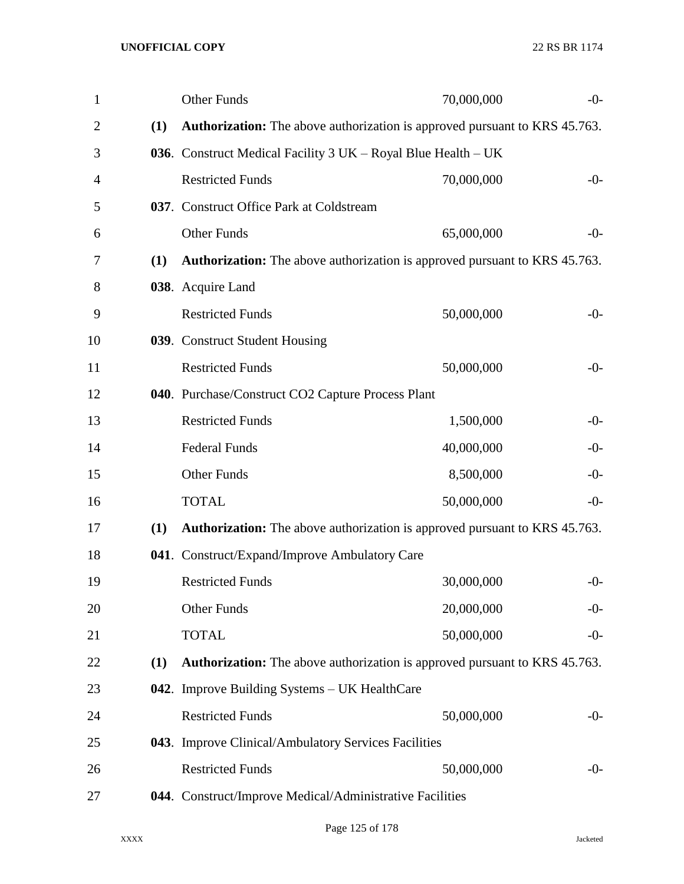| | | |
|---|---|---|
| Other Funds | 70,000,000 | -0- |

**(1)** **Authorization:** The above authorization is approved pursuant to KRS 45.763.

**036**. Construct Medical Facility 3 UK – Royal Blue Health – UK

| | | |
|---|---|---|
| Restricted Funds | 70,000,000 | -0- |

**037**. Construct Office Park at Coldstream

| | | |
|---|---|---|
| Other Funds | 65,000,000 | -0- |

**(1)** **Authorization:** The above authorization is approved pursuant to KRS 45.763.

**038**. Acquire Land

| | | |
|---|---|---|
| Restricted Funds | 50,000,000 | -0- |

**039**. Construct Student Housing

| | | |
|---|---|---|
| Restricted Funds | 50,000,000 | -0- |

**040**. Purchase/Construct CO2 Capture Process Plant

| | | |
|---|---|---|
| Restricted Funds | 1,500,000 | -0- |
| Federal Funds | 40,000,000 | -0- |
| Other Funds | 8,500,000 | -0- |
| TOTAL | 50,000,000 | -0- |

**(1)** **Authorization:** The above authorization is approved pursuant to KRS 45.763.

**041**. Construct/Expand/Improve Ambulatory Care

| | | |
|---|---|---|
| Restricted Funds | 30,000,000 | -0- |
| Other Funds | 20,000,000 | -0- |
| TOTAL | 50,000,000 | -0- |

**(1)** **Authorization:** The above authorization is approved pursuant to KRS 45.763.

**042**. Improve Building Systems – UK HealthCare

| | | |
|---|---|---|
| Restricted Funds | 50,000,000 | -0- |

**043**. Improve Clinical/Ambulatory Services Facilities

| | | |
|---|---|---|
| Restricted Funds | 50,000,000 | -0- |

**044**. Construct/Improve Medical/Administrative Facilities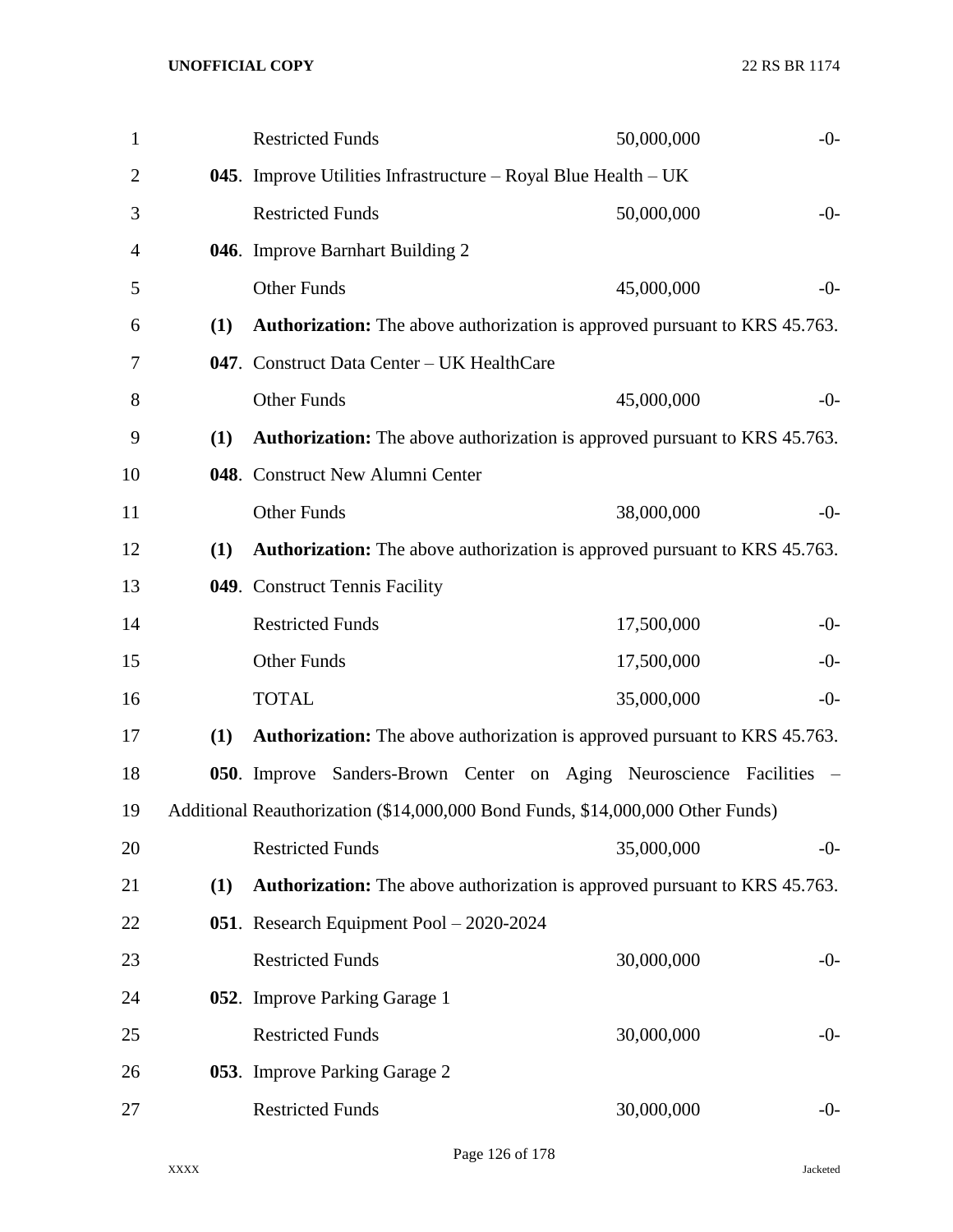| | | | |
|---|---|---|---|
| | Restricted Funds | 50,000,000 | -0- |
| **045**. | Improve Utilities Infrastructure – Royal Blue Health – UK | | |
| | Restricted Funds | 50,000,000 | -0- |
| **046**. | Improve Barnhart Building 2 | | |
| | Other Funds | 45,000,000 | -0- |

**(1)** **Authorization:** The above authorization is approved pursuant to KRS 45.763.

| | | | |
|---|---|---|---|
| **047**. | Construct Data Center – UK HealthCare | | |
| | Other Funds | 45,000,000 | -0- |

**(1)** **Authorization:** The above authorization is approved pursuant to KRS 45.763.

| | | | |
|---|---|---|---|
| **048**. | Construct New Alumni Center | | |
| | Other Funds | 38,000,000 | -0- |

**(1)** **Authorization:** The above authorization is approved pursuant to KRS 45.763.

| | | | |
|---|---|---|---|
| **049**. | Construct Tennis Facility | | |
| | Restricted Funds | 17,500,000 | -0- |
| | Other Funds | 17,500,000 | -0- |
| | TOTAL | 35,000,000 | -0- |

**(1)** **Authorization:** The above authorization is approved pursuant to KRS 45.763.

**050**. Improve Sanders-Brown Center on Aging Neuroscience Facilities – Additional Reauthorization ($14,000,000 Bond Funds, $14,000,000 Other Funds)

| | | | |
|---|---|---|---|
| | Restricted Funds | 35,000,000 | -0- |

**(1)** **Authorization:** The above authorization is approved pursuant to KRS 45.763.

| | | | |
|---|---|---|---|
| **051**. | Research Equipment Pool – 2020-2024 | | |
| | Restricted Funds | 30,000,000 | -0- |
| **052**. | Improve Parking Garage 1 | | |
| | Restricted Funds | 30,000,000 | -0- |
| **053**. | Improve Parking Garage 2 | | |
| | Restricted Funds | 30,000,000 | -0- |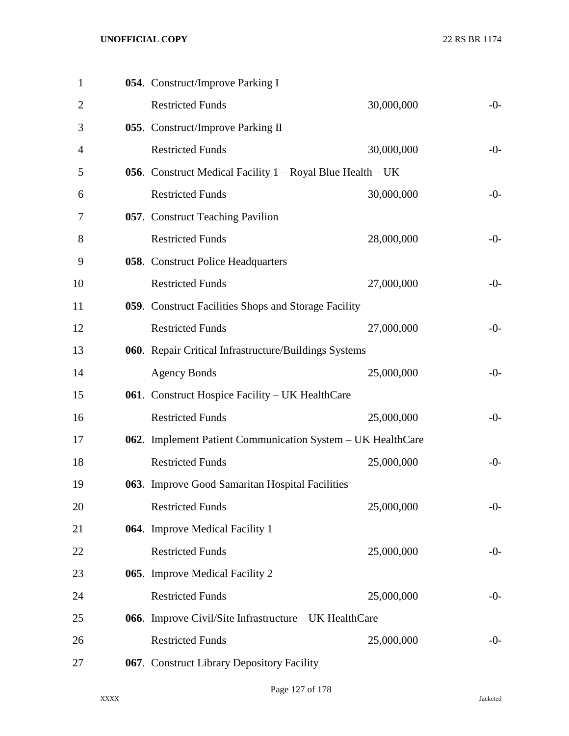**054**. Construct/Improve Parking I

| | | |
|---|---|---|
| Restricted Funds | 30,000,000 | -0- |

**055**. Construct/Improve Parking II

| | | |
|---|---|---|
| Restricted Funds | 30,000,000 | -0- |

**056**. Construct Medical Facility 1 – Royal Blue Health – UK

| | | |
|---|---|---|
| Restricted Funds | 30,000,000 | -0- |

**057**. Construct Teaching Pavilion

| | | |
|---|---|---|
| Restricted Funds | 28,000,000 | -0- |

**058**. Construct Police Headquarters

| | | |
|---|---|---|
| Restricted Funds | 27,000,000 | -0- |

**059**. Construct Facilities Shops and Storage Facility

| | | |
|---|---|---|
| Restricted Funds | 27,000,000 | -0- |

**060**. Repair Critical Infrastructure/Buildings Systems

| | | |
|---|---|---|
| Agency Bonds | 25,000,000 | -0- |

**061**. Construct Hospice Facility – UK HealthCare

| | | |
|---|---|---|
| Restricted Funds | 25,000,000 | -0- |

**062**. Implement Patient Communication System – UK HealthCare

| | | |
|---|---|---|
| Restricted Funds | 25,000,000 | -0- |

**063**. Improve Good Samaritan Hospital Facilities

| | | |
|---|---|---|
| Restricted Funds | 25,000,000 | -0- |

**064**. Improve Medical Facility 1

| | | |
|---|---|---|
| Restricted Funds | 25,000,000 | -0- |

**065**. Improve Medical Facility 2

| | | |
|---|---|---|
| Restricted Funds | 25,000,000 | -0- |

**066**. Improve Civil/Site Infrastructure – UK HealthCare

| | | |
|---|---|---|
| Restricted Funds | 25,000,000 | -0- |

**067**. Construct Library Depository Facility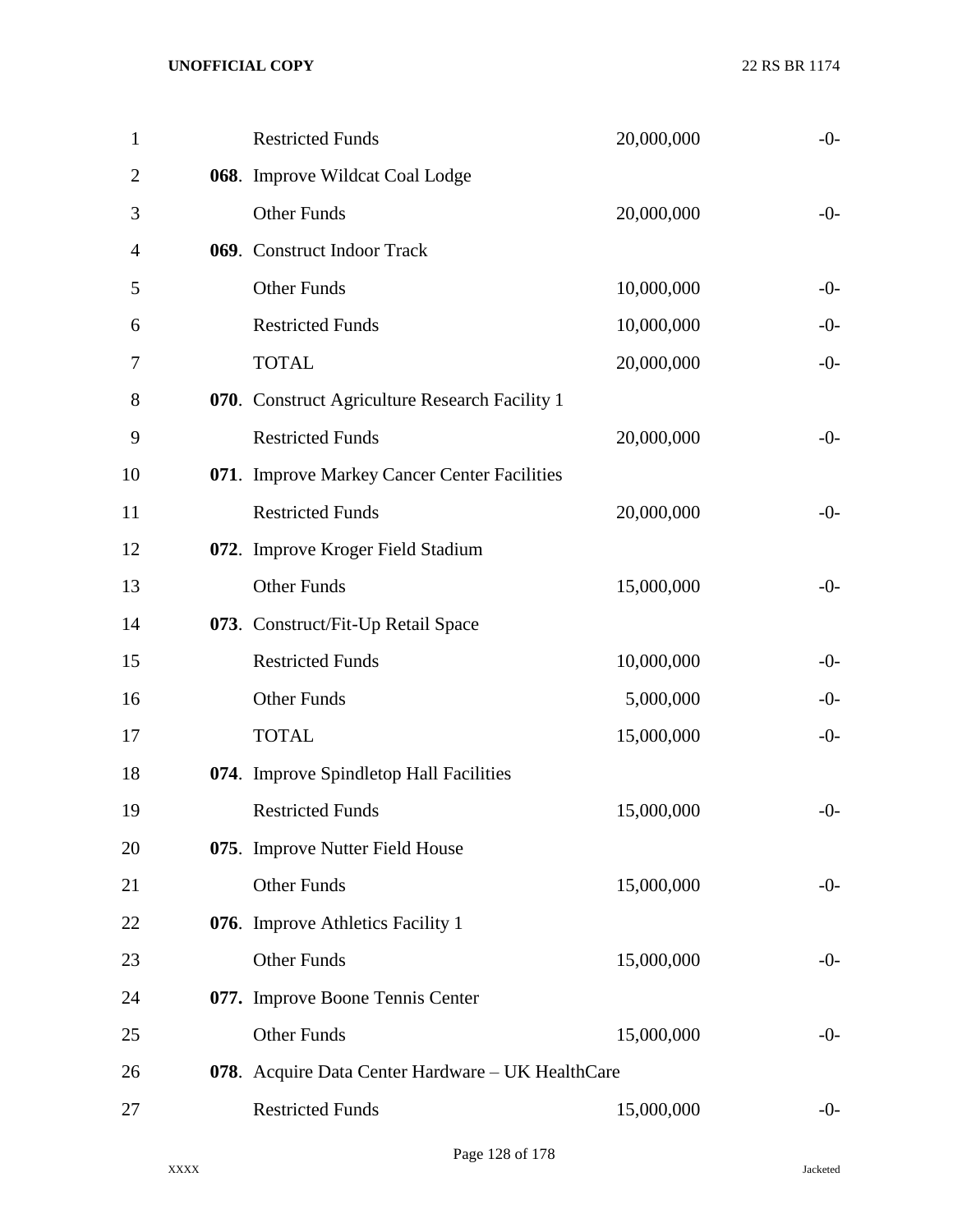| | | | |
|---|---|---|---|
| 1 | Restricted Funds | 20,000,000 | -0- |
| 2 | **068**. Improve Wildcat Coal Lodge | | |
| 3 | Other Funds | 20,000,000 | -0- |
| 4 | **069**. Construct Indoor Track | | |
| 5 | Other Funds | 10,000,000 | -0- |
| 6 | Restricted Funds | 10,000,000 | -0- |
| 7 | TOTAL | 20,000,000 | -0- |
| 8 | **070**. Construct Agriculture Research Facility 1 | | |
| 9 | Restricted Funds | 20,000,000 | -0- |
| 10 | **071**. Improve Markey Cancer Center Facilities | | |
| 11 | Restricted Funds | 20,000,000 | -0- |
| 12 | **072**. Improve Kroger Field Stadium | | |
| 13 | Other Funds | 15,000,000 | -0- |
| 14 | **073**. Construct/Fit-Up Retail Space | | |
| 15 | Restricted Funds | 10,000,000 | -0- |
| 16 | Other Funds | 5,000,000 | -0- |
| 17 | TOTAL | 15,000,000 | -0- |
| 18 | **074**. Improve Spindletop Hall Facilities | | |
| 19 | Restricted Funds | 15,000,000 | -0- |
| 20 | **075**. Improve Nutter Field House | | |
| 21 | Other Funds | 15,000,000 | -0- |
| 22 | **076**. Improve Athletics Facility 1 | | |
| 23 | Other Funds | 15,000,000 | -0- |
| 24 | **077.** Improve Boone Tennis Center | | |
| 25 | Other Funds | 15,000,000 | -0- |
| 26 | **078**. Acquire Data Center Hardware – UK HealthCare | | |
| 27 | Restricted Funds | 15,000,000 | -0- |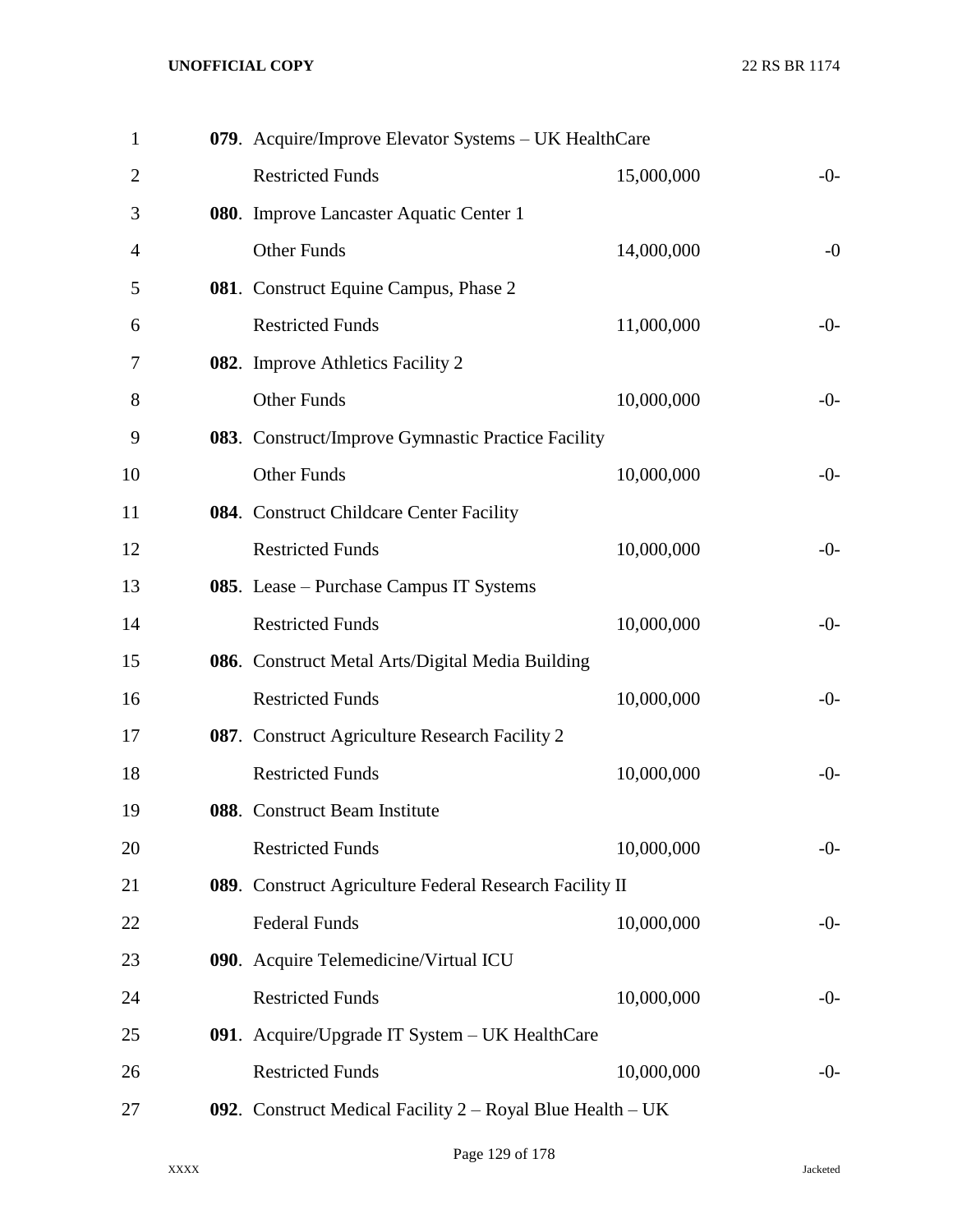**079**. Acquire/Improve Elevator Systems – UK HealthCare

| | | |
|---|---|---|
| Restricted Funds | 15,000,000 | -0- |

**080**. Improve Lancaster Aquatic Center 1

| | | |
|---|---|---|
| Other Funds | 14,000,000 | -0 |

**081**. Construct Equine Campus, Phase 2

| | | |
|---|---|---|
| Restricted Funds | 11,000,000 | -0- |

**082**. Improve Athletics Facility 2

| | | |
|---|---|---|
| Other Funds | 10,000,000 | -0- |

**083**. Construct/Improve Gymnastic Practice Facility

| | | |
|---|---|---|
| Other Funds | 10,000,000 | -0- |

**084**. Construct Childcare Center Facility

| | | |
|---|---|---|
| Restricted Funds | 10,000,000 | -0- |

**085**. Lease – Purchase Campus IT Systems

| | | |
|---|---|---|
| Restricted Funds | 10,000,000 | -0- |

**086**. Construct Metal Arts/Digital Media Building

| | | |
|---|---|---|
| Restricted Funds | 10,000,000 | -0- |

**087**. Construct Agriculture Research Facility 2

| | | |
|---|---|---|
| Restricted Funds | 10,000,000 | -0- |

**088**. Construct Beam Institute

| | | |
|---|---|---|
| Restricted Funds | 10,000,000 | -0- |

**089**. Construct Agriculture Federal Research Facility II

| | | |
|---|---|---|
| Federal Funds | 10,000,000 | -0- |

**090**. Acquire Telemedicine/Virtual ICU

| | | |
|---|---|---|
| Restricted Funds | 10,000,000 | -0- |

**091**. Acquire/Upgrade IT System – UK HealthCare

| | | |
|---|---|---|
| Restricted Funds | 10,000,000 | -0- |

**092**. Construct Medical Facility 2 – Royal Blue Health – UK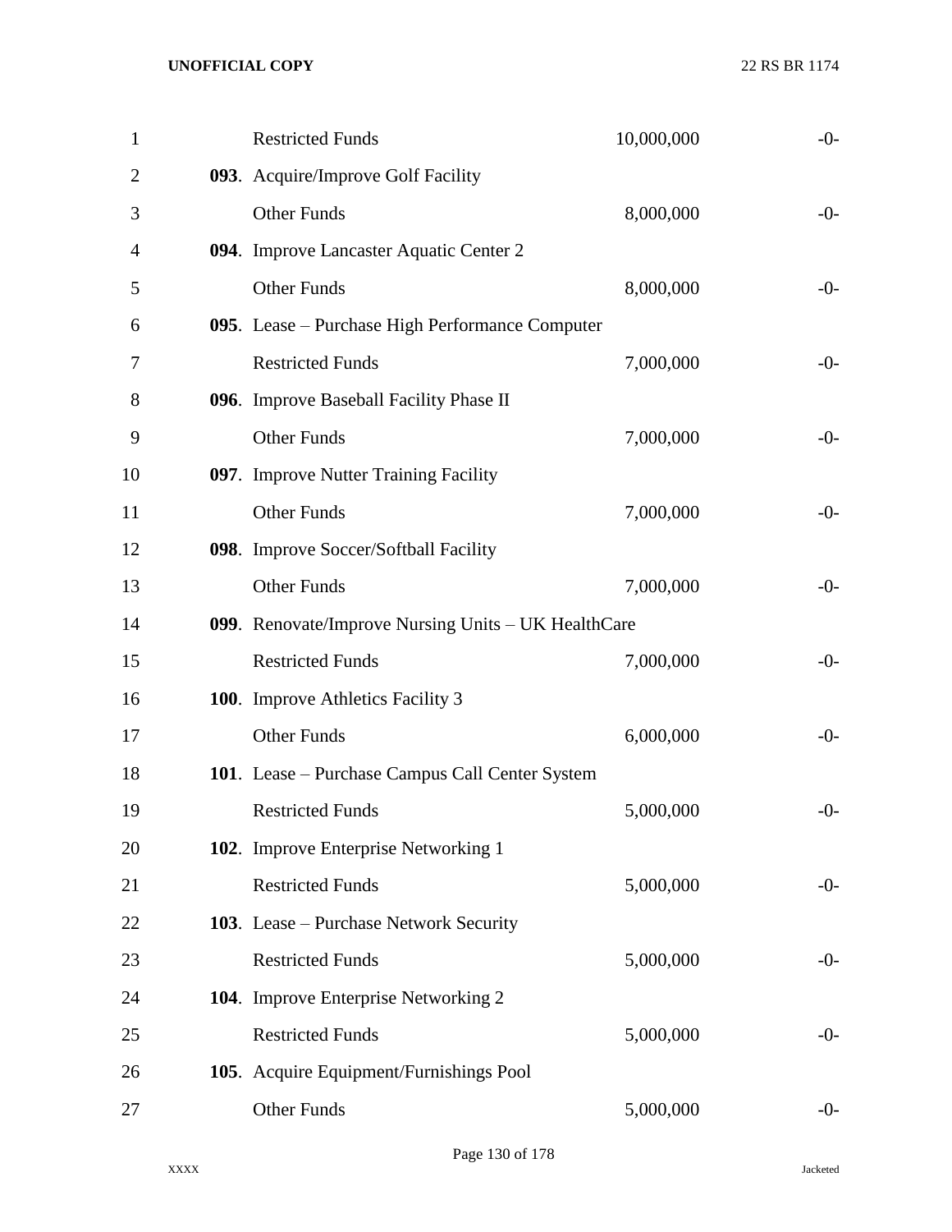| | | | |
|---|---|---|---|
| 1 | Restricted Funds | 10,000,000 | -0- |
| 2 | **093**. Acquire/Improve Golf Facility | | |
| 3 | Other Funds | 8,000,000 | -0- |
| 4 | **094**. Improve Lancaster Aquatic Center 2 | | |
| 5 | Other Funds | 8,000,000 | -0- |
| 6 | **095**. Lease – Purchase High Performance Computer | | |
| 7 | Restricted Funds | 7,000,000 | -0- |
| 8 | **096**. Improve Baseball Facility Phase II | | |
| 9 | Other Funds | 7,000,000 | -0- |
| 10 | **097**. Improve Nutter Training Facility | | |
| 11 | Other Funds | 7,000,000 | -0- |
| 12 | **098**. Improve Soccer/Softball Facility | | |
| 13 | Other Funds | 7,000,000 | -0- |
| 14 | **099**. Renovate/Improve Nursing Units – UK HealthCare | | |
| 15 | Restricted Funds | 7,000,000 | -0- |
| 16 | **100**. Improve Athletics Facility 3 | | |
| 17 | Other Funds | 6,000,000 | -0- |
| 18 | **101**. Lease – Purchase Campus Call Center System | | |
| 19 | Restricted Funds | 5,000,000 | -0- |
| 20 | **102**. Improve Enterprise Networking 1 | | |
| 21 | Restricted Funds | 5,000,000 | -0- |
| 22 | **103**. Lease – Purchase Network Security | | |
| 23 | Restricted Funds | 5,000,000 | -0- |
| 24 | **104**. Improve Enterprise Networking 2 | | |
| 25 | Restricted Funds | 5,000,000 | -0- |
| 26 | **105**. Acquire Equipment/Furnishings Pool | | |
| 27 | Other Funds | 5,000,000 | -0- |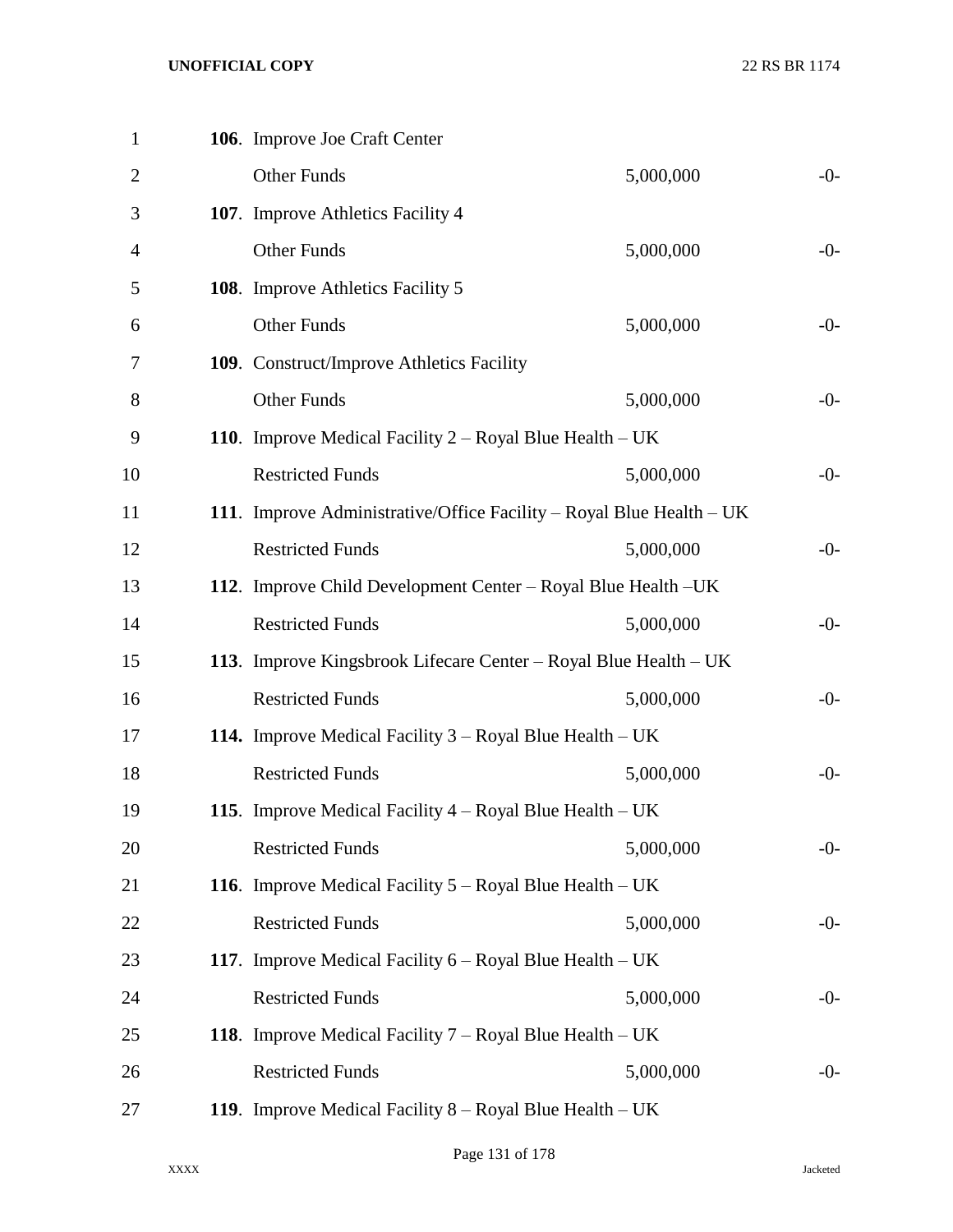**106**. Improve Joe Craft Center

| | | |
|---|---|---|
| Other Funds | 5,000,000 | -0- |

**107**. Improve Athletics Facility 4

| | | |
|---|---|---|
| Other Funds | 5,000,000 | -0- |

**108**. Improve Athletics Facility 5

| | | |
|---|---|---|
| Other Funds | 5,000,000 | -0- |

**109**. Construct/Improve Athletics Facility

| | | |
|---|---|---|
| Other Funds | 5,000,000 | -0- |

**110**. Improve Medical Facility 2 – Royal Blue Health – UK

| | | |
|---|---|---|
| Restricted Funds | 5,000,000 | -0- |

**111**. Improve Administrative/Office Facility – Royal Blue Health – UK

| | | |
|---|---|---|
| Restricted Funds | 5,000,000 | -0- |

**112**. Improve Child Development Center – Royal Blue Health –UK

| | | |
|---|---|---|
| Restricted Funds | 5,000,000 | -0- |

**113**. Improve Kingsbrook Lifecare Center – Royal Blue Health – UK

| | | |
|---|---|---|
| Restricted Funds | 5,000,000 | -0- |

**114.** Improve Medical Facility 3 – Royal Blue Health – UK

| | | |
|---|---|---|
| Restricted Funds | 5,000,000 | -0- |

**115**. Improve Medical Facility 4 – Royal Blue Health – UK

| | | |
|---|---|---|
| Restricted Funds | 5,000,000 | -0- |

**116**. Improve Medical Facility 5 – Royal Blue Health – UK

| | | |
|---|---|---|
| Restricted Funds | 5,000,000 | -0- |

**117**. Improve Medical Facility 6 – Royal Blue Health – UK

| | | |
|---|---|---|
| Restricted Funds | 5,000,000 | -0- |

**118**. Improve Medical Facility 7 – Royal Blue Health – UK

| | | |
|---|---|---|
| Restricted Funds | 5,000,000 | -0- |

**119**. Improve Medical Facility 8 – Royal Blue Health – UK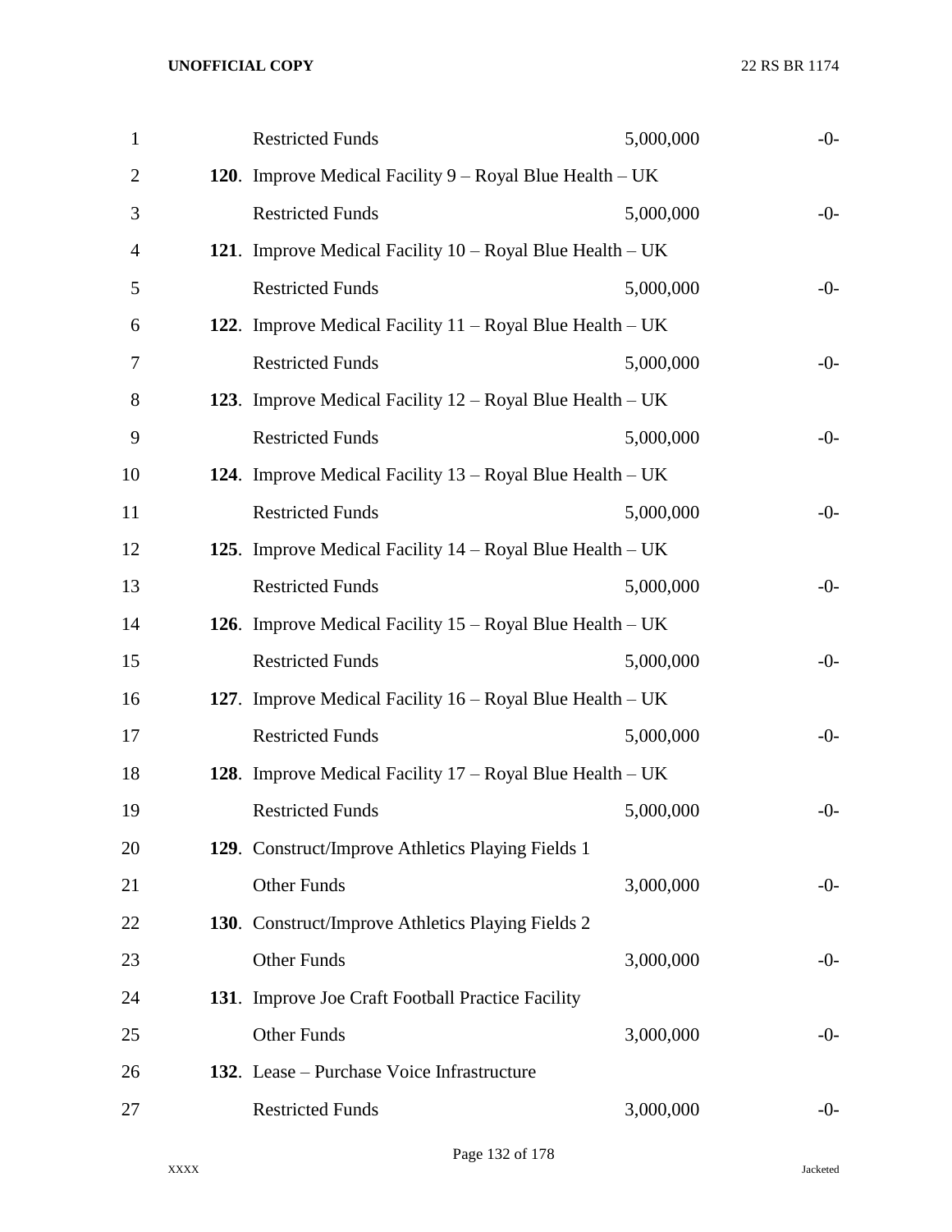| | | |
|---|---|---|
| Restricted Funds | 5,000,000 | -0- |
| **120**. Improve Medical Facility 9 – Royal Blue Health – UK | | |
| Restricted Funds | 5,000,000 | -0- |
| **121**. Improve Medical Facility 10 – Royal Blue Health – UK | | |
| Restricted Funds | 5,000,000 | -0- |
| **122**. Improve Medical Facility 11 – Royal Blue Health – UK | | |
| Restricted Funds | 5,000,000 | -0- |
| **123**. Improve Medical Facility 12 – Royal Blue Health – UK | | |
| Restricted Funds | 5,000,000 | -0- |
| **124**. Improve Medical Facility 13 – Royal Blue Health – UK | | |
| Restricted Funds | 5,000,000 | -0- |
| **125**. Improve Medical Facility 14 – Royal Blue Health – UK | | |
| Restricted Funds | 5,000,000 | -0- |
| **126**. Improve Medical Facility 15 – Royal Blue Health – UK | | |
| Restricted Funds | 5,000,000 | -0- |
| **127**. Improve Medical Facility 16 – Royal Blue Health – UK | | |
| Restricted Funds | 5,000,000 | -0- |
| **128**. Improve Medical Facility 17 – Royal Blue Health – UK | | |
| Restricted Funds | 5,000,000 | -0- |
| **129**. Construct/Improve Athletics Playing Fields 1 | | |
| Other Funds | 3,000,000 | -0- |
| **130**. Construct/Improve Athletics Playing Fields 2 | | |
| Other Funds | 3,000,000 | -0- |
| **131**. Improve Joe Craft Football Practice Facility | | |
| Other Funds | 3,000,000 | -0- |
| **132**. Lease – Purchase Voice Infrastructure | | |
| Restricted Funds | 3,000,000 | -0- |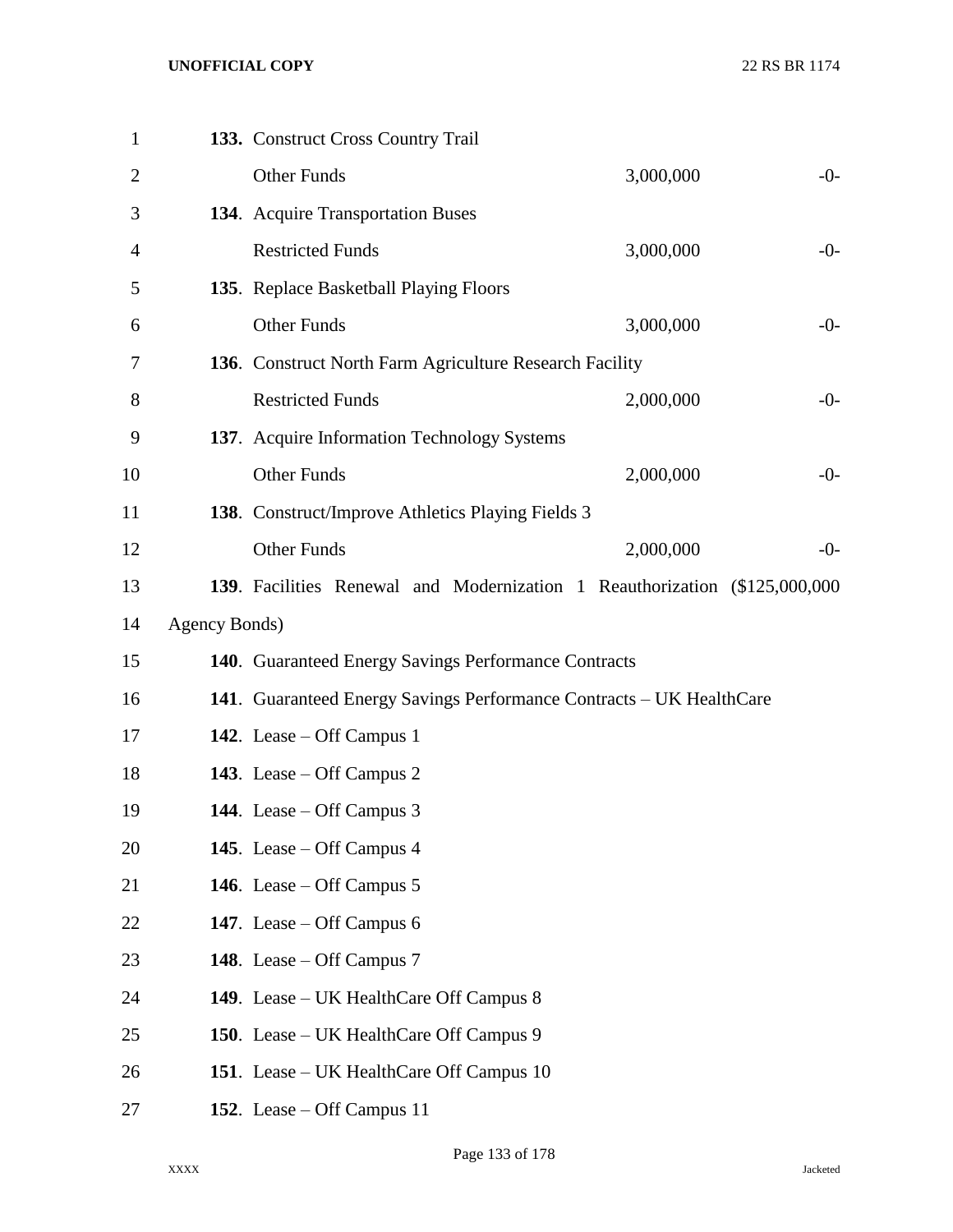**133.** Construct Cross Country Trail

| | | |
|---|---|---|
| Other Funds | 3,000,000 | -0- |

**134**. Acquire Transportation Buses

| | | |
|---|---|---|
| Restricted Funds | 3,000,000 | -0- |

**135**. Replace Basketball Playing Floors

| | | |
|---|---|---|
| Other Funds | 3,000,000 | -0- |

**136**. Construct North Farm Agriculture Research Facility

| | | |
|---|---|---|
| Restricted Funds | 2,000,000 | -0- |

**137**. Acquire Information Technology Systems

| | | |
|---|---|---|
| Other Funds | 2,000,000 | -0- |

**138**. Construct/Improve Athletics Playing Fields 3

| | | |
|---|---|---|
| Other Funds | 2,000,000 | -0- |

**139**. Facilities Renewal and Modernization 1 Reauthorization ($125,000,000 Agency Bonds)

**140**. Guaranteed Energy Savings Performance Contracts

**141**. Guaranteed Energy Savings Performance Contracts – UK HealthCare

**142**. Lease – Off Campus 1

**143**. Lease – Off Campus 2

**144**. Lease – Off Campus 3

**145**. Lease – Off Campus 4

**146**. Lease – Off Campus 5

**147**. Lease – Off Campus 6

**148**. Lease – Off Campus 7

**149**. Lease – UK HealthCare Off Campus 8

**150**. Lease – UK HealthCare Off Campus 9

**151**. Lease – UK HealthCare Off Campus 10

**152**. Lease – Off Campus 11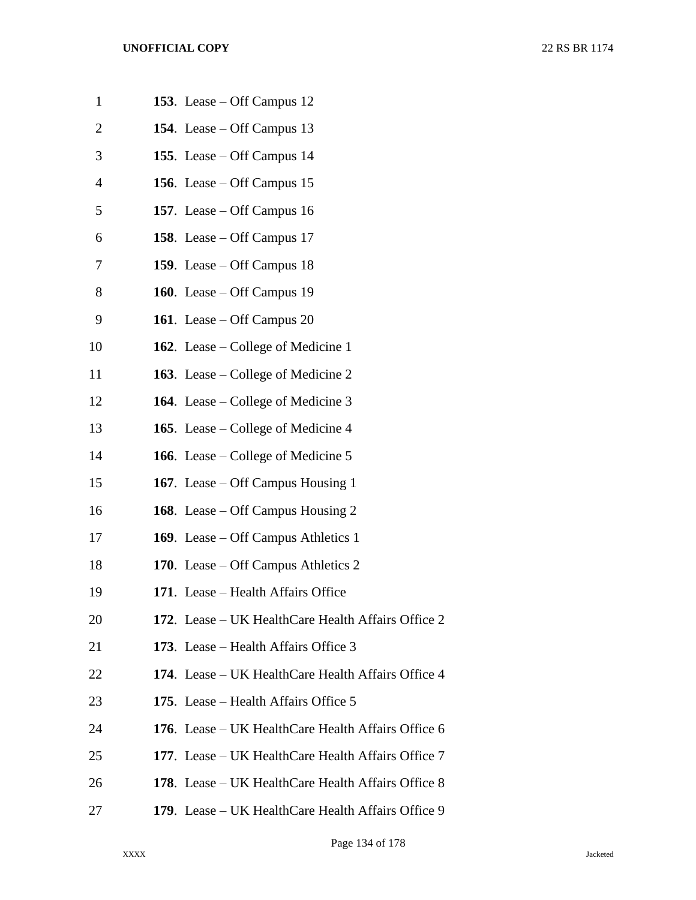**153**. Lease – Off Campus 12

**154**. Lease – Off Campus 13

**155**. Lease – Off Campus 14

**156**. Lease – Off Campus 15

**157**. Lease – Off Campus 16

**158**. Lease – Off Campus 17

**159**. Lease – Off Campus 18

**160**. Lease – Off Campus 19

**161**. Lease – Off Campus 20

**162**. Lease – College of Medicine 1

**163**. Lease – College of Medicine 2

**164**. Lease – College of Medicine 3

**165**. Lease – College of Medicine 4

**166**. Lease – College of Medicine 5

**167**. Lease – Off Campus Housing 1

**168**. Lease – Off Campus Housing 2

**169**. Lease – Off Campus Athletics 1

**170**. Lease – Off Campus Athletics 2

**171**. Lease – Health Affairs Office

**172**. Lease – UK HealthCare Health Affairs Office 2

**173**. Lease – Health Affairs Office 3

**174**. Lease – UK HealthCare Health Affairs Office 4

**175**. Lease – Health Affairs Office 5

**176**. Lease – UK HealthCare Health Affairs Office 6

**177**. Lease – UK HealthCare Health Affairs Office 7

**178**. Lease – UK HealthCare Health Affairs Office 8

**179**. Lease – UK HealthCare Health Affairs Office 9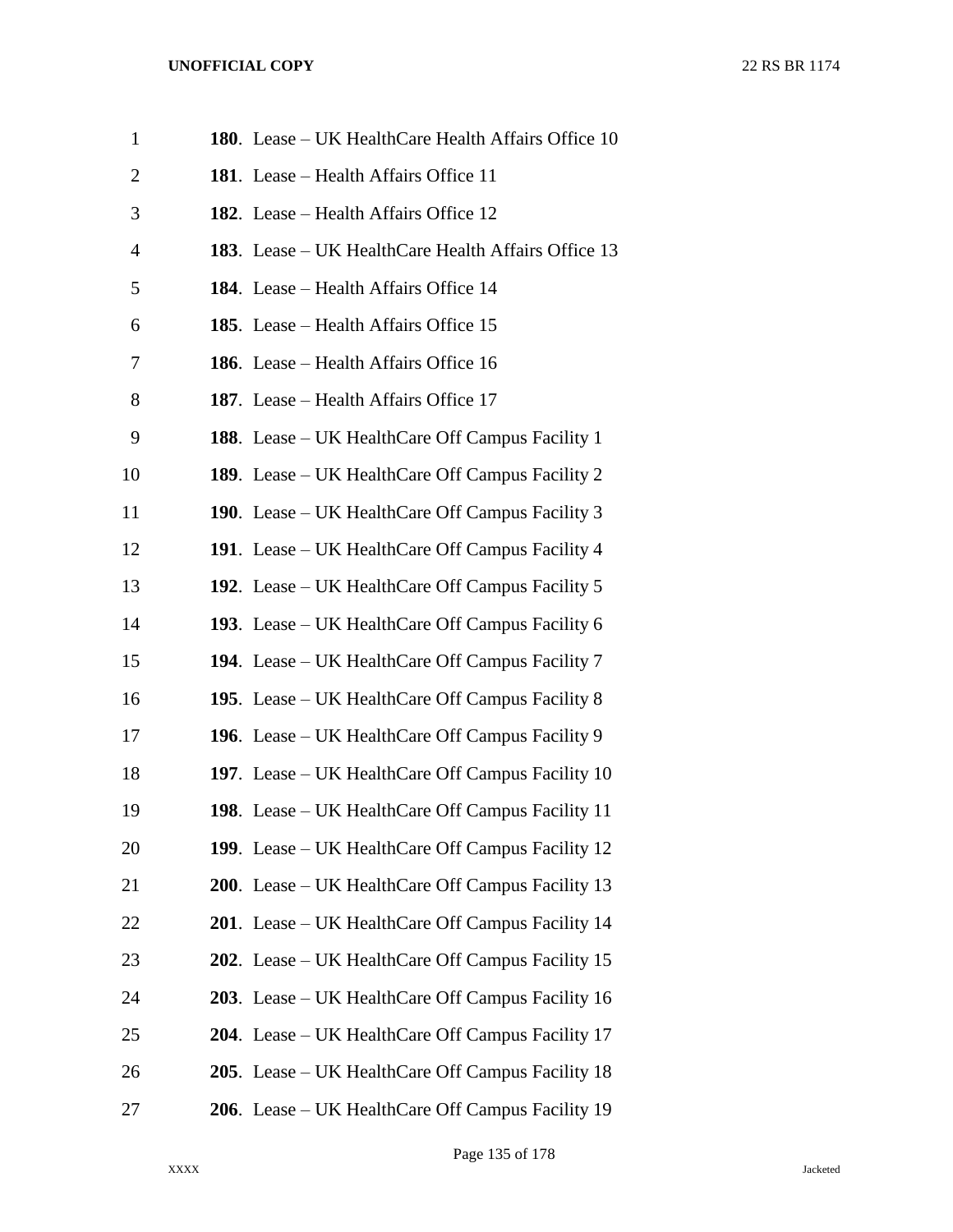**180**. Lease – UK HealthCare Health Affairs Office 10

**181**. Lease – Health Affairs Office 11

**182**. Lease – Health Affairs Office 12

**183**. Lease – UK HealthCare Health Affairs Office 13

**184**. Lease – Health Affairs Office 14

**185**. Lease – Health Affairs Office 15

**186**. Lease – Health Affairs Office 16

**187**. Lease – Health Affairs Office 17

**188**. Lease – UK HealthCare Off Campus Facility 1

**189**. Lease – UK HealthCare Off Campus Facility 2

**190**. Lease – UK HealthCare Off Campus Facility 3

**191**. Lease – UK HealthCare Off Campus Facility 4

**192**. Lease – UK HealthCare Off Campus Facility 5

**193**. Lease – UK HealthCare Off Campus Facility 6

**194**. Lease – UK HealthCare Off Campus Facility 7

**195**. Lease – UK HealthCare Off Campus Facility 8

**196**. Lease – UK HealthCare Off Campus Facility 9

**197**. Lease – UK HealthCare Off Campus Facility 10

**198**. Lease – UK HealthCare Off Campus Facility 11

**199**. Lease – UK HealthCare Off Campus Facility 12

**200**. Lease – UK HealthCare Off Campus Facility 13

**201**. Lease – UK HealthCare Off Campus Facility 14

**202**. Lease – UK HealthCare Off Campus Facility 15

**203**. Lease – UK HealthCare Off Campus Facility 16

**204**. Lease – UK HealthCare Off Campus Facility 17

**205**. Lease – UK HealthCare Off Campus Facility 18

**206**. Lease – UK HealthCare Off Campus Facility 19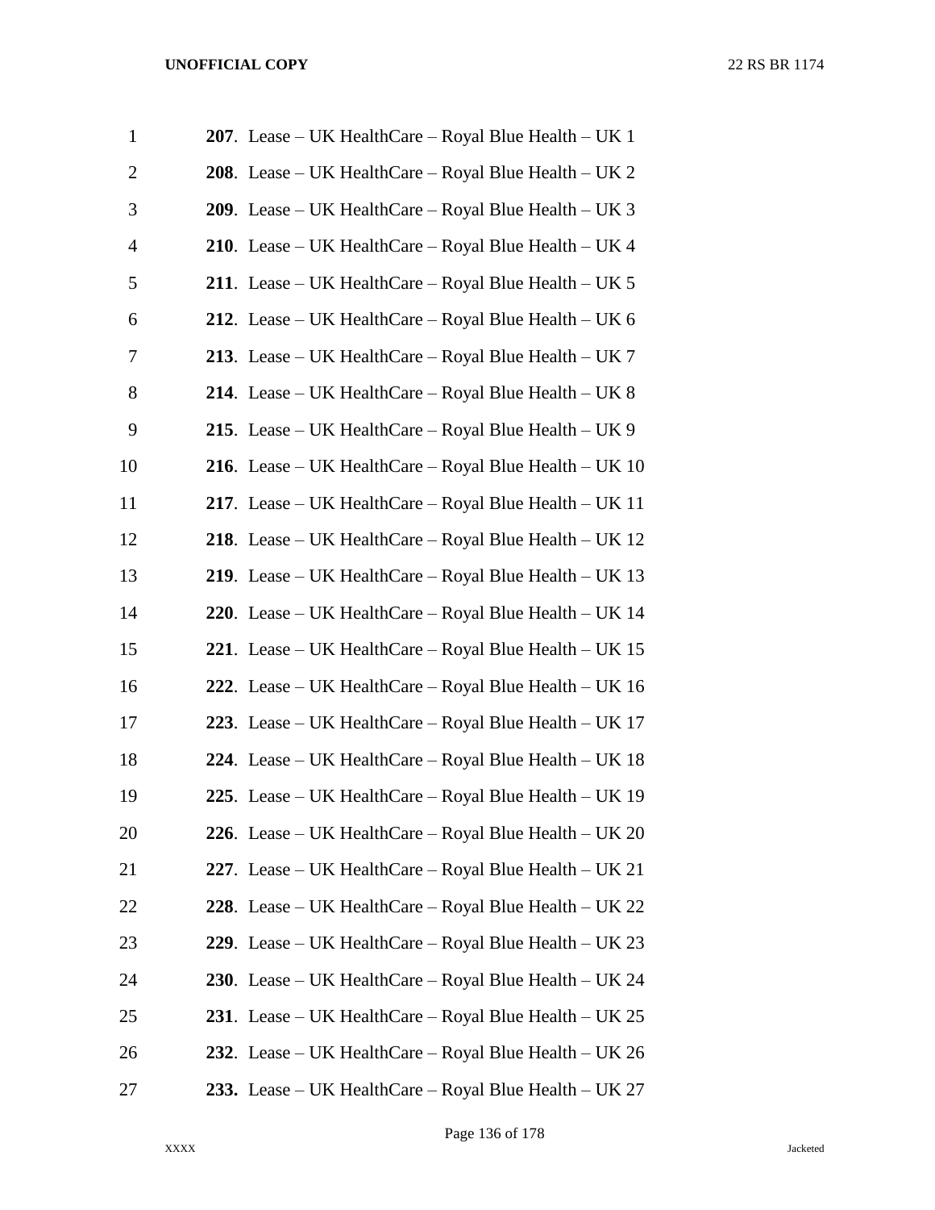**207**. Lease – UK HealthCare – Royal Blue Health – UK 1

**208**. Lease – UK HealthCare – Royal Blue Health – UK 2

**209**. Lease – UK HealthCare – Royal Blue Health – UK 3

**210**. Lease – UK HealthCare – Royal Blue Health – UK 4

**211**. Lease – UK HealthCare – Royal Blue Health – UK 5

**212**. Lease – UK HealthCare – Royal Blue Health – UK 6

**213**. Lease – UK HealthCare – Royal Blue Health – UK 7

**214**. Lease – UK HealthCare – Royal Blue Health – UK 8

**215**. Lease – UK HealthCare – Royal Blue Health – UK 9

**216**. Lease – UK HealthCare – Royal Blue Health – UK 10

**217**. Lease – UK HealthCare – Royal Blue Health – UK 11

**218**. Lease – UK HealthCare – Royal Blue Health – UK 12

**219**. Lease – UK HealthCare – Royal Blue Health – UK 13

**220**. Lease – UK HealthCare – Royal Blue Health – UK 14

**221**. Lease – UK HealthCare – Royal Blue Health – UK 15

**222**. Lease – UK HealthCare – Royal Blue Health – UK 16

**223**. Lease – UK HealthCare – Royal Blue Health – UK 17

**224**. Lease – UK HealthCare – Royal Blue Health – UK 18

**225**. Lease – UK HealthCare – Royal Blue Health – UK 19

**226**. Lease – UK HealthCare – Royal Blue Health – UK 20

**227**. Lease – UK HealthCare – Royal Blue Health – UK 21

**228**. Lease – UK HealthCare – Royal Blue Health – UK 22

**229**. Lease – UK HealthCare – Royal Blue Health – UK 23

**230**. Lease – UK HealthCare – Royal Blue Health – UK 24

**231**. Lease – UK HealthCare – Royal Blue Health – UK 25

**232**. Lease – UK HealthCare – Royal Blue Health – UK 26

**233.** Lease – UK HealthCare – Royal Blue Health – UK 27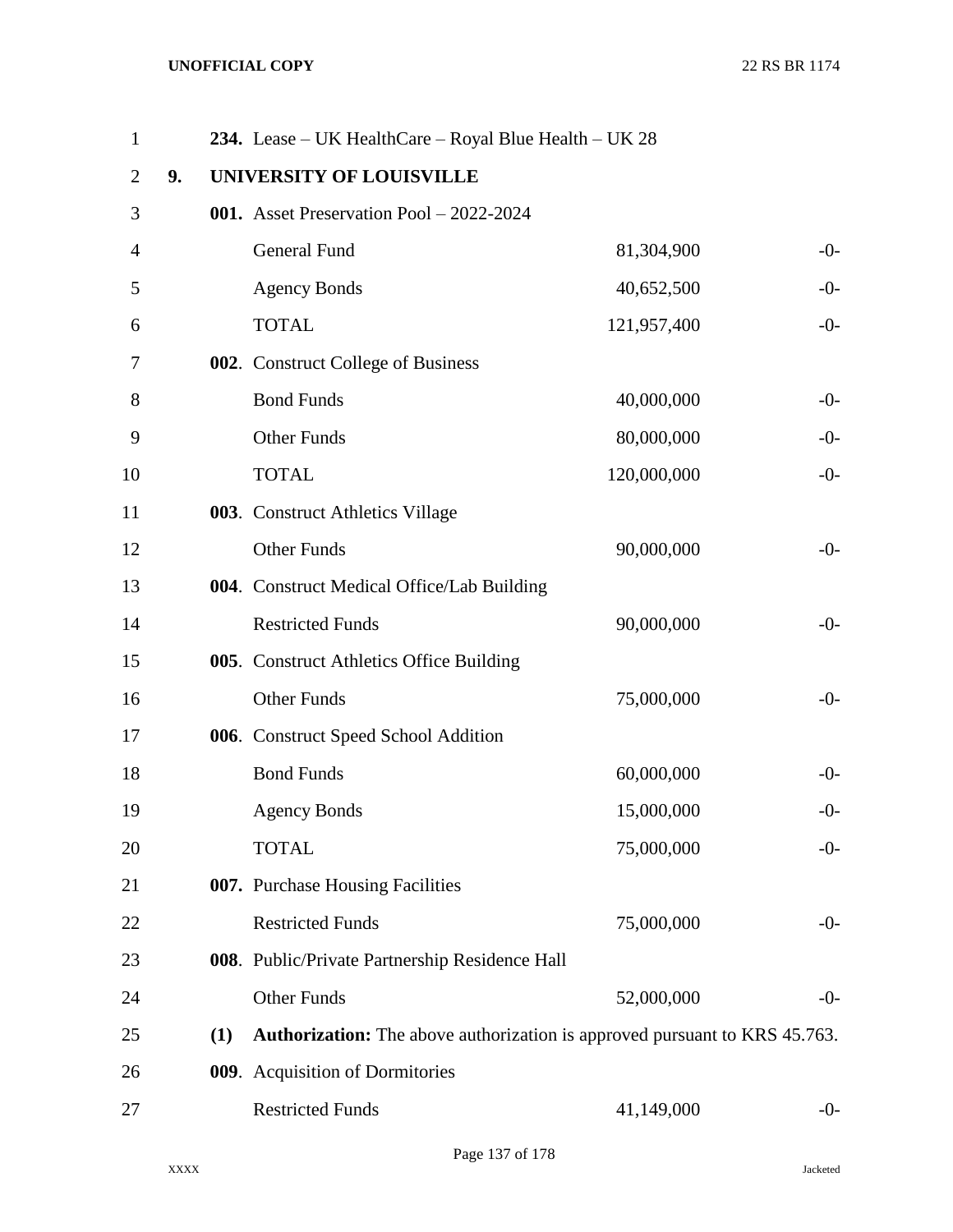**234.** Lease – UK HealthCare – Royal Blue Health – UK 28

**9. UNIVERSITY OF LOUISVILLE**

**001.** Asset Preservation Pool – 2022-2024

| | | |
|---|---|---|
| General Fund | 81,304,900 | -0- |
| Agency Bonds | 40,652,500 | -0- |
| TOTAL | 121,957,400 | -0- |

**002**. Construct College of Business

| | | |
|---|---|---|
| Bond Funds | 40,000,000 | -0- |
| Other Funds | 80,000,000 | -0- |
| TOTAL | 120,000,000 | -0- |

**003**. Construct Athletics Village

| | | |
|---|---|---|
| Other Funds | 90,000,000 | -0- |

**004**. Construct Medical Office/Lab Building

| | | |
|---|---|---|
| Restricted Funds | 90,000,000 | -0- |

**005**. Construct Athletics Office Building

| | | |
|---|---|---|
| Other Funds | 75,000,000 | -0- |

**006**. Construct Speed School Addition

| | | |
|---|---|---|
| Bond Funds | 60,000,000 | -0- |
| Agency Bonds | 15,000,000 | -0- |
| TOTAL | 75,000,000 | -0- |

**007.** Purchase Housing Facilities

| | | |
|---|---|---|
| Restricted Funds | 75,000,000 | -0- |

**008**. Public/Private Partnership Residence Hall

| | | |
|---|---|---|
| Other Funds | 52,000,000 | -0- |

**(1) Authorization:** The above authorization is approved pursuant to KRS 45.763.

**009**. Acquisition of Dormitories

| | | |
|---|---|---|
| Restricted Funds | 41,149,000 | -0- |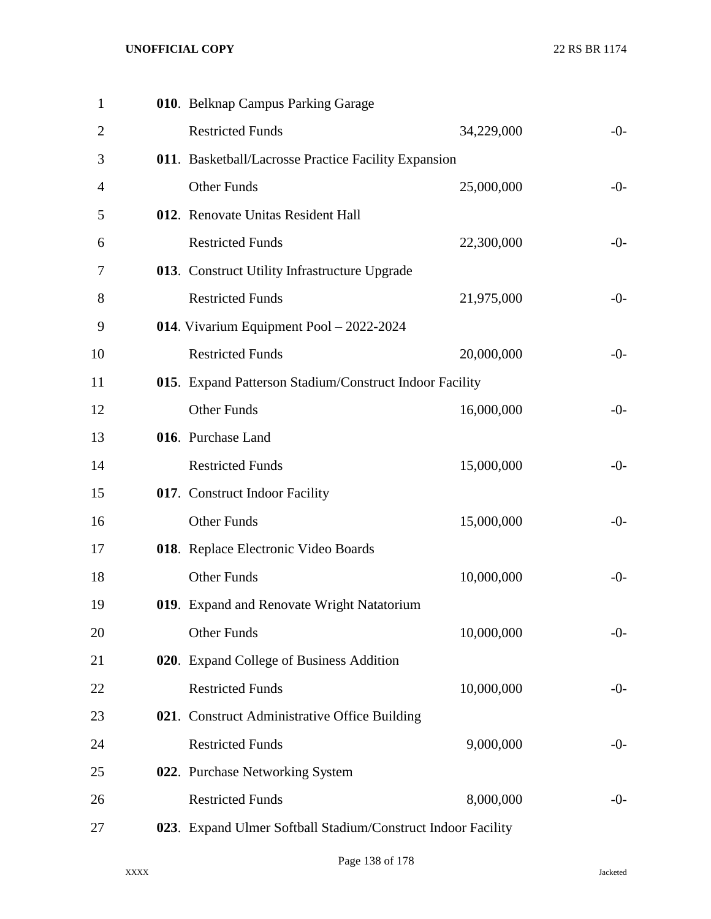**010**. Belknap Campus Parking Garage

| | | |
|---|---|---|
| Restricted Funds | 34,229,000 | -0- |

**011**. Basketball/Lacrosse Practice Facility Expansion

| | | |
|---|---|---|
| Other Funds | 25,000,000 | -0- |

**012**. Renovate Unitas Resident Hall

| | | |
|---|---|---|
| Restricted Funds | 22,300,000 | -0- |

**013**. Construct Utility Infrastructure Upgrade

| | | |
|---|---|---|
| Restricted Funds | 21,975,000 | -0- |

**014**. Vivarium Equipment Pool – 2022-2024

| | | |
|---|---|---|
| Restricted Funds | 20,000,000 | -0- |

**015**. Expand Patterson Stadium/Construct Indoor Facility

| | | |
|---|---|---|
| Other Funds | 16,000,000 | -0- |

**016**. Purchase Land

| | | |
|---|---|---|
| Restricted Funds | 15,000,000 | -0- |

**017**. Construct Indoor Facility

| | | |
|---|---|---|
| Other Funds | 15,000,000 | -0- |

**018**. Replace Electronic Video Boards

| | | |
|---|---|---|
| Other Funds | 10,000,000 | -0- |

**019**. Expand and Renovate Wright Natatorium

| | | |
|---|---|---|
| Other Funds | 10,000,000 | -0- |

**020**. Expand College of Business Addition

| | | |
|---|---|---|
| Restricted Funds | 10,000,000 | -0- |

**021**. Construct Administrative Office Building

| | | |
|---|---|---|
| Restricted Funds | 9,000,000 | -0- |

**022**. Purchase Networking System

| | | |
|---|---|---|
| Restricted Funds | 8,000,000 | -0- |

**023**. Expand Ulmer Softball Stadium/Construct Indoor Facility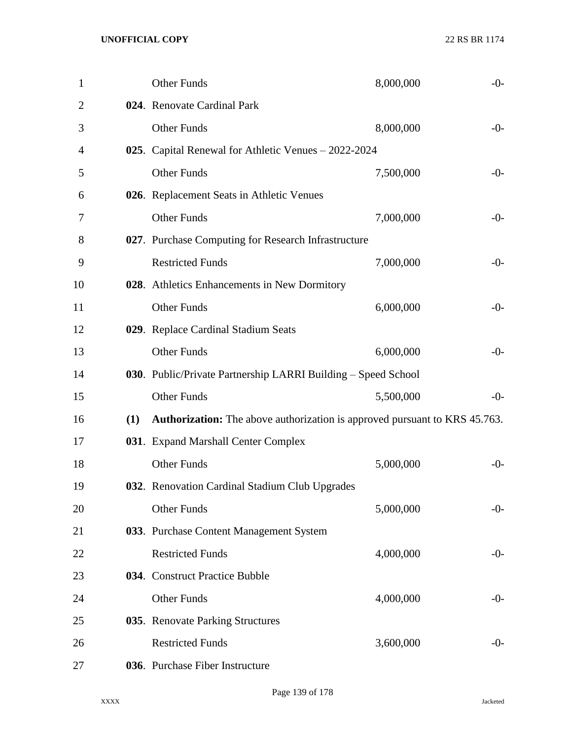| | | | |
|---|---|---|---|
| | Other Funds | 8,000,000 | -0- |
| **024**. | Renovate Cardinal Park | | |
| | Other Funds | 8,000,000 | -0- |
| **025**. | Capital Renewal for Athletic Venues – 2022-2024 | | |
| | Other Funds | 7,500,000 | -0- |
| **026**. | Replacement Seats in Athletic Venues | | |
| | Other Funds | 7,000,000 | -0- |
| **027**. | Purchase Computing for Research Infrastructure | | |
| | Restricted Funds | 7,000,000 | -0- |
| **028**. | Athletics Enhancements in New Dormitory | | |
| | Other Funds | 6,000,000 | -0- |
| **029**. | Replace Cardinal Stadium Seats | | |
| | Other Funds | 6,000,000 | -0- |
| **030**. | Public/Private Partnership LARRI Building – Speed School | | |
| | Other Funds | 5,500,000 | -0- |

**(1)** **Authorization:** The above authorization is approved pursuant to KRS 45.763.

| | | | |
|---|---|---|---|
| **031**. | Expand Marshall Center Complex | | |
| | Other Funds | 5,000,000 | -0- |
| **032**. | Renovation Cardinal Stadium Club Upgrades | | |
| | Other Funds | 5,000,000 | -0- |
| **033**. | Purchase Content Management System | | |
| | Restricted Funds | 4,000,000 | -0- |
| **034**. | Construct Practice Bubble | | |
| | Other Funds | 4,000,000 | -0- |
| **035**. | Renovate Parking Structures | | |
| | Restricted Funds | 3,600,000 | -0- |
| **036**. | Purchase Fiber Instructure | | |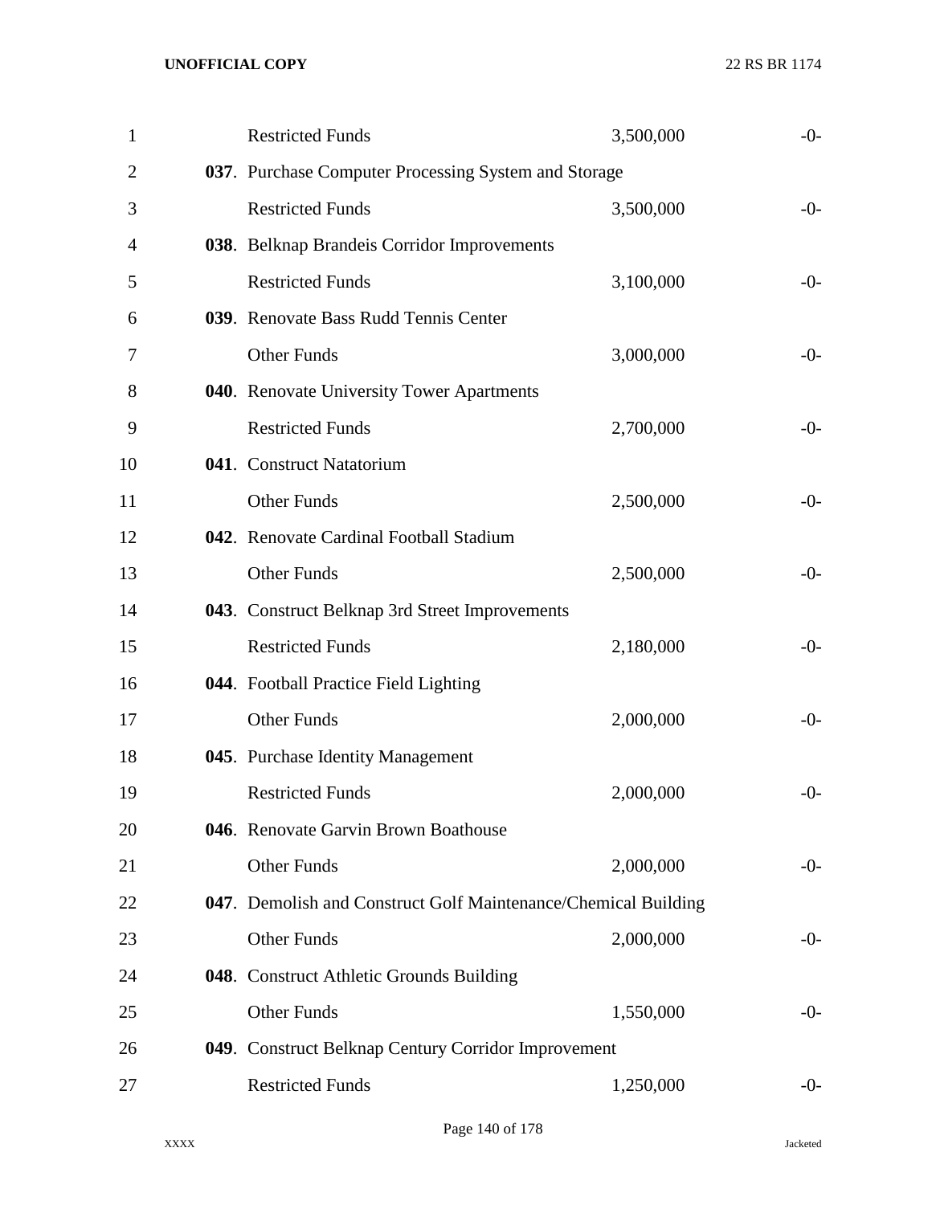| | | |
|---|---|---|
| Restricted Funds | 3,500,000 | -0- |
| **037**. Purchase Computer Processing System and Storage | | |
| Restricted Funds | 3,500,000 | -0- |
| **038**. Belknap Brandeis Corridor Improvements | | |
| Restricted Funds | 3,100,000 | -0- |
| **039**. Renovate Bass Rudd Tennis Center | | |
| Other Funds | 3,000,000 | -0- |
| **040**. Renovate University Tower Apartments | | |
| Restricted Funds | 2,700,000 | -0- |
| **041**. Construct Natatorium | | |
| Other Funds | 2,500,000 | -0- |
| **042**. Renovate Cardinal Football Stadium | | |
| Other Funds | 2,500,000 | -0- |
| **043**. Construct Belknap 3rd Street Improvements | | |
| Restricted Funds | 2,180,000 | -0- |
| **044**. Football Practice Field Lighting | | |
| Other Funds | 2,000,000 | -0- |
| **045**. Purchase Identity Management | | |
| Restricted Funds | 2,000,000 | -0- |
| **046**. Renovate Garvin Brown Boathouse | | |
| Other Funds | 2,000,000 | -0- |
| **047**. Demolish and Construct Golf Maintenance/Chemical Building | | |
| Other Funds | 2,000,000 | -0- |
| **048**. Construct Athletic Grounds Building | | |
| Other Funds | 1,550,000 | -0- |
| **049**. Construct Belknap Century Corridor Improvement | | |
| Restricted Funds | 1,250,000 | -0- |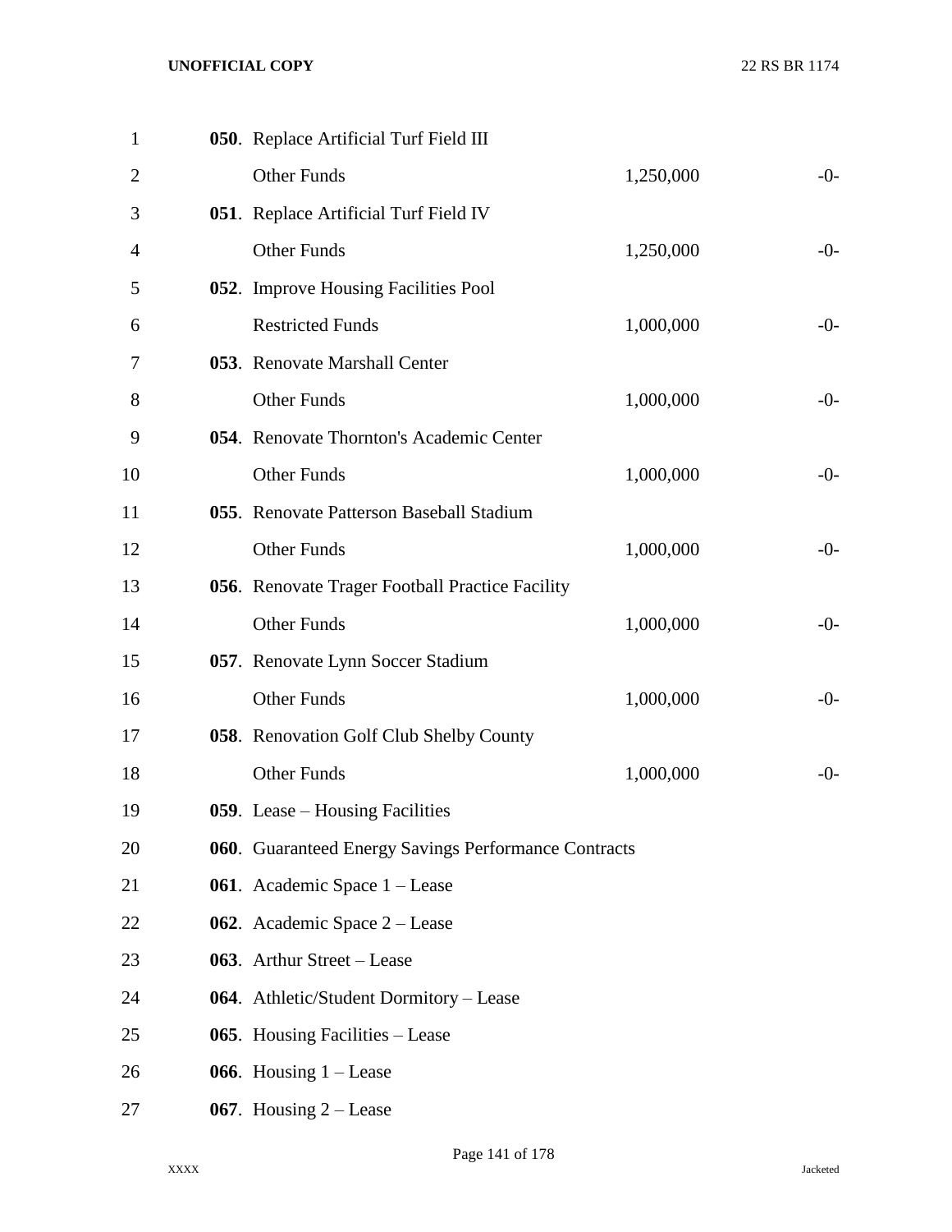**050**. Replace Artificial Turf Field III

| | | |
|---|---|---|
| Other Funds | 1,250,000 | -0- |

**051**. Replace Artificial Turf Field IV

| | | |
|---|---|---|
| Other Funds | 1,250,000 | -0- |

**052**. Improve Housing Facilities Pool

| | | |
|---|---|---|
| Restricted Funds | 1,000,000 | -0- |

**053**. Renovate Marshall Center

| | | |
|---|---|---|
| Other Funds | 1,000,000 | -0- |

**054**. Renovate Thornton's Academic Center

| | | |
|---|---|---|
| Other Funds | 1,000,000 | -0- |

**055**. Renovate Patterson Baseball Stadium

| | | |
|---|---|---|
| Other Funds | 1,000,000 | -0- |

**056**. Renovate Trager Football Practice Facility

| | | |
|---|---|---|
| Other Funds | 1,000,000 | -0- |

**057**. Renovate Lynn Soccer Stadium

| | | |
|---|---|---|
| Other Funds | 1,000,000 | -0- |

**058**. Renovation Golf Club Shelby County

| | | |
|---|---|---|
| Other Funds | 1,000,000 | -0- |

**059**. Lease – Housing Facilities

**060**. Guaranteed Energy Savings Performance Contracts

**061**. Academic Space 1 – Lease

**062**. Academic Space 2 – Lease

**063**. Arthur Street – Lease

**064**. Athletic/Student Dormitory – Lease

**065**. Housing Facilities – Lease

**066**. Housing 1 – Lease

**067**. Housing 2 – Lease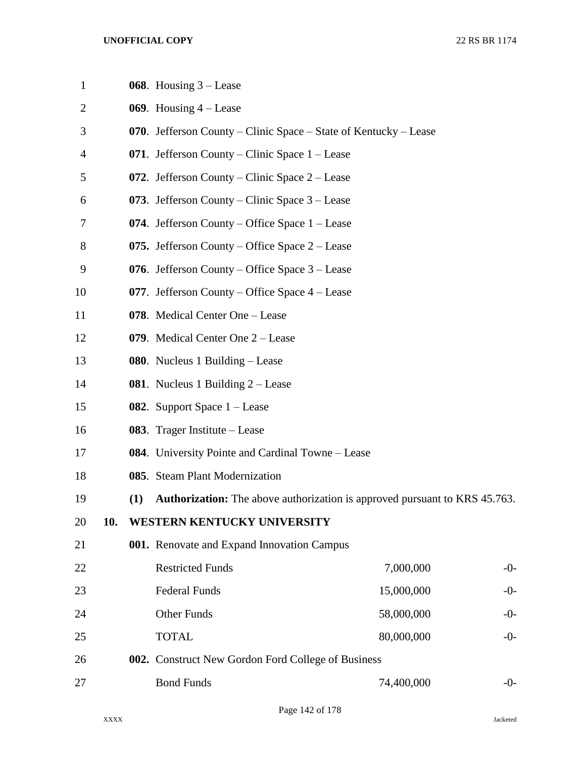**068**. Housing 3 – Lease

**069**. Housing 4 – Lease

**070**. Jefferson County – Clinic Space – State of Kentucky – Lease

**071**. Jefferson County – Clinic Space 1 – Lease

**072**. Jefferson County – Clinic Space 2 – Lease

**073**. Jefferson County – Clinic Space 3 – Lease

**074**. Jefferson County – Office Space 1 – Lease

**075.** Jefferson County – Office Space 2 – Lease

**076**. Jefferson County – Office Space 3 – Lease

**077**. Jefferson County – Office Space 4 – Lease

**078**. Medical Center One – Lease

**079**. Medical Center One 2 – Lease

**080**. Nucleus 1 Building – Lease

**081**. Nucleus 1 Building 2 – Lease

**082**. Support Space 1 – Lease

**083**. Trager Institute – Lease

**084**. University Pointe and Cardinal Towne – Lease

**085**. Steam Plant Modernization

**(1)** **Authorization:** The above authorization is approved pursuant to KRS 45.763.

**10. WESTERN KENTUCKY UNIVERSITY**

**001.** Renovate and Expand Innovation Campus

| | | |
|---|---|---|
| Restricted Funds | 7,000,000 | -0- |
| Federal Funds | 15,000,000 | -0- |
| Other Funds | 58,000,000 | -0- |
| TOTAL | 80,000,000 | -0- |

**002.** Construct New Gordon Ford College of Business

| | | |
|---|---|---|
| Bond Funds | 74,400,000 | -0- |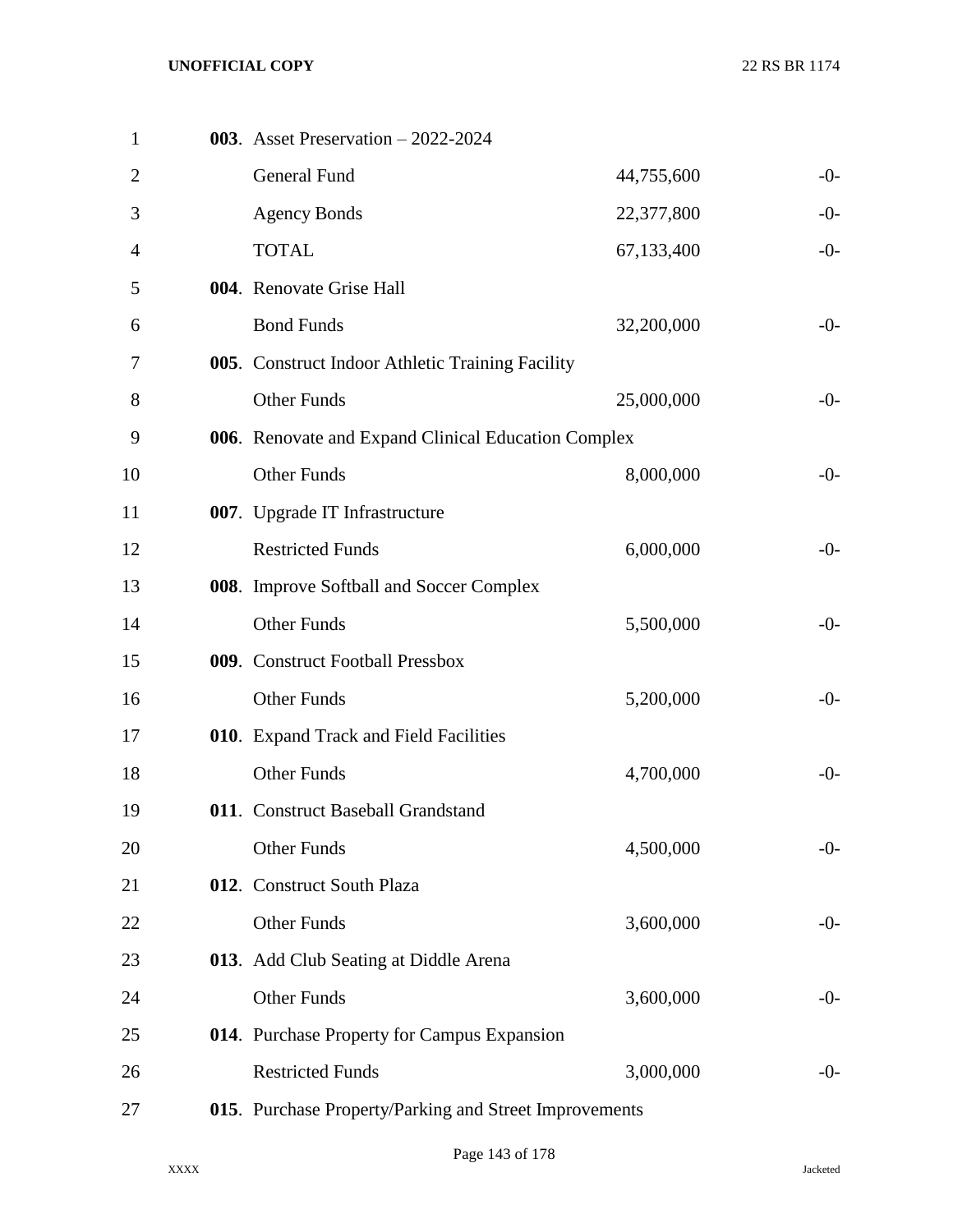**003**. Asset Preservation – 2022-2024

| | | |
|---|---|---|
| General Fund | 44,755,600 | -0- |
| Agency Bonds | 22,377,800 | -0- |
| TOTAL | 67,133,400 | -0- |

**004**. Renovate Grise Hall

| | | |
|---|---|---|
| Bond Funds | 32,200,000 | -0- |

**005**. Construct Indoor Athletic Training Facility

| | | |
|---|---|---|
| Other Funds | 25,000,000 | -0- |

**006**. Renovate and Expand Clinical Education Complex

| | | |
|---|---|---|
| Other Funds | 8,000,000 | -0- |

**007**. Upgrade IT Infrastructure

| | | |
|---|---|---|
| Restricted Funds | 6,000,000 | -0- |

**008**. Improve Softball and Soccer Complex

| | | |
|---|---|---|
| Other Funds | 5,500,000 | -0- |

**009**. Construct Football Pressbox

| | | |
|---|---|---|
| Other Funds | 5,200,000 | -0- |

**010**. Expand Track and Field Facilities

| | | |
|---|---|---|
| Other Funds | 4,700,000 | -0- |

**011**. Construct Baseball Grandstand

| | | |
|---|---|---|
| Other Funds | 4,500,000 | -0- |

**012**. Construct South Plaza

| | | |
|---|---|---|
| Other Funds | 3,600,000 | -0- |

**013**. Add Club Seating at Diddle Arena

| | | |
|---|---|---|
| Other Funds | 3,600,000 | -0- |

**014**. Purchase Property for Campus Expansion

| | | |
|---|---|---|
| Restricted Funds | 3,000,000 | -0- |

**015**. Purchase Property/Parking and Street Improvements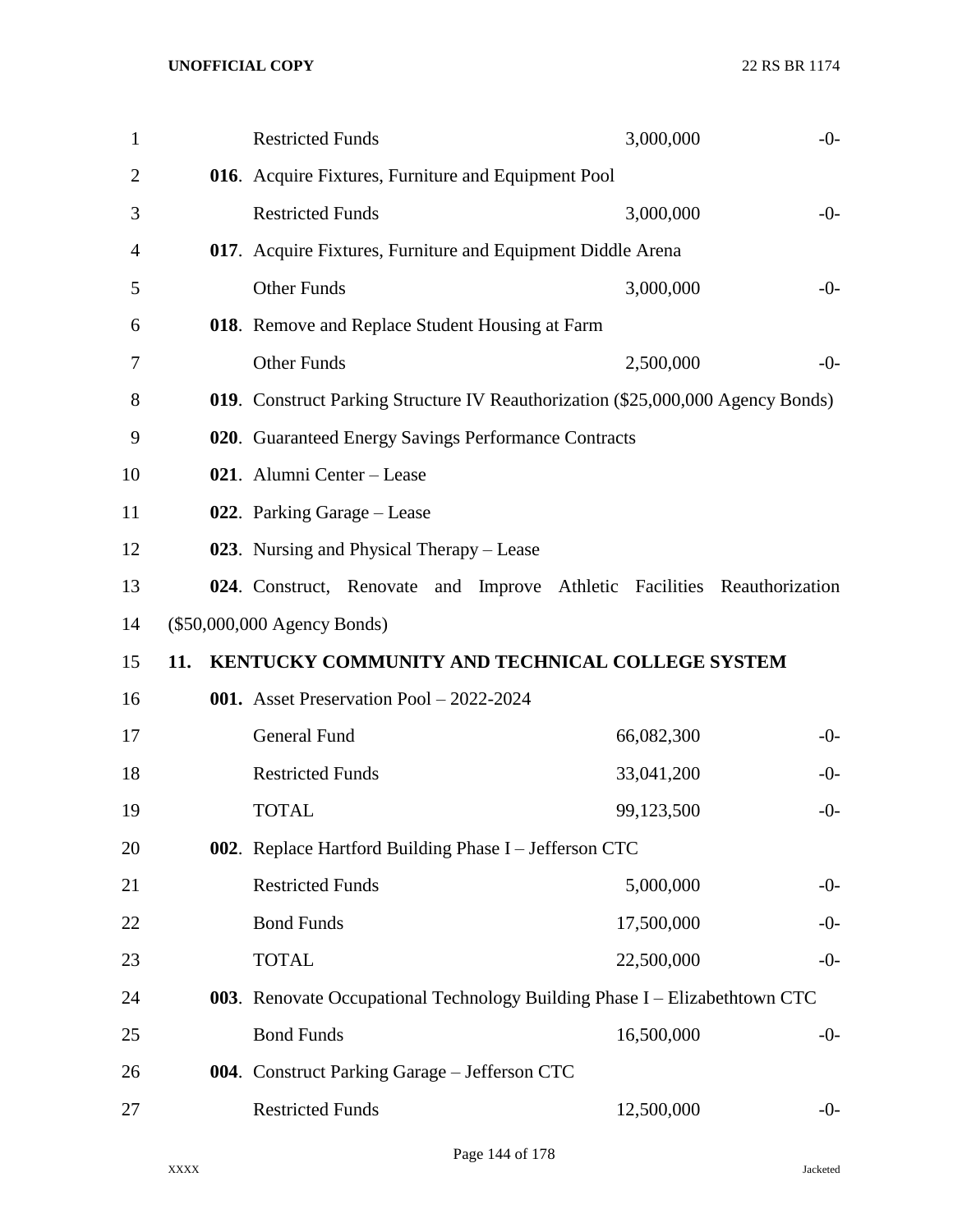| | | |
|---|---|---|
| Restricted Funds | 3,000,000 | -0- |
| **016**. Acquire Fixtures, Furniture and Equipment Pool | | |
| Restricted Funds | 3,000,000 | -0- |
| **017**. Acquire Fixtures, Furniture and Equipment Diddle Arena | | |
| Other Funds | 3,000,000 | -0- |
| **018**. Remove and Replace Student Housing at Farm | | |
| Other Funds | 2,500,000 | -0- |

**019**. Construct Parking Structure IV Reauthorization ($25,000,000 Agency Bonds)

**020**. Guaranteed Energy Savings Performance Contracts

**021**. Alumni Center – Lease

**022**. Parking Garage – Lease

**023**. Nursing and Physical Therapy – Lease

**024**. Construct, Renovate and Improve Athletic Facilities Reauthorization ($50,000,000 Agency Bonds)

**11. KENTUCKY COMMUNITY AND TECHNICAL COLLEGE SYSTEM**

| | | |
|---|---|---|
| **001.** Asset Preservation Pool – 2022-2024 | | |
| General Fund | 66,082,300 | -0- |
| Restricted Funds | 33,041,200 | -0- |
| TOTAL | 99,123,500 | -0- |
| **002**. Replace Hartford Building Phase I – Jefferson CTC | | |
| Restricted Funds | 5,000,000 | -0- |
| Bond Funds | 17,500,000 | -0- |
| TOTAL | 22,500,000 | -0- |
| **003**. Renovate Occupational Technology Building Phase I – Elizabethtown CTC | | |
| Bond Funds | 16,500,000 | -0- |
| **004**. Construct Parking Garage – Jefferson CTC | | |
| Restricted Funds | 12,500,000 | -0- |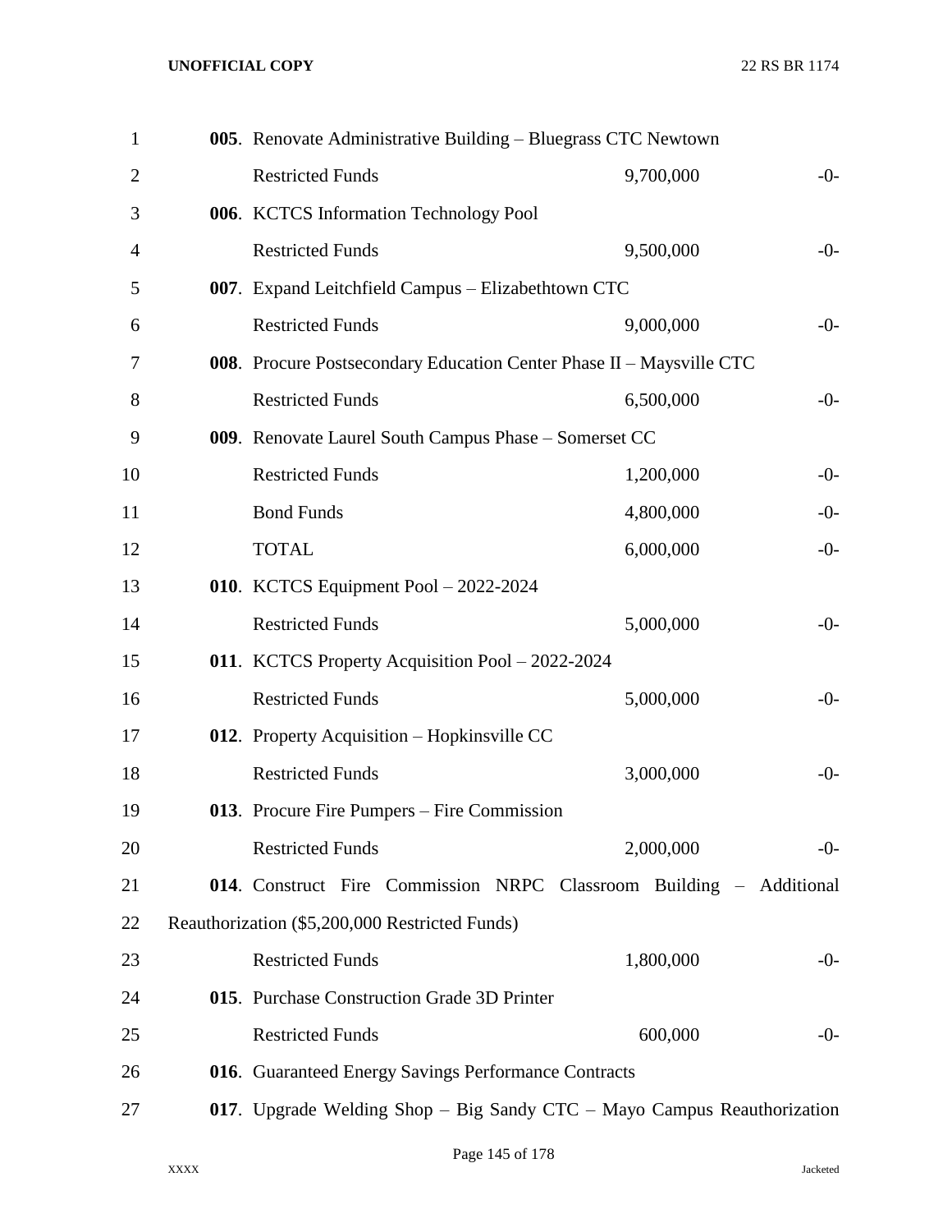**005**. Renovate Administrative Building – Bluegrass CTC Newtown

| | | |
|---|---|---|
| Restricted Funds | 9,700,000 | -0- |

**006**. KCTCS Information Technology Pool

| | | |
|---|---|---|
| Restricted Funds | 9,500,000 | -0- |

**007**. Expand Leitchfield Campus – Elizabethtown CTC

| | | |
|---|---|---|
| Restricted Funds | 9,000,000 | -0- |

**008**. Procure Postsecondary Education Center Phase II – Maysville CTC

| | | |
|---|---|---|
| Restricted Funds | 6,500,000 | -0- |

**009**. Renovate Laurel South Campus Phase – Somerset CC

| | | |
|---|---|---|
| Restricted Funds | 1,200,000 | -0- |
| Bond Funds | 4,800,000 | -0- |
| TOTAL | 6,000,000 | -0- |

**010**. KCTCS Equipment Pool – 2022-2024

| | | |
|---|---|---|
| Restricted Funds | 5,000,000 | -0- |

**011**. KCTCS Property Acquisition Pool – 2022-2024

| | | |
|---|---|---|
| Restricted Funds | 5,000,000 | -0- |

**012**. Property Acquisition – Hopkinsville CC

| | | |
|---|---|---|
| Restricted Funds | 3,000,000 | -0- |

**013**. Procure Fire Pumpers – Fire Commission

| | | |
|---|---|---|
| Restricted Funds | 2,000,000 | -0- |

**014**. Construct Fire Commission NRPC Classroom Building – Additional Reauthorization ($5,200,000 Restricted Funds)

| | | |
|---|---|---|
| Restricted Funds | 1,800,000 | -0- |

**015**. Purchase Construction Grade 3D Printer

| | | |
|---|---|---|
| Restricted Funds | 600,000 | -0- |

**016**. Guaranteed Energy Savings Performance Contracts

**017**. Upgrade Welding Shop – Big Sandy CTC – Mayo Campus Reauthorization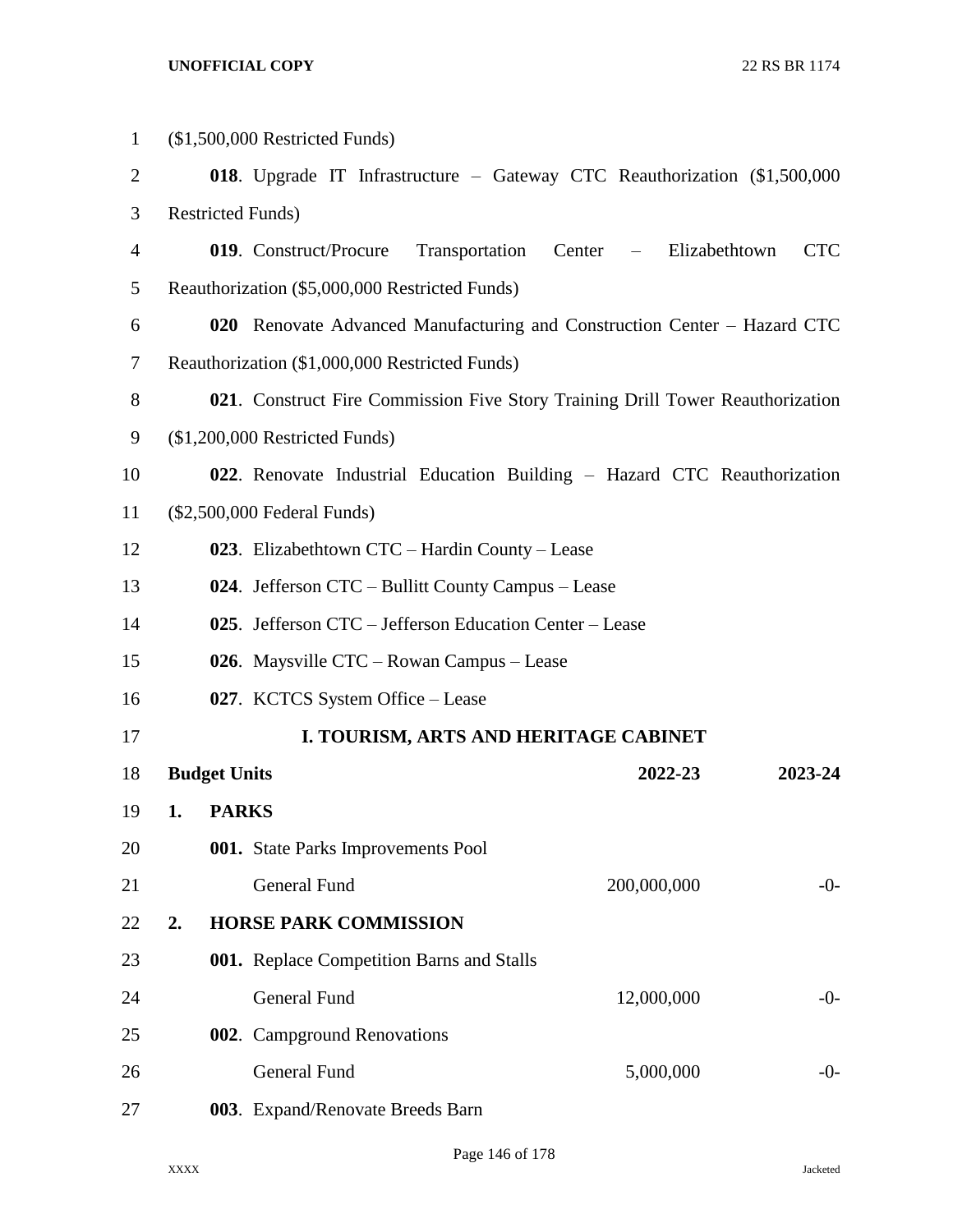($1,500,000 Restricted Funds)

**018**. Upgrade IT Infrastructure – Gateway CTC Reauthorization ($1,500,000 Restricted Funds)

**019**. Construct/Procure Transportation Center – Elizabethtown CTC Reauthorization ($5,000,000 Restricted Funds)

**020** Renovate Advanced Manufacturing and Construction Center – Hazard CTC Reauthorization ($1,000,000 Restricted Funds)

**021**. Construct Fire Commission Five Story Training Drill Tower Reauthorization ($1,200,000 Restricted Funds)

**022**. Renovate Industrial Education Building – Hazard CTC Reauthorization ($2,500,000 Federal Funds)

**023**. Elizabethtown CTC – Hardin County – Lease

**024**. Jefferson CTC – Bullitt County Campus – Lease

**025**. Jefferson CTC – Jefferson Education Center – Lease

**026**. Maysville CTC – Rowan Campus – Lease

**027**. KCTCS System Office – Lease

## I. TOURISM, ARTS AND HERITAGE CABINET

| **Budget Units** | **2022-23** | **2023-24** |
|---|---|---|
| **1. PARKS** | | |
| **001.** State Parks Improvements Pool | | |
| General Fund | 200,000,000 | -0- |
| **2. HORSE PARK COMMISSION** | | |
| **001.** Replace Competition Barns and Stalls | | |
| General Fund | 12,000,000 | -0- |
| **002**. Campground Renovations | | |
| General Fund | 5,000,000 | -0- |
| **003**. Expand/Renovate Breeds Barn | | |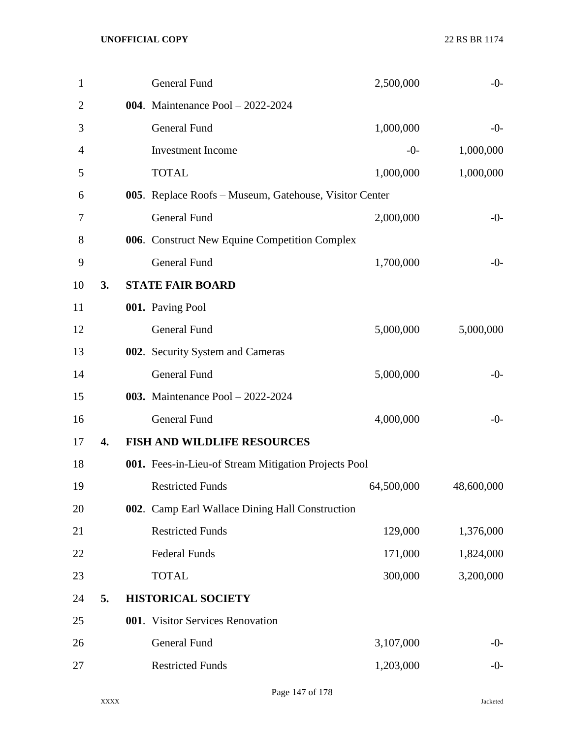| | | | | |
|---|---|---|---|---|
| 1 | | General Fund | 2,500,000 | -0- |
| 2 | | **004**. Maintenance Pool – 2022-2024 | | |
| 3 | | General Fund | 1,000,000 | -0- |
| 4 | | Investment Income | -0- | 1,000,000 |
| 5 | | TOTAL | 1,000,000 | 1,000,000 |
| 6 | | **005**. Replace Roofs – Museum, Gatehouse, Visitor Center | | |
| 7 | | General Fund | 2,000,000 | -0- |
| 8 | | **006**. Construct New Equine Competition Complex | | |
| 9 | | General Fund | 1,700,000 | -0- |
| 10 | **3.** | **STATE FAIR BOARD** | | |
| 11 | | **001.** Paving Pool | | |
| 12 | | General Fund | 5,000,000 | 5,000,000 |
| 13 | | **002**. Security System and Cameras | | |
| 14 | | General Fund | 5,000,000 | -0- |
| 15 | | **003.** Maintenance Pool – 2022-2024 | | |
| 16 | | General Fund | 4,000,000 | -0- |
| 17 | **4.** | **FISH AND WILDLIFE RESOURCES** | | |
| 18 | | **001.** Fees-in-Lieu-of Stream Mitigation Projects Pool | | |
| 19 | | Restricted Funds | 64,500,000 | 48,600,000 |
| 20 | | **002**. Camp Earl Wallace Dining Hall Construction | | |
| 21 | | Restricted Funds | 129,000 | 1,376,000 |
| 22 | | Federal Funds | 171,000 | 1,824,000 |
| 23 | | TOTAL | 300,000 | 3,200,000 |
| 24 | **5.** | **HISTORICAL SOCIETY** | | |
| 25 | | **001**. Visitor Services Renovation | | |
| 26 | | General Fund | 3,107,000 | -0- |
| 27 | | Restricted Funds | 1,203,000 | -0- |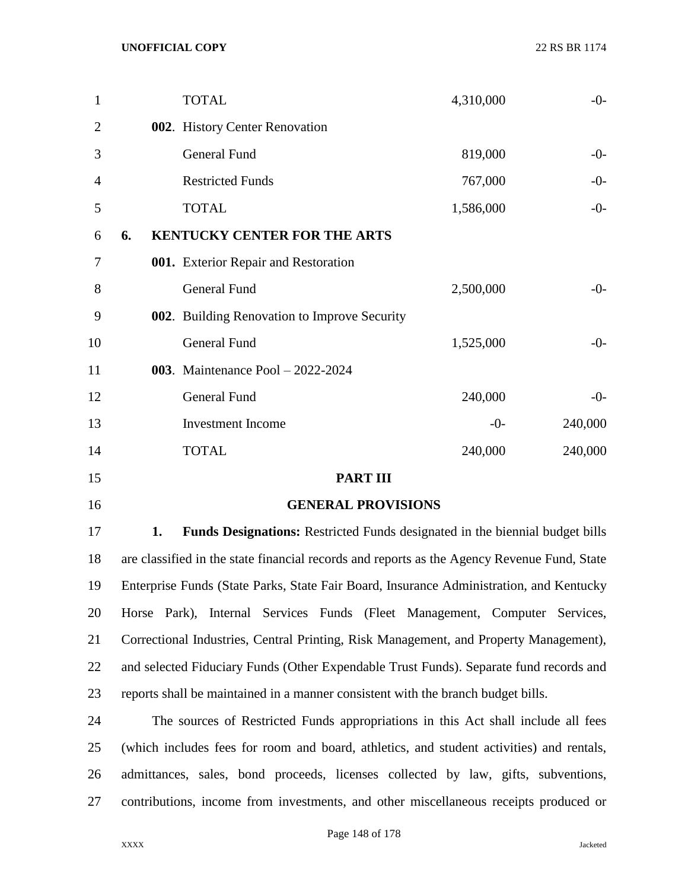| | | |
|---|---|---|
| TOTAL | 4,310,000 | -0- |
| **002**. History Center Renovation | | |
| General Fund | 819,000 | -0- |
| Restricted Funds | 767,000 | -0- |
| TOTAL | 1,586,000 | -0- |
| **6. KENTUCKY CENTER FOR THE ARTS** | | |
| **001.** Exterior Repair and Restoration | | |
| General Fund | 2,500,000 | -0- |
| **002**. Building Renovation to Improve Security | | |
| General Fund | 1,525,000 | -0- |
| **003**. Maintenance Pool – 2022-2024 | | |
| General Fund | 240,000 | -0- |
| Investment Income | -0- | 240,000 |
| TOTAL | 240,000 | 240,000 |

## PART III

## GENERAL PROVISIONS

**1. Funds Designations:** Restricted Funds designated in the biennial budget bills are classified in the state financial records and reports as the Agency Revenue Fund, State Enterprise Funds (State Parks, State Fair Board, Insurance Administration, and Kentucky Horse Park), Internal Services Funds (Fleet Management, Computer Services, Correctional Industries, Central Printing, Risk Management, and Property Management), and selected Fiduciary Funds (Other Expendable Trust Funds). Separate fund records and reports shall be maintained in a manner consistent with the branch budget bills.

The sources of Restricted Funds appropriations in this Act shall include all fees (which includes fees for room and board, athletics, and student activities) and rentals, admittances, sales, bond proceeds, licenses collected by law, gifts, subventions, contributions, income from investments, and other miscellaneous receipts produced or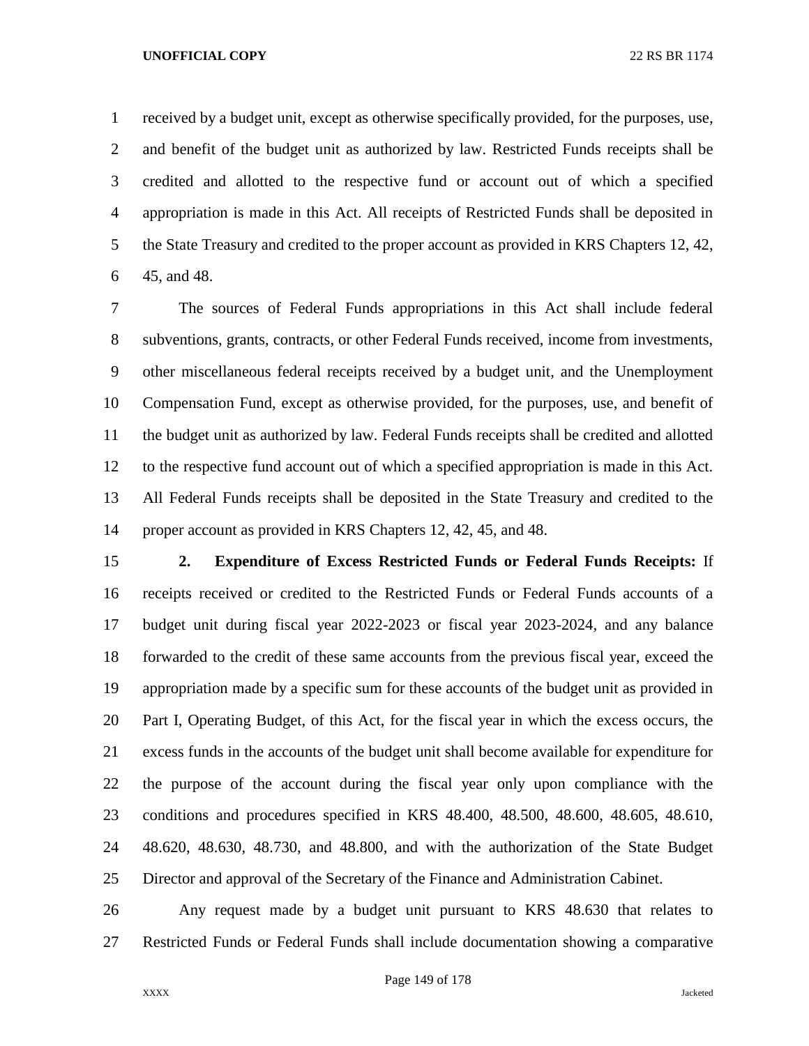received by a budget unit, except as otherwise specifically provided, for the purposes, use, and benefit of the budget unit as authorized by law. Restricted Funds receipts shall be credited and allotted to the respective fund or account out of which a specified appropriation is made in this Act. All receipts of Restricted Funds shall be deposited in the State Treasury and credited to the proper account as provided in KRS Chapters 12, 42, 45, and 48.

The sources of Federal Funds appropriations in this Act shall include federal subventions, grants, contracts, or other Federal Funds received, income from investments, other miscellaneous federal receipts received by a budget unit, and the Unemployment Compensation Fund, except as otherwise provided, for the purposes, use, and benefit of the budget unit as authorized by law. Federal Funds receipts shall be credited and allotted to the respective fund account out of which a specified appropriation is made in this Act. All Federal Funds receipts shall be deposited in the State Treasury and credited to the proper account as provided in KRS Chapters 12, 42, 45, and 48.

**2. Expenditure of Excess Restricted Funds or Federal Funds Receipts:** If receipts received or credited to the Restricted Funds or Federal Funds accounts of a budget unit during fiscal year 2022-2023 or fiscal year 2023-2024, and any balance forwarded to the credit of these same accounts from the previous fiscal year, exceed the appropriation made by a specific sum for these accounts of the budget unit as provided in Part I, Operating Budget, of this Act, for the fiscal year in which the excess occurs, the excess funds in the accounts of the budget unit shall become available for expenditure for the purpose of the account during the fiscal year only upon compliance with the conditions and procedures specified in KRS 48.400, 48.500, 48.600, 48.605, 48.610, 48.620, 48.630, 48.730, and 48.800, and with the authorization of the State Budget Director and approval of the Secretary of the Finance and Administration Cabinet.

Any request made by a budget unit pursuant to KRS 48.630 that relates to Restricted Funds or Federal Funds shall include documentation showing a comparative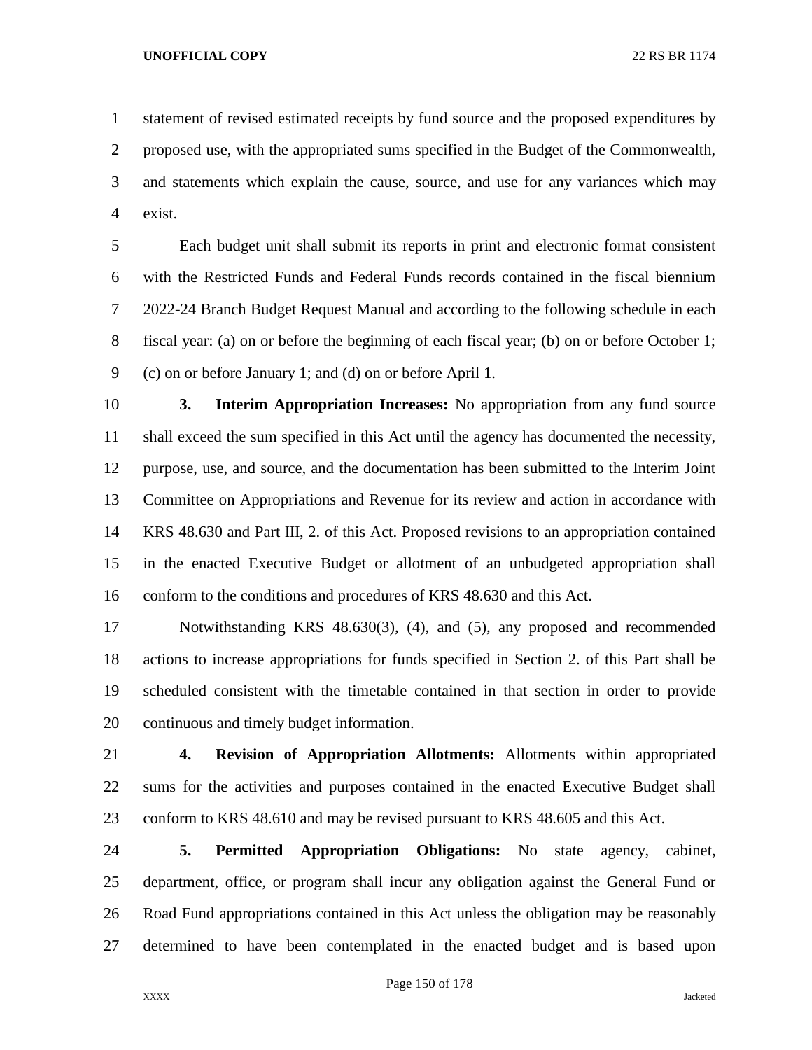statement of revised estimated receipts by fund source and the proposed expenditures by proposed use, with the appropriated sums specified in the Budget of the Commonwealth, and statements which explain the cause, source, and use for any variances which may exist.

Each budget unit shall submit its reports in print and electronic format consistent with the Restricted Funds and Federal Funds records contained in the fiscal biennium 2022-24 Branch Budget Request Manual and according to the following schedule in each fiscal year: (a) on or before the beginning of each fiscal year; (b) on or before October 1; (c) on or before January 1; and (d) on or before April 1.

**3. Interim Appropriation Increases:** No appropriation from any fund source shall exceed the sum specified in this Act until the agency has documented the necessity, purpose, use, and source, and the documentation has been submitted to the Interim Joint Committee on Appropriations and Revenue for its review and action in accordance with KRS 48.630 and Part III, 2. of this Act. Proposed revisions to an appropriation contained in the enacted Executive Budget or allotment of an unbudgeted appropriation shall conform to the conditions and procedures of KRS 48.630 and this Act.

Notwithstanding KRS 48.630(3), (4), and (5), any proposed and recommended actions to increase appropriations for funds specified in Section 2. of this Part shall be scheduled consistent with the timetable contained in that section in order to provide continuous and timely budget information.

**4. Revision of Appropriation Allotments:** Allotments within appropriated sums for the activities and purposes contained in the enacted Executive Budget shall conform to KRS 48.610 and may be revised pursuant to KRS 48.605 and this Act.

**5. Permitted Appropriation Obligations:** No state agency, cabinet, department, office, or program shall incur any obligation against the General Fund or Road Fund appropriations contained in this Act unless the obligation may be reasonably determined to have been contemplated in the enacted budget and is based upon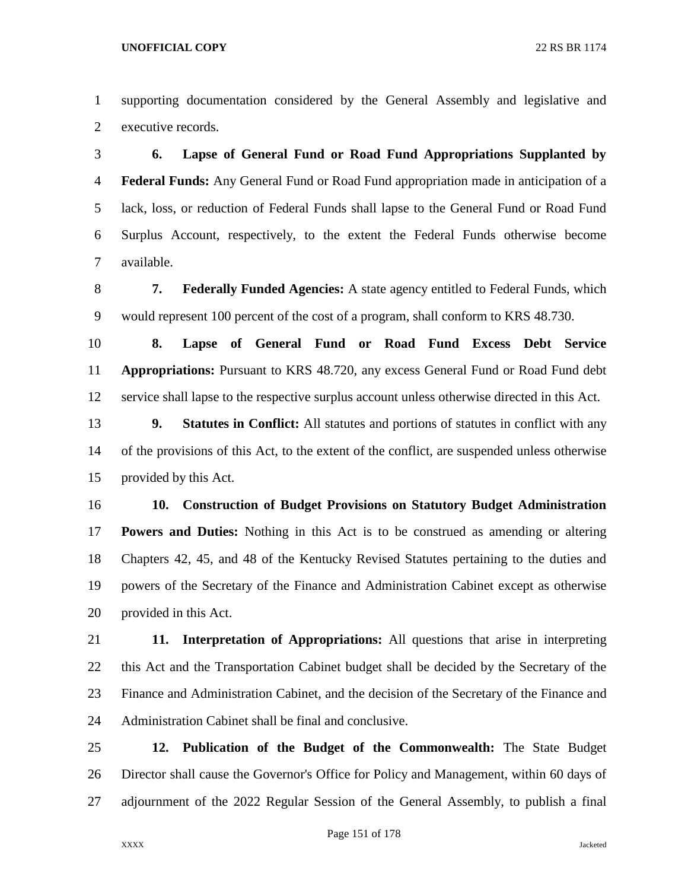supporting documentation considered by the General Assembly and legislative and executive records.

**6. Lapse of General Fund or Road Fund Appropriations Supplanted by Federal Funds:** Any General Fund or Road Fund appropriation made in anticipation of a lack, loss, or reduction of Federal Funds shall lapse to the General Fund or Road Fund Surplus Account, respectively, to the extent the Federal Funds otherwise become available.

**7. Federally Funded Agencies:** A state agency entitled to Federal Funds, which would represent 100 percent of the cost of a program, shall conform to KRS 48.730.

**8. Lapse of General Fund or Road Fund Excess Debt Service Appropriations:** Pursuant to KRS 48.720, any excess General Fund or Road Fund debt service shall lapse to the respective surplus account unless otherwise directed in this Act.

**9. Statutes in Conflict:** All statutes and portions of statutes in conflict with any of the provisions of this Act, to the extent of the conflict, are suspended unless otherwise provided by this Act.

**10. Construction of Budget Provisions on Statutory Budget Administration Powers and Duties:** Nothing in this Act is to be construed as amending or altering Chapters 42, 45, and 48 of the Kentucky Revised Statutes pertaining to the duties and powers of the Secretary of the Finance and Administration Cabinet except as otherwise provided in this Act.

**11. Interpretation of Appropriations:** All questions that arise in interpreting this Act and the Transportation Cabinet budget shall be decided by the Secretary of the Finance and Administration Cabinet, and the decision of the Secretary of the Finance and Administration Cabinet shall be final and conclusive.

**12. Publication of the Budget of the Commonwealth:** The State Budget Director shall cause the Governor's Office for Policy and Management, within 60 days of adjournment of the 2022 Regular Session of the General Assembly, to publish a final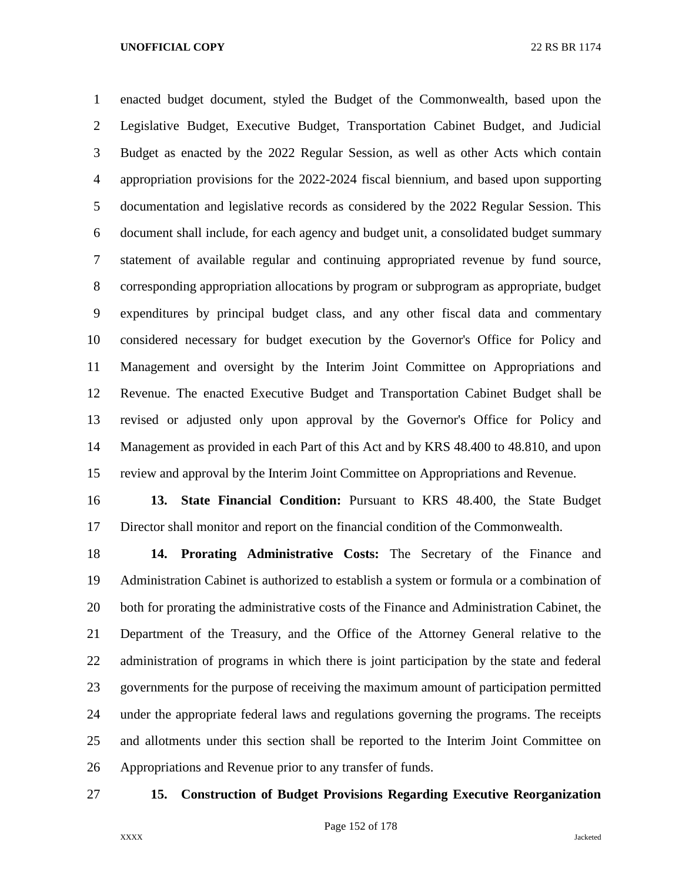enacted budget document, styled the Budget of the Commonwealth, based upon the Legislative Budget, Executive Budget, Transportation Cabinet Budget, and Judicial Budget as enacted by the 2022 Regular Session, as well as other Acts which contain appropriation provisions for the 2022-2024 fiscal biennium, and based upon supporting documentation and legislative records as considered by the 2022 Regular Session. This document shall include, for each agency and budget unit, a consolidated budget summary statement of available regular and continuing appropriated revenue by fund source, corresponding appropriation allocations by program or subprogram as appropriate, budget expenditures by principal budget class, and any other fiscal data and commentary considered necessary for budget execution by the Governor's Office for Policy and Management and oversight by the Interim Joint Committee on Appropriations and Revenue. The enacted Executive Budget and Transportation Cabinet Budget shall be revised or adjusted only upon approval by the Governor's Office for Policy and Management as provided in each Part of this Act and by KRS 48.400 to 48.810, and upon review and approval by the Interim Joint Committee on Appropriations and Revenue.

**13. State Financial Condition:** Pursuant to KRS 48.400, the State Budget Director shall monitor and report on the financial condition of the Commonwealth.

**14. Prorating Administrative Costs:** The Secretary of the Finance and Administration Cabinet is authorized to establish a system or formula or a combination of both for prorating the administrative costs of the Finance and Administration Cabinet, the Department of the Treasury, and the Office of the Attorney General relative to the administration of programs in which there is joint participation by the state and federal governments for the purpose of receiving the maximum amount of participation permitted under the appropriate federal laws and regulations governing the programs. The receipts and allotments under this section shall be reported to the Interim Joint Committee on Appropriations and Revenue prior to any transfer of funds.

**15. Construction of Budget Provisions Regarding Executive Reorganization**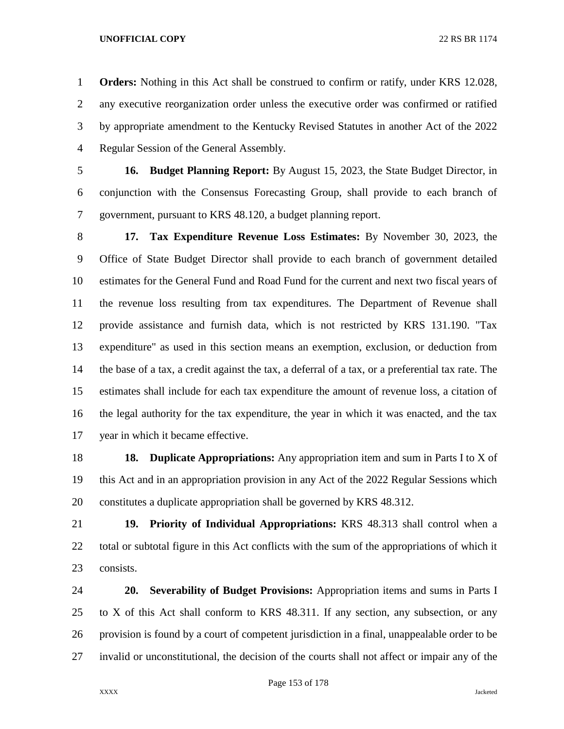**Orders:** Nothing in this Act shall be construed to confirm or ratify, under KRS 12.028, any executive reorganization order unless the executive order was confirmed or ratified by appropriate amendment to the Kentucky Revised Statutes in another Act of the 2022 Regular Session of the General Assembly.

**16. Budget Planning Report:** By August 15, 2023, the State Budget Director, in conjunction with the Consensus Forecasting Group, shall provide to each branch of government, pursuant to KRS 48.120, a budget planning report.

**17. Tax Expenditure Revenue Loss Estimates:** By November 30, 2023, the Office of State Budget Director shall provide to each branch of government detailed estimates for the General Fund and Road Fund for the current and next two fiscal years of the revenue loss resulting from tax expenditures. The Department of Revenue shall provide assistance and furnish data, which is not restricted by KRS 131.190. "Tax expenditure" as used in this section means an exemption, exclusion, or deduction from the base of a tax, a credit against the tax, a deferral of a tax, or a preferential tax rate. The estimates shall include for each tax expenditure the amount of revenue loss, a citation of the legal authority for the tax expenditure, the year in which it was enacted, and the tax year in which it became effective.

**18. Duplicate Appropriations:** Any appropriation item and sum in Parts I to X of this Act and in an appropriation provision in any Act of the 2022 Regular Sessions which constitutes a duplicate appropriation shall be governed by KRS 48.312.

**19. Priority of Individual Appropriations:** KRS 48.313 shall control when a total or subtotal figure in this Act conflicts with the sum of the appropriations of which it consists.

**20. Severability of Budget Provisions:** Appropriation items and sums in Parts I to X of this Act shall conform to KRS 48.311. If any section, any subsection, or any provision is found by a court of competent jurisdiction in a final, unappealable order to be invalid or unconstitutional, the decision of the courts shall not affect or impair any of the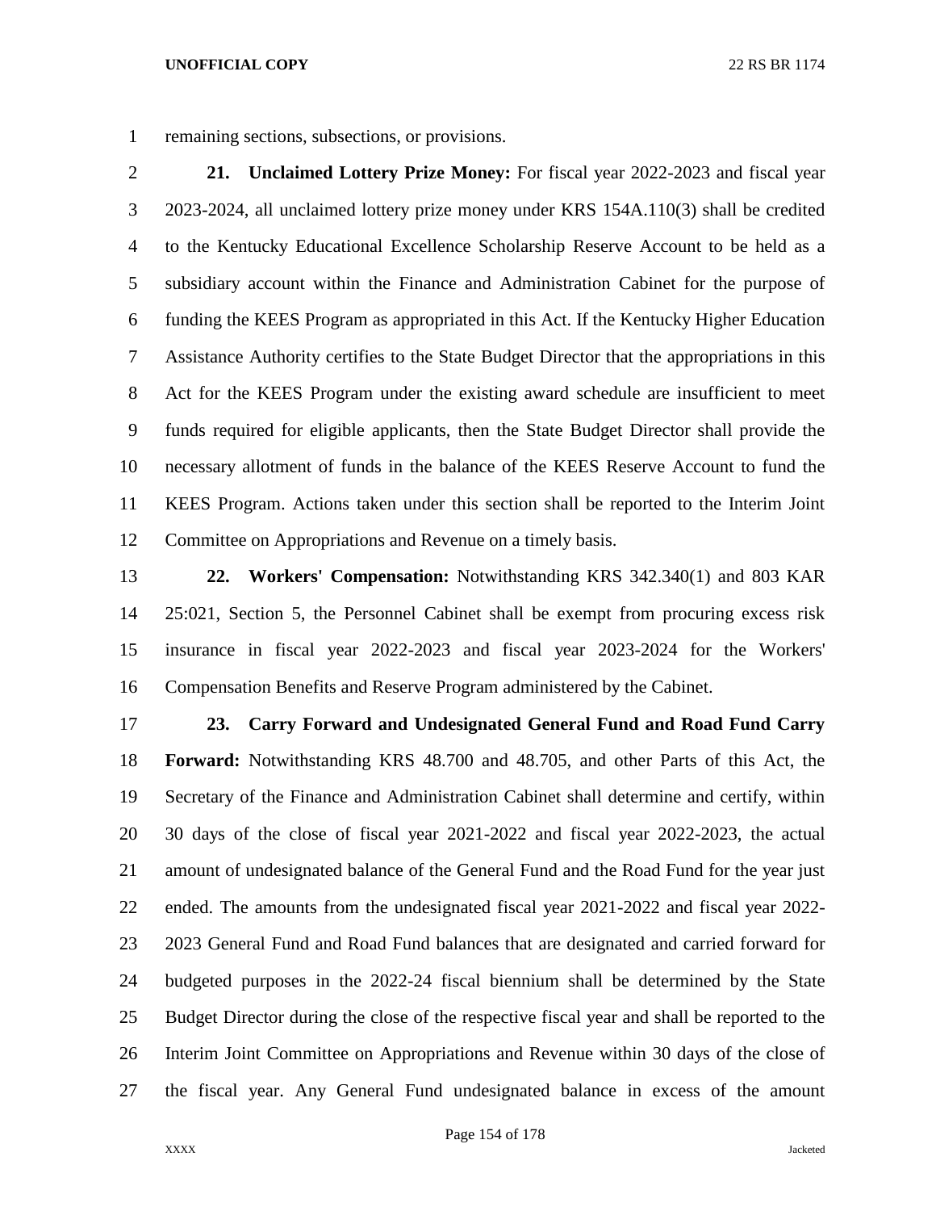remaining sections, subsections, or provisions.

**21. Unclaimed Lottery Prize Money:** For fiscal year 2022-2023 and fiscal year 2023-2024, all unclaimed lottery prize money under KRS 154A.110(3) shall be credited to the Kentucky Educational Excellence Scholarship Reserve Account to be held as a subsidiary account within the Finance and Administration Cabinet for the purpose of funding the KEES Program as appropriated in this Act. If the Kentucky Higher Education Assistance Authority certifies to the State Budget Director that the appropriations in this Act for the KEES Program under the existing award schedule are insufficient to meet funds required for eligible applicants, then the State Budget Director shall provide the necessary allotment of funds in the balance of the KEES Reserve Account to fund the KEES Program. Actions taken under this section shall be reported to the Interim Joint Committee on Appropriations and Revenue on a timely basis.

**22. Workers' Compensation:** Notwithstanding KRS 342.340(1) and 803 KAR 25:021, Section 5, the Personnel Cabinet shall be exempt from procuring excess risk insurance in fiscal year 2022-2023 and fiscal year 2023-2024 for the Workers' Compensation Benefits and Reserve Program administered by the Cabinet.

**23. Carry Forward and Undesignated General Fund and Road Fund Carry Forward:** Notwithstanding KRS 48.700 and 48.705, and other Parts of this Act, the Secretary of the Finance and Administration Cabinet shall determine and certify, within 30 days of the close of fiscal year 2021-2022 and fiscal year 2022-2023, the actual amount of undesignated balance of the General Fund and the Road Fund for the year just ended. The amounts from the undesignated fiscal year 2021-2022 and fiscal year 2022-2023 General Fund and Road Fund balances that are designated and carried forward for budgeted purposes in the 2022-24 fiscal biennium shall be determined by the State Budget Director during the close of the respective fiscal year and shall be reported to the Interim Joint Committee on Appropriations and Revenue within 30 days of the close of the fiscal year. Any General Fund undesignated balance in excess of the amount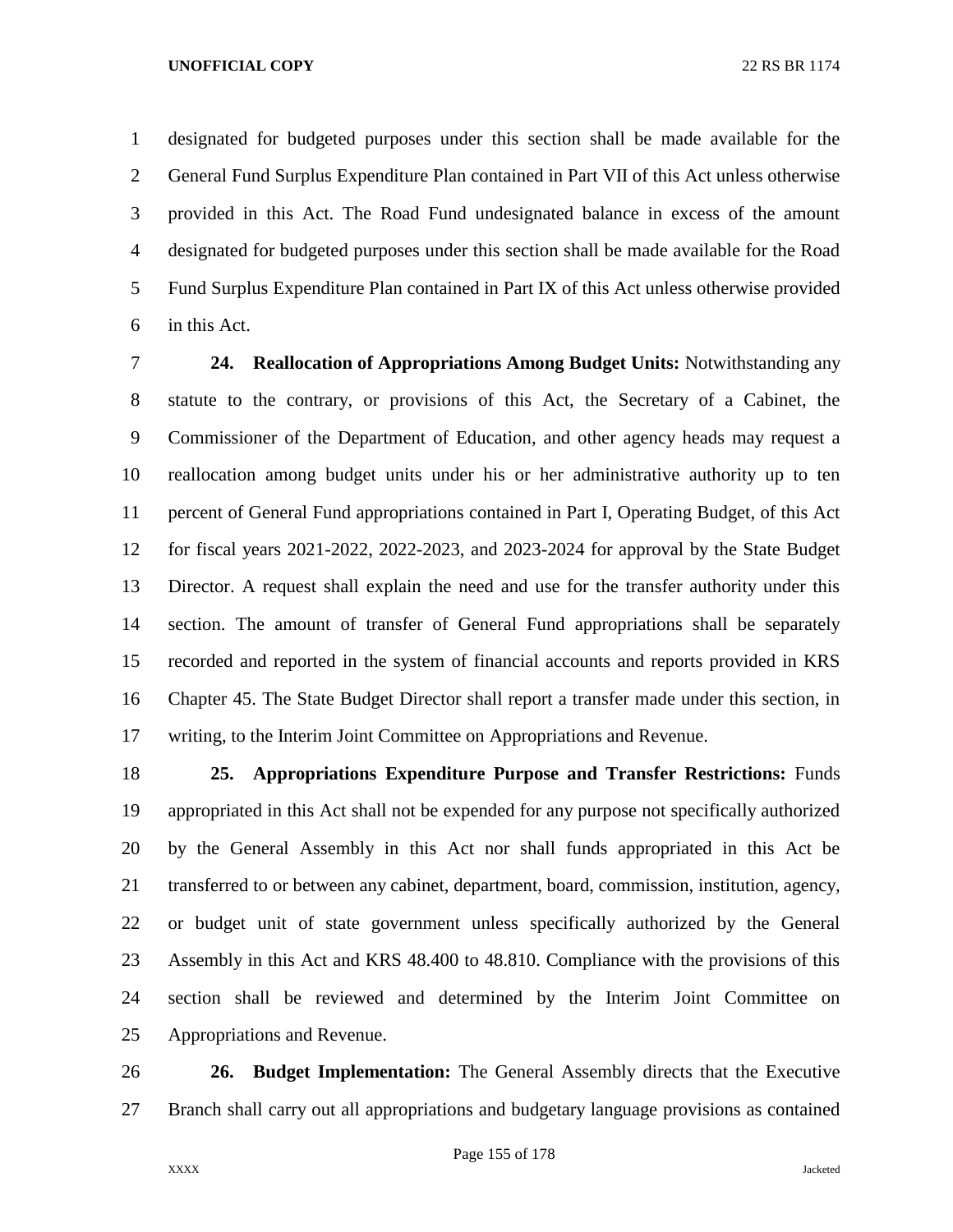designated for budgeted purposes under this section shall be made available for the General Fund Surplus Expenditure Plan contained in Part VII of this Act unless otherwise provided in this Act. The Road Fund undesignated balance in excess of the amount designated for budgeted purposes under this section shall be made available for the Road Fund Surplus Expenditure Plan contained in Part IX of this Act unless otherwise provided in this Act.

**24. Reallocation of Appropriations Among Budget Units:** Notwithstanding any statute to the contrary, or provisions of this Act, the Secretary of a Cabinet, the Commissioner of the Department of Education, and other agency heads may request a reallocation among budget units under his or her administrative authority up to ten percent of General Fund appropriations contained in Part I, Operating Budget, of this Act for fiscal years 2021-2022, 2022-2023, and 2023-2024 for approval by the State Budget Director. A request shall explain the need and use for the transfer authority under this section. The amount of transfer of General Fund appropriations shall be separately recorded and reported in the system of financial accounts and reports provided in KRS Chapter 45. The State Budget Director shall report a transfer made under this section, in writing, to the Interim Joint Committee on Appropriations and Revenue.

**25. Appropriations Expenditure Purpose and Transfer Restrictions:** Funds appropriated in this Act shall not be expended for any purpose not specifically authorized by the General Assembly in this Act nor shall funds appropriated in this Act be transferred to or between any cabinet, department, board, commission, institution, agency, or budget unit of state government unless specifically authorized by the General Assembly in this Act and KRS 48.400 to 48.810. Compliance with the provisions of this section shall be reviewed and determined by the Interim Joint Committee on Appropriations and Revenue.

**26. Budget Implementation:** The General Assembly directs that the Executive Branch shall carry out all appropriations and budgetary language provisions as contained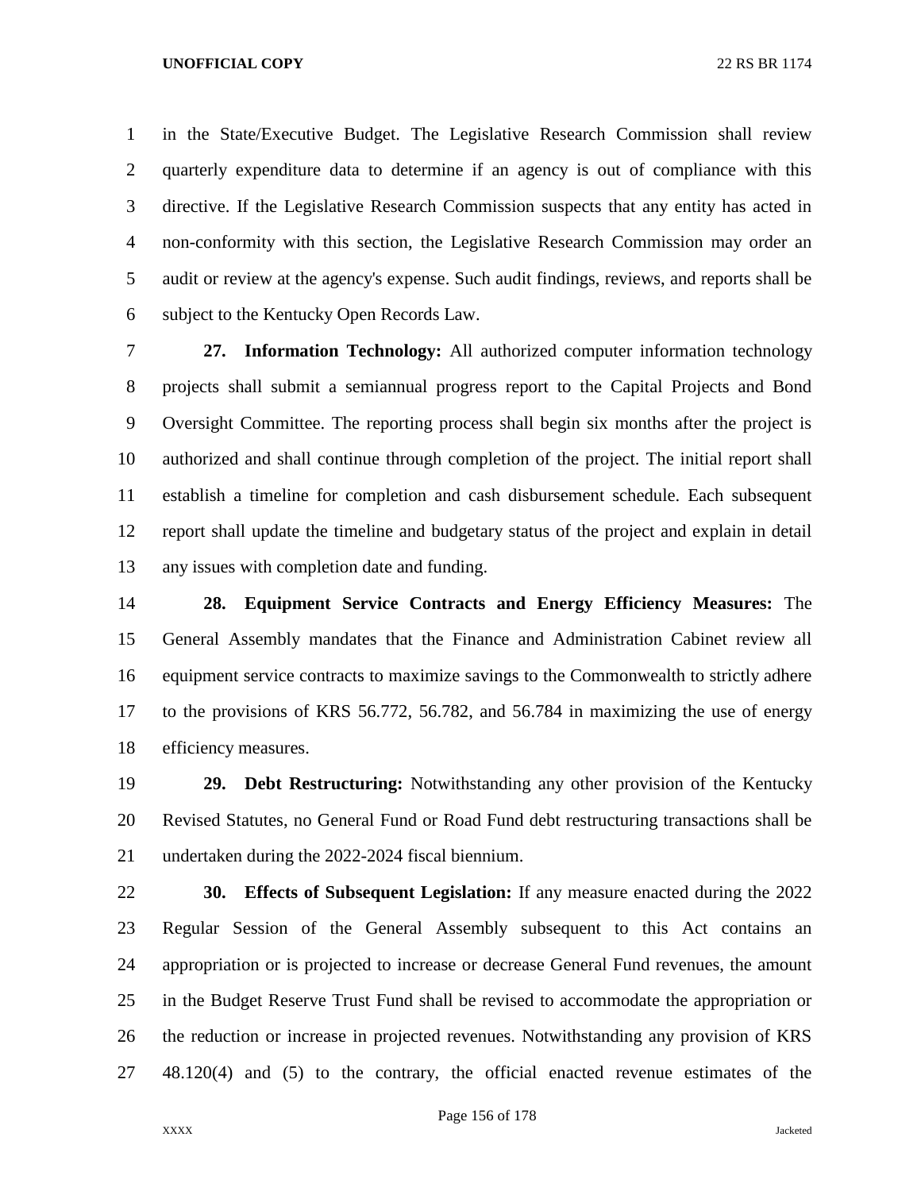in the State/Executive Budget. The Legislative Research Commission shall review quarterly expenditure data to determine if an agency is out of compliance with this directive. If the Legislative Research Commission suspects that any entity has acted in non-conformity with this section, the Legislative Research Commission may order an audit or review at the agency's expense. Such audit findings, reviews, and reports shall be subject to the Kentucky Open Records Law.

**27. Information Technology:** All authorized computer information technology projects shall submit a semiannual progress report to the Capital Projects and Bond Oversight Committee. The reporting process shall begin six months after the project is authorized and shall continue through completion of the project. The initial report shall establish a timeline for completion and cash disbursement schedule. Each subsequent report shall update the timeline and budgetary status of the project and explain in detail any issues with completion date and funding.

**28. Equipment Service Contracts and Energy Efficiency Measures:** The General Assembly mandates that the Finance and Administration Cabinet review all equipment service contracts to maximize savings to the Commonwealth to strictly adhere to the provisions of KRS 56.772, 56.782, and 56.784 in maximizing the use of energy efficiency measures.

**29. Debt Restructuring:** Notwithstanding any other provision of the Kentucky Revised Statutes, no General Fund or Road Fund debt restructuring transactions shall be undertaken during the 2022-2024 fiscal biennium.

**30. Effects of Subsequent Legislation:** If any measure enacted during the 2022 Regular Session of the General Assembly subsequent to this Act contains an appropriation or is projected to increase or decrease General Fund revenues, the amount in the Budget Reserve Trust Fund shall be revised to accommodate the appropriation or the reduction or increase in projected revenues. Notwithstanding any provision of KRS 48.120(4) and (5) to the contrary, the official enacted revenue estimates of the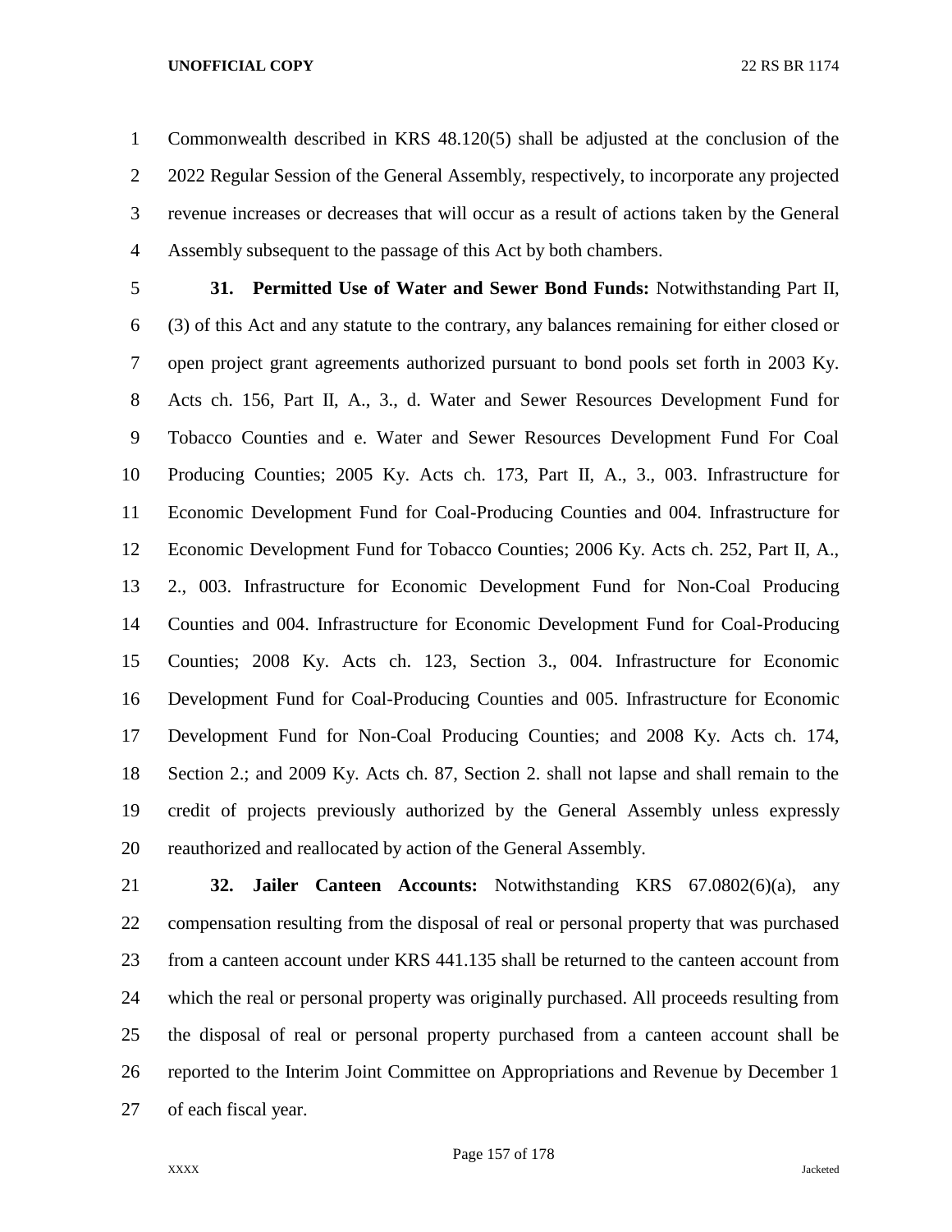Commonwealth described in KRS 48.120(5) shall be adjusted at the conclusion of the 2022 Regular Session of the General Assembly, respectively, to incorporate any projected revenue increases or decreases that will occur as a result of actions taken by the General Assembly subsequent to the passage of this Act by both chambers.

**31. Permitted Use of Water and Sewer Bond Funds:** Notwithstanding Part II, (3) of this Act and any statute to the contrary, any balances remaining for either closed or open project grant agreements authorized pursuant to bond pools set forth in 2003 Ky. Acts ch. 156, Part II, A., 3., d. Water and Sewer Resources Development Fund for Tobacco Counties and e. Water and Sewer Resources Development Fund For Coal Producing Counties; 2005 Ky. Acts ch. 173, Part II, A., 3., 003. Infrastructure for Economic Development Fund for Coal-Producing Counties and 004. Infrastructure for Economic Development Fund for Tobacco Counties; 2006 Ky. Acts ch. 252, Part II, A., 2., 003. Infrastructure for Economic Development Fund for Non-Coal Producing Counties and 004. Infrastructure for Economic Development Fund for Coal-Producing Counties; 2008 Ky. Acts ch. 123, Section 3., 004. Infrastructure for Economic Development Fund for Coal-Producing Counties and 005. Infrastructure for Economic Development Fund for Non-Coal Producing Counties; and 2008 Ky. Acts ch. 174, Section 2.; and 2009 Ky. Acts ch. 87, Section 2. shall not lapse and shall remain to the credit of projects previously authorized by the General Assembly unless expressly reauthorized and reallocated by action of the General Assembly.

**32. Jailer Canteen Accounts:** Notwithstanding KRS 67.0802(6)(a), any compensation resulting from the disposal of real or personal property that was purchased from a canteen account under KRS 441.135 shall be returned to the canteen account from which the real or personal property was originally purchased. All proceeds resulting from the disposal of real or personal property purchased from a canteen account shall be reported to the Interim Joint Committee on Appropriations and Revenue by December 1 of each fiscal year.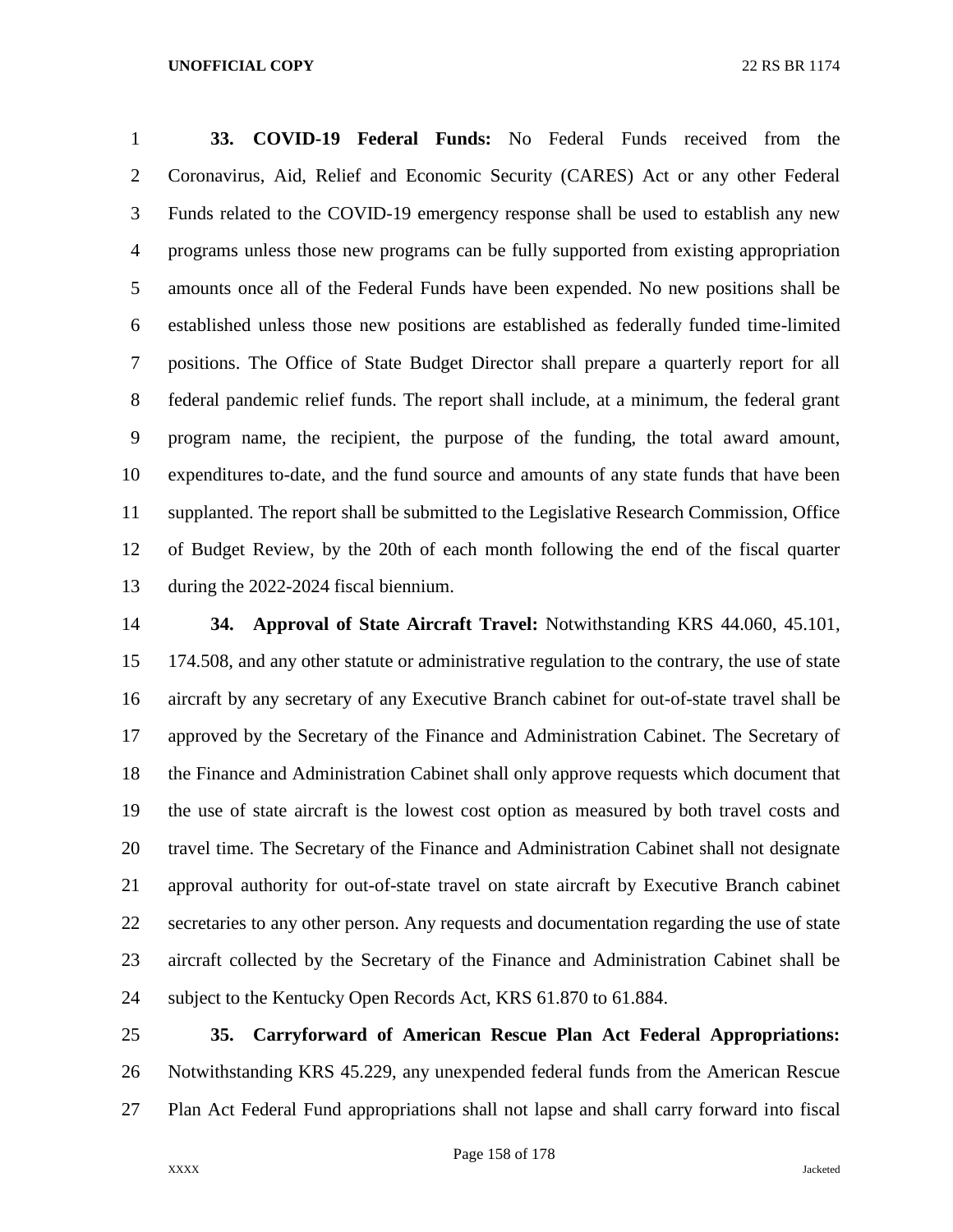**33. COVID-19 Federal Funds:** No Federal Funds received from the Coronavirus, Aid, Relief and Economic Security (CARES) Act or any other Federal Funds related to the COVID-19 emergency response shall be used to establish any new programs unless those new programs can be fully supported from existing appropriation amounts once all of the Federal Funds have been expended. No new positions shall be established unless those new positions are established as federally funded time-limited positions. The Office of State Budget Director shall prepare a quarterly report for all federal pandemic relief funds. The report shall include, at a minimum, the federal grant program name, the recipient, the purpose of the funding, the total award amount, expenditures to-date, and the fund source and amounts of any state funds that have been supplanted. The report shall be submitted to the Legislative Research Commission, Office of Budget Review, by the 20th of each month following the end of the fiscal quarter during the 2022-2024 fiscal biennium.

**34. Approval of State Aircraft Travel:** Notwithstanding KRS 44.060, 45.101, 174.508, and any other statute or administrative regulation to the contrary, the use of state aircraft by any secretary of any Executive Branch cabinet for out-of-state travel shall be approved by the Secretary of the Finance and Administration Cabinet. The Secretary of the Finance and Administration Cabinet shall only approve requests which document that the use of state aircraft is the lowest cost option as measured by both travel costs and travel time. The Secretary of the Finance and Administration Cabinet shall not designate approval authority for out-of-state travel on state aircraft by Executive Branch cabinet secretaries to any other person. Any requests and documentation regarding the use of state aircraft collected by the Secretary of the Finance and Administration Cabinet shall be subject to the Kentucky Open Records Act, KRS 61.870 to 61.884.

**35. Carryforward of American Rescue Plan Act Federal Appropriations:** Notwithstanding KRS 45.229, any unexpended federal funds from the American Rescue Plan Act Federal Fund appropriations shall not lapse and shall carry forward into fiscal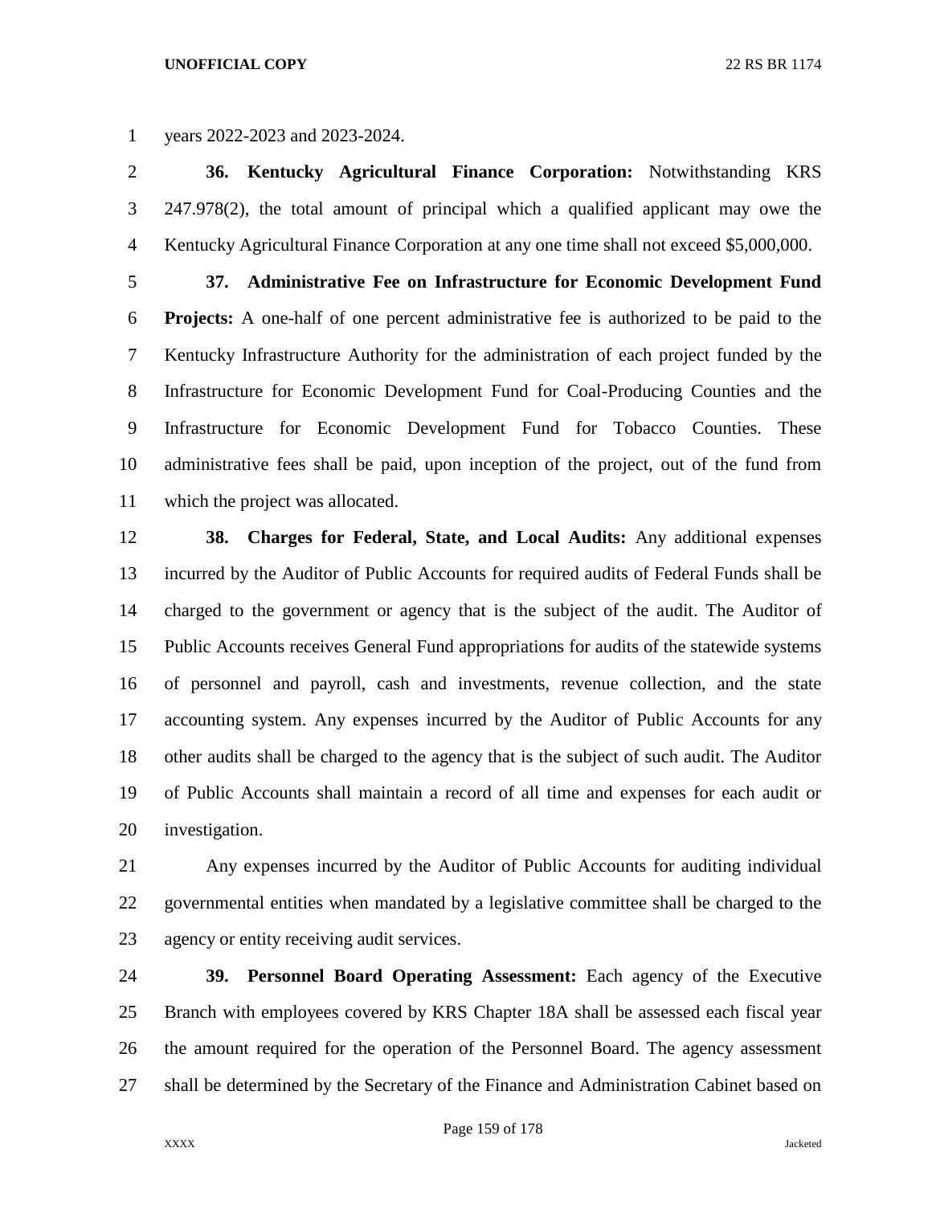years 2022-2023 and 2023-2024.

**36. Kentucky Agricultural Finance Corporation:** Notwithstanding KRS 247.978(2), the total amount of principal which a qualified applicant may owe the Kentucky Agricultural Finance Corporation at any one time shall not exceed $5,000,000.

**37. Administrative Fee on Infrastructure for Economic Development Fund Projects:** A one-half of one percent administrative fee is authorized to be paid to the Kentucky Infrastructure Authority for the administration of each project funded by the Infrastructure for Economic Development Fund for Coal-Producing Counties and the Infrastructure for Economic Development Fund for Tobacco Counties. These administrative fees shall be paid, upon inception of the project, out of the fund from which the project was allocated.

**38. Charges for Federal, State, and Local Audits:** Any additional expenses incurred by the Auditor of Public Accounts for required audits of Federal Funds shall be charged to the government or agency that is the subject of the audit. The Auditor of Public Accounts receives General Fund appropriations for audits of the statewide systems of personnel and payroll, cash and investments, revenue collection, and the state accounting system. Any expenses incurred by the Auditor of Public Accounts for any other audits shall be charged to the agency that is the subject of such audit. The Auditor of Public Accounts shall maintain a record of all time and expenses for each audit or investigation.

Any expenses incurred by the Auditor of Public Accounts for auditing individual governmental entities when mandated by a legislative committee shall be charged to the agency or entity receiving audit services.

**39. Personnel Board Operating Assessment:** Each agency of the Executive Branch with employees covered by KRS Chapter 18A shall be assessed each fiscal year the amount required for the operation of the Personnel Board. The agency assessment shall be determined by the Secretary of the Finance and Administration Cabinet based on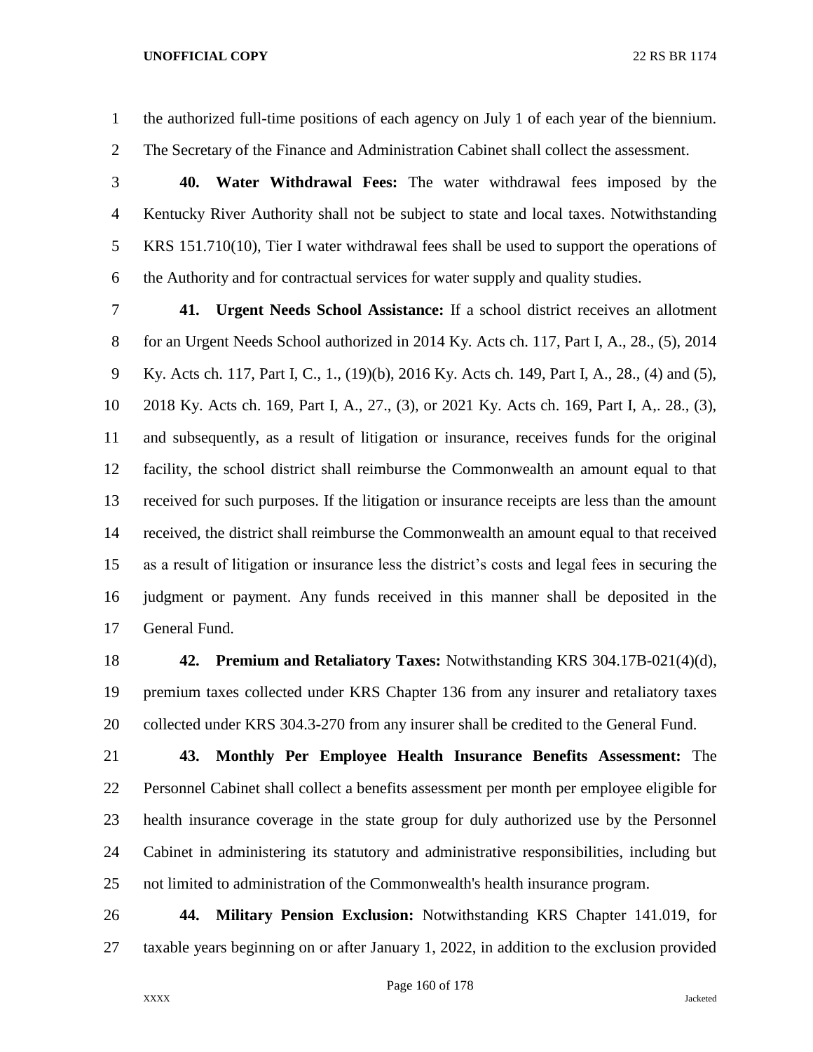the authorized full-time positions of each agency on July 1 of each year of the biennium. The Secretary of the Finance and Administration Cabinet shall collect the assessment.

**40. Water Withdrawal Fees:** The water withdrawal fees imposed by the Kentucky River Authority shall not be subject to state and local taxes. Notwithstanding KRS 151.710(10), Tier I water withdrawal fees shall be used to support the operations of the Authority and for contractual services for water supply and quality studies.

**41. Urgent Needs School Assistance:** If a school district receives an allotment for an Urgent Needs School authorized in 2014 Ky. Acts ch. 117, Part I, A., 28., (5), 2014 Ky. Acts ch. 117, Part I, C., 1., (19)(b), 2016 Ky. Acts ch. 149, Part I, A., 28., (4) and (5), 2018 Ky. Acts ch. 169, Part I, A., 27., (3), or 2021 Ky. Acts ch. 169, Part I, A,. 28., (3), and subsequently, as a result of litigation or insurance, receives funds for the original facility, the school district shall reimburse the Commonwealth an amount equal to that received for such purposes. If the litigation or insurance receipts are less than the amount received, the district shall reimburse the Commonwealth an amount equal to that received as a result of litigation or insurance less the district's costs and legal fees in securing the judgment or payment. Any funds received in this manner shall be deposited in the General Fund.

**42. Premium and Retaliatory Taxes:** Notwithstanding KRS 304.17B-021(4)(d), premium taxes collected under KRS Chapter 136 from any insurer and retaliatory taxes collected under KRS 304.3-270 from any insurer shall be credited to the General Fund.

**43. Monthly Per Employee Health Insurance Benefits Assessment:** The Personnel Cabinet shall collect a benefits assessment per month per employee eligible for health insurance coverage in the state group for duly authorized use by the Personnel Cabinet in administering its statutory and administrative responsibilities, including but not limited to administration of the Commonwealth's health insurance program.

**44. Military Pension Exclusion:** Notwithstanding KRS Chapter 141.019, for taxable years beginning on or after January 1, 2022, in addition to the exclusion provided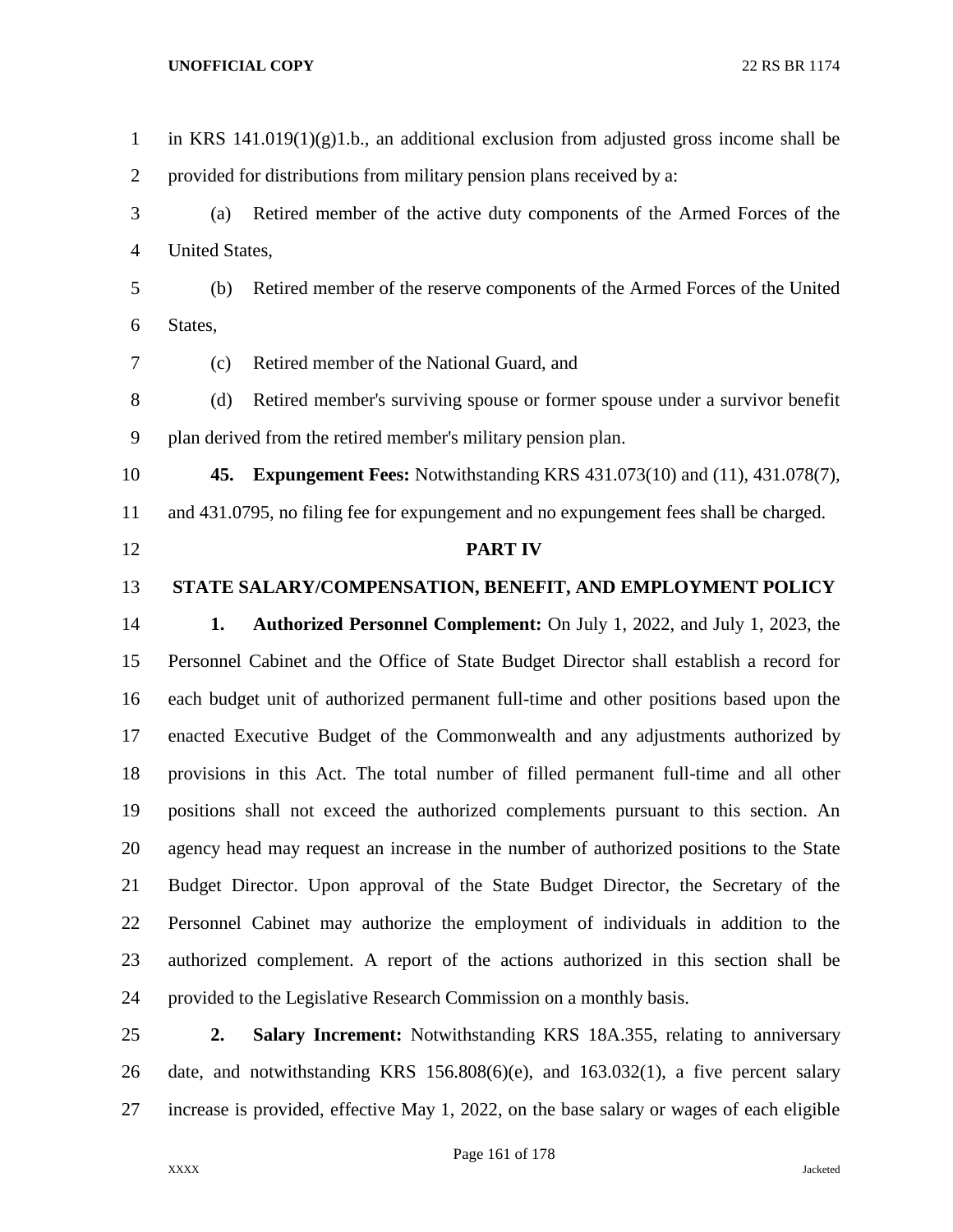in KRS 141.019(1)(g)1.b., an additional exclusion from adjusted gross income shall be provided for distributions from military pension plans received by a:

(a) Retired member of the active duty components of the Armed Forces of the United States,

(b) Retired member of the reserve components of the Armed Forces of the United States,

(c) Retired member of the National Guard, and

(d) Retired member's surviving spouse or former spouse under a survivor benefit plan derived from the retired member's military pension plan.

**45. Expungement Fees:** Notwithstanding KRS 431.073(10) and (11), 431.078(7), and 431.0795, no filing fee for expungement and no expungement fees shall be charged.

## PART IV

## STATE SALARY/COMPENSATION, BENEFIT, AND EMPLOYMENT POLICY

**1. Authorized Personnel Complement:** On July 1, 2022, and July 1, 2023, the Personnel Cabinet and the Office of State Budget Director shall establish a record for each budget unit of authorized permanent full-time and other positions based upon the enacted Executive Budget of the Commonwealth and any adjustments authorized by provisions in this Act. The total number of filled permanent full-time and all other positions shall not exceed the authorized complements pursuant to this section. An agency head may request an increase in the number of authorized positions to the State Budget Director. Upon approval of the State Budget Director, the Secretary of the Personnel Cabinet may authorize the employment of individuals in addition to the authorized complement. A report of the actions authorized in this section shall be provided to the Legislative Research Commission on a monthly basis.

**2. Salary Increment:** Notwithstanding KRS 18A.355, relating to anniversary date, and notwithstanding KRS 156.808(6)(e), and 163.032(1), a five percent salary increase is provided, effective May 1, 2022, on the base salary or wages of each eligible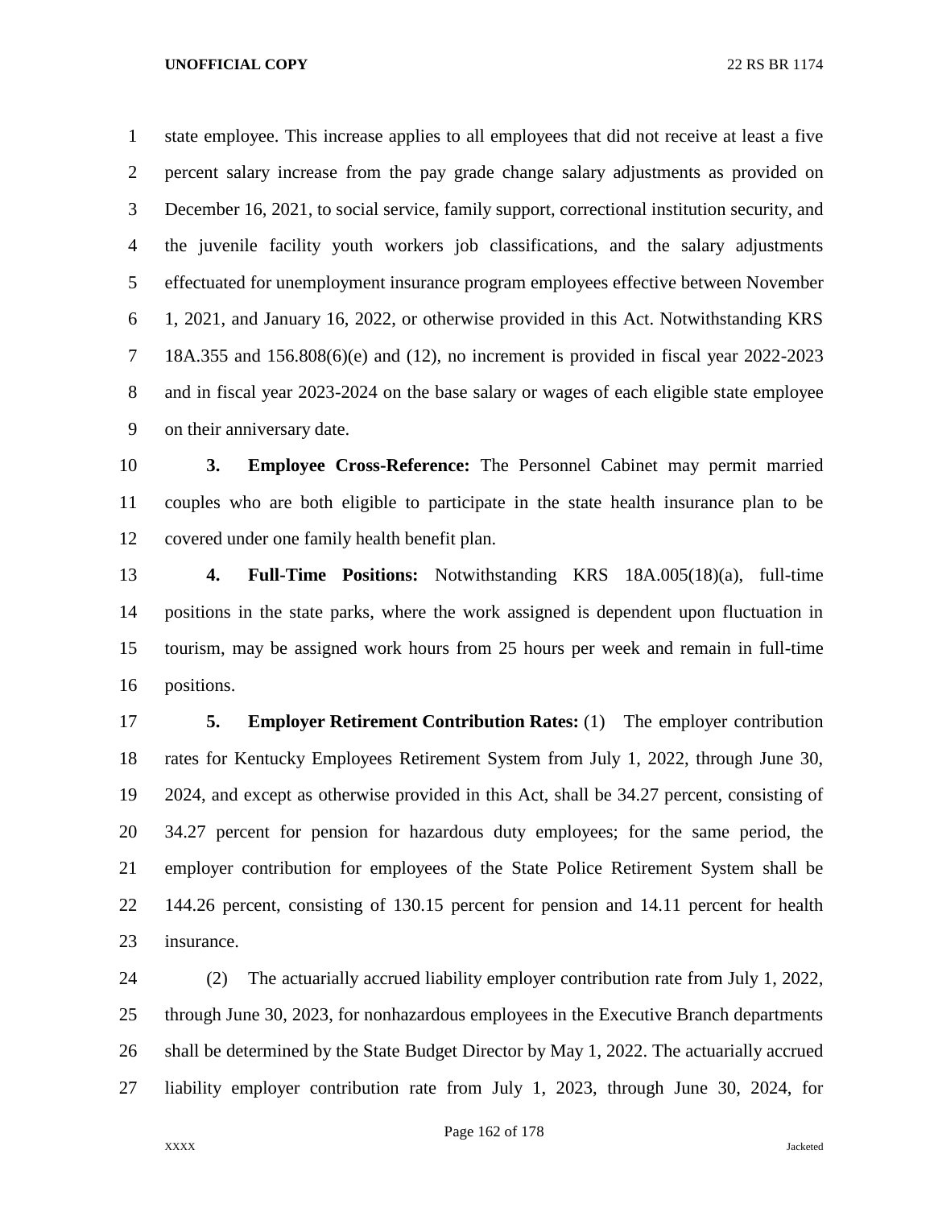state employee. This increase applies to all employees that did not receive at least a five percent salary increase from the pay grade change salary adjustments as provided on December 16, 2021, to social service, family support, correctional institution security, and the juvenile facility youth workers job classifications, and the salary adjustments effectuated for unemployment insurance program employees effective between November 1, 2021, and January 16, 2022, or otherwise provided in this Act. Notwithstanding KRS 18A.355 and 156.808(6)(e) and (12), no increment is provided in fiscal year 2022-2023 and in fiscal year 2023-2024 on the base salary or wages of each eligible state employee on their anniversary date.

**3. Employee Cross-Reference:** The Personnel Cabinet may permit married couples who are both eligible to participate in the state health insurance plan to be covered under one family health benefit plan.

**4. Full-Time Positions:** Notwithstanding KRS 18A.005(18)(a), full-time positions in the state parks, where the work assigned is dependent upon fluctuation in tourism, may be assigned work hours from 25 hours per week and remain in full-time positions.

**5. Employer Retirement Contribution Rates:** (1) The employer contribution rates for Kentucky Employees Retirement System from July 1, 2022, through June 30, 2024, and except as otherwise provided in this Act, shall be 34.27 percent, consisting of 34.27 percent for pension for hazardous duty employees; for the same period, the employer contribution for employees of the State Police Retirement System shall be 144.26 percent, consisting of 130.15 percent for pension and 14.11 percent for health insurance.

(2) The actuarially accrued liability employer contribution rate from July 1, 2022, through June 30, 2023, for nonhazardous employees in the Executive Branch departments shall be determined by the State Budget Director by May 1, 2022. The actuarially accrued liability employer contribution rate from July 1, 2023, through June 30, 2024, for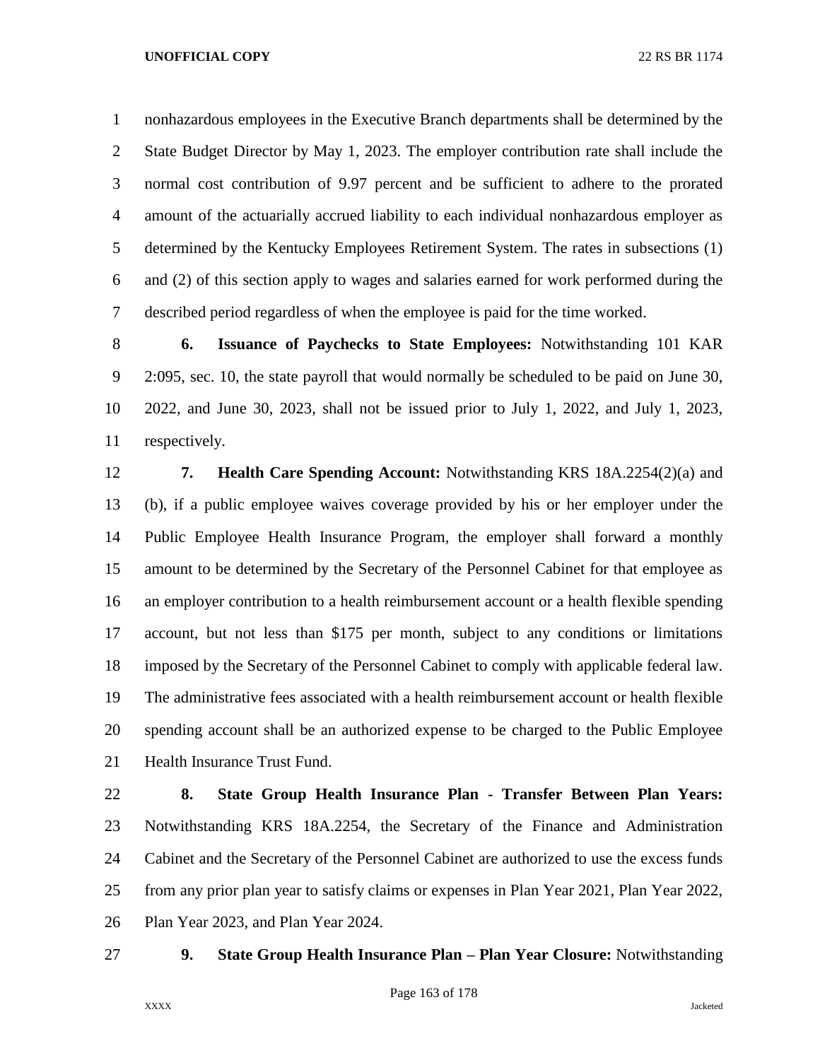nonhazardous employees in the Executive Branch departments shall be determined by the State Budget Director by May 1, 2023. The employer contribution rate shall include the normal cost contribution of 9.97 percent and be sufficient to adhere to the prorated amount of the actuarially accrued liability to each individual nonhazardous employer as determined by the Kentucky Employees Retirement System. The rates in subsections (1) and (2) of this section apply to wages and salaries earned for work performed during the described period regardless of when the employee is paid for the time worked.

**6. Issuance of Paychecks to State Employees:** Notwithstanding 101 KAR 2:095, sec. 10, the state payroll that would normally be scheduled to be paid on June 30, 2022, and June 30, 2023, shall not be issued prior to July 1, 2022, and July 1, 2023, respectively.

**7. Health Care Spending Account:** Notwithstanding KRS 18A.2254(2)(a) and (b), if a public employee waives coverage provided by his or her employer under the Public Employee Health Insurance Program, the employer shall forward a monthly amount to be determined by the Secretary of the Personnel Cabinet for that employee as an employer contribution to a health reimbursement account or a health flexible spending account, but not less than $175 per month, subject to any conditions or limitations imposed by the Secretary of the Personnel Cabinet to comply with applicable federal law. The administrative fees associated with a health reimbursement account or health flexible spending account shall be an authorized expense to be charged to the Public Employee Health Insurance Trust Fund.

**8. State Group Health Insurance Plan - Transfer Between Plan Years:** Notwithstanding KRS 18A.2254, the Secretary of the Finance and Administration Cabinet and the Secretary of the Personnel Cabinet are authorized to use the excess funds from any prior plan year to satisfy claims or expenses in Plan Year 2021, Plan Year 2022, Plan Year 2023, and Plan Year 2024.

**9. State Group Health Insurance Plan – Plan Year Closure:** Notwithstanding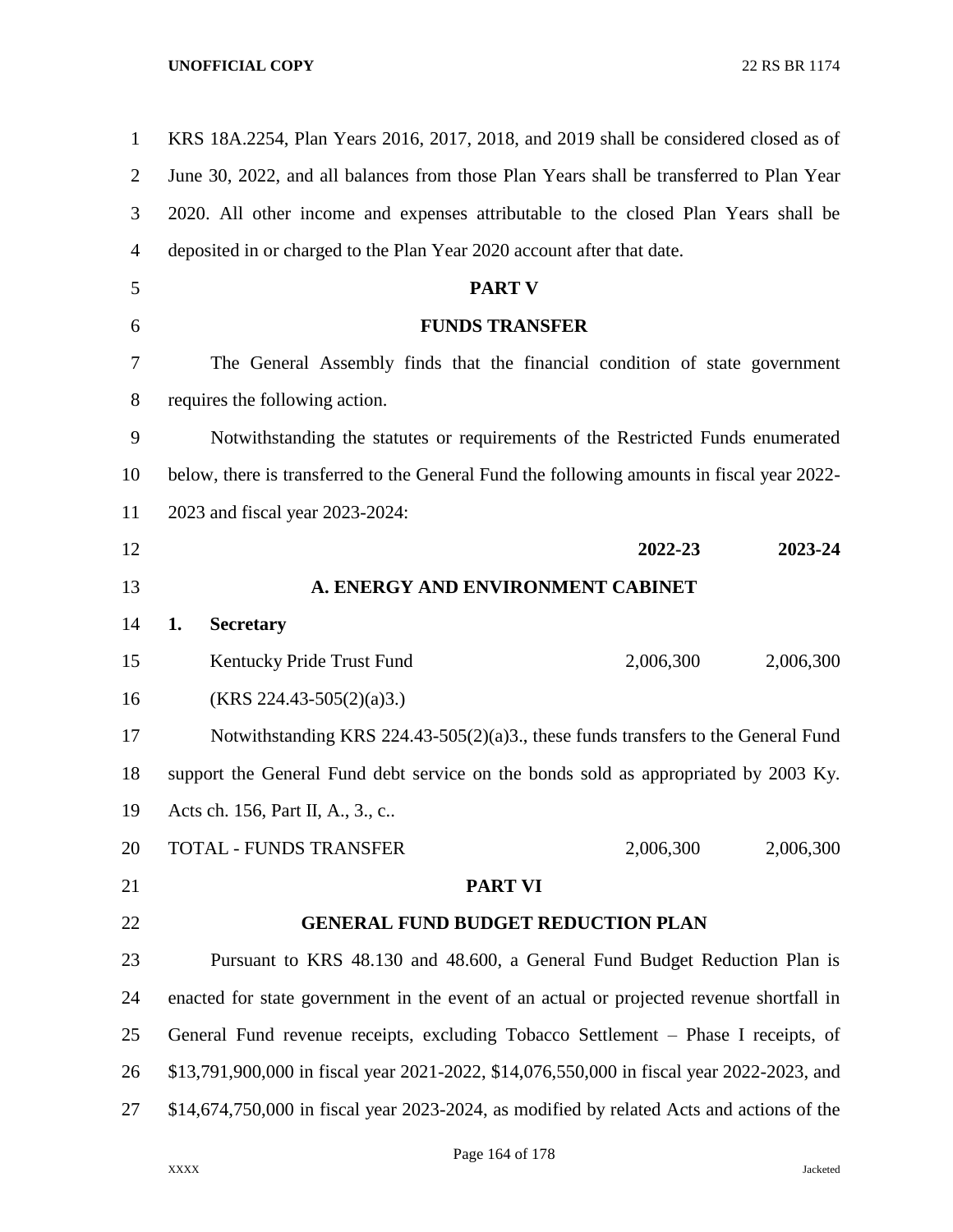KRS 18A.2254, Plan Years 2016, 2017, 2018, and 2019 shall be considered closed as of June 30, 2022, and all balances from those Plan Years shall be transferred to Plan Year 2020. All other income and expenses attributable to the closed Plan Years shall be deposited in or charged to the Plan Year 2020 account after that date.

**PART V**

**FUNDS TRANSFER**

The General Assembly finds that the financial condition of state government requires the following action.

Notwithstanding the statutes or requirements of the Restricted Funds enumerated below, there is transferred to the General Fund the following amounts in fiscal year 2022-2023 and fiscal year 2023-2024:

| | **2022-23** | **2023-24** |
|---|---|---|
| **A. ENERGY AND ENVIRONMENT CABINET** | | |
| **1. Secretary** | | |
| Kentucky Pride Trust Fund (KRS 224.43-505(2)(a)3.) | 2,006,300 | 2,006,300 |

Notwithstanding KRS 224.43-505(2)(a)3., these funds transfers to the General Fund support the General Fund debt service on the bonds sold as appropriated by 2003 Ky. Acts ch. 156, Part II, A., 3., c..

| | | |
|---|---|---|
| TOTAL - FUNDS TRANSFER | 2,006,300 | 2,006,300 |

**PART VI**

**GENERAL FUND BUDGET REDUCTION PLAN**

Pursuant to KRS 48.130 and 48.600, a General Fund Budget Reduction Plan is enacted for state government in the event of an actual or projected revenue shortfall in General Fund revenue receipts, excluding Tobacco Settlement – Phase I receipts, of $13,791,900,000 in fiscal year 2021-2022, $14,076,550,000 in fiscal year 2022-2023, and $14,674,750,000 in fiscal year 2023-2024, as modified by related Acts and actions of the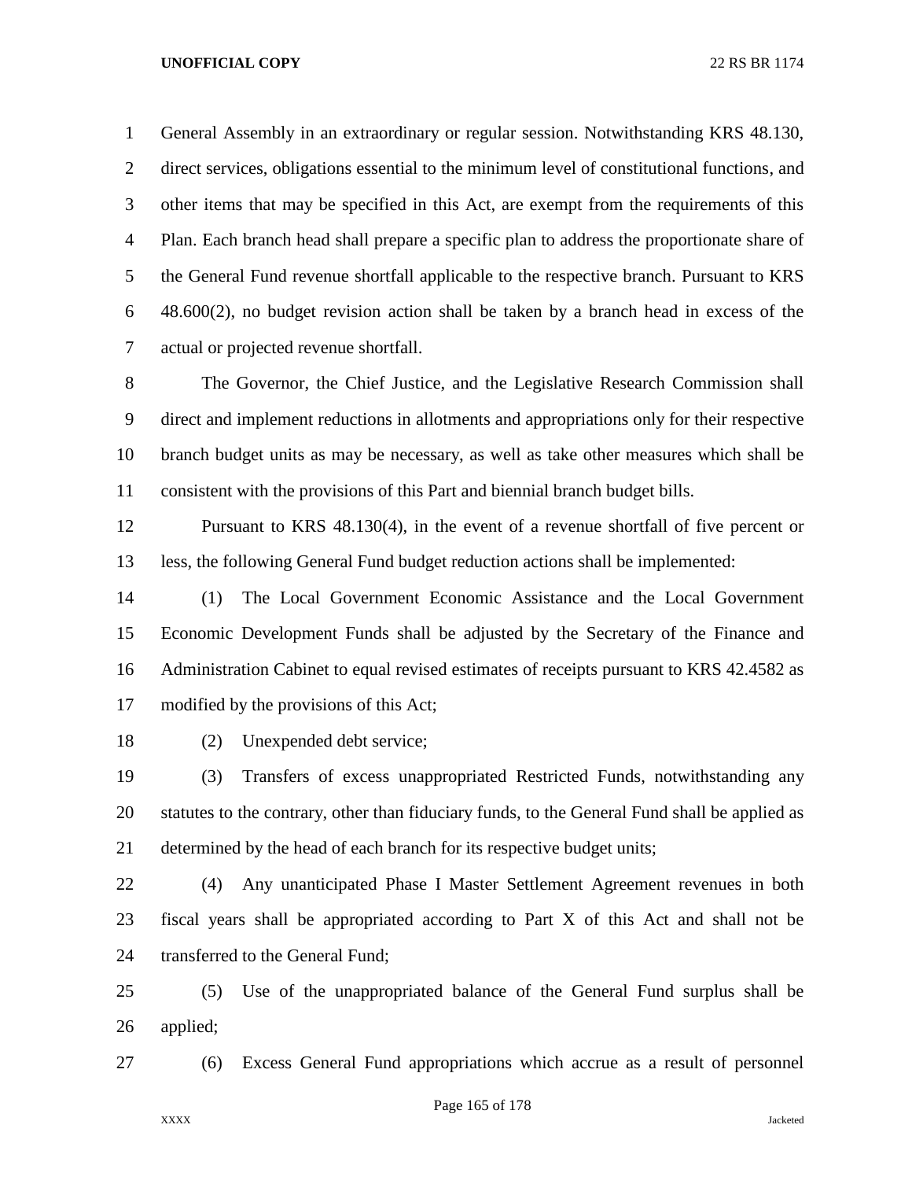General Assembly in an extraordinary or regular session. Notwithstanding KRS 48.130, direct services, obligations essential to the minimum level of constitutional functions, and other items that may be specified in this Act, are exempt from the requirements of this Plan. Each branch head shall prepare a specific plan to address the proportionate share of the General Fund revenue shortfall applicable to the respective branch. Pursuant to KRS 48.600(2), no budget revision action shall be taken by a branch head in excess of the actual or projected revenue shortfall.

The Governor, the Chief Justice, and the Legislative Research Commission shall direct and implement reductions in allotments and appropriations only for their respective branch budget units as may be necessary, as well as take other measures which shall be consistent with the provisions of this Part and biennial branch budget bills.

Pursuant to KRS 48.130(4), in the event of a revenue shortfall of five percent or less, the following General Fund budget reduction actions shall be implemented:

(1) The Local Government Economic Assistance and the Local Government Economic Development Funds shall be adjusted by the Secretary of the Finance and Administration Cabinet to equal revised estimates of receipts pursuant to KRS 42.4582 as modified by the provisions of this Act;

(2) Unexpended debt service;

(3) Transfers of excess unappropriated Restricted Funds, notwithstanding any statutes to the contrary, other than fiduciary funds, to the General Fund shall be applied as determined by the head of each branch for its respective budget units;

(4) Any unanticipated Phase I Master Settlement Agreement revenues in both fiscal years shall be appropriated according to Part X of this Act and shall not be transferred to the General Fund;

(5) Use of the unappropriated balance of the General Fund surplus shall be applied;

(6) Excess General Fund appropriations which accrue as a result of personnel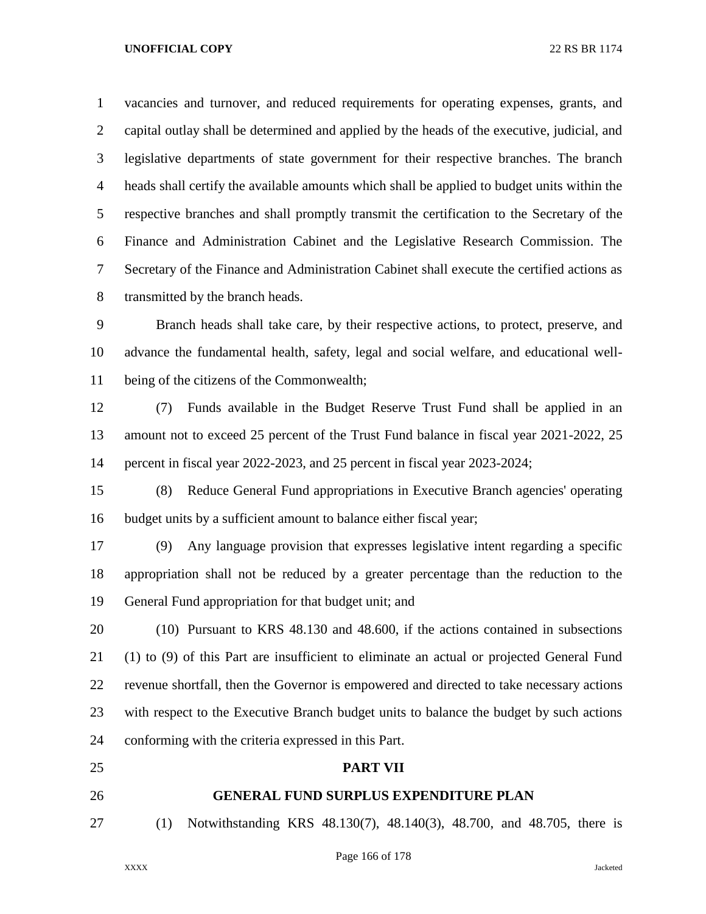vacancies and turnover, and reduced requirements for operating expenses, grants, and capital outlay shall be determined and applied by the heads of the executive, judicial, and legislative departments of state government for their respective branches. The branch heads shall certify the available amounts which shall be applied to budget units within the respective branches and shall promptly transmit the certification to the Secretary of the Finance and Administration Cabinet and the Legislative Research Commission. The Secretary of the Finance and Administration Cabinet shall execute the certified actions as transmitted by the branch heads.

Branch heads shall take care, by their respective actions, to protect, preserve, and advance the fundamental health, safety, legal and social welfare, and educational well-being of the citizens of the Commonwealth;

(7) Funds available in the Budget Reserve Trust Fund shall be applied in an amount not to exceed 25 percent of the Trust Fund balance in fiscal year 2021-2022, 25 percent in fiscal year 2022-2023, and 25 percent in fiscal year 2023-2024;

(8) Reduce General Fund appropriations in Executive Branch agencies' operating budget units by a sufficient amount to balance either fiscal year;

(9) Any language provision that expresses legislative intent regarding a specific appropriation shall not be reduced by a greater percentage than the reduction to the General Fund appropriation for that budget unit; and

(10) Pursuant to KRS 48.130 and 48.600, if the actions contained in subsections (1) to (9) of this Part are insufficient to eliminate an actual or projected General Fund revenue shortfall, then the Governor is empowered and directed to take necessary actions with respect to the Executive Branch budget units to balance the budget by such actions conforming with the criteria expressed in this Part.

## PART VII

## GENERAL FUND SURPLUS EXPENDITURE PLAN

(1) Notwithstanding KRS 48.130(7), 48.140(3), 48.700, and 48.705, there is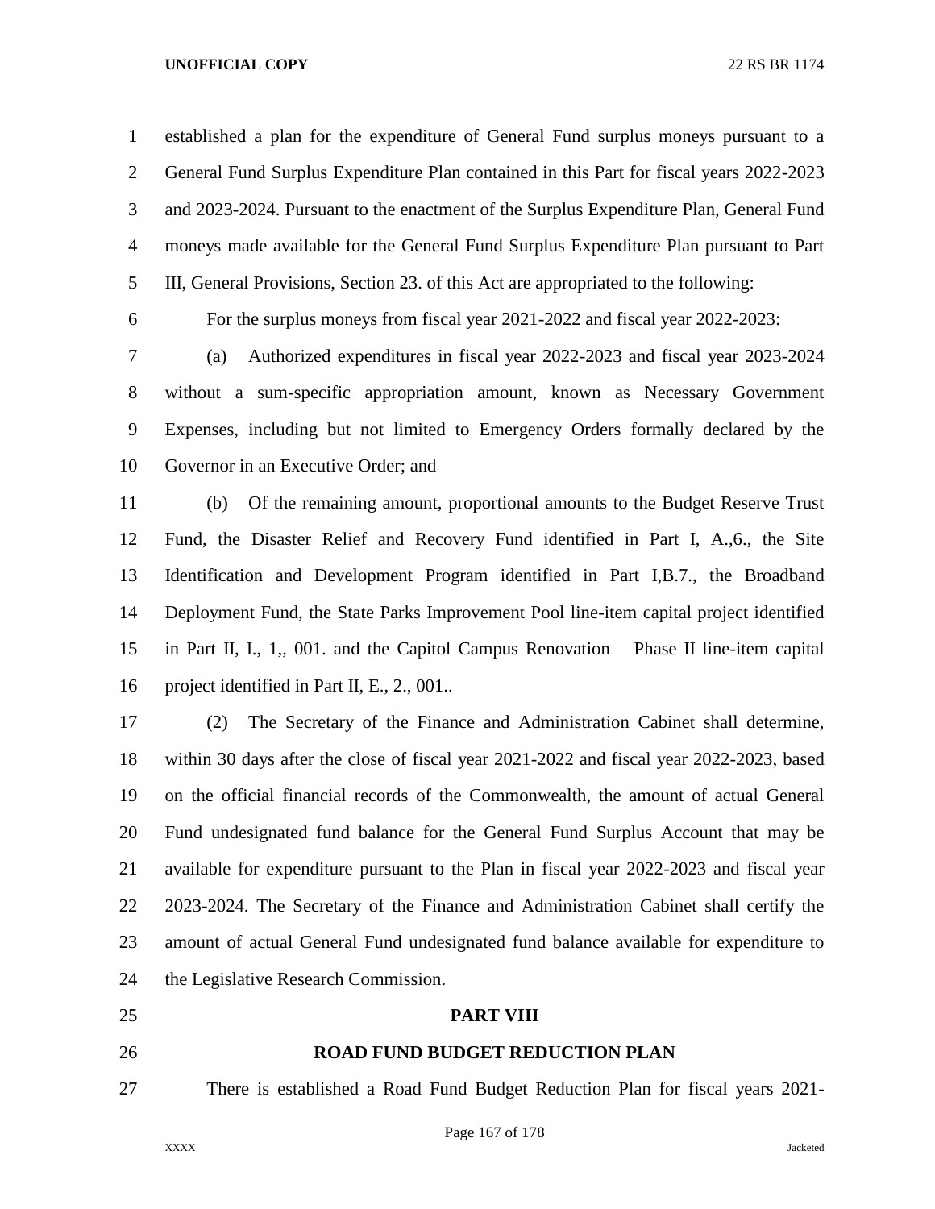established a plan for the expenditure of General Fund surplus moneys pursuant to a General Fund Surplus Expenditure Plan contained in this Part for fiscal years 2022-2023 and 2023-2024. Pursuant to the enactment of the Surplus Expenditure Plan, General Fund moneys made available for the General Fund Surplus Expenditure Plan pursuant to Part III, General Provisions, Section 23. of this Act are appropriated to the following:

For the surplus moneys from fiscal year 2021-2022 and fiscal year 2022-2023:

(a) Authorized expenditures in fiscal year 2022-2023 and fiscal year 2023-2024 without a sum-specific appropriation amount, known as Necessary Government Expenses, including but not limited to Emergency Orders formally declared by the Governor in an Executive Order; and

(b) Of the remaining amount, proportional amounts to the Budget Reserve Trust Fund, the Disaster Relief and Recovery Fund identified in Part I, A.,6., the Site Identification and Development Program identified in Part I,B.7., the Broadband Deployment Fund, the State Parks Improvement Pool line-item capital project identified in Part II, I., 1,, 001. and the Capitol Campus Renovation – Phase II line-item capital project identified in Part II, E., 2., 001..

(2) The Secretary of the Finance and Administration Cabinet shall determine, within 30 days after the close of fiscal year 2021-2022 and fiscal year 2022-2023, based on the official financial records of the Commonwealth, the amount of actual General Fund undesignated fund balance for the General Fund Surplus Account that may be available for expenditure pursuant to the Plan in fiscal year 2022-2023 and fiscal year 2023-2024. The Secretary of the Finance and Administration Cabinet shall certify the amount of actual General Fund undesignated fund balance available for expenditure to the Legislative Research Commission.

## PART VIII

## ROAD FUND BUDGET REDUCTION PLAN

There is established a Road Fund Budget Reduction Plan for fiscal years 2021-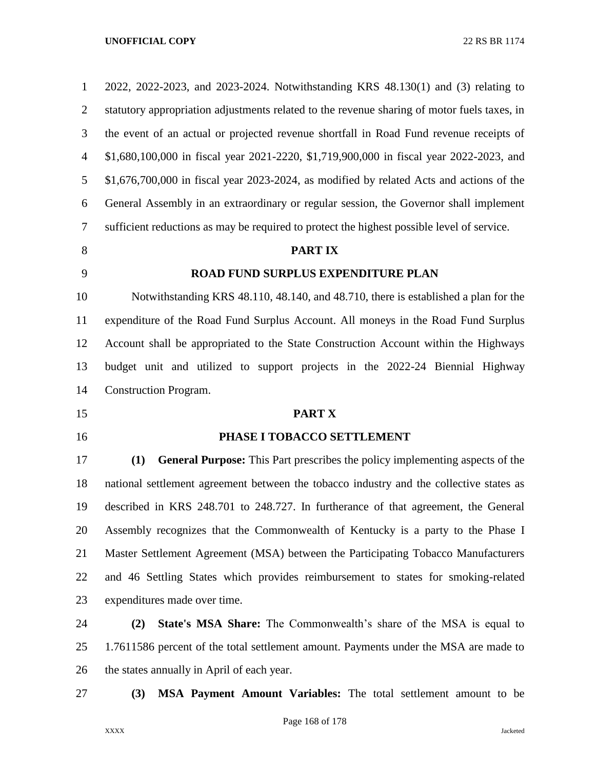2022, 2022-2023, and 2023-2024. Notwithstanding KRS 48.130(1) and (3) relating to statutory appropriation adjustments related to the revenue sharing of motor fuels taxes, in the event of an actual or projected revenue shortfall in Road Fund revenue receipts of $1,680,100,000 in fiscal year 2021-2220, $1,719,900,000 in fiscal year 2022-2023, and $1,676,700,000 in fiscal year 2023-2024, as modified by related Acts and actions of the General Assembly in an extraordinary or regular session, the Governor shall implement sufficient reductions as may be required to protect the highest possible level of service.

## PART IX

## ROAD FUND SURPLUS EXPENDITURE PLAN

Notwithstanding KRS 48.110, 48.140, and 48.710, there is established a plan for the expenditure of the Road Fund Surplus Account. All moneys in the Road Fund Surplus Account shall be appropriated to the State Construction Account within the Highways budget unit and utilized to support projects in the 2022-24 Biennial Highway Construction Program.

## PART X

## PHASE I TOBACCO SETTLEMENT

**(1) General Purpose:** This Part prescribes the policy implementing aspects of the national settlement agreement between the tobacco industry and the collective states as described in KRS 248.701 to 248.727. In furtherance of that agreement, the General Assembly recognizes that the Commonwealth of Kentucky is a party to the Phase I Master Settlement Agreement (MSA) between the Participating Tobacco Manufacturers and 46 Settling States which provides reimbursement to states for smoking-related expenditures made over time.

**(2) State's MSA Share:** The Commonwealth's share of the MSA is equal to 1.7611586 percent of the total settlement amount. Payments under the MSA are made to the states annually in April of each year.

**(3) MSA Payment Amount Variables:** The total settlement amount to be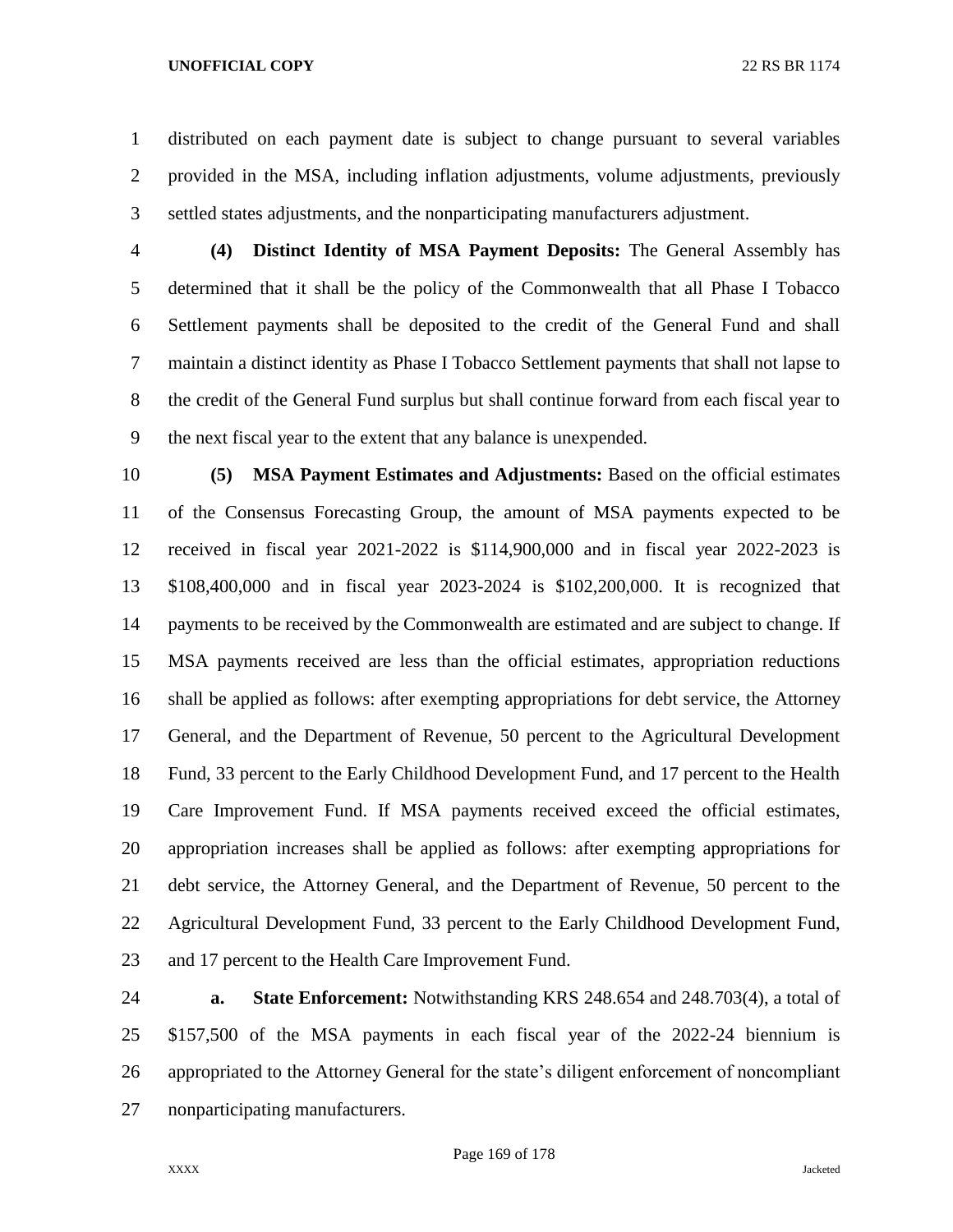distributed on each payment date is subject to change pursuant to several variables provided in the MSA, including inflation adjustments, volume adjustments, previously settled states adjustments, and the nonparticipating manufacturers adjustment.

**(4) Distinct Identity of MSA Payment Deposits:** The General Assembly has determined that it shall be the policy of the Commonwealth that all Phase I Tobacco Settlement payments shall be deposited to the credit of the General Fund and shall maintain a distinct identity as Phase I Tobacco Settlement payments that shall not lapse to the credit of the General Fund surplus but shall continue forward from each fiscal year to the next fiscal year to the extent that any balance is unexpended.

**(5) MSA Payment Estimates and Adjustments:** Based on the official estimates of the Consensus Forecasting Group, the amount of MSA payments expected to be received in fiscal year 2021-2022 is $114,900,000 and in fiscal year 2022-2023 is $108,400,000 and in fiscal year 2023-2024 is $102,200,000. It is recognized that payments to be received by the Commonwealth are estimated and are subject to change. If MSA payments received are less than the official estimates, appropriation reductions shall be applied as follows: after exempting appropriations for debt service, the Attorney General, and the Department of Revenue, 50 percent to the Agricultural Development Fund, 33 percent to the Early Childhood Development Fund, and 17 percent to the Health Care Improvement Fund. If MSA payments received exceed the official estimates, appropriation increases shall be applied as follows: after exempting appropriations for debt service, the Attorney General, and the Department of Revenue, 50 percent to the Agricultural Development Fund, 33 percent to the Early Childhood Development Fund, and 17 percent to the Health Care Improvement Fund.

**a. State Enforcement:** Notwithstanding KRS 248.654 and 248.703(4), a total of $157,500 of the MSA payments in each fiscal year of the 2022-24 biennium is appropriated to the Attorney General for the state's diligent enforcement of noncompliant nonparticipating manufacturers.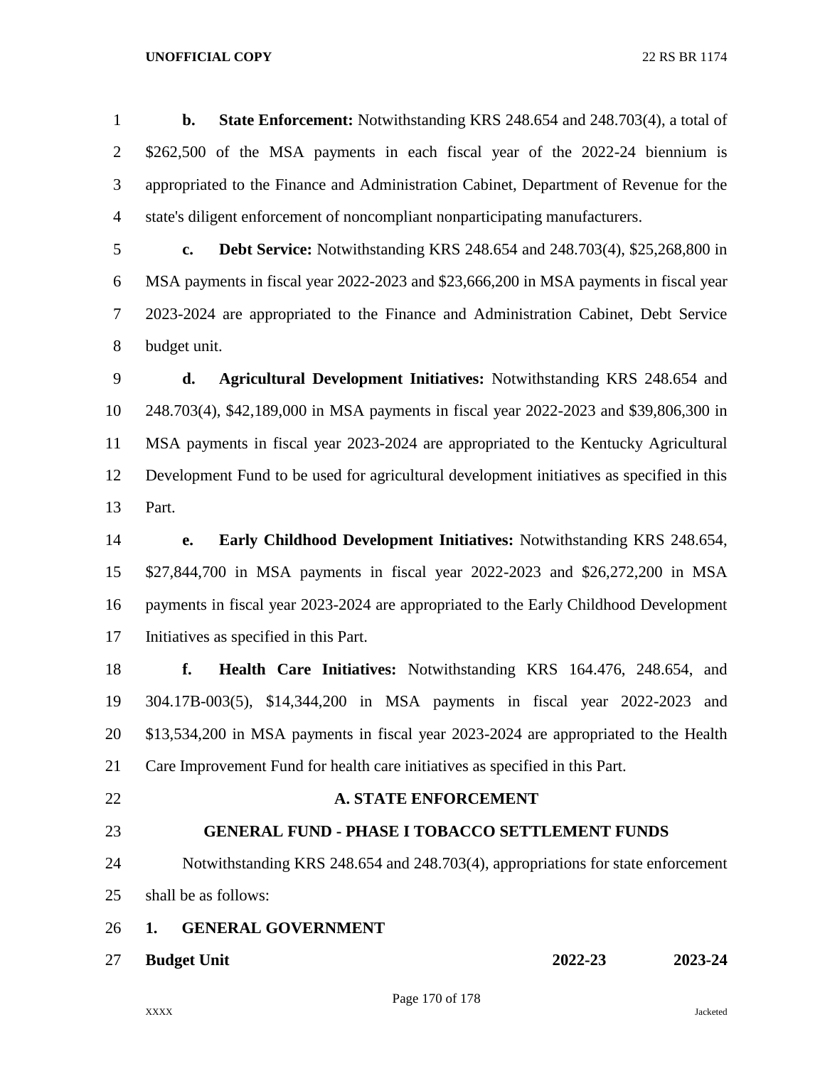**b. State Enforcement:** Notwithstanding KRS 248.654 and 248.703(4), a total of $262,500 of the MSA payments in each fiscal year of the 2022-24 biennium is appropriated to the Finance and Administration Cabinet, Department of Revenue for the state's diligent enforcement of noncompliant nonparticipating manufacturers.

**c. Debt Service:** Notwithstanding KRS 248.654 and 248.703(4), $25,268,800 in MSA payments in fiscal year 2022-2023 and $23,666,200 in MSA payments in fiscal year 2023-2024 are appropriated to the Finance and Administration Cabinet, Debt Service budget unit.

**d. Agricultural Development Initiatives:** Notwithstanding KRS 248.654 and 248.703(4), $42,189,000 in MSA payments in fiscal year 2022-2023 and $39,806,300 in MSA payments in fiscal year 2023-2024 are appropriated to the Kentucky Agricultural Development Fund to be used for agricultural development initiatives as specified in this Part.

**e. Early Childhood Development Initiatives:** Notwithstanding KRS 248.654, $27,844,700 in MSA payments in fiscal year 2022-2023 and $26,272,200 in MSA payments in fiscal year 2023-2024 are appropriated to the Early Childhood Development Initiatives as specified in this Part.

**f. Health Care Initiatives:** Notwithstanding KRS 164.476, 248.654, and 304.17B-003(5), $14,344,200 in MSA payments in fiscal year 2022-2023 and $13,534,200 in MSA payments in fiscal year 2023-2024 are appropriated to the Health Care Improvement Fund for health care initiatives as specified in this Part.

## A. STATE ENFORCEMENT

## GENERAL FUND - PHASE I TOBACCO SETTLEMENT FUNDS

Notwithstanding KRS 248.654 and 248.703(4), appropriations for state enforcement shall be as follows:

**1. GENERAL GOVERNMENT**

| **Budget Unit** | **2022-23** | **2023-24** |
|---|---|---|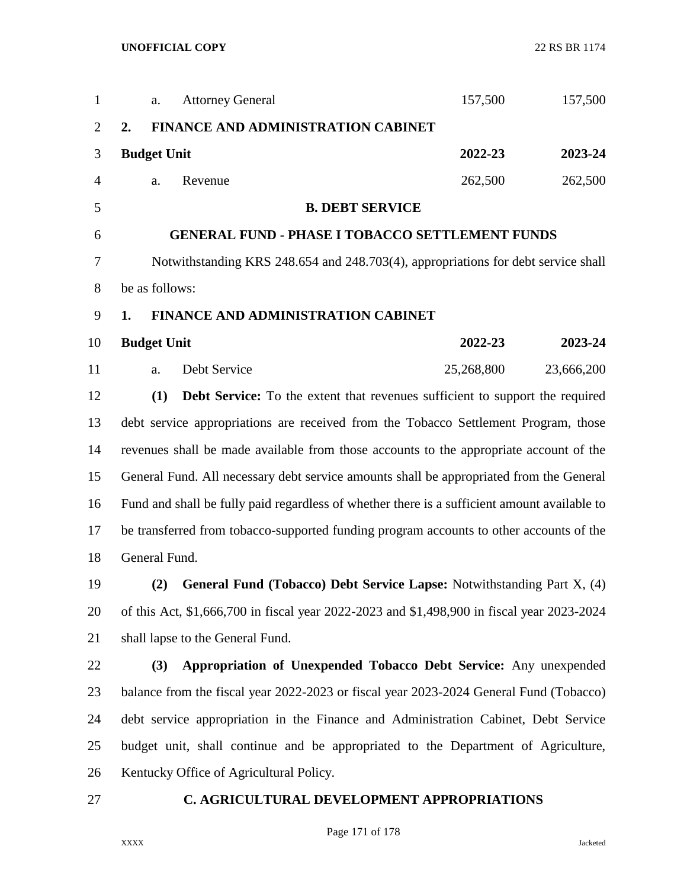| | | 2022-23 | 2023-24 |
|---|---|---|---|
| a. | Attorney General | 157,500 | 157,500 |

**2. FINANCE AND ADMINISTRATION CABINET**

| Budget Unit | | 2022-23 | 2023-24 |
|---|---|---|---|
| a. | Revenue | 262,500 | 262,500 |

**B. DEBT SERVICE**

**GENERAL FUND - PHASE I TOBACCO SETTLEMENT FUNDS**

Notwithstanding KRS 248.654 and 248.703(4), appropriations for debt service shall be as follows:

**1. FINANCE AND ADMINISTRATION CABINET**

| Budget Unit | | 2022-23 | 2023-24 |
|---|---|---|---|
| a. | Debt Service | 25,268,800 | 23,666,200 |

**(1) Debt Service:** To the extent that revenues sufficient to support the required debt service appropriations are received from the Tobacco Settlement Program, those revenues shall be made available from those accounts to the appropriate account of the General Fund. All necessary debt service amounts shall be appropriated from the General Fund and shall be fully paid regardless of whether there is a sufficient amount available to be transferred from tobacco-supported funding program accounts to other accounts of the General Fund.

**(2) General Fund (Tobacco) Debt Service Lapse:** Notwithstanding Part X, (4) of this Act, $1,666,700 in fiscal year 2022-2023 and $1,498,900 in fiscal year 2023-2024 shall lapse to the General Fund.

**(3) Appropriation of Unexpended Tobacco Debt Service:** Any unexpended balance from the fiscal year 2022-2023 or fiscal year 2023-2024 General Fund (Tobacco) debt service appropriation in the Finance and Administration Cabinet, Debt Service budget unit, shall continue and be appropriated to the Department of Agriculture, Kentucky Office of Agricultural Policy.

**C. AGRICULTURAL DEVELOPMENT APPROPRIATIONS**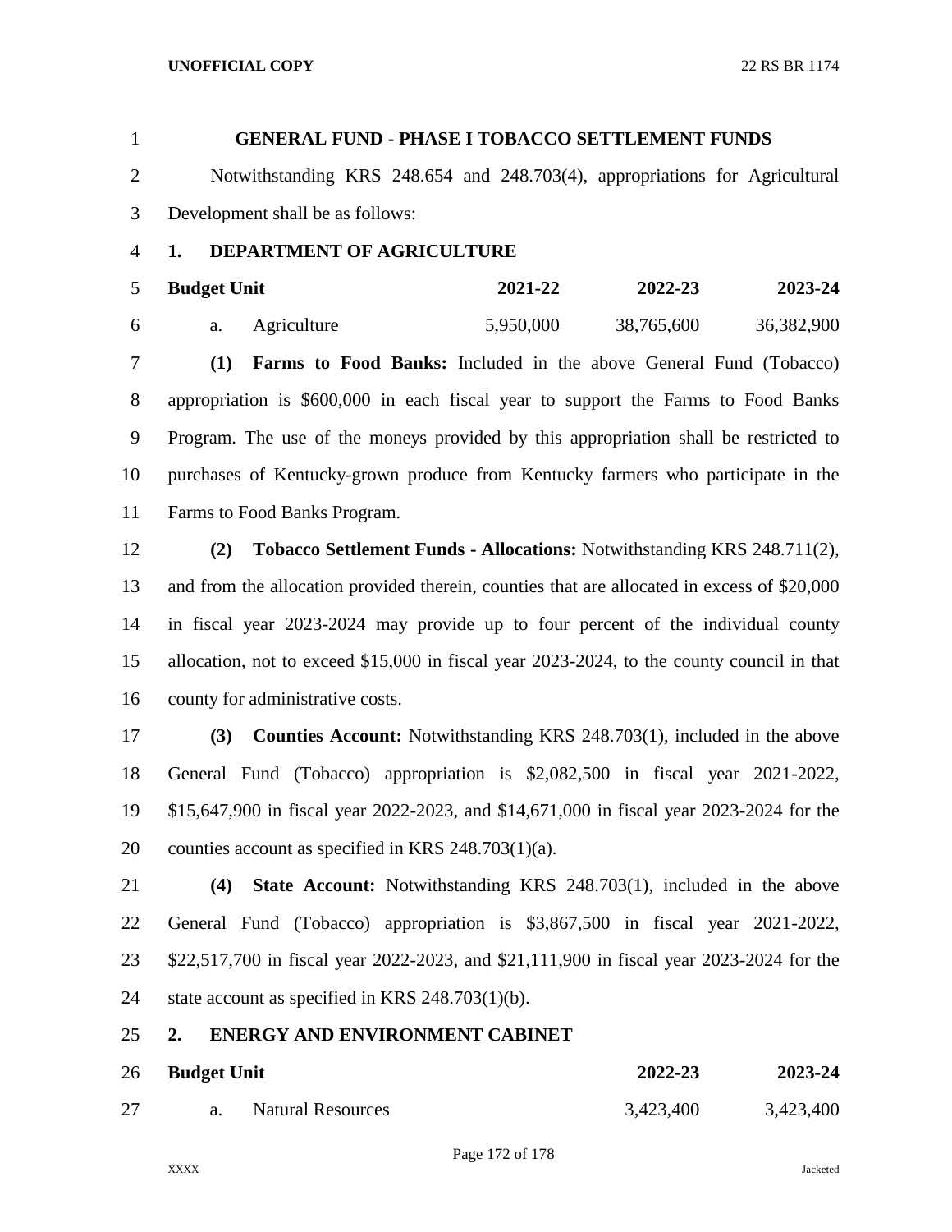## GENERAL FUND - PHASE I TOBACCO SETTLEMENT FUNDS

Notwithstanding KRS 248.654 and 248.703(4), appropriations for Agricultural Development shall be as follows:

### 1. DEPARTMENT OF AGRICULTURE

| Budget Unit | 2021-22 | 2022-23 | 2023-24 |
|---|---|---|---|
| a. Agriculture | 5,950,000 | 38,765,600 | 36,382,900 |

**(1) Farms to Food Banks:** Included in the above General Fund (Tobacco) appropriation is $600,000 in each fiscal year to support the Farms to Food Banks Program. The use of the moneys provided by this appropriation shall be restricted to purchases of Kentucky-grown produce from Kentucky farmers who participate in the Farms to Food Banks Program.

**(2) Tobacco Settlement Funds - Allocations:** Notwithstanding KRS 248.711(2), and from the allocation provided therein, counties that are allocated in excess of $20,000 in fiscal year 2023-2024 may provide up to four percent of the individual county allocation, not to exceed $15,000 in fiscal year 2023-2024, to the county council in that county for administrative costs.

**(3) Counties Account:** Notwithstanding KRS 248.703(1), included in the above General Fund (Tobacco) appropriation is $2,082,500 in fiscal year 2021-2022, $15,647,900 in fiscal year 2022-2023, and $14,671,000 in fiscal year 2023-2024 for the counties account as specified in KRS 248.703(1)(a).

**(4) State Account:** Notwithstanding KRS 248.703(1), included in the above General Fund (Tobacco) appropriation is $3,867,500 in fiscal year 2021-2022, $22,517,700 in fiscal year 2022-2023, and $21,111,900 in fiscal year 2023-2024 for the state account as specified in KRS 248.703(1)(b).

### 2. ENERGY AND ENVIRONMENT CABINET

| Budget Unit | 2022-23 | 2023-24 |
|---|---|---|
| a. Natural Resources | 3,423,400 | 3,423,400 |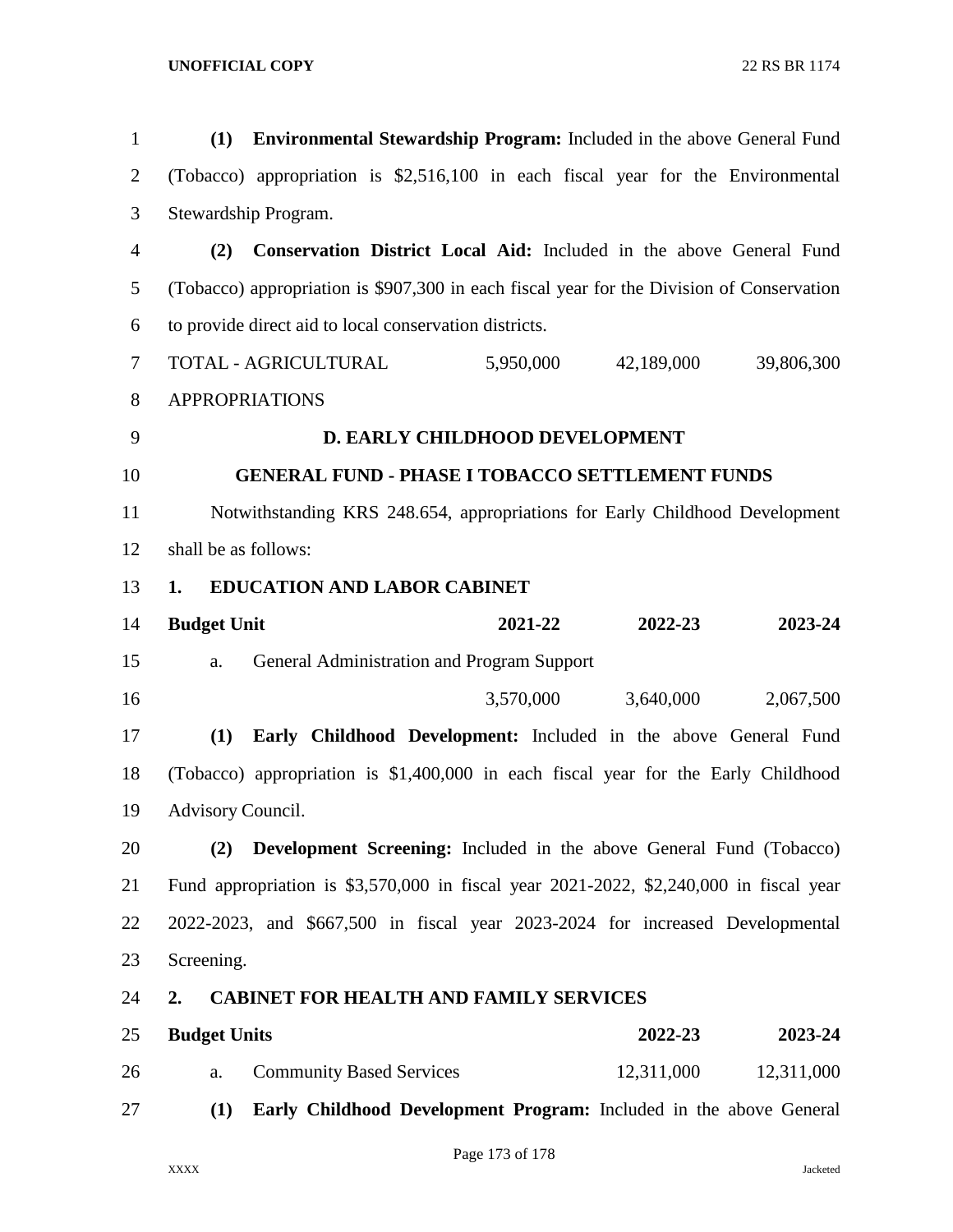**(1) Environmental Stewardship Program:** Included in the above General Fund (Tobacco) appropriation is $2,516,100 in each fiscal year for the Environmental Stewardship Program.

**(2) Conservation District Local Aid:** Included in the above General Fund (Tobacco) appropriation is $907,300 in each fiscal year for the Division of Conservation to provide direct aid to local conservation districts.

| | | | |
|---|---|---|---|
| TOTAL - AGRICULTURAL APPROPRIATIONS | 5,950,000 | 42,189,000 | 39,806,300 |

**D. EARLY CHILDHOOD DEVELOPMENT**

**GENERAL FUND - PHASE I TOBACCO SETTLEMENT FUNDS**

Notwithstanding KRS 248.654, appropriations for Early Childhood Development shall be as follows:

**1. EDUCATION AND LABOR CABINET**

| **Budget Unit** | **2021-22** | **2022-23** | **2023-24** |
|---|---|---|---|
| a. General Administration and Program Support | 3,570,000 | 3,640,000 | 2,067,500 |

**(1) Early Childhood Development:** Included in the above General Fund (Tobacco) appropriation is $1,400,000 in each fiscal year for the Early Childhood Advisory Council.

**(2) Development Screening:** Included in the above General Fund (Tobacco) Fund appropriation is $3,570,000 in fiscal year 2021-2022, $2,240,000 in fiscal year 2022-2023, and $667,500 in fiscal year 2023-2024 for increased Developmental Screening.

**2. CABINET FOR HEALTH AND FAMILY SERVICES**

| **Budget Units** | **2022-23** | **2023-24** |
|---|---|---|
| a. Community Based Services | 12,311,000 | 12,311,000 |

**(1) Early Childhood Development Program:** Included in the above General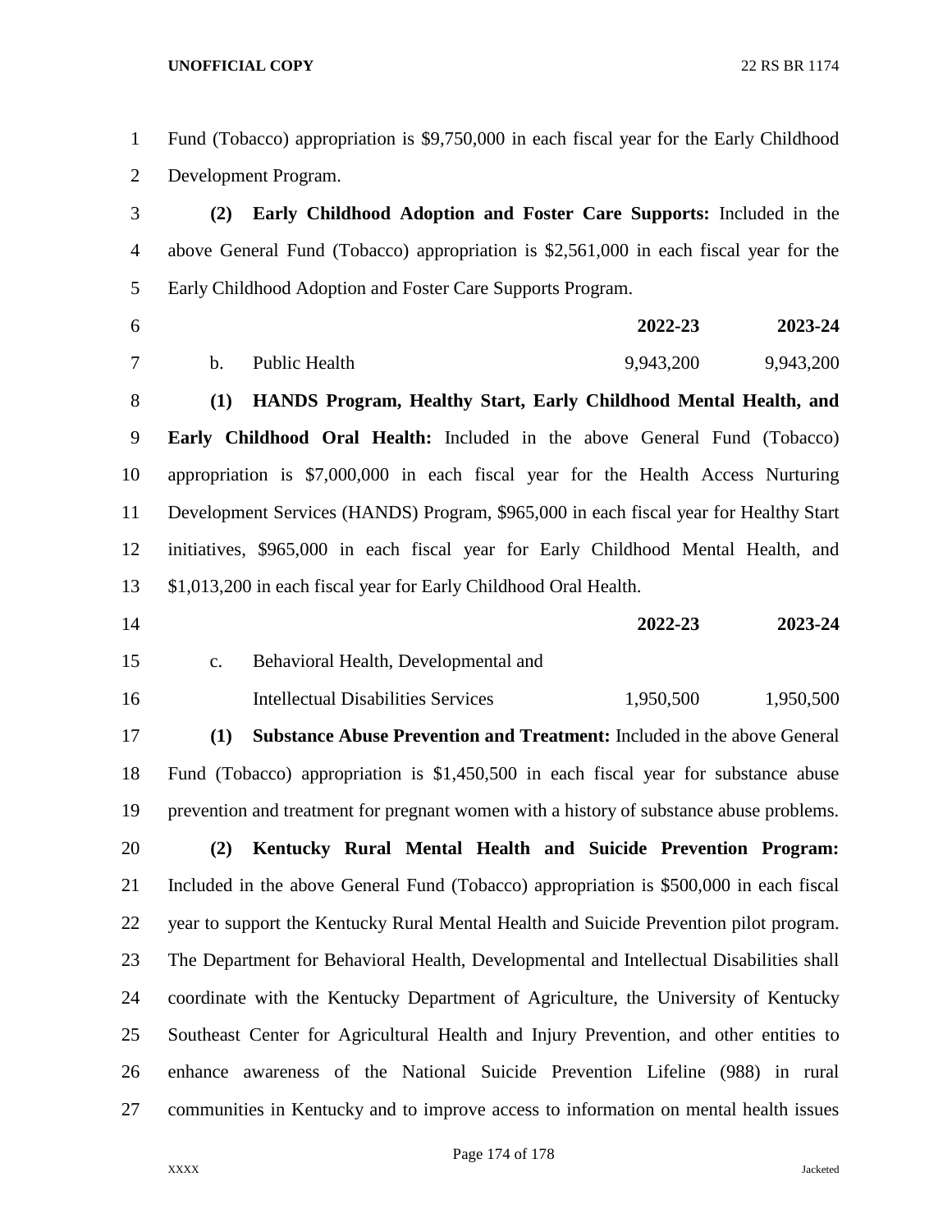Fund (Tobacco) appropriation is $9,750,000 in each fiscal year for the Early Childhood Development Program.

**(2) Early Childhood Adoption and Foster Care Supports:** Included in the above General Fund (Tobacco) appropriation is $2,561,000 in each fiscal year for the Early Childhood Adoption and Foster Care Supports Program.

| | | **2022-23** | **2023-24** |
|---|---|---|---|
| b. | Public Health | 9,943,200 | 9,943,200 |

**(1) HANDS Program, Healthy Start, Early Childhood Mental Health, and Early Childhood Oral Health:** Included in the above General Fund (Tobacco) appropriation is $7,000,000 in each fiscal year for the Health Access Nurturing Development Services (HANDS) Program, $965,000 in each fiscal year for Healthy Start initiatives, $965,000 in each fiscal year for Early Childhood Mental Health, and $1,013,200 in each fiscal year for Early Childhood Oral Health.

| | | **2022-23** | **2023-24** |
|---|---|---|---|
| c. | Behavioral Health, Developmental and Intellectual Disabilities Services | 1,950,500 | 1,950,500 |

**(1) Substance Abuse Prevention and Treatment:** Included in the above General Fund (Tobacco) appropriation is $1,450,500 in each fiscal year for substance abuse prevention and treatment for pregnant women with a history of substance abuse problems.

**(2) Kentucky Rural Mental Health and Suicide Prevention Program:** Included in the above General Fund (Tobacco) appropriation is $500,000 in each fiscal year to support the Kentucky Rural Mental Health and Suicide Prevention pilot program. The Department for Behavioral Health, Developmental and Intellectual Disabilities shall coordinate with the Kentucky Department of Agriculture, the University of Kentucky Southeast Center for Agricultural Health and Injury Prevention, and other entities to enhance awareness of the National Suicide Prevention Lifeline (988) in rural communities in Kentucky and to improve access to information on mental health issues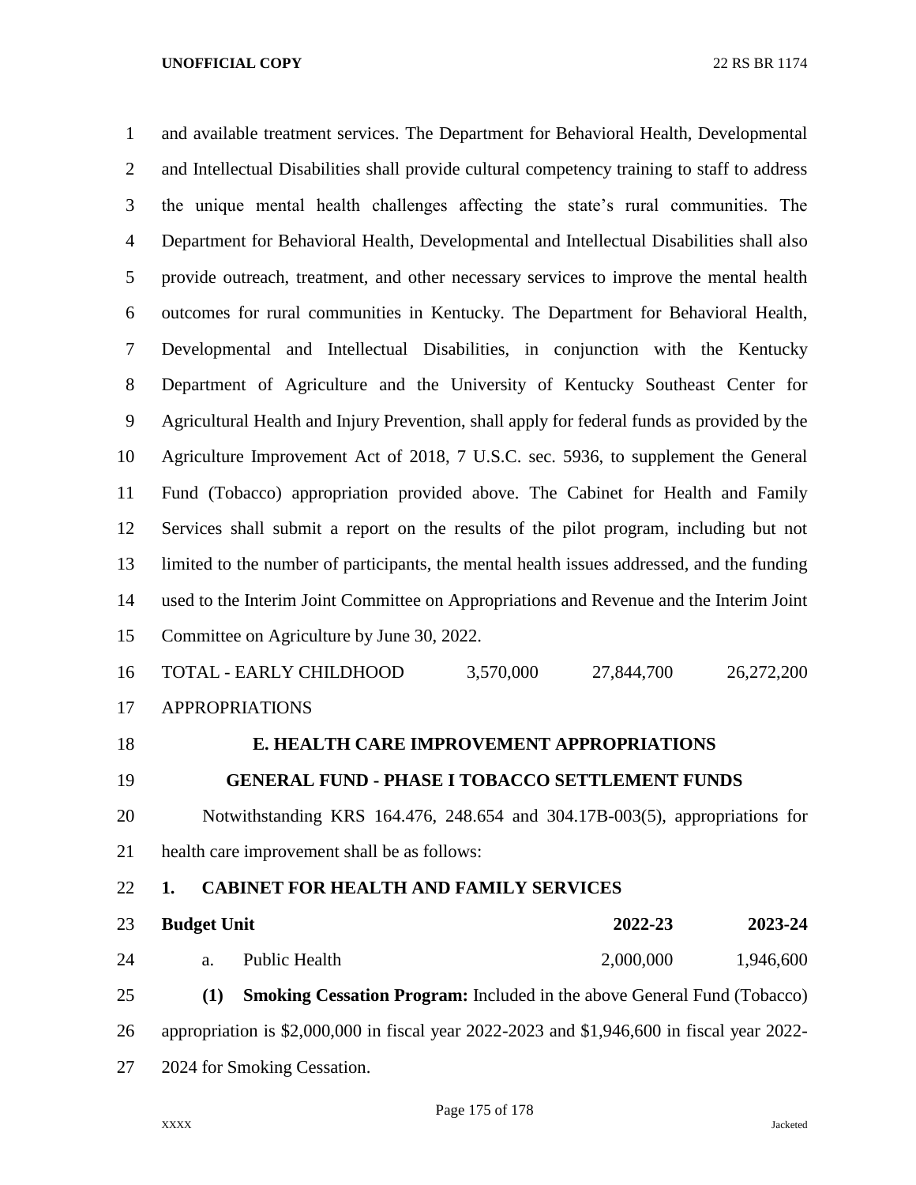and available treatment services. The Department for Behavioral Health, Developmental and Intellectual Disabilities shall provide cultural competency training to staff to address the unique mental health challenges affecting the state's rural communities. The Department for Behavioral Health, Developmental and Intellectual Disabilities shall also provide outreach, treatment, and other necessary services to improve the mental health outcomes for rural communities in Kentucky. The Department for Behavioral Health, Developmental and Intellectual Disabilities, in conjunction with the Kentucky Department of Agriculture and the University of Kentucky Southeast Center for Agricultural Health and Injury Prevention, shall apply for federal funds as provided by the Agriculture Improvement Act of 2018, 7 U.S.C. sec. 5936, to supplement the General Fund (Tobacco) appropriation provided above. The Cabinet for Health and Family Services shall submit a report on the results of the pilot program, including but not limited to the number of participants, the mental health issues addressed, and the funding used to the Interim Joint Committee on Appropriations and Revenue and the Interim Joint Committee on Agriculture by June 30, 2022.

| | | | |
|---|---|---|---|
| TOTAL - EARLY CHILDHOOD APPROPRIATIONS | 3,570,000 | 27,844,700 | 26,272,200 |

## E. HEALTH CARE IMPROVEMENT APPROPRIATIONS

## GENERAL FUND - PHASE I TOBACCO SETTLEMENT FUNDS

Notwithstanding KRS 164.476, 248.654 and 304.17B-003(5), appropriations for health care improvement shall be as follows:

**1. CABINET FOR HEALTH AND FAMILY SERVICES**

| **Budget Unit** | **2022-23** | **2023-24** |
|---|---|---|
| a. Public Health | 2,000,000 | 1,946,600 |

**(1) Smoking Cessation Program:** Included in the above General Fund (Tobacco) appropriation is $2,000,000 in fiscal year 2022-2023 and $1,946,600 in fiscal year 2022-2024 for Smoking Cessation.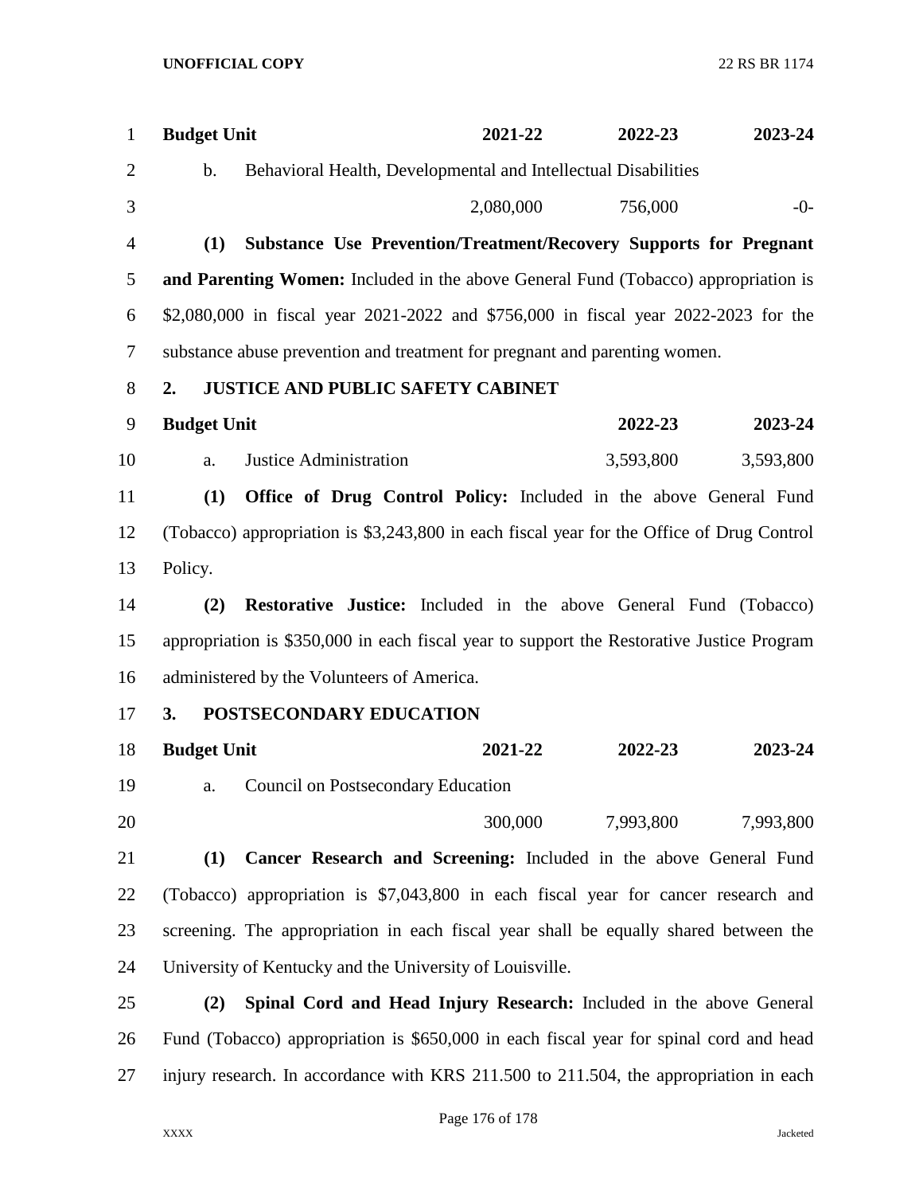| Budget Unit | 2021-22 | 2022-23 | 2023-24 |
|---|---|---|---|
| b. Behavioral Health, Developmental and Intellectual Disabilities | | | |
| | 2,080,000 | 756,000 | -0- |

**(1) Substance Use Prevention/Treatment/Recovery Supports for Pregnant and Parenting Women:** Included in the above General Fund (Tobacco) appropriation is $2,080,000 in fiscal year 2021-2022 and $756,000 in fiscal year 2022-2023 for the substance abuse prevention and treatment for pregnant and parenting women.

**2. JUSTICE AND PUBLIC SAFETY CABINET**

| Budget Unit | 2022-23 | 2023-24 |
|---|---|---|
| a. Justice Administration | 3,593,800 | 3,593,800 |

**(1) Office of Drug Control Policy:** Included in the above General Fund (Tobacco) appropriation is $3,243,800 in each fiscal year for the Office of Drug Control Policy.

**(2) Restorative Justice:** Included in the above General Fund (Tobacco) appropriation is $350,000 in each fiscal year to support the Restorative Justice Program administered by the Volunteers of America.

**3. POSTSECONDARY EDUCATION**

| Budget Unit | 2021-22 | 2022-23 | 2023-24 |
|---|---|---|---|
| a. Council on Postsecondary Education | | | |
| | 300,000 | 7,993,800 | 7,993,800 |

**(1) Cancer Research and Screening:** Included in the above General Fund (Tobacco) appropriation is $7,043,800 in each fiscal year for cancer research and screening. The appropriation in each fiscal year shall be equally shared between the University of Kentucky and the University of Louisville.

**(2) Spinal Cord and Head Injury Research:** Included in the above General Fund (Tobacco) appropriation is $650,000 in each fiscal year for spinal cord and head injury research. In accordance with KRS 211.500 to 211.504, the appropriation in each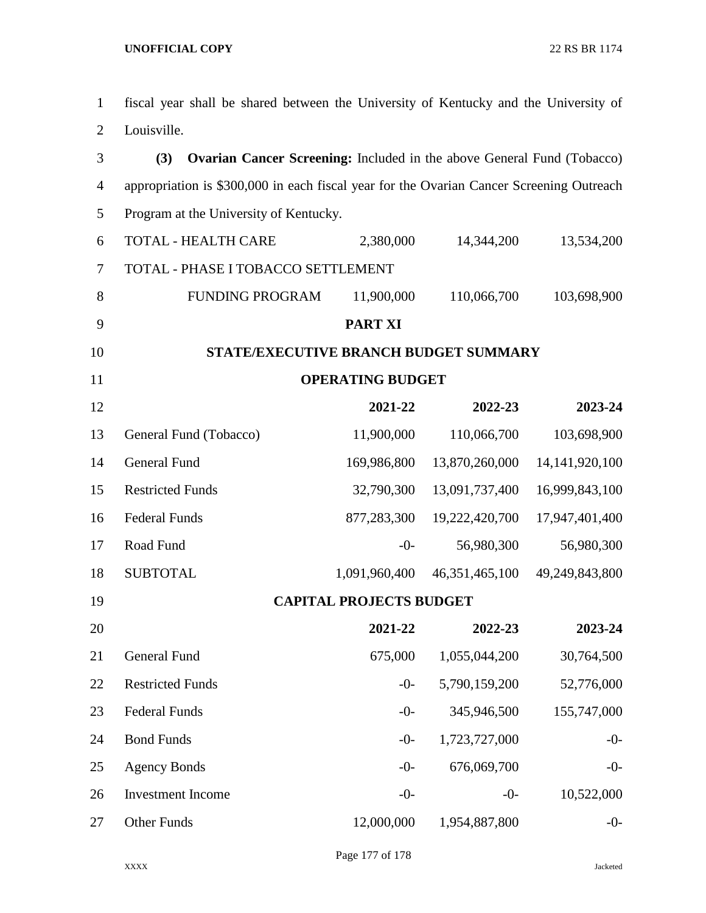fiscal year shall be shared between the University of Kentucky and the University of Louisville.

**(3) Ovarian Cancer Screening:** Included in the above General Fund (Tobacco) appropriation is $300,000 in each fiscal year for the Ovarian Cancer Screening Outreach Program at the University of Kentucky.

| | | | |
|---|---|---|---|
| TOTAL - HEALTH CARE | 2,380,000 | 14,344,200 | 13,534,200 |
| TOTAL - PHASE I TOBACCO SETTLEMENT FUNDING PROGRAM | 11,900,000 | 110,066,700 | 103,698,900 |

## PART XI

## STATE/EXECUTIVE BRANCH BUDGET SUMMARY

### OPERATING BUDGET

| | 2021-22 | 2022-23 | 2023-24 |
|---|---|---|---|
| General Fund (Tobacco) | 11,900,000 | 110,066,700 | 103,698,900 |
| General Fund | 169,986,800 | 13,870,260,000 | 14,141,920,100 |
| Restricted Funds | 32,790,300 | 13,091,737,400 | 16,999,843,100 |
| Federal Funds | 877,283,300 | 19,222,420,700 | 17,947,401,400 |
| Road Fund | -0- | 56,980,300 | 56,980,300 |
| SUBTOTAL | 1,091,960,400 | 46,351,465,100 | 49,249,843,800 |

### CAPITAL PROJECTS BUDGET

| | 2021-22 | 2022-23 | 2023-24 |
|---|---|---|---|
| General Fund | 675,000 | 1,055,044,200 | 30,764,500 |
| Restricted Funds | -0- | 5,790,159,200 | 52,776,000 |
| Federal Funds | -0- | 345,946,500 | 155,747,000 |
| Bond Funds | -0- | 1,723,727,000 | -0- |
| Agency Bonds | -0- | 676,069,700 | -0- |
| Investment Income | -0- | -0- | 10,522,000 |
| Other Funds | 12,000,000 | 1,954,887,800 | -0- |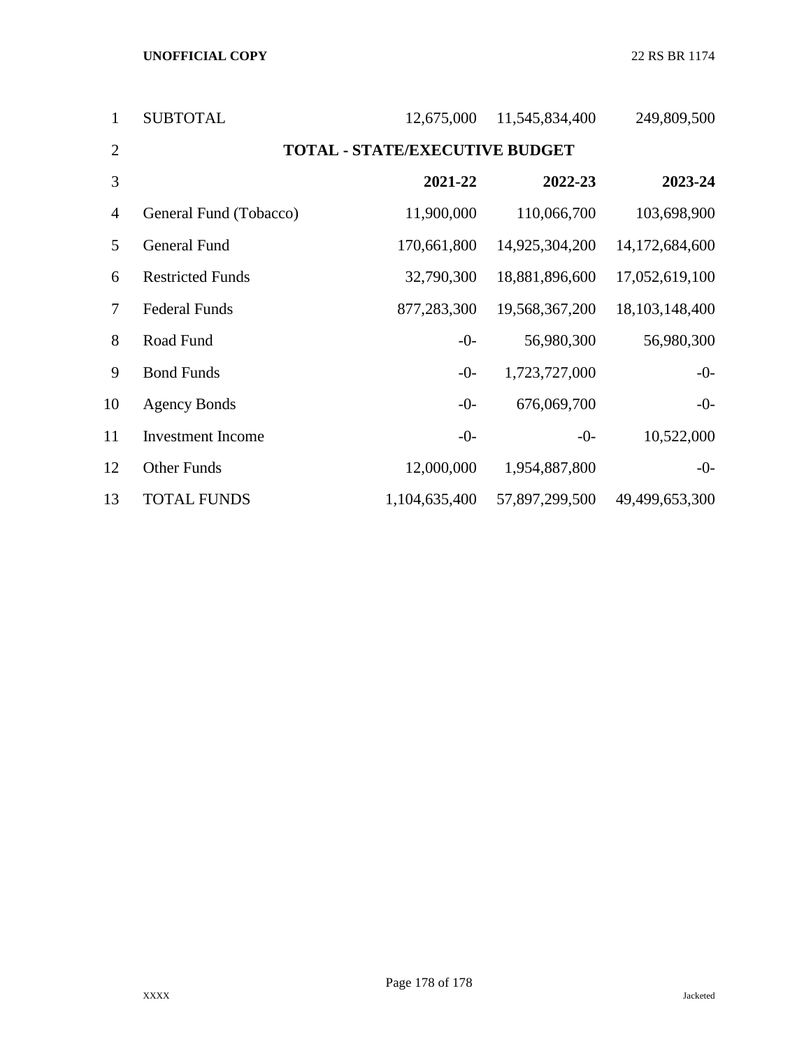| | | | |
|---|---|---|---|
| SUBTOTAL | 12,675,000 | 11,545,834,400 | 249,809,500 |

**TOTAL - STATE/EXECUTIVE BUDGET**

| | **2021-22** | **2022-23** | **2023-24** |
|---|---|---|---|
| General Fund (Tobacco) | 11,900,000 | 110,066,700 | 103,698,900 |
| General Fund | 170,661,800 | 14,925,304,200 | 14,172,684,600 |
| Restricted Funds | 32,790,300 | 18,881,896,600 | 17,052,619,100 |
| Federal Funds | 877,283,300 | 19,568,367,200 | 18,103,148,400 |
| Road Fund | -0- | 56,980,300 | 56,980,300 |
| Bond Funds | -0- | 1,723,727,000 | -0- |
| Agency Bonds | -0- | 676,069,700 | -0- |
| Investment Income | -0- | -0- | 10,522,000 |
| Other Funds | 12,000,000 | 1,954,887,800 | -0- |
| TOTAL FUNDS | 1,104,635,400 | 57,897,299,500 | 49,499,653,300 |